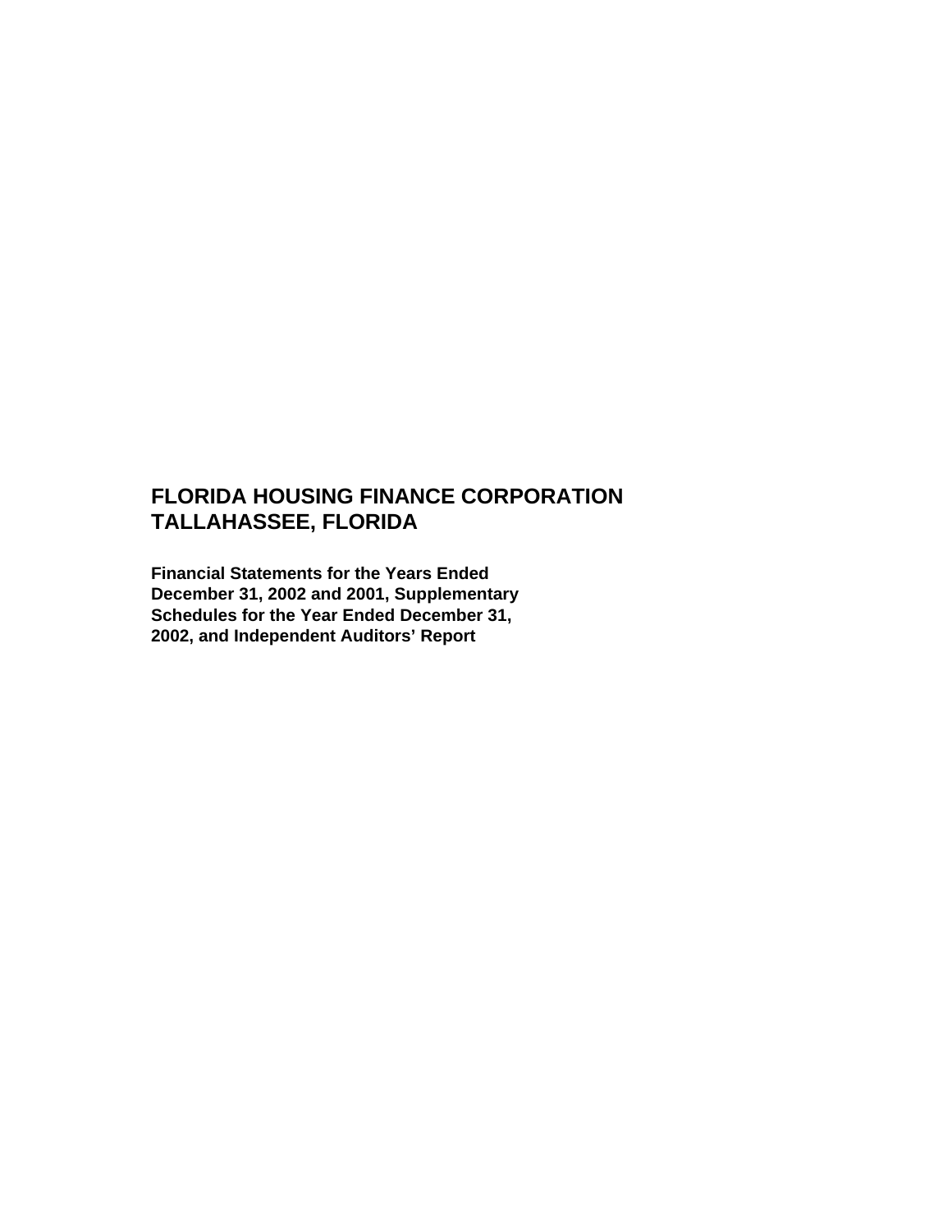# FLORIDA HOUSING FINANCE CORPORATION
# TALLAHASSEE, FLORIDA

**Financial Statements for the Years Ended December 31, 2002 and 2001, Supplementary Schedules for the Year Ended December 31, 2002, and Independent Auditors' Report**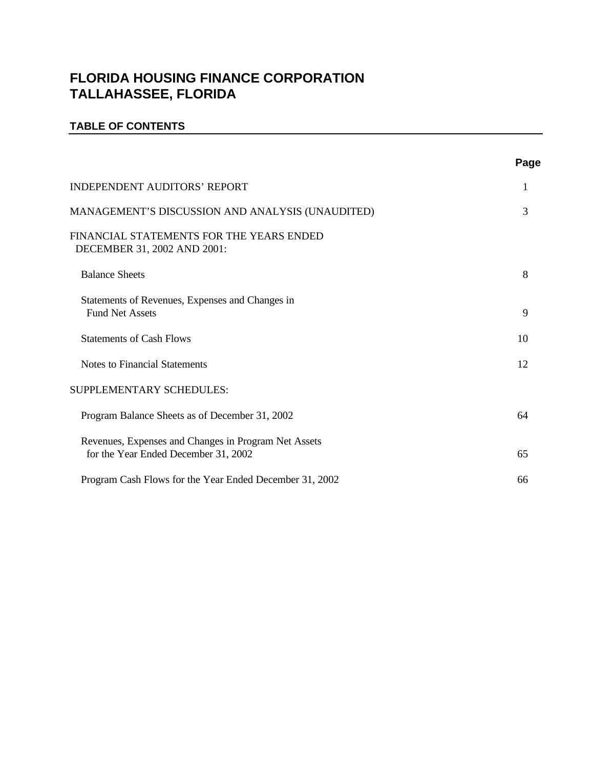# FLORIDA HOUSING FINANCE CORPORATION
# TALLAHASSEE, FLORIDA

## TABLE OF CONTENTS

| | Page |
|---|---|
| INDEPENDENT AUDITORS' REPORT | 1 |
| MANAGEMENT'S DISCUSSION AND ANALYSIS (UNAUDITED) | 3 |
| FINANCIAL STATEMENTS FOR THE YEARS ENDED DECEMBER 31, 2002 AND 2001: | |
| Balance Sheets | 8 |
| Statements of Revenues, Expenses and Changes in Fund Net Assets | 9 |
| Statements of Cash Flows | 10 |
| Notes to Financial Statements | 12 |
| SUPPLEMENTARY SCHEDULES: | |
| Program Balance Sheets as of December 31, 2002 | 64 |
| Revenues, Expenses and Changes in Program Net Assets for the Year Ended December 31, 2002 | 65 |
| Program Cash Flows for the Year Ended December 31, 2002 | 66 |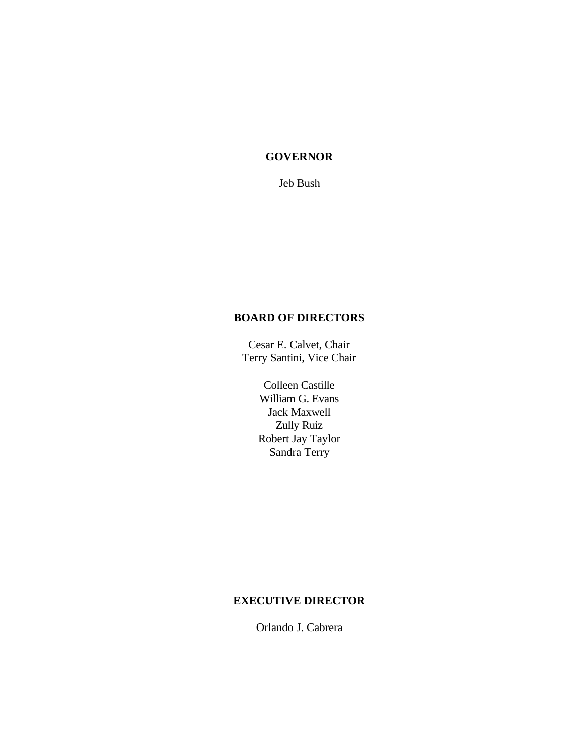**GOVERNOR**

Jeb Bush

**BOARD OF DIRECTORS**

Cesar E. Calvet, Chair
Terry Santini, Vice Chair

Colleen Castille
William G. Evans
Jack Maxwell
Zully Ruiz
Robert Jay Taylor
Sandra Terry

**EXECUTIVE DIRECTOR**

Orlando J. Cabrera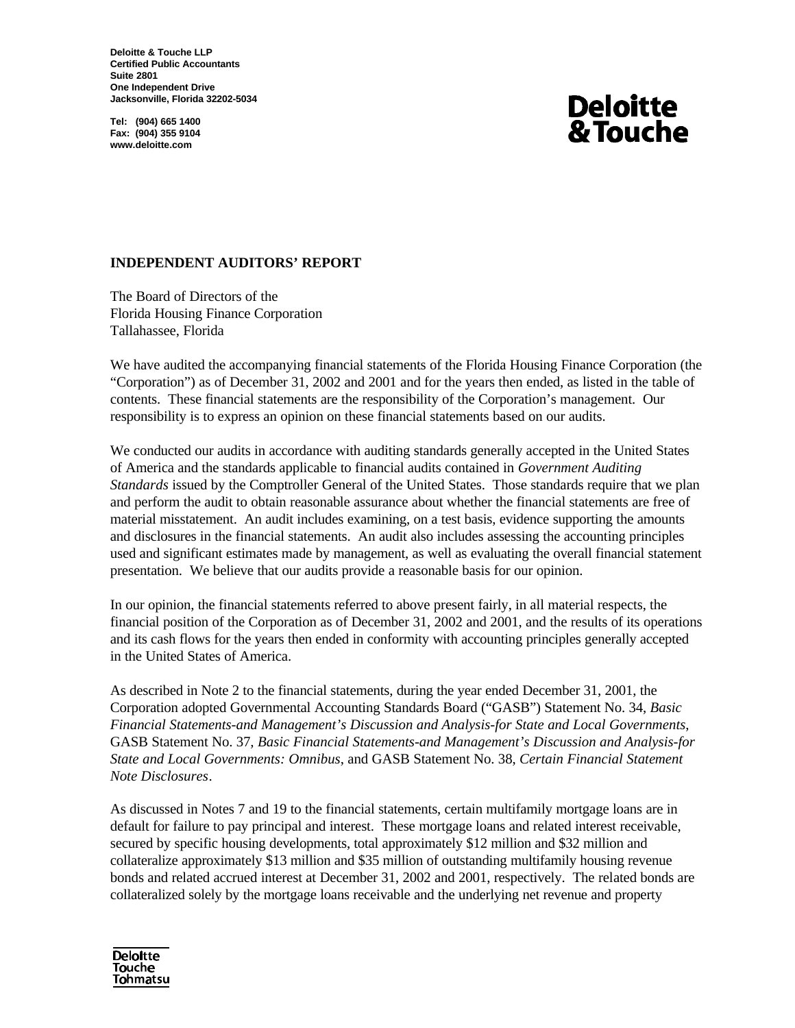Deloitte & Touche LLP
Certified Public Accountants
Suite 2801
One Independent Drive
Jacksonville, Florida 32202-5034

Tel: (904) 665 1400
Fax: (904) 355 9104
www.deloitte.com

**Deloitte & Touche**

## INDEPENDENT AUDITORS' REPORT

The Board of Directors of the
Florida Housing Finance Corporation
Tallahassee, Florida

We have audited the accompanying financial statements of the Florida Housing Finance Corporation (the "Corporation") as of December 31, 2002 and 2001 and for the years then ended, as listed in the table of contents. These financial statements are the responsibility of the Corporation's management. Our responsibility is to express an opinion on these financial statements based on our audits.

We conducted our audits in accordance with auditing standards generally accepted in the United States of America and the standards applicable to financial audits contained in *Government Auditing Standards* issued by the Comptroller General of the United States. Those standards require that we plan and perform the audit to obtain reasonable assurance about whether the financial statements are free of material misstatement. An audit includes examining, on a test basis, evidence supporting the amounts and disclosures in the financial statements. An audit also includes assessing the accounting principles used and significant estimates made by management, as well as evaluating the overall financial statement presentation. We believe that our audits provide a reasonable basis for our opinion.

In our opinion, the financial statements referred to above present fairly, in all material respects, the financial position of the Corporation as of December 31, 2002 and 2001, and the results of its operations and its cash flows for the years then ended in conformity with accounting principles generally accepted in the United States of America.

As described in Note 2 to the financial statements, during the year ended December 31, 2001, the Corporation adopted Governmental Accounting Standards Board ("GASB") Statement No. 34, *Basic Financial Statements-and Management's Discussion and Analysis-for State and Local Governments*, GASB Statement No. 37, *Basic Financial Statements-and Management's Discussion and Analysis-for State and Local Governments: Omnibus*, and GASB Statement No. 38, *Certain Financial Statement Note Disclosures*.

As discussed in Notes 7 and 19 to the financial statements, certain multifamily mortgage loans are in default for failure to pay principal and interest. These mortgage loans and related interest receivable, secured by specific housing developments, total approximately $12 million and $32 million and collateralize approximately $13 million and $35 million of outstanding multifamily housing revenue bonds and related accrued interest at December 31, 2002 and 2001, respectively. The related bonds are collateralized solely by the mortgage loans receivable and the underlying net revenue and property

Deloitte
Touche
Tohmatsu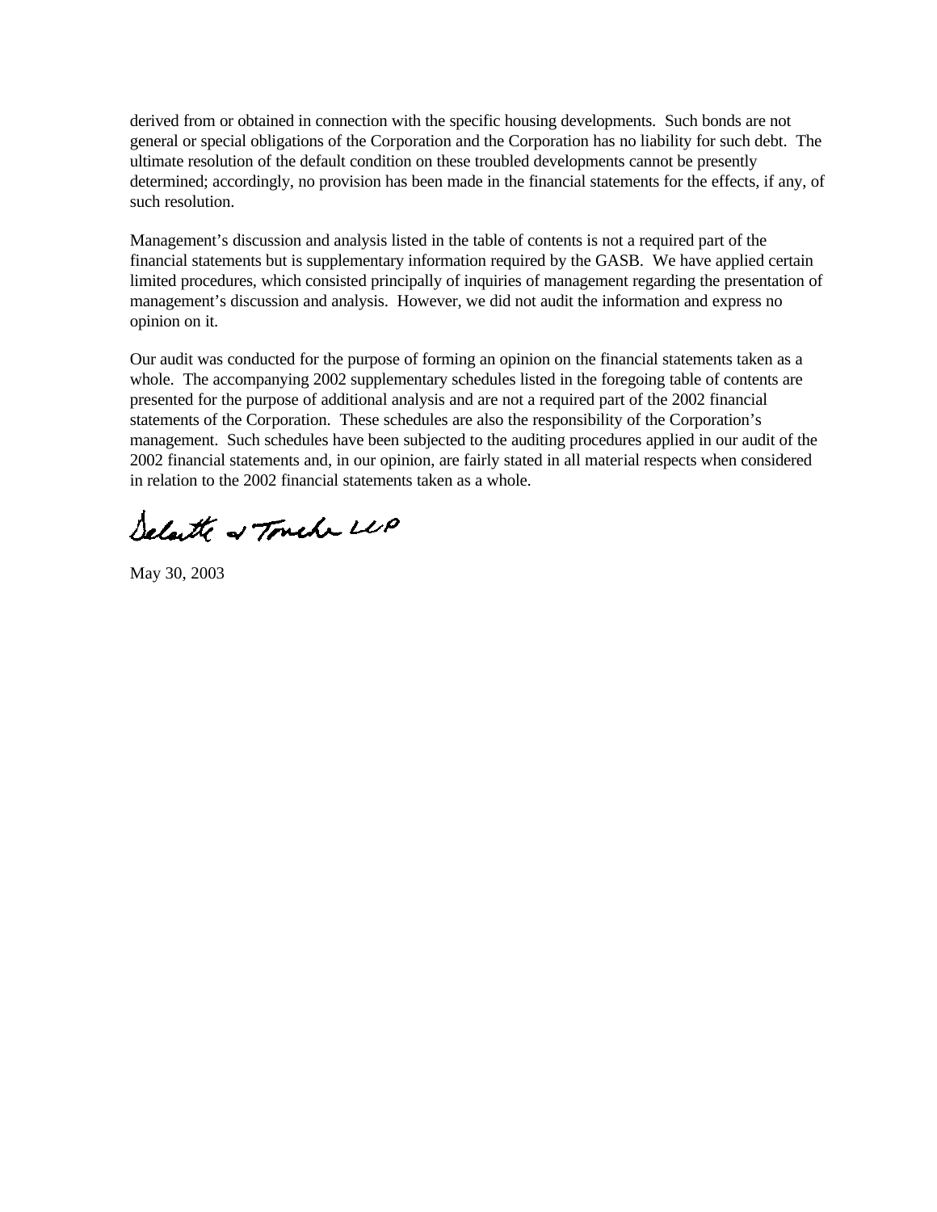derived from or obtained in connection with the specific housing developments. Such bonds are not general or special obligations of the Corporation and the Corporation has no liability for such debt. The ultimate resolution of the default condition on these troubled developments cannot be presently determined; accordingly, no provision has been made in the financial statements for the effects, if any, of such resolution.

Management's discussion and analysis listed in the table of contents is not a required part of the financial statements but is supplementary information required by the GASB. We have applied certain limited procedures, which consisted principally of inquiries of management regarding the presentation of management's discussion and analysis. However, we did not audit the information and express no opinion on it.

Our audit was conducted for the purpose of forming an opinion on the financial statements taken as a whole. The accompanying 2002 supplementary schedules listed in the foregoing table of contents are presented for the purpose of additional analysis and are not a required part of the 2002 financial statements of the Corporation. These schedules are also the responsibility of the Corporation's management. Such schedules have been subjected to the auditing procedures applied in our audit of the 2002 financial statements and, in our opinion, are fairly stated in all material respects when considered in relation to the 2002 financial statements taken as a whole.

Deloitte & Touche LLP

May 30, 2003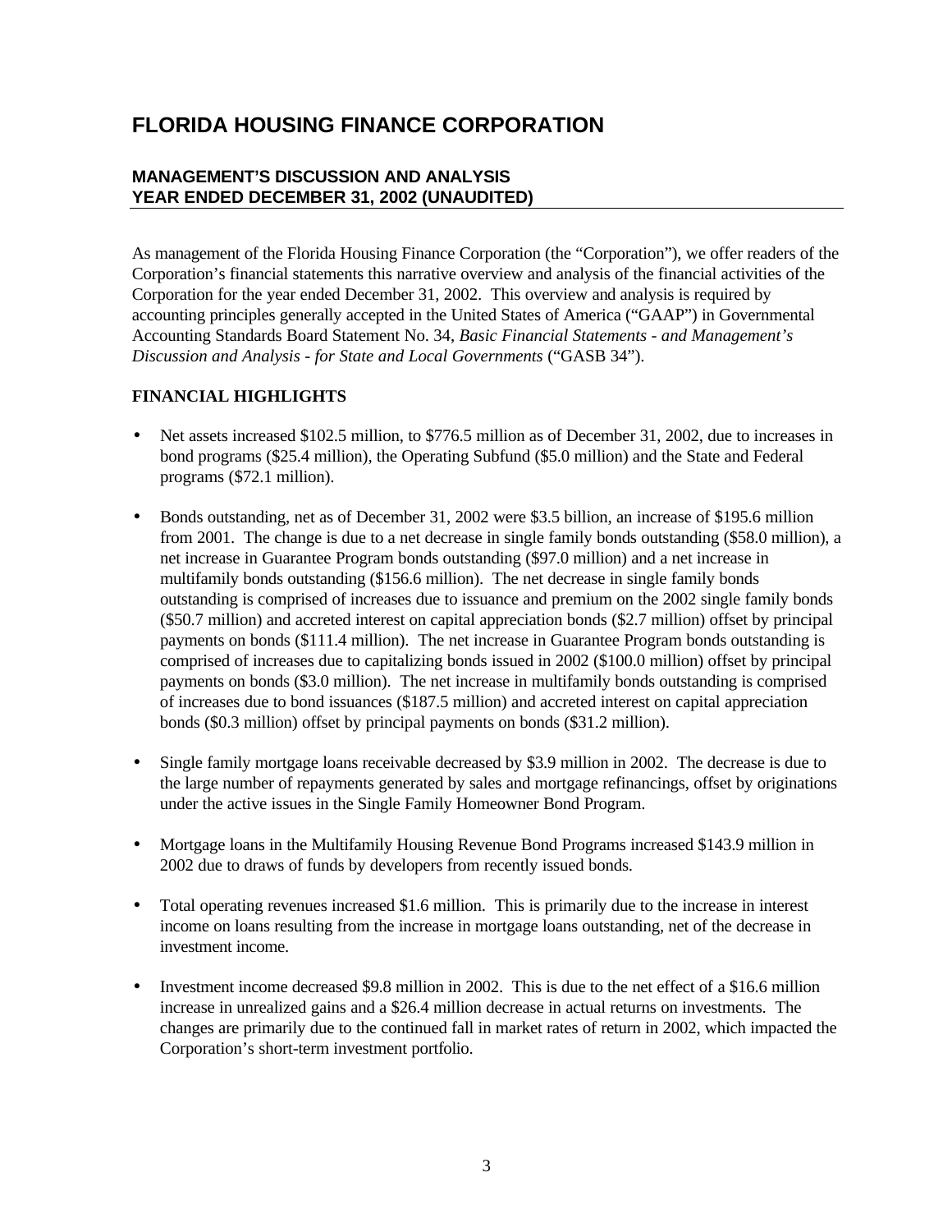# FLORIDA HOUSING FINANCE CORPORATION

## MANAGEMENT'S DISCUSSION AND ANALYSIS
## YEAR ENDED DECEMBER 31, 2002 (UNAUDITED)

As management of the Florida Housing Finance Corporation (the "Corporation"), we offer readers of the Corporation's financial statements this narrative overview and analysis of the financial activities of the Corporation for the year ended December 31, 2002. This overview and analysis is required by accounting principles generally accepted in the United States of America ("GAAP") in Governmental Accounting Standards Board Statement No. 34, *Basic Financial Statements - and Management's Discussion and Analysis - for State and Local Governments* ("GASB 34").

### FINANCIAL HIGHLIGHTS

- Net assets increased \$102.5 million, to \$776.5 million as of December 31, 2002, due to increases in bond programs (\$25.4 million), the Operating Subfund (\$5.0 million) and the State and Federal programs (\$72.1 million).

- Bonds outstanding, net as of December 31, 2002 were \$3.5 billion, an increase of \$195.6 million from 2001. The change is due to a net decrease in single family bonds outstanding (\$58.0 million), a net increase in Guarantee Program bonds outstanding (\$97.0 million) and a net increase in multifamily bonds outstanding (\$156.6 million). The net decrease in single family bonds outstanding is comprised of increases due to issuance and premium on the 2002 single family bonds (\$50.7 million) and accreted interest on capital appreciation bonds (\$2.7 million) offset by principal payments on bonds (\$111.4 million). The net increase in Guarantee Program bonds outstanding is comprised of increases due to capitalizing bonds issued in 2002 (\$100.0 million) offset by principal payments on bonds (\$3.0 million). The net increase in multifamily bonds outstanding is comprised of increases due to bond issuances (\$187.5 million) and accreted interest on capital appreciation bonds (\$0.3 million) offset by principal payments on bonds (\$31.2 million).

- Single family mortgage loans receivable decreased by \$3.9 million in 2002. The decrease is due to the large number of repayments generated by sales and mortgage refinancings, offset by originations under the active issues in the Single Family Homeowner Bond Program.

- Mortgage loans in the Multifamily Housing Revenue Bond Programs increased \$143.9 million in 2002 due to draws of funds by developers from recently issued bonds.

- Total operating revenues increased \$1.6 million. This is primarily due to the increase in interest income on loans resulting from the increase in mortgage loans outstanding, net of the decrease in investment income.

- Investment income decreased \$9.8 million in 2002. This is due to the net effect of a \$16.6 million increase in unrealized gains and a \$26.4 million decrease in actual returns on investments. The changes are primarily due to the continued fall in market rates of return in 2002, which impacted the Corporation's short-term investment portfolio.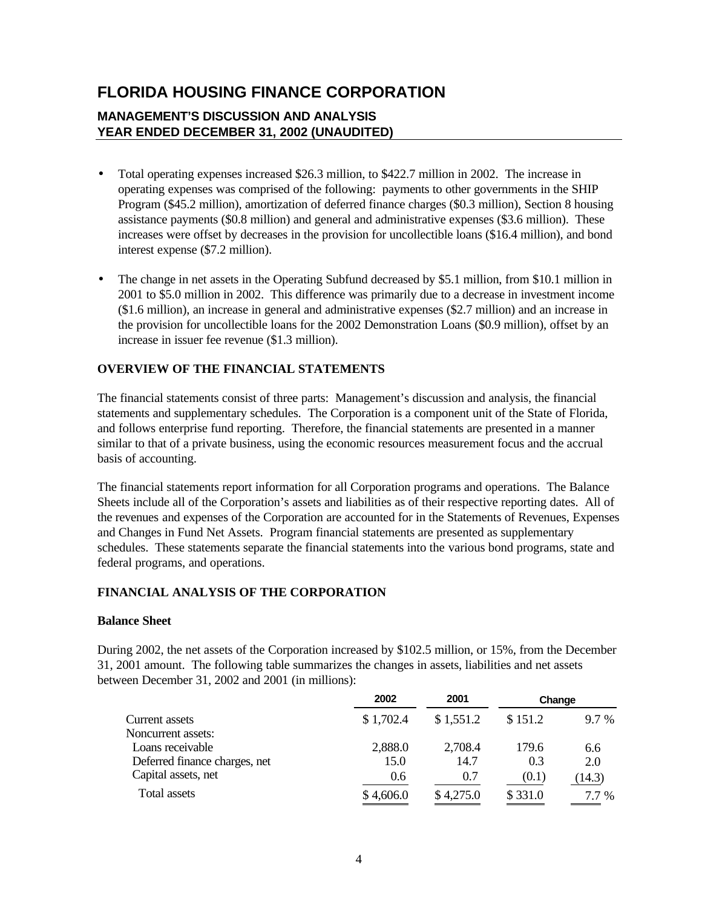# FLORIDA HOUSING FINANCE CORPORATION

## MANAGEMENT'S DISCUSSION AND ANALYSIS
## YEAR ENDED DECEMBER 31, 2002 (UNAUDITED)

- Total operating expenses increased $26.3 million, to $422.7 million in 2002. The increase in operating expenses was comprised of the following: payments to other governments in the SHIP Program ($45.2 million), amortization of deferred finance charges ($0.3 million), Section 8 housing assistance payments ($0.8 million) and general and administrative expenses ($3.6 million). These increases were offset by decreases in the provision for uncollectible loans ($16.4 million), and bond interest expense ($7.2 million).

- The change in net assets in the Operating Subfund decreased by $5.1 million, from $10.1 million in 2001 to $5.0 million in 2002. This difference was primarily due to a decrease in investment income ($1.6 million), an increase in general and administrative expenses ($2.7 million) and an increase in the provision for uncollectible loans for the 2002 Demonstration Loans ($0.9 million), offset by an increase in issuer fee revenue ($1.3 million).

### OVERVIEW OF THE FINANCIAL STATEMENTS

The financial statements consist of three parts: Management's discussion and analysis, the financial statements and supplementary schedules. The Corporation is a component unit of the State of Florida, and follows enterprise fund reporting. Therefore, the financial statements are presented in a manner similar to that of a private business, using the economic resources measurement focus and the accrual basis of accounting.

The financial statements report information for all Corporation programs and operations. The Balance Sheets include all of the Corporation's assets and liabilities as of their respective reporting dates. All of the revenues and expenses of the Corporation are accounted for in the Statements of Revenues, Expenses and Changes in Fund Net Assets. Program financial statements are presented as supplementary schedules. These statements separate the financial statements into the various bond programs, state and federal programs, and operations.

### FINANCIAL ANALYSIS OF THE CORPORATION

**Balance Sheet**

During 2002, the net assets of the Corporation increased by $102.5 million, or 15%, from the December 31, 2001 amount. The following table summarizes the changes in assets, liabilities and net assets between December 31, 2002 and 2001 (in millions):

| | 2002 | 2001 | Change | |
|---|---|---|---|---|
| Current assets | $ 1,702.4 | $ 1,551.2 | $ 151.2 | 9.7 % |
| Noncurrent assets: | | | | |
| Loans receivable | 2,888.0 | 2,708.4 | 179.6 | 6.6 |
| Deferred finance charges, net | 15.0 | 14.7 | 0.3 | 2.0 |
| Capital assets, net | 0.6 | 0.7 | (0.1) | (14.3) |
| Total assets | $ 4,606.0 | $ 4,275.0 | $ 331.0 | 7.7 % |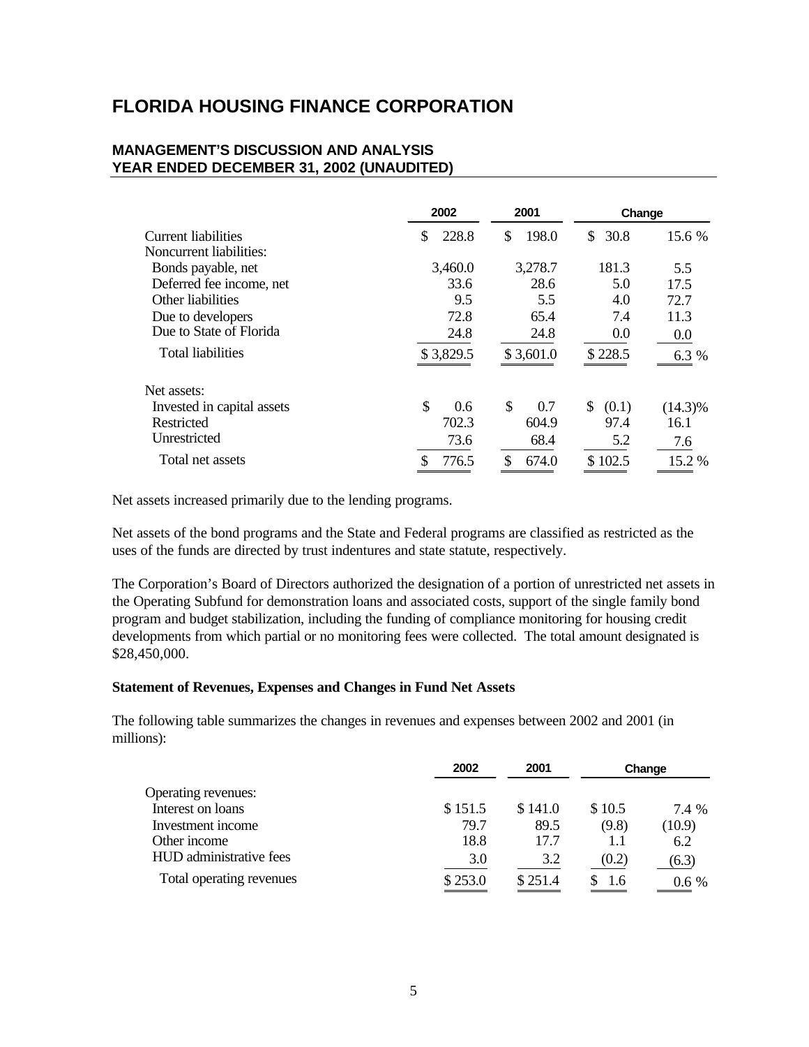# FLORIDA HOUSING FINANCE CORPORATION

## MANAGEMENT'S DISCUSSION AND ANALYSIS
## YEAR ENDED DECEMBER 31, 2002 (UNAUDITED)

| | 2002 | 2001 | Change | |
|---|---|---|---|---|
| Current liabilities | $ 228.8 | $ 198.0 | $ 30.8 | 15.6 % |
| Noncurrent liabilities: | | | | |
| Bonds payable, net | 3,460.0 | 3,278.7 | 181.3 | 5.5 |
| Deferred fee income, net | 33.6 | 28.6 | 5.0 | 17.5 |
| Other liabilities | 9.5 | 5.5 | 4.0 | 72.7 |
| Due to developers | 72.8 | 65.4 | 7.4 | 11.3 |
| Due to State of Florida | 24.8 | 24.8 | 0.0 | 0.0 |
| Total liabilities | $ 3,829.5 | $ 3,601.0 | $ 228.5 | 6.3 % |
| Net assets: | | | | |
| Invested in capital assets | $ 0.6 | $ 0.7 | $ (0.1) | (14.3)% |
| Restricted | 702.3 | 604.9 | 97.4 | 16.1 |
| Unrestricted | 73.6 | 68.4 | 5.2 | 7.6 |
| Total net assets | $ 776.5 | $ 674.0 | $ 102.5 | 15.2 % |

Net assets increased primarily due to the lending programs.

Net assets of the bond programs and the State and Federal programs are classified as restricted as the uses of the funds are directed by trust indentures and state statute, respectively.

The Corporation's Board of Directors authorized the designation of a portion of unrestricted net assets in the Operating Subfund for demonstration loans and associated costs, support of the single family bond program and budget stabilization, including the funding of compliance monitoring for housing credit developments from which partial or no monitoring fees were collected. The total amount designated is $28,450,000.

**Statement of Revenues, Expenses and Changes in Fund Net Assets**

The following table summarizes the changes in revenues and expenses between 2002 and 2001 (in millions):

| | 2002 | 2001 | Change | |
|---|---|---|---|---|
| Operating revenues: | | | | |
| Interest on loans | $ 151.5 | $ 141.0 | $ 10.5 | 7.4 % |
| Investment income | 79.7 | 89.5 | (9.8) | (10.9) |
| Other income | 18.8 | 17.7 | 1.1 | 6.2 |
| HUD administrative fees | 3.0 | 3.2 | (0.2) | (6.3) |
| Total operating revenues | $ 253.0 | $ 251.4 | $ 1.6 | 0.6 % |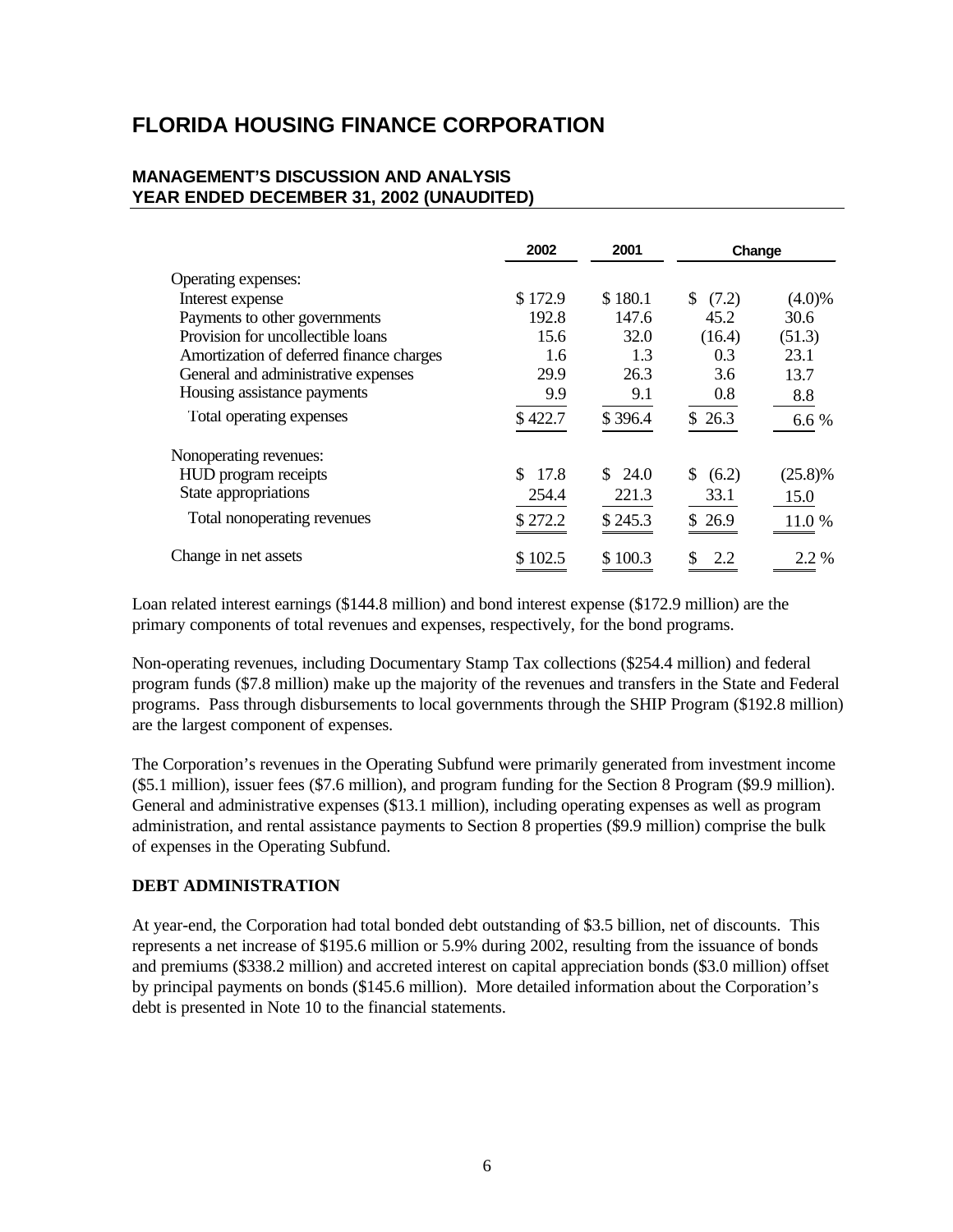# FLORIDA HOUSING FINANCE CORPORATION

## MANAGEMENT'S DISCUSSION AND ANALYSIS
## YEAR ENDED DECEMBER 31, 2002 (UNAUDITED)

| | 2002 | 2001 | Change | |
|---|---|---|---|---|
| Operating expenses: | | | | |
| Interest expense | $ 172.9 | $ 180.1 | $ (7.2) | (4.0)% |
| Payments to other governments | 192.8 | 147.6 | 45.2 | 30.6 |
| Provision for uncollectible loans | 15.6 | 32.0 | (16.4) | (51.3) |
| Amortization of deferred finance charges | 1.6 | 1.3 | 0.3 | 23.1 |
| General and administrative expenses | 29.9 | 26.3 | 3.6 | 13.7 |
| Housing assistance payments | 9.9 | 9.1 | 0.8 | 8.8 |
| Total operating expenses | $ 422.7 | $ 396.4 | $ 26.3 | 6.6 % |
| Nonoperating revenues: | | | | |
| HUD program receipts | $ 17.8 | $ 24.0 | $ (6.2) | (25.8)% |
| State appropriations | 254.4 | 221.3 | 33.1 | 15.0 |
| Total nonoperating revenues | $ 272.2 | $ 245.3 | $ 26.9 | 11.0 % |
| Change in net assets | $ 102.5 | $ 100.3 | $ 2.2 | 2.2 % |

Loan related interest earnings ($144.8 million) and bond interest expense ($172.9 million) are the primary components of total revenues and expenses, respectively, for the bond programs.

Non-operating revenues, including Documentary Stamp Tax collections ($254.4 million) and federal program funds ($7.8 million) make up the majority of the revenues and transfers in the State and Federal programs. Pass through disbursements to local governments through the SHIP Program ($192.8 million) are the largest component of expenses.

The Corporation's revenues in the Operating Subfund were primarily generated from investment income ($5.1 million), issuer fees ($7.6 million), and program funding for the Section 8 Program ($9.9 million). General and administrative expenses ($13.1 million), including operating expenses as well as program administration, and rental assistance payments to Section 8 properties ($9.9 million) comprise the bulk of expenses in the Operating Subfund.

**DEBT ADMINISTRATION**

At year-end, the Corporation had total bonded debt outstanding of $3.5 billion, net of discounts. This represents a net increase of $195.6 million or 5.9% during 2002, resulting from the issuance of bonds and premiums ($338.2 million) and accreted interest on capital appreciation bonds ($3.0 million) offset by principal payments on bonds ($145.6 million). More detailed information about the Corporation's debt is presented in Note 10 to the financial statements.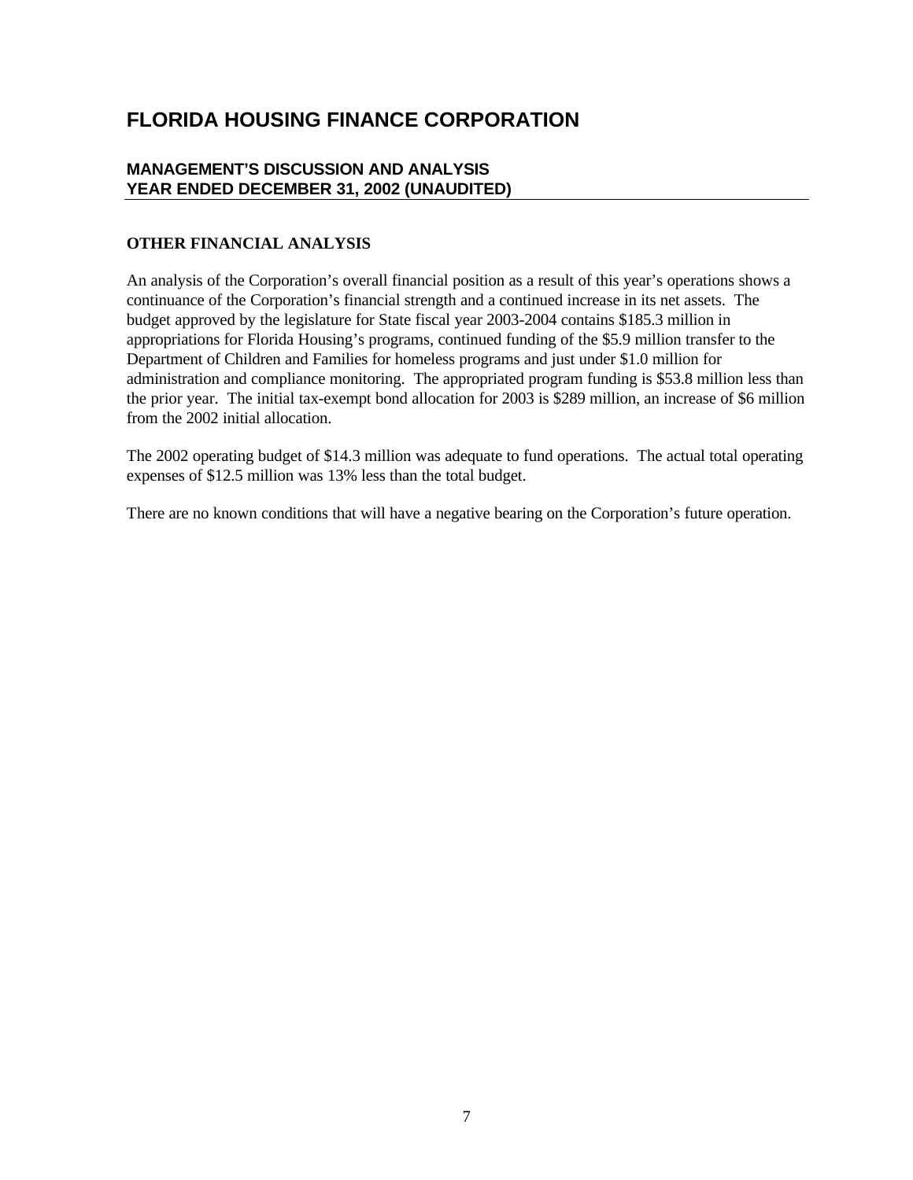# FLORIDA HOUSING FINANCE CORPORATION

## MANAGEMENT'S DISCUSSION AND ANALYSIS
## YEAR ENDED DECEMBER 31, 2002 (UNAUDITED)

### OTHER FINANCIAL ANALYSIS

An analysis of the Corporation's overall financial position as a result of this year's operations shows a continuance of the Corporation's financial strength and a continued increase in its net assets. The budget approved by the legislature for State fiscal year 2003-2004 contains $185.3 million in appropriations for Florida Housing's programs, continued funding of the $5.9 million transfer to the Department of Children and Families for homeless programs and just under $1.0 million for administration and compliance monitoring. The appropriated program funding is $53.8 million less than the prior year. The initial tax-exempt bond allocation for 2003 is $289 million, an increase of $6 million from the 2002 initial allocation.

The 2002 operating budget of $14.3 million was adequate to fund operations. The actual total operating expenses of $12.5 million was 13% less than the total budget.

There are no known conditions that will have a negative bearing on the Corporation's future operation.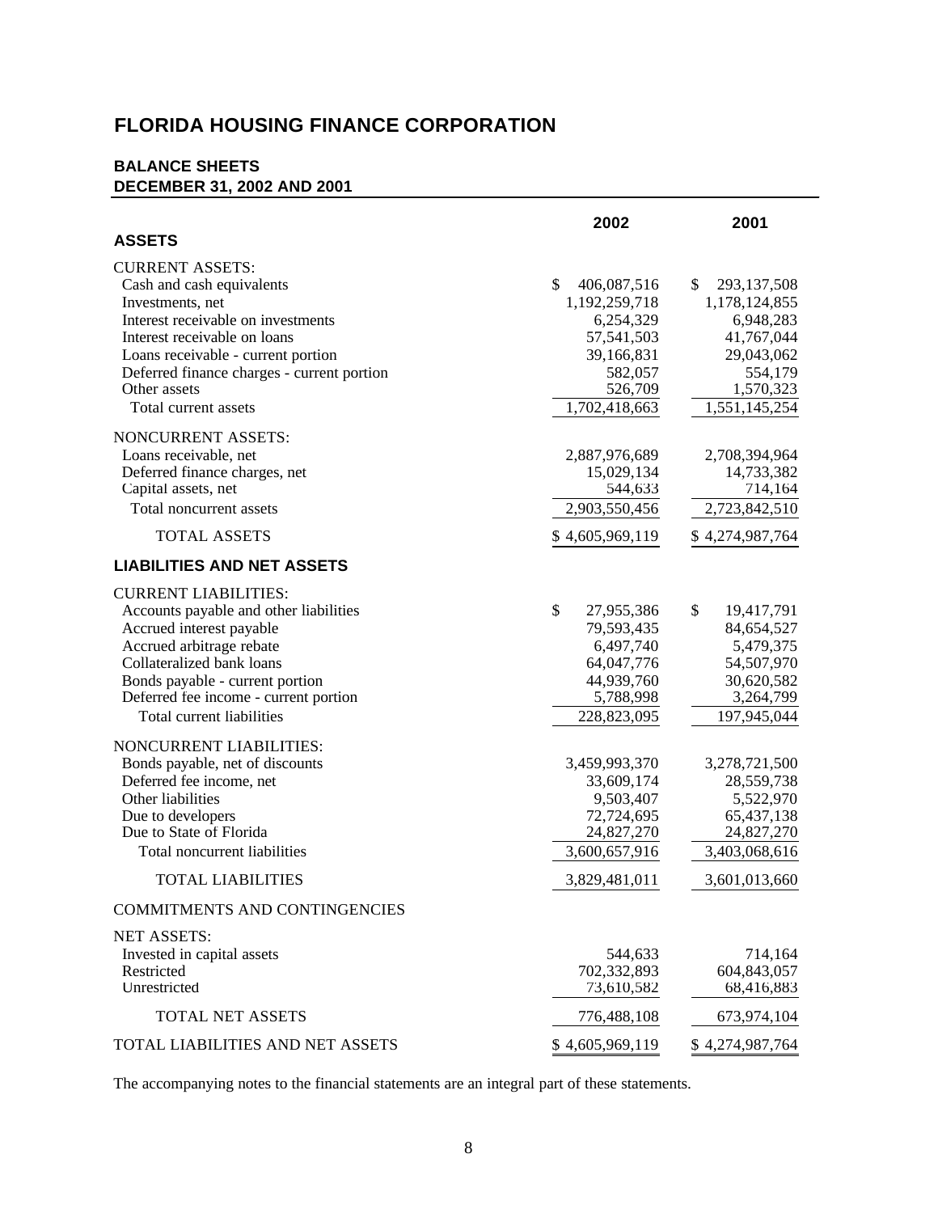# FLORIDA HOUSING FINANCE CORPORATION

## BALANCE SHEETS
## DECEMBER 31, 2002 AND 2001

| | 2002 | 2001 |
|---|---|---|
| **ASSETS** | | |
| CURRENT ASSETS: | | |
| Cash and cash equivalents | $ 406,087,516 | $ 293,137,508 |
| Investments, net | 1,192,259,718 | 1,178,124,855 |
| Interest receivable on investments | 6,254,329 | 6,948,283 |
| Interest receivable on loans | 57,541,503 | 41,767,044 |
| Loans receivable - current portion | 39,166,831 | 29,043,062 |
| Deferred finance charges - current portion | 582,057 | 554,179 |
| Other assets | 526,709 | 1,570,323 |
| Total current assets | 1,702,418,663 | 1,551,145,254 |
| NONCURRENT ASSETS: | | |
| Loans receivable, net | 2,887,976,689 | 2,708,394,964 |
| Deferred finance charges, net | 15,029,134 | 14,733,382 |
| Capital assets, net | 544,633 | 714,164 |
| Total noncurrent assets | 2,903,550,456 | 2,723,842,510 |
| TOTAL ASSETS | $ 4,605,969,119 | $ 4,274,987,764 |
| **LIABILITIES AND NET ASSETS** | | |
| CURRENT LIABILITIES: | | |
| Accounts payable and other liabilities | $ 27,955,386 | $ 19,417,791 |
| Accrued interest payable | 79,593,435 | 84,654,527 |
| Accrued arbitrage rebate | 6,497,740 | 5,479,375 |
| Collateralized bank loans | 64,047,776 | 54,507,970 |
| Bonds payable - current portion | 44,939,760 | 30,620,582 |
| Deferred fee income - current portion | 5,788,998 | 3,264,799 |
| Total current liabilities | 228,823,095 | 197,945,044 |
| NONCURRENT LIABILITIES: | | |
| Bonds payable, net of discounts | 3,459,993,370 | 3,278,721,500 |
| Deferred fee income, net | 33,609,174 | 28,559,738 |
| Other liabilities | 9,503,407 | 5,522,970 |
| Due to developers | 72,724,695 | 65,437,138 |
| Due to State of Florida | 24,827,270 | 24,827,270 |
| Total noncurrent liabilities | 3,600,657,916 | 3,403,068,616 |
| TOTAL LIABILITIES | 3,829,481,011 | 3,601,013,660 |
| COMMITMENTS AND CONTINGENCIES | | |
| NET ASSETS: | | |
| Invested in capital assets | 544,633 | 714,164 |
| Restricted | 702,332,893 | 604,843,057 |
| Unrestricted | 73,610,582 | 68,416,883 |
| TOTAL NET ASSETS | 776,488,108 | 673,974,104 |
| TOTAL LIABILITIES AND NET ASSETS | $ 4,605,969,119 | $ 4,274,987,764 |

The accompanying notes to the financial statements are an integral part of these statements.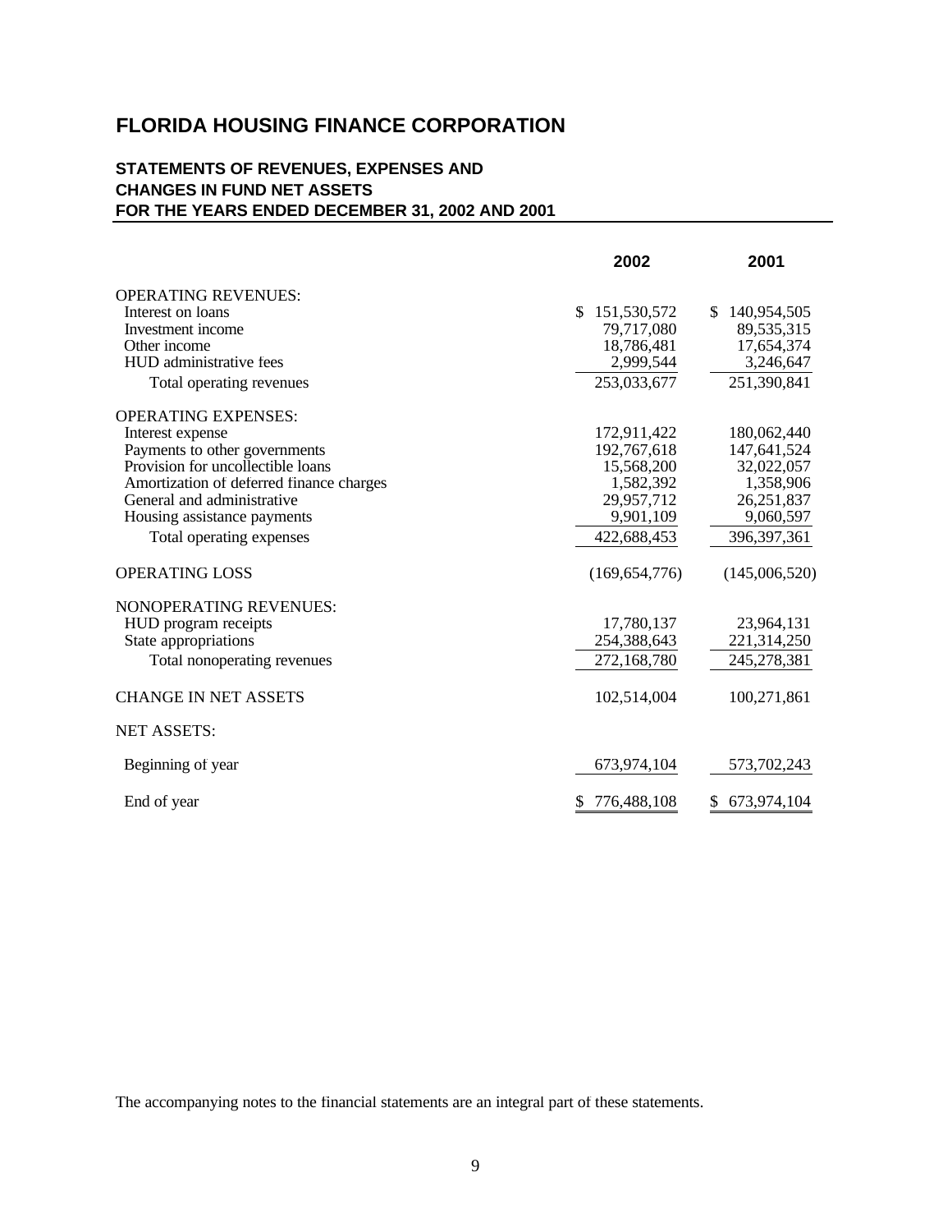# FLORIDA HOUSING FINANCE CORPORATION

## STATEMENTS OF REVENUES, EXPENSES AND CHANGES IN FUND NET ASSETS FOR THE YEARS ENDED DECEMBER 31, 2002 AND 2001

| | 2002 | 2001 |
|---|---|---|
| OPERATING REVENUES: | | |
| Interest on loans | $ 151,530,572 | $ 140,954,505 |
| Investment income | 79,717,080 | 89,535,315 |
| Other income | 18,786,481 | 17,654,374 |
| HUD administrative fees | 2,999,544 | 3,246,647 |
| Total operating revenues | 253,033,677 | 251,390,841 |
| OPERATING EXPENSES: | | |
| Interest expense | 172,911,422 | 180,062,440 |
| Payments to other governments | 192,767,618 | 147,641,524 |
| Provision for uncollectible loans | 15,568,200 | 32,022,057 |
| Amortization of deferred finance charges | 1,582,392 | 1,358,906 |
| General and administrative | 29,957,712 | 26,251,837 |
| Housing assistance payments | 9,901,109 | 9,060,597 |
| Total operating expenses | 422,688,453 | 396,397,361 |
| OPERATING LOSS | (169,654,776) | (145,006,520) |
| NONOPERATING REVENUES: | | |
| HUD program receipts | 17,780,137 | 23,964,131 |
| State appropriations | 254,388,643 | 221,314,250 |
| Total nonoperating revenues | 272,168,780 | 245,278,381 |
| CHANGE IN NET ASSETS | 102,514,004 | 100,271,861 |
| NET ASSETS: | | |
| Beginning of year | 673,974,104 | 573,702,243 |
| End of year | $ 776,488,108 | $ 673,974,104 |

The accompanying notes to the financial statements are an integral part of these statements.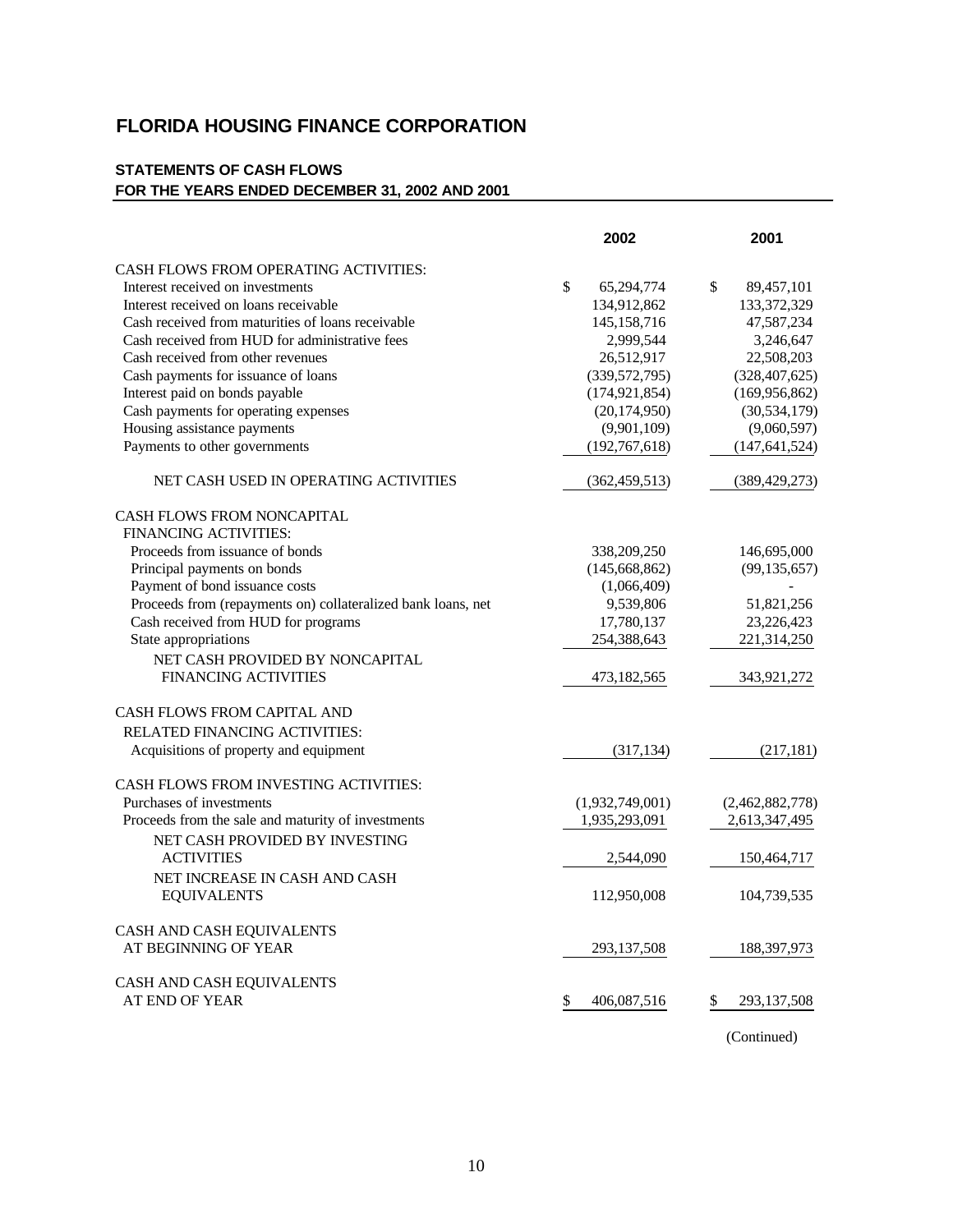# FLORIDA HOUSING FINANCE CORPORATION

## STATEMENTS OF CASH FLOWS
## FOR THE YEARS ENDED DECEMBER 31, 2002 AND 2001

| | 2002 | 2001 |
|---|---|---|
| CASH FLOWS FROM OPERATING ACTIVITIES: | | |
| Interest received on investments | $ 65,294,774 | $ 89,457,101 |
| Interest received on loans receivable | 134,912,862 | 133,372,329 |
| Cash received from maturities of loans receivable | 145,158,716 | 47,587,234 |
| Cash received from HUD for administrative fees | 2,999,544 | 3,246,647 |
| Cash received from other revenues | 26,512,917 | 22,508,203 |
| Cash payments for issuance of loans | (339,572,795) | (328,407,625) |
| Interest paid on bonds payable | (174,921,854) | (169,956,862) |
| Cash payments for operating expenses | (20,174,950) | (30,534,179) |
| Housing assistance payments | (9,901,109) | (9,060,597) |
| Payments to other governments | (192,767,618) | (147,641,524) |
| NET CASH USED IN OPERATING ACTIVITIES | (362,459,513) | (389,429,273) |
| CASH FLOWS FROM NONCAPITAL FINANCING ACTIVITIES: | | |
| Proceeds from issuance of bonds | 338,209,250 | 146,695,000 |
| Principal payments on bonds | (145,668,862) | (99,135,657) |
| Payment of bond issuance costs | (1,066,409) | - |
| Proceeds from (repayments on) collateralized bank loans, net | 9,539,806 | 51,821,256 |
| Cash received from HUD for programs | 17,780,137 | 23,226,423 |
| State appropriations | 254,388,643 | 221,314,250 |
| NET CASH PROVIDED BY NONCAPITAL FINANCING ACTIVITIES | 473,182,565 | 343,921,272 |
| CASH FLOWS FROM CAPITAL AND RELATED FINANCING ACTIVITIES: | | |
| Acquisitions of property and equipment | (317,134) | (217,181) |
| CASH FLOWS FROM INVESTING ACTIVITIES: | | |
| Purchases of investments | (1,932,749,001) | (2,462,882,778) |
| Proceeds from the sale and maturity of investments | 1,935,293,091 | 2,613,347,495 |
| NET CASH PROVIDED BY INVESTING ACTIVITIES | 2,544,090 | 150,464,717 |
| NET INCREASE IN CASH AND CASH EQUIVALENTS | 112,950,008 | 104,739,535 |
| CASH AND CASH EQUIVALENTS AT BEGINNING OF YEAR | 293,137,508 | 188,397,973 |
| CASH AND CASH EQUIVALENTS AT END OF YEAR | $ 406,087,516 | $ 293,137,508 |

(Continued)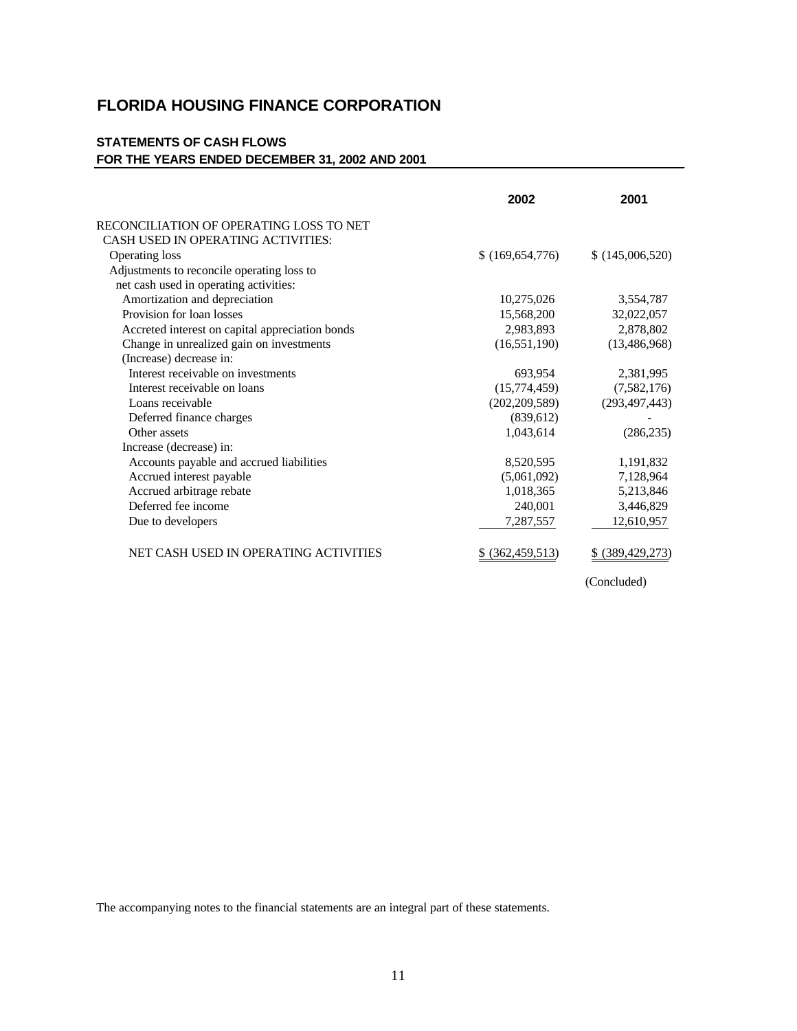# FLORIDA HOUSING FINANCE CORPORATION

## STATEMENTS OF CASH FLOWS
### FOR THE YEARS ENDED DECEMBER 31, 2002 AND 2001

| | 2002 | 2001 |
|---|---|---|
| RECONCILIATION OF OPERATING LOSS TO NET CASH USED IN OPERATING ACTIVITIES: | | |
| Operating loss | $ (169,654,776) | $ (145,006,520) |
| Adjustments to reconcile operating loss to net cash used in operating activities: | | |
| Amortization and depreciation | 10,275,026 | 3,554,787 |
| Provision for loan losses | 15,568,200 | 32,022,057 |
| Accreted interest on capital appreciation bonds | 2,983,893 | 2,878,802 |
| Change in unrealized gain on investments | (16,551,190) | (13,486,968) |
| (Increase) decrease in: | | |
| Interest receivable on investments | 693,954 | 2,381,995 |
| Interest receivable on loans | (15,774,459) | (7,582,176) |
| Loans receivable | (202,209,589) | (293,497,443) |
| Deferred finance charges | (839,612) | - |
| Other assets | 1,043,614 | (286,235) |
| Increase (decrease) in: | | |
| Accounts payable and accrued liabilities | 8,520,595 | 1,191,832 |
| Accrued interest payable | (5,061,092) | 7,128,964 |
| Accrued arbitrage rebate | 1,018,365 | 5,213,846 |
| Deferred fee income | 240,001 | 3,446,829 |
| Due to developers | 7,287,557 | 12,610,957 |
| NET CASH USED IN OPERATING ACTIVITIES | $ (362,459,513) | $ (389,429,273) |

(Concluded)

The accompanying notes to the financial statements are an integral part of these statements.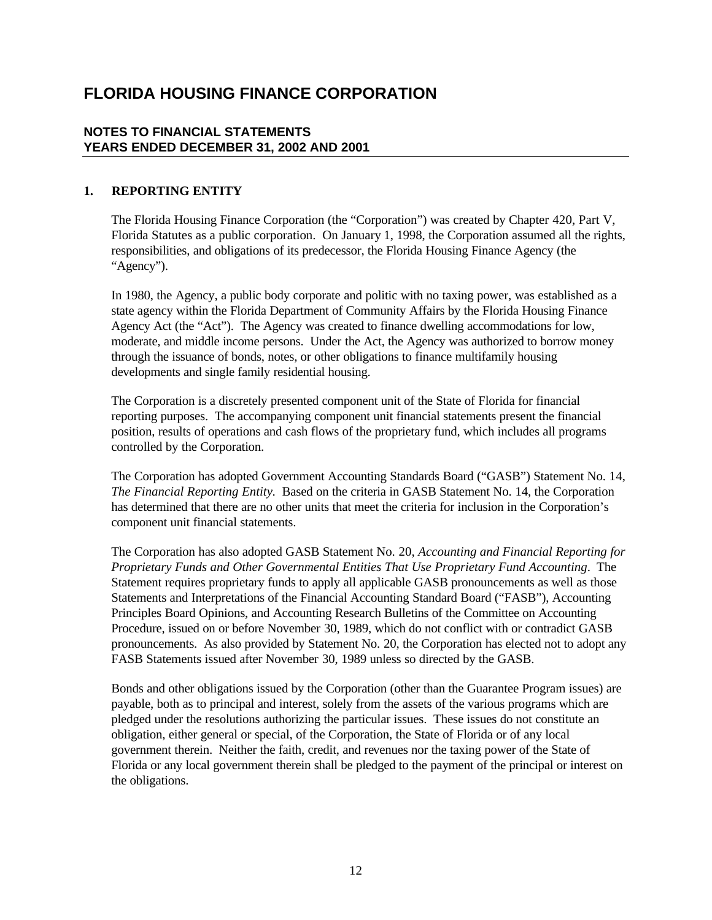# FLORIDA HOUSING FINANCE CORPORATION

## NOTES TO FINANCIAL STATEMENTS
## YEARS ENDED DECEMBER 31, 2002 AND 2001

### 1. REPORTING ENTITY

The Florida Housing Finance Corporation (the "Corporation") was created by Chapter 420, Part V, Florida Statutes as a public corporation. On January 1, 1998, the Corporation assumed all the rights, responsibilities, and obligations of its predecessor, the Florida Housing Finance Agency (the "Agency").

In 1980, the Agency, a public body corporate and politic with no taxing power, was established as a state agency within the Florida Department of Community Affairs by the Florida Housing Finance Agency Act (the "Act"). The Agency was created to finance dwelling accommodations for low, moderate, and middle income persons. Under the Act, the Agency was authorized to borrow money through the issuance of bonds, notes, or other obligations to finance multifamily housing developments and single family residential housing.

The Corporation is a discretely presented component unit of the State of Florida for financial reporting purposes. The accompanying component unit financial statements present the financial position, results of operations and cash flows of the proprietary fund, which includes all programs controlled by the Corporation.

The Corporation has adopted Government Accounting Standards Board ("GASB") Statement No. 14, *The Financial Reporting Entity*. Based on the criteria in GASB Statement No. 14, the Corporation has determined that there are no other units that meet the criteria for inclusion in the Corporation's component unit financial statements.

The Corporation has also adopted GASB Statement No. 20, *Accounting and Financial Reporting for Proprietary Funds and Other Governmental Entities That Use Proprietary Fund Accounting*. The Statement requires proprietary funds to apply all applicable GASB pronouncements as well as those Statements and Interpretations of the Financial Accounting Standard Board ("FASB"), Accounting Principles Board Opinions, and Accounting Research Bulletins of the Committee on Accounting Procedure, issued on or before November 30, 1989, which do not conflict with or contradict GASB pronouncements. As also provided by Statement No. 20, the Corporation has elected not to adopt any FASB Statements issued after November 30, 1989 unless so directed by the GASB.

Bonds and other obligations issued by the Corporation (other than the Guarantee Program issues) are payable, both as to principal and interest, solely from the assets of the various programs which are pledged under the resolutions authorizing the particular issues. These issues do not constitute an obligation, either general or special, of the Corporation, the State of Florida or of any local government therein. Neither the faith, credit, and revenues nor the taxing power of the State of Florida or any local government therein shall be pledged to the payment of the principal or interest on the obligations.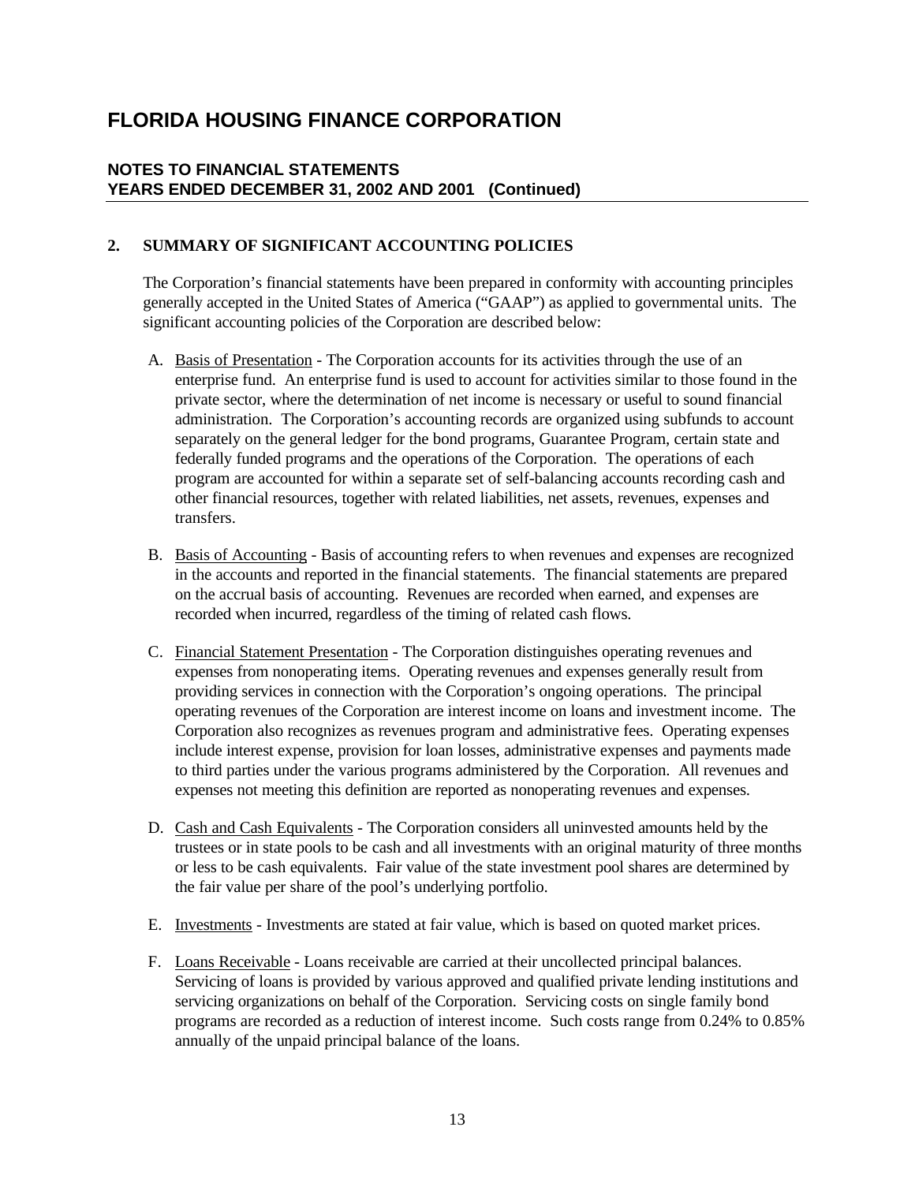# FLORIDA HOUSING FINANCE CORPORATION

## NOTES TO FINANCIAL STATEMENTS
## YEARS ENDED DECEMBER 31, 2002 AND 2001 (Continued)

### 2. SUMMARY OF SIGNIFICANT ACCOUNTING POLICIES

The Corporation's financial statements have been prepared in conformity with accounting principles generally accepted in the United States of America ("GAAP") as applied to governmental units. The significant accounting policies of the Corporation are described below:

A. Basis of Presentation - The Corporation accounts for its activities through the use of an enterprise fund. An enterprise fund is used to account for activities similar to those found in the private sector, where the determination of net income is necessary or useful to sound financial administration. The Corporation's accounting records are organized using subfunds to account separately on the general ledger for the bond programs, Guarantee Program, certain state and federally funded programs and the operations of the Corporation. The operations of each program are accounted for within a separate set of self-balancing accounts recording cash and other financial resources, together with related liabilities, net assets, revenues, expenses and transfers.

B. Basis of Accounting - Basis of accounting refers to when revenues and expenses are recognized in the accounts and reported in the financial statements. The financial statements are prepared on the accrual basis of accounting. Revenues are recorded when earned, and expenses are recorded when incurred, regardless of the timing of related cash flows.

C. Financial Statement Presentation - The Corporation distinguishes operating revenues and expenses from nonoperating items. Operating revenues and expenses generally result from providing services in connection with the Corporation's ongoing operations. The principal operating revenues of the Corporation are interest income on loans and investment income. The Corporation also recognizes as revenues program and administrative fees. Operating expenses include interest expense, provision for loan losses, administrative expenses and payments made to third parties under the various programs administered by the Corporation. All revenues and expenses not meeting this definition are reported as nonoperating revenues and expenses.

D. Cash and Cash Equivalents - The Corporation considers all uninvested amounts held by the trustees or in state pools to be cash and all investments with an original maturity of three months or less to be cash equivalents. Fair value of the state investment pool shares are determined by the fair value per share of the pool's underlying portfolio.

E. Investments - Investments are stated at fair value, which is based on quoted market prices.

F. Loans Receivable - Loans receivable are carried at their uncollected principal balances. Servicing of loans is provided by various approved and qualified private lending institutions and servicing organizations on behalf of the Corporation. Servicing costs on single family bond programs are recorded as a reduction of interest income. Such costs range from 0.24% to 0.85% annually of the unpaid principal balance of the loans.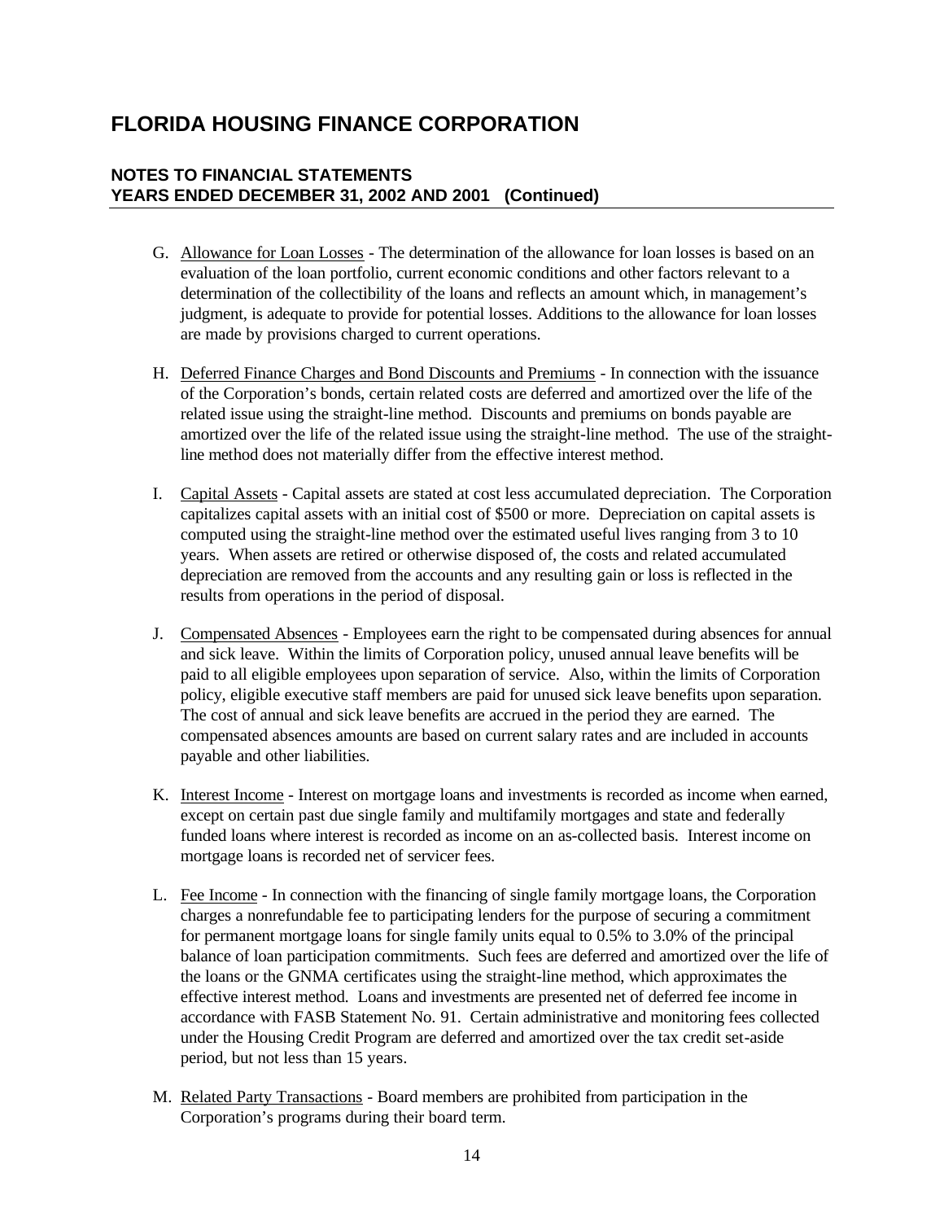# FLORIDA HOUSING FINANCE CORPORATION

## NOTES TO FINANCIAL STATEMENTS
## YEARS ENDED DECEMBER 31, 2002 AND 2001 (Continued)

G. Allowance for Loan Losses - The determination of the allowance for loan losses is based on an evaluation of the loan portfolio, current economic conditions and other factors relevant to a determination of the collectibility of the loans and reflects an amount which, in management's judgment, is adequate to provide for potential losses. Additions to the allowance for loan losses are made by provisions charged to current operations.

H. Deferred Finance Charges and Bond Discounts and Premiums - In connection with the issuance of the Corporation's bonds, certain related costs are deferred and amortized over the life of the related issue using the straight-line method. Discounts and premiums on bonds payable are amortized over the life of the related issue using the straight-line method. The use of the straight-line method does not materially differ from the effective interest method.

I. Capital Assets - Capital assets are stated at cost less accumulated depreciation. The Corporation capitalizes capital assets with an initial cost of $500 or more. Depreciation on capital assets is computed using the straight-line method over the estimated useful lives ranging from 3 to 10 years. When assets are retired or otherwise disposed of, the costs and related accumulated depreciation are removed from the accounts and any resulting gain or loss is reflected in the results from operations in the period of disposal.

J. Compensated Absences - Employees earn the right to be compensated during absences for annual and sick leave. Within the limits of Corporation policy, unused annual leave benefits will be paid to all eligible employees upon separation of service. Also, within the limits of Corporation policy, eligible executive staff members are paid for unused sick leave benefits upon separation. The cost of annual and sick leave benefits are accrued in the period they are earned. The compensated absences amounts are based on current salary rates and are included in accounts payable and other liabilities.

K. Interest Income - Interest on mortgage loans and investments is recorded as income when earned, except on certain past due single family and multifamily mortgages and state and federally funded loans where interest is recorded as income on an as-collected basis. Interest income on mortgage loans is recorded net of servicer fees.

L. Fee Income - In connection with the financing of single family mortgage loans, the Corporation charges a nonrefundable fee to participating lenders for the purpose of securing a commitment for permanent mortgage loans for single family units equal to 0.5% to 3.0% of the principal balance of loan participation commitments. Such fees are deferred and amortized over the life of the loans or the GNMA certificates using the straight-line method, which approximates the effective interest method. Loans and investments are presented net of deferred fee income in accordance with FASB Statement No. 91. Certain administrative and monitoring fees collected under the Housing Credit Program are deferred and amortized over the tax credit set-aside period, but not less than 15 years.

M. Related Party Transactions - Board members are prohibited from participation in the Corporation's programs during their board term.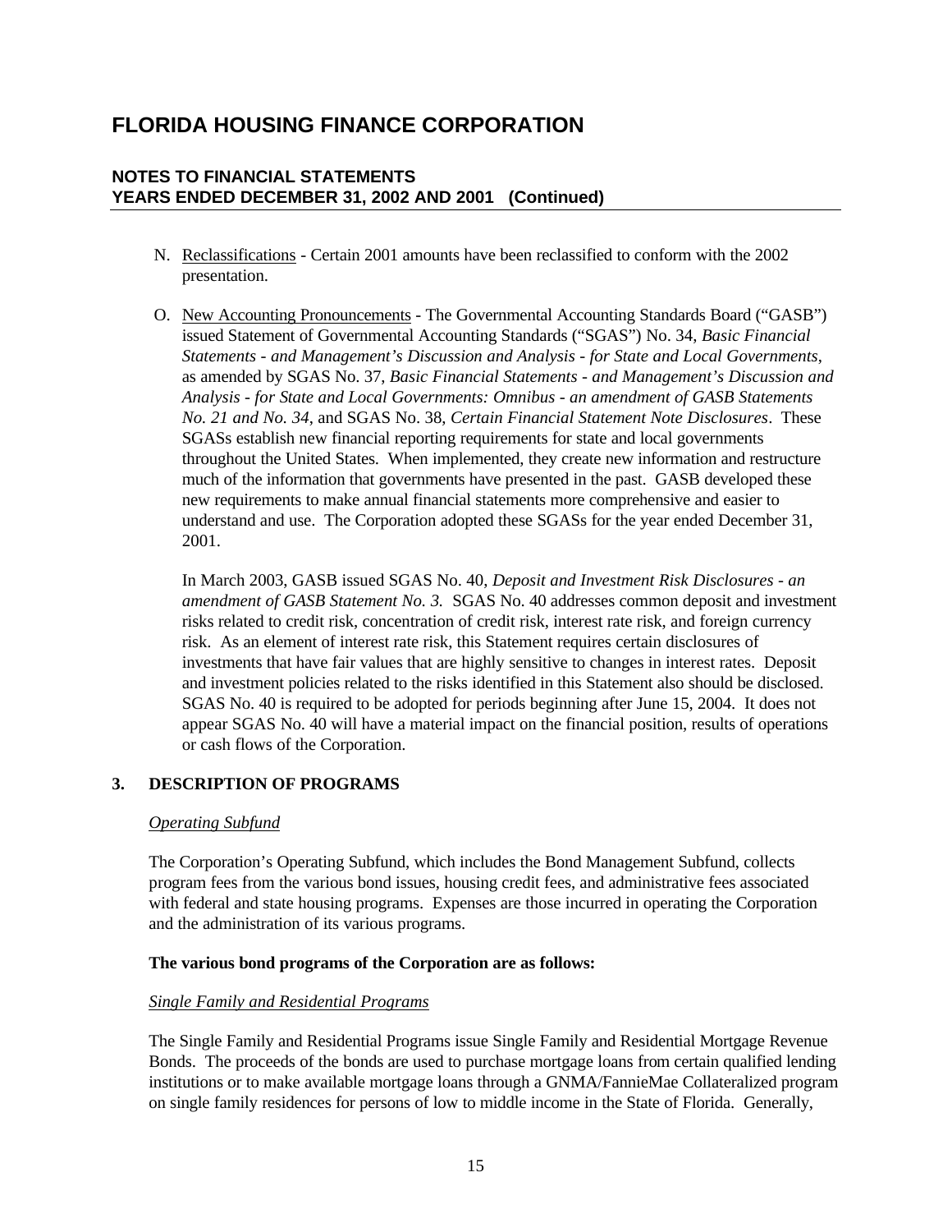# FLORIDA HOUSING FINANCE CORPORATION

## NOTES TO FINANCIAL STATEMENTS
## YEARS ENDED DECEMBER 31, 2002 AND 2001 (Continued)

N. Reclassifications - Certain 2001 amounts have been reclassified to conform with the 2002 presentation.

O. New Accounting Pronouncements - The Governmental Accounting Standards Board ("GASB") issued Statement of Governmental Accounting Standards ("SGAS") No. 34, *Basic Financial Statements - and Management's Discussion and Analysis - for State and Local Governments*, as amended by SGAS No. 37, *Basic Financial Statements - and Management's Discussion and Analysis - for State and Local Governments: Omnibus - an amendment of GASB Statements No. 21 and No. 34*, and SGAS No. 38, *Certain Financial Statement Note Disclosures*. These SGASs establish new financial reporting requirements for state and local governments throughout the United States. When implemented, they create new information and restructure much of the information that governments have presented in the past. GASB developed these new requirements to make annual financial statements more comprehensive and easier to understand and use. The Corporation adopted these SGASs for the year ended December 31, 2001.

In March 2003, GASB issued SGAS No. 40, *Deposit and Investment Risk Disclosures - an amendment of GASB Statement No. 3.* SGAS No. 40 addresses common deposit and investment risks related to credit risk, concentration of credit risk, interest rate risk, and foreign currency risk. As an element of interest rate risk, this Statement requires certain disclosures of investments that have fair values that are highly sensitive to changes in interest rates. Deposit and investment policies related to the risks identified in this Statement also should be disclosed. SGAS No. 40 is required to be adopted for periods beginning after June 15, 2004. It does not appear SGAS No. 40 will have a material impact on the financial position, results of operations or cash flows of the Corporation.

## 3. DESCRIPTION OF PROGRAMS

*Operating Subfund*

The Corporation's Operating Subfund, which includes the Bond Management Subfund, collects program fees from the various bond issues, housing credit fees, and administrative fees associated with federal and state housing programs. Expenses are those incurred in operating the Corporation and the administration of its various programs.

**The various bond programs of the Corporation are as follows:**

*Single Family and Residential Programs*

The Single Family and Residential Programs issue Single Family and Residential Mortgage Revenue Bonds. The proceeds of the bonds are used to purchase mortgage loans from certain qualified lending institutions or to make available mortgage loans through a GNMA/FannieMae Collateralized program on single family residences for persons of low to middle income in the State of Florida. Generally,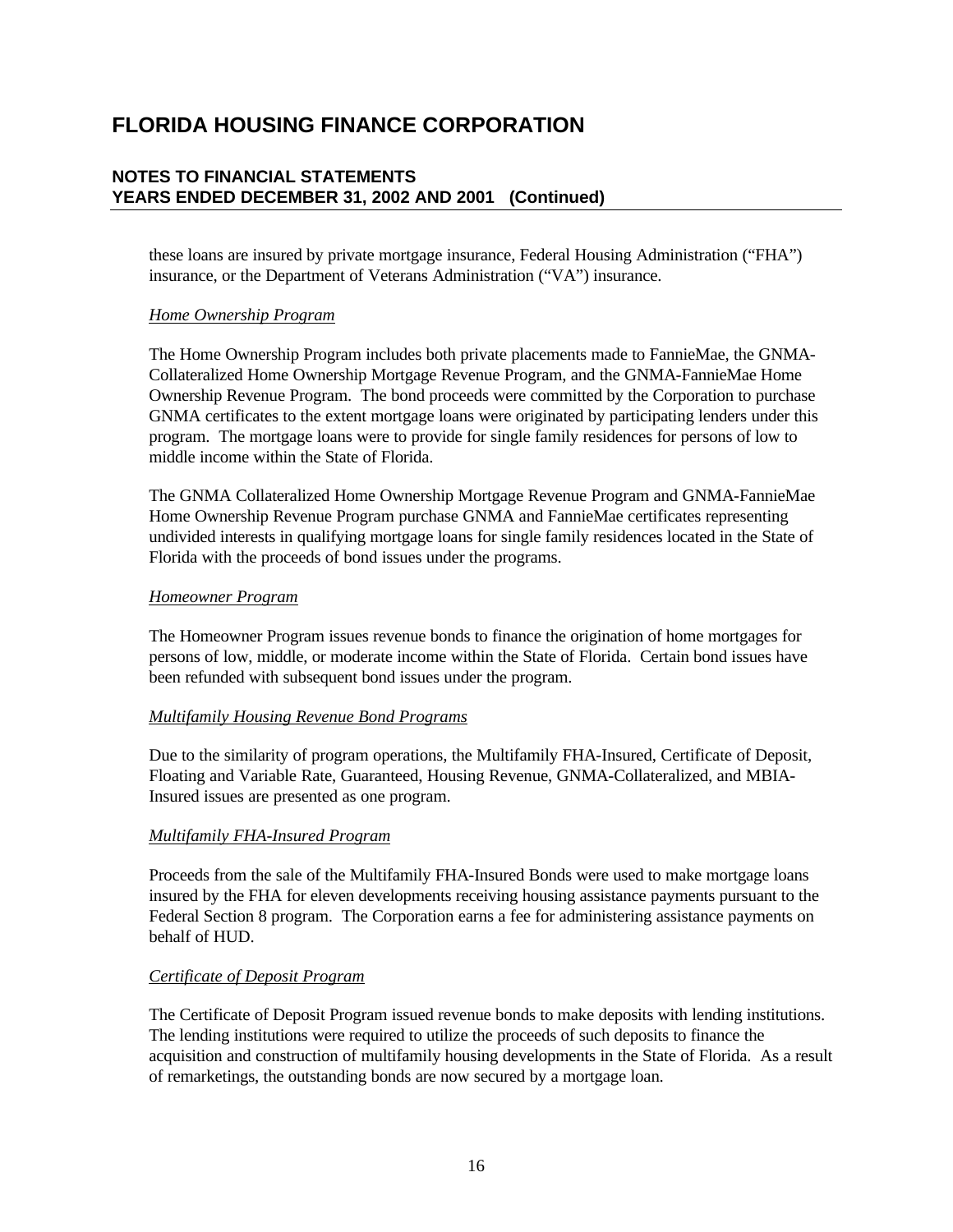these loans are insured by private mortgage insurance, Federal Housing Administration ("FHA") insurance, or the Department of Veterans Administration ("VA") insurance.

*Home Ownership Program*

The Home Ownership Program includes both private placements made to FannieMae, the GNMA-Collateralized Home Ownership Mortgage Revenue Program, and the GNMA-FannieMae Home Ownership Revenue Program. The bond proceeds were committed by the Corporation to purchase GNMA certificates to the extent mortgage loans were originated by participating lenders under this program. The mortgage loans were to provide for single family residences for persons of low to middle income within the State of Florida.

The GNMA Collateralized Home Ownership Mortgage Revenue Program and GNMA-FannieMae Home Ownership Revenue Program purchase GNMA and FannieMae certificates representing undivided interests in qualifying mortgage loans for single family residences located in the State of Florida with the proceeds of bond issues under the programs.

*Homeowner Program*

The Homeowner Program issues revenue bonds to finance the origination of home mortgages for persons of low, middle, or moderate income within the State of Florida. Certain bond issues have been refunded with subsequent bond issues under the program.

*Multifamily Housing Revenue Bond Programs*

Due to the similarity of program operations, the Multifamily FHA-Insured, Certificate of Deposit, Floating and Variable Rate, Guaranteed, Housing Revenue, GNMA-Collateralized, and MBIA-Insured issues are presented as one program.

*Multifamily FHA-Insured Program*

Proceeds from the sale of the Multifamily FHA-Insured Bonds were used to make mortgage loans insured by the FHA for eleven developments receiving housing assistance payments pursuant to the Federal Section 8 program. The Corporation earns a fee for administering assistance payments on behalf of HUD.

*Certificate of Deposit Program*

The Certificate of Deposit Program issued revenue bonds to make deposits with lending institutions. The lending institutions were required to utilize the proceeds of such deposits to finance the acquisition and construction of multifamily housing developments in the State of Florida. As a result of remarketings, the outstanding bonds are now secured by a mortgage loan.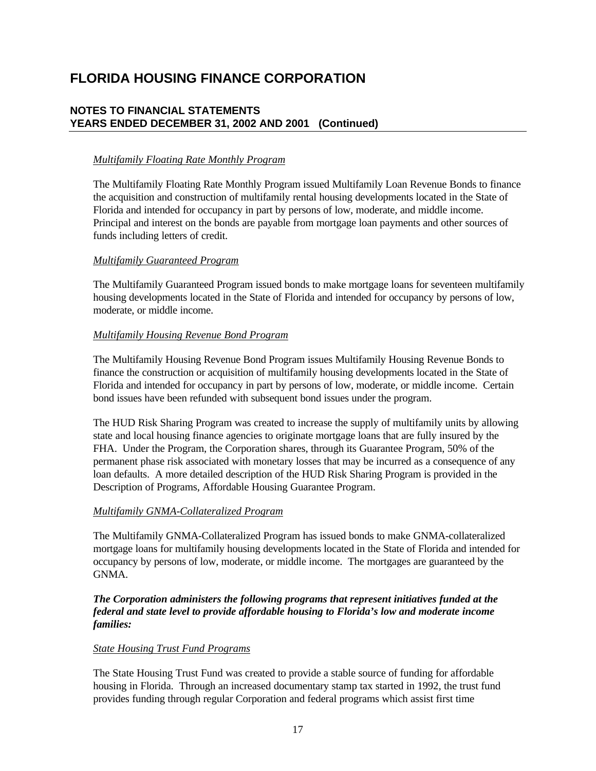*Multifamily Floating Rate Monthly Program*

The Multifamily Floating Rate Monthly Program issued Multifamily Loan Revenue Bonds to finance the acquisition and construction of multifamily rental housing developments located in the State of Florida and intended for occupancy in part by persons of low, moderate, and middle income. Principal and interest on the bonds are payable from mortgage loan payments and other sources of funds including letters of credit.

*Multifamily Guaranteed Program*

The Multifamily Guaranteed Program issued bonds to make mortgage loans for seventeen multifamily housing developments located in the State of Florida and intended for occupancy by persons of low, moderate, or middle income.

*Multifamily Housing Revenue Bond Program*

The Multifamily Housing Revenue Bond Program issues Multifamily Housing Revenue Bonds to finance the construction or acquisition of multifamily housing developments located in the State of Florida and intended for occupancy in part by persons of low, moderate, or middle income. Certain bond issues have been refunded with subsequent bond issues under the program.

The HUD Risk Sharing Program was created to increase the supply of multifamily units by allowing state and local housing finance agencies to originate mortgage loans that are fully insured by the FHA. Under the Program, the Corporation shares, through its Guarantee Program, 50% of the permanent phase risk associated with monetary losses that may be incurred as a consequence of any loan defaults. A more detailed description of the HUD Risk Sharing Program is provided in the Description of Programs, Affordable Housing Guarantee Program.

*Multifamily GNMA-Collateralized Program*

The Multifamily GNMA-Collateralized Program has issued bonds to make GNMA-collateralized mortgage loans for multifamily housing developments located in the State of Florida and intended for occupancy by persons of low, moderate, or middle income. The mortgages are guaranteed by the GNMA.

***The Corporation administers the following programs that represent initiatives funded at the federal and state level to provide affordable housing to Florida's low and moderate income families:***

*State Housing Trust Fund Programs*

The State Housing Trust Fund was created to provide a stable source of funding for affordable housing in Florida. Through an increased documentary stamp tax started in 1992, the trust fund provides funding through regular Corporation and federal programs which assist first time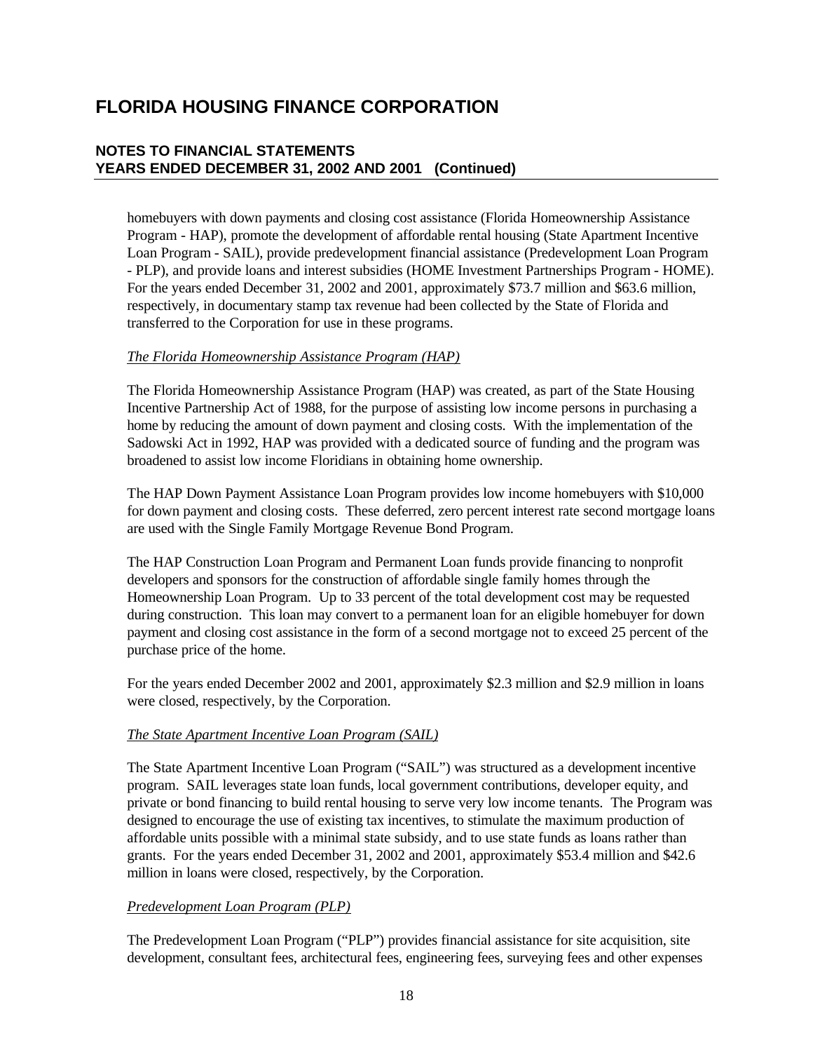homebuyers with down payments and closing cost assistance (Florida Homeownership Assistance Program - HAP), promote the development of affordable rental housing (State Apartment Incentive Loan Program - SAIL), provide predevelopment financial assistance (Predevelopment Loan Program - PLP), and provide loans and interest subsidies (HOME Investment Partnerships Program - HOME). For the years ended December 31, 2002 and 2001, approximately $73.7 million and $63.6 million, respectively, in documentary stamp tax revenue had been collected by the State of Florida and transferred to the Corporation for use in these programs.

*The Florida Homeownership Assistance Program (HAP)*

The Florida Homeownership Assistance Program (HAP) was created, as part of the State Housing Incentive Partnership Act of 1988, for the purpose of assisting low income persons in purchasing a home by reducing the amount of down payment and closing costs. With the implementation of the Sadowski Act in 1992, HAP was provided with a dedicated source of funding and the program was broadened to assist low income Floridians in obtaining home ownership.

The HAP Down Payment Assistance Loan Program provides low income homebuyers with $10,000 for down payment and closing costs. These deferred, zero percent interest rate second mortgage loans are used with the Single Family Mortgage Revenue Bond Program.

The HAP Construction Loan Program and Permanent Loan funds provide financing to nonprofit developers and sponsors for the construction of affordable single family homes through the Homeownership Loan Program. Up to 33 percent of the total development cost may be requested during construction. This loan may convert to a permanent loan for an eligible homebuyer for down payment and closing cost assistance in the form of a second mortgage not to exceed 25 percent of the purchase price of the home.

For the years ended December 2002 and 2001, approximately $2.3 million and $2.9 million in loans were closed, respectively, by the Corporation.

*The State Apartment Incentive Loan Program (SAIL)*

The State Apartment Incentive Loan Program ("SAIL") was structured as a development incentive program. SAIL leverages state loan funds, local government contributions, developer equity, and private or bond financing to build rental housing to serve very low income tenants. The Program was designed to encourage the use of existing tax incentives, to stimulate the maximum production of affordable units possible with a minimal state subsidy, and to use state funds as loans rather than grants. For the years ended December 31, 2002 and 2001, approximately $53.4 million and $42.6 million in loans were closed, respectively, by the Corporation.

*Predevelopment Loan Program (PLP)*

The Predevelopment Loan Program ("PLP") provides financial assistance for site acquisition, site development, consultant fees, architectural fees, engineering fees, surveying fees and other expenses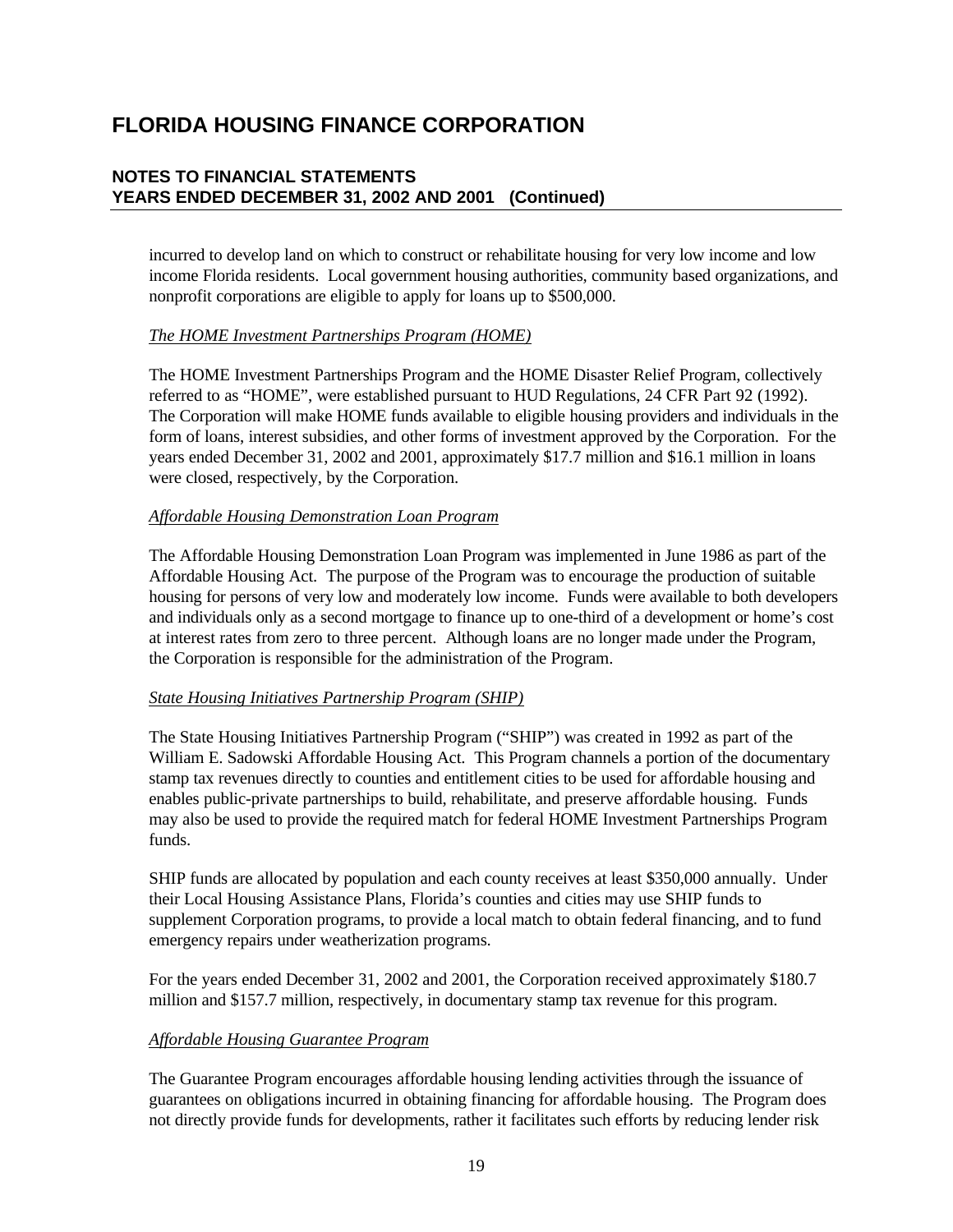incurred to develop land on which to construct or rehabilitate housing for very low income and low income Florida residents. Local government housing authorities, community based organizations, and nonprofit corporations are eligible to apply for loans up to $500,000.

*The HOME Investment Partnerships Program (HOME)*

The HOME Investment Partnerships Program and the HOME Disaster Relief Program, collectively referred to as "HOME", were established pursuant to HUD Regulations, 24 CFR Part 92 (1992). The Corporation will make HOME funds available to eligible housing providers and individuals in the form of loans, interest subsidies, and other forms of investment approved by the Corporation. For the years ended December 31, 2002 and 2001, approximately $17.7 million and $16.1 million in loans were closed, respectively, by the Corporation.

*Affordable Housing Demonstration Loan Program*

The Affordable Housing Demonstration Loan Program was implemented in June 1986 as part of the Affordable Housing Act. The purpose of the Program was to encourage the production of suitable housing for persons of very low and moderately low income. Funds were available to both developers and individuals only as a second mortgage to finance up to one-third of a development or home's cost at interest rates from zero to three percent. Although loans are no longer made under the Program, the Corporation is responsible for the administration of the Program.

*State Housing Initiatives Partnership Program (SHIP)*

The State Housing Initiatives Partnership Program ("SHIP") was created in 1992 as part of the William E. Sadowski Affordable Housing Act. This Program channels a portion of the documentary stamp tax revenues directly to counties and entitlement cities to be used for affordable housing and enables public-private partnerships to build, rehabilitate, and preserve affordable housing. Funds may also be used to provide the required match for federal HOME Investment Partnerships Program funds.

SHIP funds are allocated by population and each county receives at least $350,000 annually. Under their Local Housing Assistance Plans, Florida's counties and cities may use SHIP funds to supplement Corporation programs, to provide a local match to obtain federal financing, and to fund emergency repairs under weatherization programs.

For the years ended December 31, 2002 and 2001, the Corporation received approximately $180.7 million and $157.7 million, respectively, in documentary stamp tax revenue for this program.

*Affordable Housing Guarantee Program*

The Guarantee Program encourages affordable housing lending activities through the issuance of guarantees on obligations incurred in obtaining financing for affordable housing. The Program does not directly provide funds for developments, rather it facilitates such efforts by reducing lender risk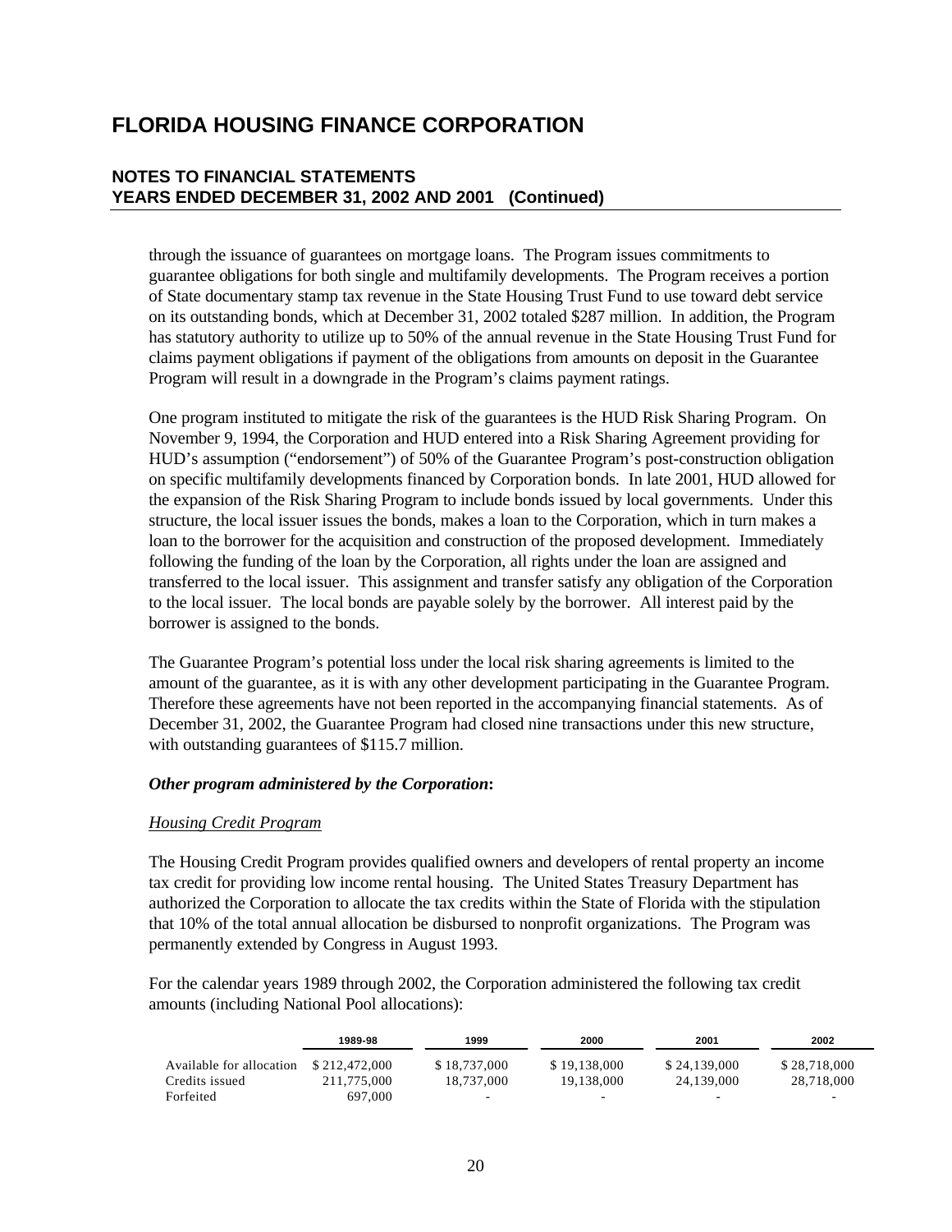through the issuance of guarantees on mortgage loans. The Program issues commitments to guarantee obligations for both single and multifamily developments. The Program receives a portion of State documentary stamp tax revenue in the State Housing Trust Fund to use toward debt service on its outstanding bonds, which at December 31, 2002 totaled $287 million. In addition, the Program has statutory authority to utilize up to 50% of the annual revenue in the State Housing Trust Fund for claims payment obligations if payment of the obligations from amounts on deposit in the Guarantee Program will result in a downgrade in the Program's claims payment ratings.

One program instituted to mitigate the risk of the guarantees is the HUD Risk Sharing Program. On November 9, 1994, the Corporation and HUD entered into a Risk Sharing Agreement providing for HUD's assumption ("endorsement") of 50% of the Guarantee Program's post-construction obligation on specific multifamily developments financed by Corporation bonds. In late 2001, HUD allowed for the expansion of the Risk Sharing Program to include bonds issued by local governments. Under this structure, the local issuer issues the bonds, makes a loan to the Corporation, which in turn makes a loan to the borrower for the acquisition and construction of the proposed development. Immediately following the funding of the loan by the Corporation, all rights under the loan are assigned and transferred to the local issuer. This assignment and transfer satisfy any obligation of the Corporation to the local issuer. The local bonds are payable solely by the borrower. All interest paid by the borrower is assigned to the bonds.

The Guarantee Program's potential loss under the local risk sharing agreements is limited to the amount of the guarantee, as it is with any other development participating in the Guarantee Program. Therefore these agreements have not been reported in the accompanying financial statements. As of December 31, 2002, the Guarantee Program had closed nine transactions under this new structure, with outstanding guarantees of $115.7 million.

***Other program administered by the Corporation*:**

_Housing Credit Program_

The Housing Credit Program provides qualified owners and developers of rental property an income tax credit for providing low income rental housing. The United States Treasury Department has authorized the Corporation to allocate the tax credits within the State of Florida with the stipulation that 10% of the total annual allocation be disbursed to nonprofit organizations. The Program was permanently extended by Congress in August 1993.

For the calendar years 1989 through 2002, the Corporation administered the following tax credit amounts (including National Pool allocations):

| | 1989-98 | 1999 | 2000 | 2001 | 2002 |
|---|---|---|---|---|---|
| Available for allocation | $ 212,472,000 | $ 18,737,000 | $ 19,138,000 | $ 24,139,000 | $ 28,718,000 |
| Credits issued | 211,775,000 | 18,737,000 | 19,138,000 | 24,139,000 | 28,718,000 |
| Forfeited | 697,000 | - | - | - | - |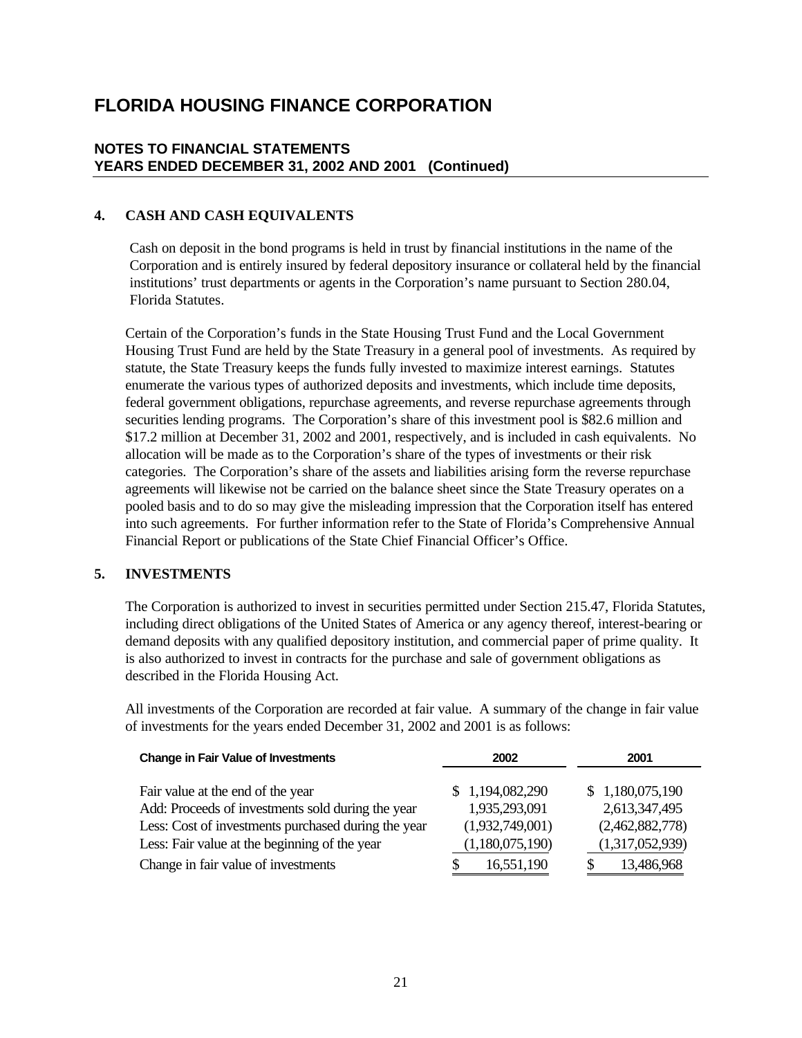# FLORIDA HOUSING FINANCE CORPORATION

## NOTES TO FINANCIAL STATEMENTS
## YEARS ENDED DECEMBER 31, 2002 AND 2001 (Continued)

### 4. CASH AND CASH EQUIVALENTS

Cash on deposit in the bond programs is held in trust by financial institutions in the name of the Corporation and is entirely insured by federal depository insurance or collateral held by the financial institutions' trust departments or agents in the Corporation's name pursuant to Section 280.04, Florida Statutes.

Certain of the Corporation's funds in the State Housing Trust Fund and the Local Government Housing Trust Fund are held by the State Treasury in a general pool of investments. As required by statute, the State Treasury keeps the funds fully invested to maximize interest earnings. Statutes enumerate the various types of authorized deposits and investments, which include time deposits, federal government obligations, repurchase agreements, and reverse repurchase agreements through securities lending programs. The Corporation's share of this investment pool is $82.6 million and $17.2 million at December 31, 2002 and 2001, respectively, and is included in cash equivalents. No allocation will be made as to the Corporation's share of the types of investments or their risk categories. The Corporation's share of the assets and liabilities arising form the reverse repurchase agreements will likewise not be carried on the balance sheet since the State Treasury operates on a pooled basis and to do so may give the misleading impression that the Corporation itself has entered into such agreements. For further information refer to the State of Florida's Comprehensive Annual Financial Report or publications of the State Chief Financial Officer's Office.

### 5. INVESTMENTS

The Corporation is authorized to invest in securities permitted under Section 215.47, Florida Statutes, including direct obligations of the United States of America or any agency thereof, interest-bearing or demand deposits with any qualified depository institution, and commercial paper of prime quality. It is also authorized to invest in contracts for the purchase and sale of government obligations as described in the Florida Housing Act.

All investments of the Corporation are recorded at fair value. A summary of the change in fair value of investments for the years ended December 31, 2002 and 2001 is as follows:

| Change in Fair Value of Investments | 2002 | 2001 |
|---|---|---|
| Fair value at the end of the year | $ 1,194,082,290 | $ 1,180,075,190 |
| Add: Proceeds of investments sold during the year | 1,935,293,091 | 2,613,347,495 |
| Less: Cost of investments purchased during the year | (1,932,749,001) | (2,462,882,778) |
| Less: Fair value at the beginning of the year | (1,180,075,190) | (1,317,052,939) |
| Change in fair value of investments | $ 16,551,190 | $ 13,486,968 |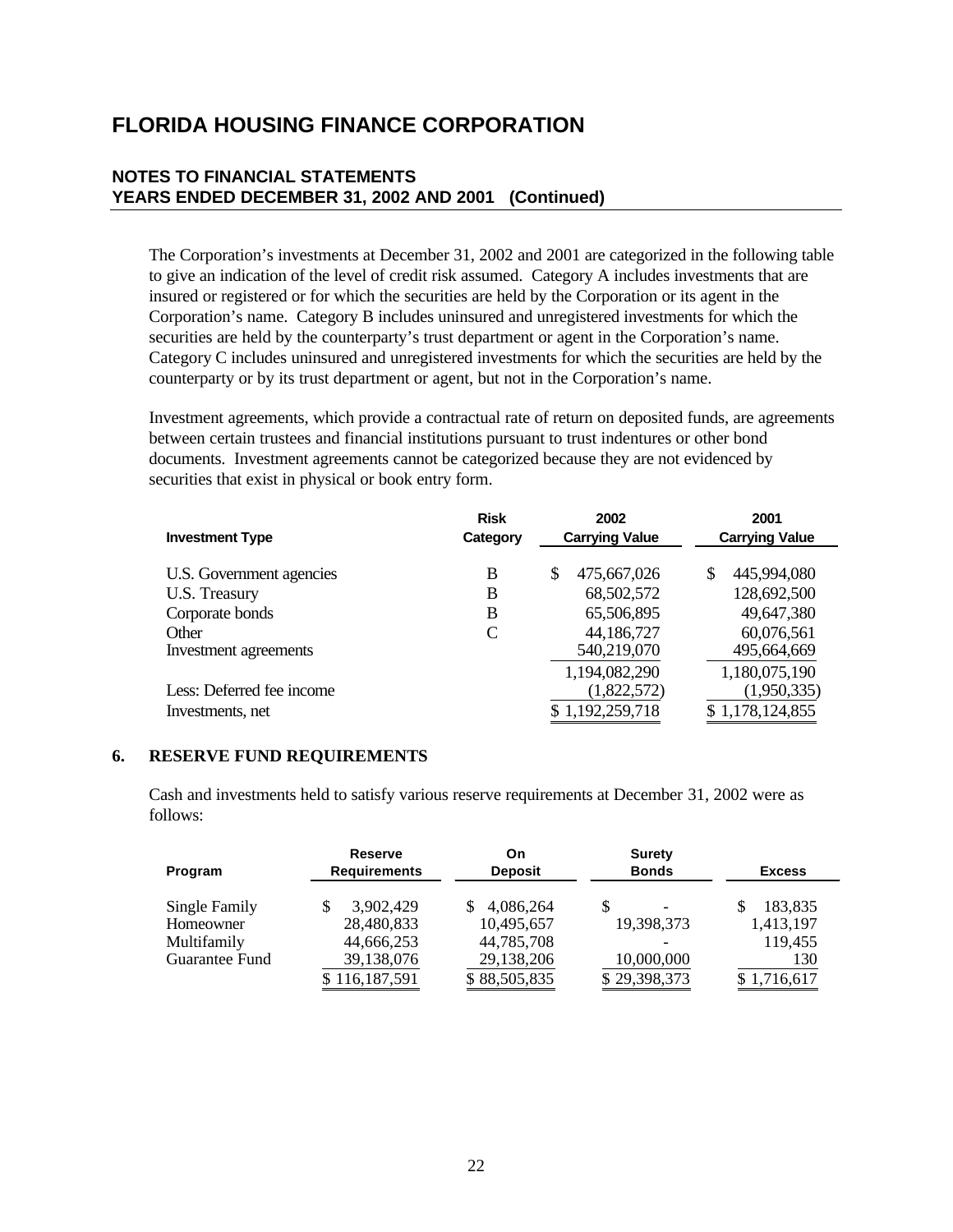# FLORIDA HOUSING FINANCE CORPORATION

## NOTES TO FINANCIAL STATEMENTS
## YEARS ENDED DECEMBER 31, 2002 AND 2001 (Continued)

The Corporation's investments at December 31, 2002 and 2001 are categorized in the following table to give an indication of the level of credit risk assumed. Category A includes investments that are insured or registered or for which the securities are held by the Corporation or its agent in the Corporation's name. Category B includes uninsured and unregistered investments for which the securities are held by the counterparty's trust department or agent in the Corporation's name. Category C includes uninsured and unregistered investments for which the securities are held by the counterparty or by its trust department or agent, but not in the Corporation's name.

Investment agreements, which provide a contractual rate of return on deposited funds, are agreements between certain trustees and financial institutions pursuant to trust indentures or other bond documents. Investment agreements cannot be categorized because they are not evidenced by securities that exist in physical or book entry form.

| Investment Type | Risk Category | 2002 Carrying Value | 2001 Carrying Value |
|---|---|---|---|
| U.S. Government agencies | B | $ 475,667,026 | $ 445,994,080 |
| U.S. Treasury | B | 68,502,572 | 128,692,500 |
| Corporate bonds | B | 65,506,895 | 49,647,380 |
| Other | C | 44,186,727 | 60,076,561 |
| Investment agreements | | 540,219,070 | 495,664,669 |
| | | 1,194,082,290 | 1,180,075,190 |
| Less: Deferred fee income | | (1,822,572) | (1,950,335) |
| Investments, net | | $ 1,192,259,718 | $ 1,178,124,855 |

## 6. RESERVE FUND REQUIREMENTS

Cash and investments held to satisfy various reserve requirements at December 31, 2002 were as follows:

| Program | Reserve Requirements | On Deposit | Surety Bonds | Excess |
|---|---|---|---|---|
| Single Family | $ 3,902,429 | $ 4,086,264 | $ - | $ 183,835 |
| Homeowner | 28,480,833 | 10,495,657 | 19,398,373 | 1,413,197 |
| Multifamily | 44,666,253 | 44,785,708 | - | 119,455 |
| Guarantee Fund | 39,138,076 | 29,138,206 | 10,000,000 | 130 |
| | $ 116,187,591 | $ 88,505,835 | $ 29,398,373 | $ 1,716,617 |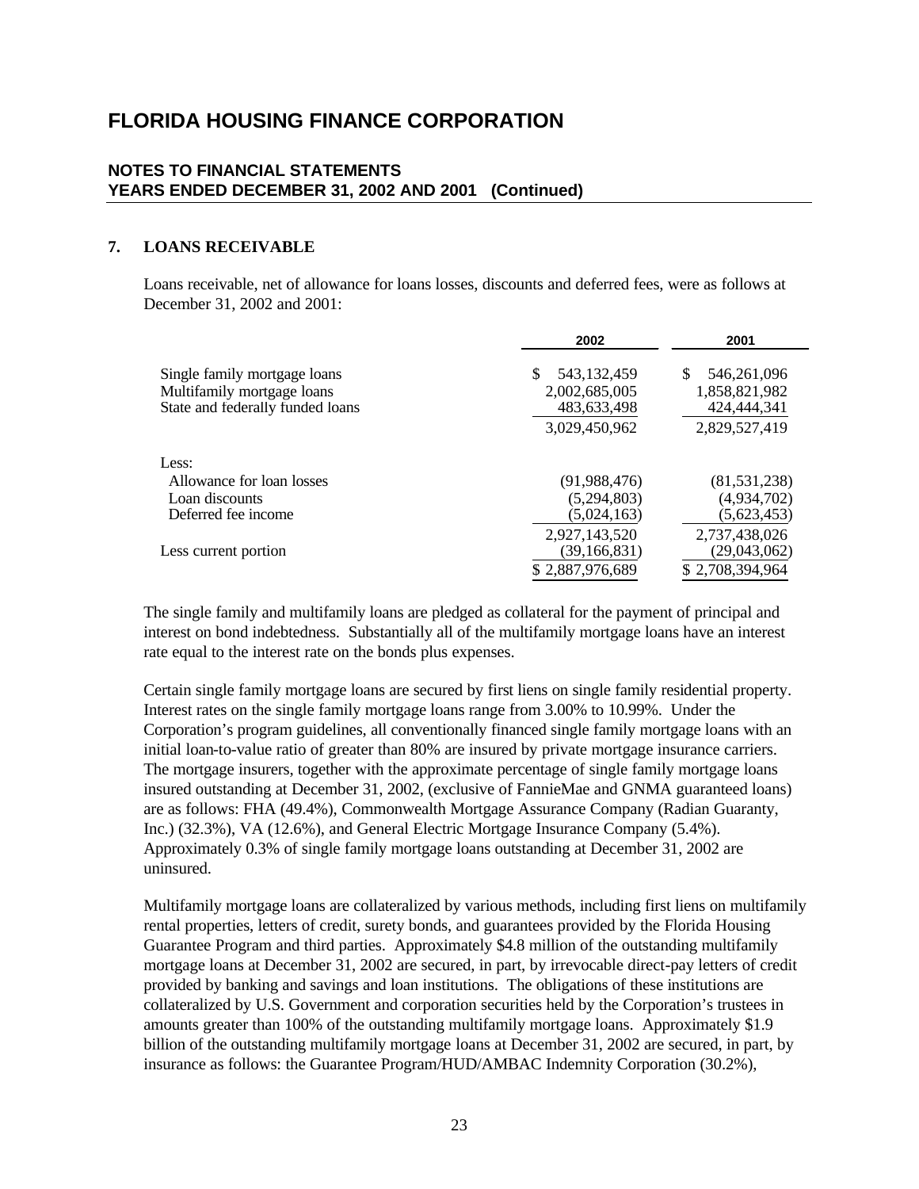# FLORIDA HOUSING FINANCE CORPORATION

## NOTES TO FINANCIAL STATEMENTS
## YEARS ENDED DECEMBER 31, 2002 AND 2001 (Continued)

### 7. LOANS RECEIVABLE

Loans receivable, net of allowance for loans losses, discounts and deferred fees, were as follows at December 31, 2002 and 2001:

| | 2002 | 2001 |
|---|---|---|
| Single family mortgage loans | $ 543,132,459 | $ 546,261,096 |
| Multifamily mortgage loans | 2,002,685,005 | 1,858,821,982 |
| State and federally funded loans | 483,633,498 | 424,444,341 |
| | 3,029,450,962 | 2,829,527,419 |
| Less: | | |
| Allowance for loan losses | (91,988,476) | (81,531,238) |
| Loan discounts | (5,294,803) | (4,934,702) |
| Deferred fee income | (5,024,163) | (5,623,453) |
| | 2,927,143,520 | 2,737,438,026 |
| Less current portion | (39,166,831) | (29,043,062) |
| | $ 2,887,976,689 | $ 2,708,394,964 |

The single family and multifamily loans are pledged as collateral for the payment of principal and interest on bond indebtedness. Substantially all of the multifamily mortgage loans have an interest rate equal to the interest rate on the bonds plus expenses.

Certain single family mortgage loans are secured by first liens on single family residential property. Interest rates on the single family mortgage loans range from 3.00% to 10.99%. Under the Corporation's program guidelines, all conventionally financed single family mortgage loans with an initial loan-to-value ratio of greater than 80% are insured by private mortgage insurance carriers. The mortgage insurers, together with the approximate percentage of single family mortgage loans insured outstanding at December 31, 2002, (exclusive of FannieMae and GNMA guaranteed loans) are as follows: FHA (49.4%), Commonwealth Mortgage Assurance Company (Radian Guaranty, Inc.) (32.3%), VA (12.6%), and General Electric Mortgage Insurance Company (5.4%). Approximately 0.3% of single family mortgage loans outstanding at December 31, 2002 are uninsured.

Multifamily mortgage loans are collateralized by various methods, including first liens on multifamily rental properties, letters of credit, surety bonds, and guarantees provided by the Florida Housing Guarantee Program and third parties. Approximately $4.8 million of the outstanding multifamily mortgage loans at December 31, 2002 are secured, in part, by irrevocable direct-pay letters of credit provided by banking and savings and loan institutions. The obligations of these institutions are collateralized by U.S. Government and corporation securities held by the Corporation's trustees in amounts greater than 100% of the outstanding multifamily mortgage loans. Approximately $1.9 billion of the outstanding multifamily mortgage loans at December 31, 2002 are secured, in part, by insurance as follows: the Guarantee Program/HUD/AMBAC Indemnity Corporation (30.2%),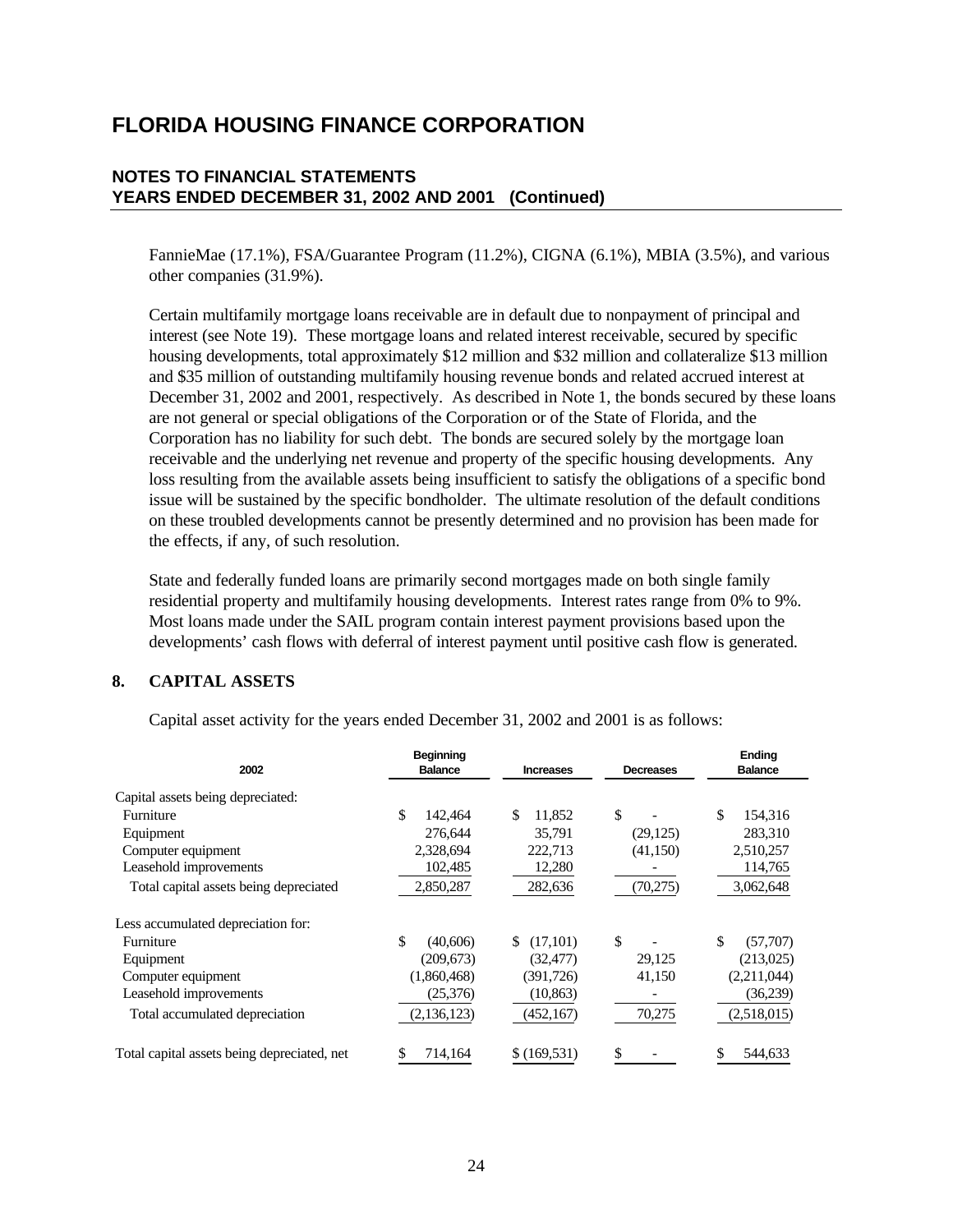# FLORIDA HOUSING FINANCE CORPORATION

## NOTES TO FINANCIAL STATEMENTS
## YEARS ENDED DECEMBER 31, 2002 AND 2001 (Continued)

FannieMae (17.1%), FSA/Guarantee Program (11.2%), CIGNA (6.1%), MBIA (3.5%), and various other companies (31.9%).

Certain multifamily mortgage loans receivable are in default due to nonpayment of principal and interest (see Note 19). These mortgage loans and related interest receivable, secured by specific housing developments, total approximately $12 million and $32 million and collateralize $13 million and $35 million of outstanding multifamily housing revenue bonds and related accrued interest at December 31, 2002 and 2001, respectively. As described in Note 1, the bonds secured by these loans are not general or special obligations of the Corporation or of the State of Florida, and the Corporation has no liability for such debt. The bonds are secured solely by the mortgage loan receivable and the underlying net revenue and property of the specific housing developments. Any loss resulting from the available assets being insufficient to satisfy the obligations of a specific bond issue will be sustained by the specific bondholder. The ultimate resolution of the default conditions on these troubled developments cannot be presently determined and no provision has been made for the effects, if any, of such resolution.

State and federally funded loans are primarily second mortgages made on both single family residential property and multifamily housing developments. Interest rates range from 0% to 9%. Most loans made under the SAIL program contain interest payment provisions based upon the developments' cash flows with deferral of interest payment until positive cash flow is generated.

### 8. CAPITAL ASSETS

Capital asset activity for the years ended December 31, 2002 and 2001 is as follows:

| 2002 | Beginning Balance | Increases | Decreases | Ending Balance |
|---|---|---|---|---|
| Capital assets being depreciated: | | | | |
| Furniture | $ 142,464 | $ 11,852 | $ - | $ 154,316 |
| Equipment | 276,644 | 35,791 | (29,125) | 283,310 |
| Computer equipment | 2,328,694 | 222,713 | (41,150) | 2,510,257 |
| Leasehold improvements | 102,485 | 12,280 | - | 114,765 |
| Total capital assets being depreciated | 2,850,287 | 282,636 | (70,275) | 3,062,648 |
| Less accumulated depreciation for: | | | | |
| Furniture | $ (40,606) | $ (17,101) | $ - | $ (57,707) |
| Equipment | (209,673) | (32,477) | 29,125 | (213,025) |
| Computer equipment | (1,860,468) | (391,726) | 41,150 | (2,211,044) |
| Leasehold improvements | (25,376) | (10,863) | - | (36,239) |
| Total accumulated depreciation | (2,136,123) | (452,167) | 70,275 | (2,518,015) |
| Total capital assets being depreciated, net | $ 714,164 | $ (169,531) | $ - | $ 544,633 |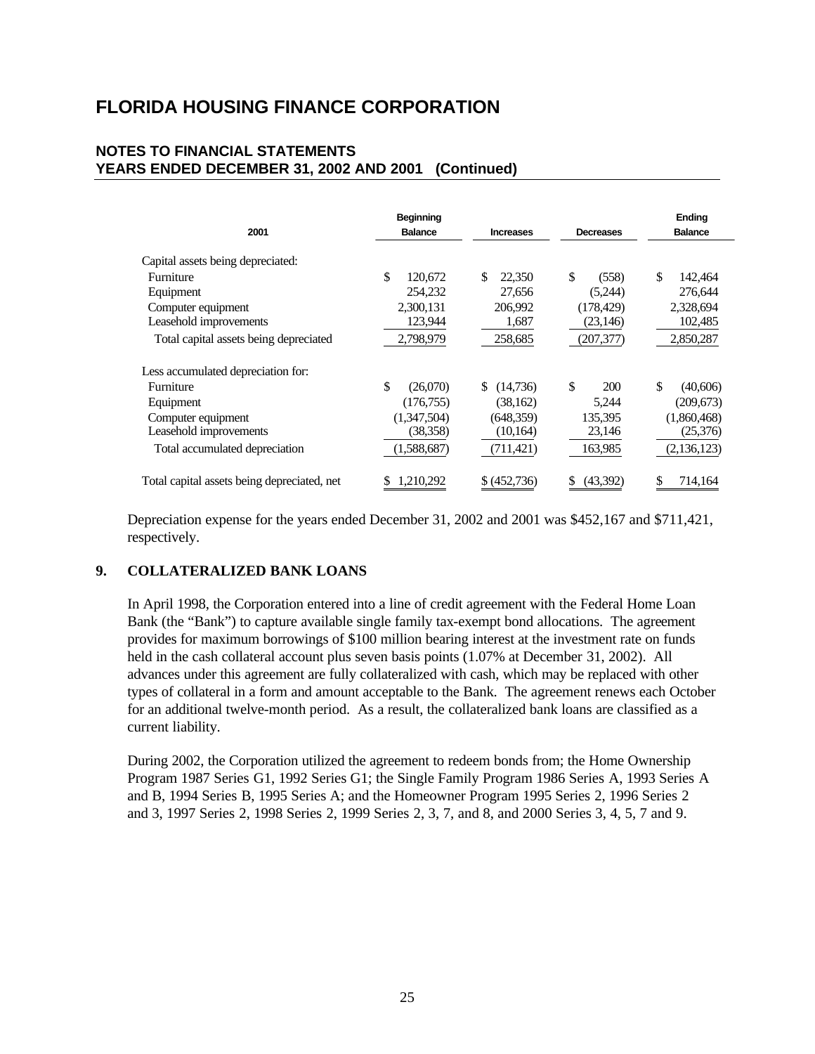# FLORIDA HOUSING FINANCE CORPORATION

## NOTES TO FINANCIAL STATEMENTS
## YEARS ENDED DECEMBER 31, 2002 AND 2001 (Continued)

| 2001 | Beginning Balance | Increases | Decreases | Ending Balance |
|---|---|---|---|---|
| Capital assets being depreciated: | | | | |
| Furniture | $ 120,672 | $ 22,350 | $ (558) | $ 142,464 |
| Equipment | 254,232 | 27,656 | (5,244) | 276,644 |
| Computer equipment | 2,300,131 | 206,992 | (178,429) | 2,328,694 |
| Leasehold improvements | 123,944 | 1,687 | (23,146) | 102,485 |
| Total capital assets being depreciated | 2,798,979 | 258,685 | (207,377) | 2,850,287 |
| Less accumulated depreciation for: | | | | |
| Furniture | $ (26,070) | $ (14,736) | $ 200 | $ (40,606) |
| Equipment | (176,755) | (38,162) | 5,244 | (209,673) |
| Computer equipment | (1,347,504) | (648,359) | 135,395 | (1,860,468) |
| Leasehold improvements | (38,358) | (10,164) | 23,146 | (25,376) |
| Total accumulated depreciation | (1,588,687) | (711,421) | 163,985 | (2,136,123) |
| Total capital assets being depreciated, net | $ 1,210,292 | $ (452,736) | $ (43,392) | $ 714,164 |

Depreciation expense for the years ended December 31, 2002 and 2001 was $452,167 and $711,421, respectively.

## 9. COLLATERALIZED BANK LOANS

In April 1998, the Corporation entered into a line of credit agreement with the Federal Home Loan Bank (the "Bank") to capture available single family tax-exempt bond allocations. The agreement provides for maximum borrowings of $100 million bearing interest at the investment rate on funds held in the cash collateral account plus seven basis points (1.07% at December 31, 2002). All advances under this agreement are fully collateralized with cash, which may be replaced with other types of collateral in a form and amount acceptable to the Bank. The agreement renews each October for an additional twelve-month period. As a result, the collateralized bank loans are classified as a current liability.

During 2002, the Corporation utilized the agreement to redeem bonds from; the Home Ownership Program 1987 Series G1, 1992 Series G1; the Single Family Program 1986 Series A, 1993 Series A and B, 1994 Series B, 1995 Series A; and the Homeowner Program 1995 Series 2, 1996 Series 2 and 3, 1997 Series 2, 1998 Series 2, 1999 Series 2, 3, 7, and 8, and 2000 Series 3, 4, 5, 7 and 9.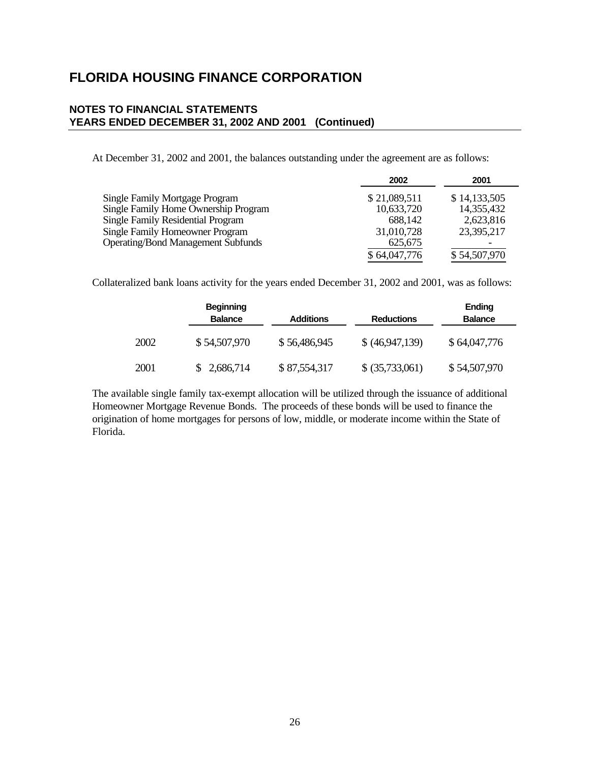# FLORIDA HOUSING FINANCE CORPORATION

## NOTES TO FINANCIAL STATEMENTS
## YEARS ENDED DECEMBER 31, 2002 AND 2001 (Continued)

At December 31, 2002 and 2001, the balances outstanding under the agreement are as follows:

| | 2002 | 2001 |
|---|---|---|
| Single Family Mortgage Program | $ 21,089,511 | $ 14,133,505 |
| Single Family Home Ownership Program | 10,633,720 | 14,355,432 |
| Single Family Residential Program | 688,142 | 2,623,816 |
| Single Family Homeowner Program | 31,010,728 | 23,395,217 |
| Operating/Bond Management Subfunds | 625,675 | - |
| | $ 64,047,776 | $ 54,507,970 |

Collateralized bank loans activity for the years ended December 31, 2002 and 2001, was as follows:

| | Beginning Balance | Additions | Reductions | Ending Balance |
|---|---|---|---|---|
| 2002 | $ 54,507,970 | $ 56,486,945 | $ (46,947,139) | $ 64,047,776 |
| 2001 | $ 2,686,714 | $ 87,554,317 | $ (35,733,061) | $ 54,507,970 |

The available single family tax-exempt allocation will be utilized through the issuance of additional Homeowner Mortgage Revenue Bonds. The proceeds of these bonds will be used to finance the origination of home mortgages for persons of low, middle, or moderate income within the State of Florida.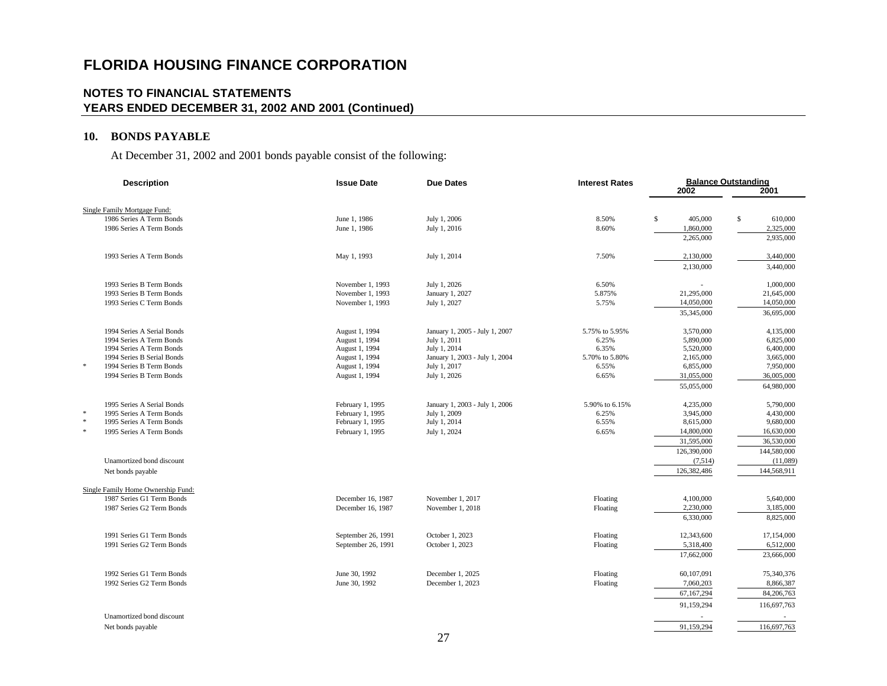# FLORIDA HOUSING FINANCE CORPORATION

## NOTES TO FINANCIAL STATEMENTS
## YEARS ENDED DECEMBER 31, 2002 AND 2001 (Continued)

### 10. BONDS PAYABLE

At December 31, 2002 and 2001 bonds payable consist of the following:

| Description | Issue Date | Due Dates | Interest Rates | Balance Outstanding 2002 | 2001 |
|---|---|---|---|---|---|
| Single Family Mortgage Fund: | | | | | |
| 1986 Series A Term Bonds | June 1, 1986 | July 1, 2006 | 8.50% | $ 405,000 | $ 610,000 |
| 1986 Series A Term Bonds | June 1, 1986 | July 1, 2016 | 8.60% | 1,860,000 | 2,325,000 |
| | | | | 2,265,000 | 2,935,000 |
| 1993 Series A Term Bonds | May 1, 1993 | July 1, 2014 | 7.50% | 2,130,000 | 3,440,000 |
| | | | | 2,130,000 | 3,440,000 |
| 1993 Series B Term Bonds | November 1, 1993 | July 1, 2026 | 6.50% | - | 1,000,000 |
| 1993 Series B Term Bonds | November 1, 1993 | January 1, 2027 | 5.875% | 21,295,000 | 21,645,000 |
| 1993 Series C Term Bonds | November 1, 1993 | July 1, 2027 | 5.75% | 14,050,000 | 14,050,000 |
| | | | | 35,345,000 | 36,695,000 |
| 1994 Series A Serial Bonds | August 1, 1994 | January 1, 2005 - July 1, 2007 | 5.75% to 5.95% | 3,570,000 | 4,135,000 |
| 1994 Series A Term Bonds | August 1, 1994 | July 1, 2011 | 6.25% | 5,890,000 | 6,825,000 |
| 1994 Series A Term Bonds | August 1, 1994 | July 1, 2014 | 6.35% | 5,520,000 | 6,400,000 |
| 1994 Series B Serial Bonds | August 1, 1994 | January 1, 2003 - July 1, 2004 | 5.70% to 5.80% | 2,165,000 | 3,665,000 |
| * 1994 Series B Term Bonds | August 1, 1994 | July 1, 2017 | 6.55% | 6,855,000 | 7,950,000 |
| 1994 Series B Term Bonds | August 1, 1994 | July 1, 2026 | 6.65% | 31,055,000 | 36,005,000 |
| | | | | 55,055,000 | 64,980,000 |
| 1995 Series A Serial Bonds | February 1, 1995 | January 1, 2003 - July 1, 2006 | 5.90% to 6.15% | 4,235,000 | 5,790,000 |
| * 1995 Series A Term Bonds | February 1, 1995 | July 1, 2009 | 6.25% | 3,945,000 | 4,430,000 |
| * 1995 Series A Term Bonds | February 1, 1995 | July 1, 2014 | 6.55% | 8,615,000 | 9,680,000 |
| * 1995 Series A Term Bonds | February 1, 1995 | July 1, 2024 | 6.65% | 14,800,000 | 16,630,000 |
| | | | | 31,595,000 | 36,530,000 |
| | | | | 126,390,000 | 144,580,000 |
| Unamortized bond discount | | | | (7,514) | (11,089) |
| Net bonds payable | | | | 126,382,486 | 144,568,911 |
| Single Family Home Ownership Fund: | | | | | |
| 1987 Series G1 Term Bonds | December 16, 1987 | November 1, 2017 | Floating | 4,100,000 | 5,640,000 |
| 1987 Series G2 Term Bonds | December 16, 1987 | November 1, 2018 | Floating | 2,230,000 | 3,185,000 |
| | | | | 6,330,000 | 8,825,000 |
| 1991 Series G1 Term Bonds | September 26, 1991 | October 1, 2023 | Floating | 12,343,600 | 17,154,000 |
| 1991 Series G2 Term Bonds | September 26, 1991 | October 1, 2023 | Floating | 5,318,400 | 6,512,000 |
| | | | | 17,662,000 | 23,666,000 |
| 1992 Series G1 Term Bonds | June 30, 1992 | December 1, 2025 | Floating | 60,107,091 | 75,340,376 |
| 1992 Series G2 Term Bonds | June 30, 1992 | December 1, 2023 | Floating | 7,060,203 | 8,866,387 |
| | | | | 67,167,294 | 84,206,763 |
| | | | | 91,159,294 | 116,697,763 |
| Unamortized bond discount | | | | - | - |
| Net bonds payable | | | | 91,159,294 | 116,697,763 |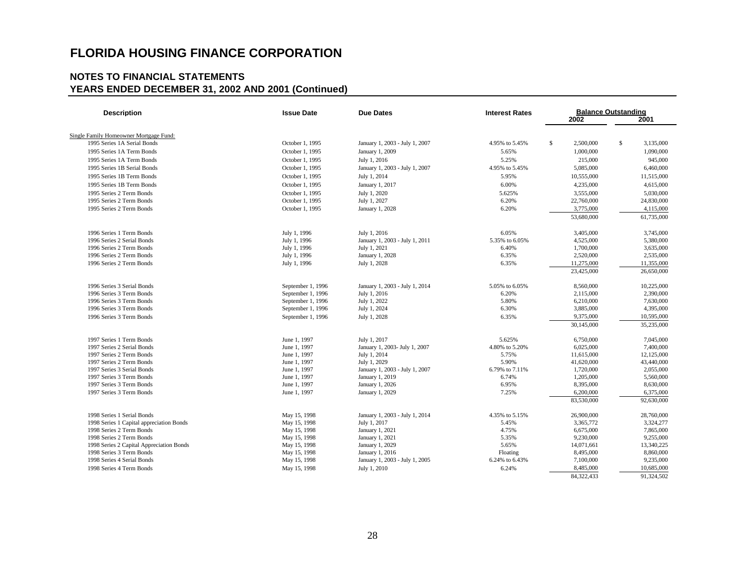# FLORIDA HOUSING FINANCE CORPORATION

## NOTES TO FINANCIAL STATEMENTS
## YEARS ENDED DECEMBER 31, 2002 AND 2001 (Continued)

| Description | Issue Date | Due Dates | Interest Rates | Balance Outstanding 2002 | Balance Outstanding 2001 |
|---|---|---|---|---|---|
| Single Family Homeowner Mortgage Fund: | | | | | |
| 1995 Series 1A Serial Bonds | October 1, 1995 | January 1, 2003 - July 1, 2007 | 4.95% to 5.45% | $ 2,500,000 | $ 3,135,000 |
| 1995 Series 1A Term Bonds | October 1, 1995 | January 1, 2009 | 5.65% | 1,000,000 | 1,090,000 |
| 1995 Series 1A Term Bonds | October 1, 1995 | July 1, 2016 | 5.25% | 215,000 | 945,000 |
| 1995 Series 1B Serial Bonds | October 1, 1995 | January 1, 2003 - July 1, 2007 | 4.95% to 5.45% | 5,085,000 | 6,460,000 |
| 1995 Series 1B Term Bonds | October 1, 1995 | July 1, 2014 | 5.95% | 10,555,000 | 11,515,000 |
| 1995 Series 1B Term Bonds | October 1, 1995 | January 1, 2017 | 6.00% | 4,235,000 | 4,615,000 |
| 1995 Series 2 Term Bonds | October 1, 1995 | July 1, 2020 | 5.625% | 3,555,000 | 5,030,000 |
| 1995 Series 2 Term Bonds | October 1, 1995 | July 1, 2027 | 6.20% | 22,760,000 | 24,830,000 |
| 1995 Series 2 Term Bonds | October 1, 1995 | January 1, 2028 | 6.20% | 3,775,000 | 4,115,000 |
| | | | | 53,680,000 | 61,735,000 |
| 1996 Series 1 Term Bonds | July 1, 1996 | July 1, 2016 | 6.05% | 3,405,000 | 3,745,000 |
| 1996 Series 2 Serial Bonds | July 1, 1996 | January 1, 2003 - July 1, 2011 | 5.35% to 6.05% | 4,525,000 | 5,380,000 |
| 1996 Series 2 Term Bonds | July 1, 1996 | July 1, 2021 | 6.40% | 1,700,000 | 3,635,000 |
| 1996 Series 2 Term Bonds | July 1, 1996 | January 1, 2028 | 6.35% | 2,520,000 | 2,535,000 |
| 1996 Series 2 Term Bonds | July 1, 1996 | July 1, 2028 | 6.35% | 11,275,000 | 11,355,000 |
| | | | | 23,425,000 | 26,650,000 |
| 1996 Series 3 Serial Bonds | September 1, 1996 | January 1, 2003 - July 1, 2014 | 5.05% to 6.05% | 8,560,000 | 10,225,000 |
| 1996 Series 3 Term Bonds | September 1, 1996 | July 1, 2016 | 6.20% | 2,115,000 | 2,390,000 |
| 1996 Series 3 Term Bonds | September 1, 1996 | July 1, 2022 | 5.80% | 6,210,000 | 7,630,000 |
| 1996 Series 3 Term Bonds | September 1, 1996 | July 1, 2024 | 6.30% | 3,885,000 | 4,395,000 |
| 1996 Series 3 Term Bonds | September 1, 1996 | July 1, 2028 | 6.35% | 9,375,000 | 10,595,000 |
| | | | | 30,145,000 | 35,235,000 |
| 1997 Series 1 Term Bonds | June 1, 1997 | July 1, 2017 | 5.625% | 6,750,000 | 7,045,000 |
| 1997 Series 2 Serial Bonds | June 1, 1997 | January 1, 2003- July 1, 2007 | 4.80% to 5.20% | 6,025,000 | 7,400,000 |
| 1997 Series 2 Term Bonds | June 1, 1997 | July 1, 2014 | 5.75% | 11,615,000 | 12,125,000 |
| 1997 Series 2 Term Bonds | June 1, 1997 | July 1, 2029 | 5.90% | 41,620,000 | 43,440,000 |
| 1997 Series 3 Serial Bonds | June 1, 1997 | January 1, 2003 - July 1, 2007 | 6.79% to 7.11% | 1,720,000 | 2,055,000 |
| 1997 Series 3 Term Bonds | June 1, 1997 | January 1, 2019 | 6.74% | 1,205,000 | 5,560,000 |
| 1997 Series 3 Term Bonds | June 1, 1997 | January 1, 2026 | 6.95% | 8,395,000 | 8,630,000 |
| 1997 Series 3 Term Bonds | June 1, 1997 | January 1, 2029 | 7.25% | 6,200,000 | 6,375,000 |
| | | | | 83,530,000 | 92,630,000 |
| 1998 Series 1 Serial Bonds | May 15, 1998 | January 1, 2003 - July 1, 2014 | 4.35% to 5.15% | 26,900,000 | 28,760,000 |
| 1998 Series 1 Capital appreciation Bonds | May 15, 1998 | July 1, 2017 | 5.45% | 3,365,772 | 3,324,277 |
| 1998 Series 2 Term Bonds | May 15, 1998 | January 1, 2021 | 4.75% | 6,675,000 | 7,865,000 |
| 1998 Series 2 Term Bonds | May 15, 1998 | January 1, 2021 | 5.35% | 9,230,000 | 9,255,000 |
| 1998 Series 2 Capital Appreciation Bonds | May 15, 1998 | January 1, 2029 | 5.65% | 14,071,661 | 13,340,225 |
| 1998 Series 3 Term Bonds | May 15, 1998 | January 1, 2016 | Floating | 8,495,000 | 8,860,000 |
| 1998 Series 4 Serial Bonds | May 15, 1998 | January 1, 2003 - July 1, 2005 | 6.24% to 6.43% | 7,100,000 | 9,235,000 |
| 1998 Series 4 Term Bonds | May 15, 1998 | July 1, 2010 | 6.24% | 8,485,000 | 10,685,000 |
| | | | | 84,322,433 | 91,324,502 |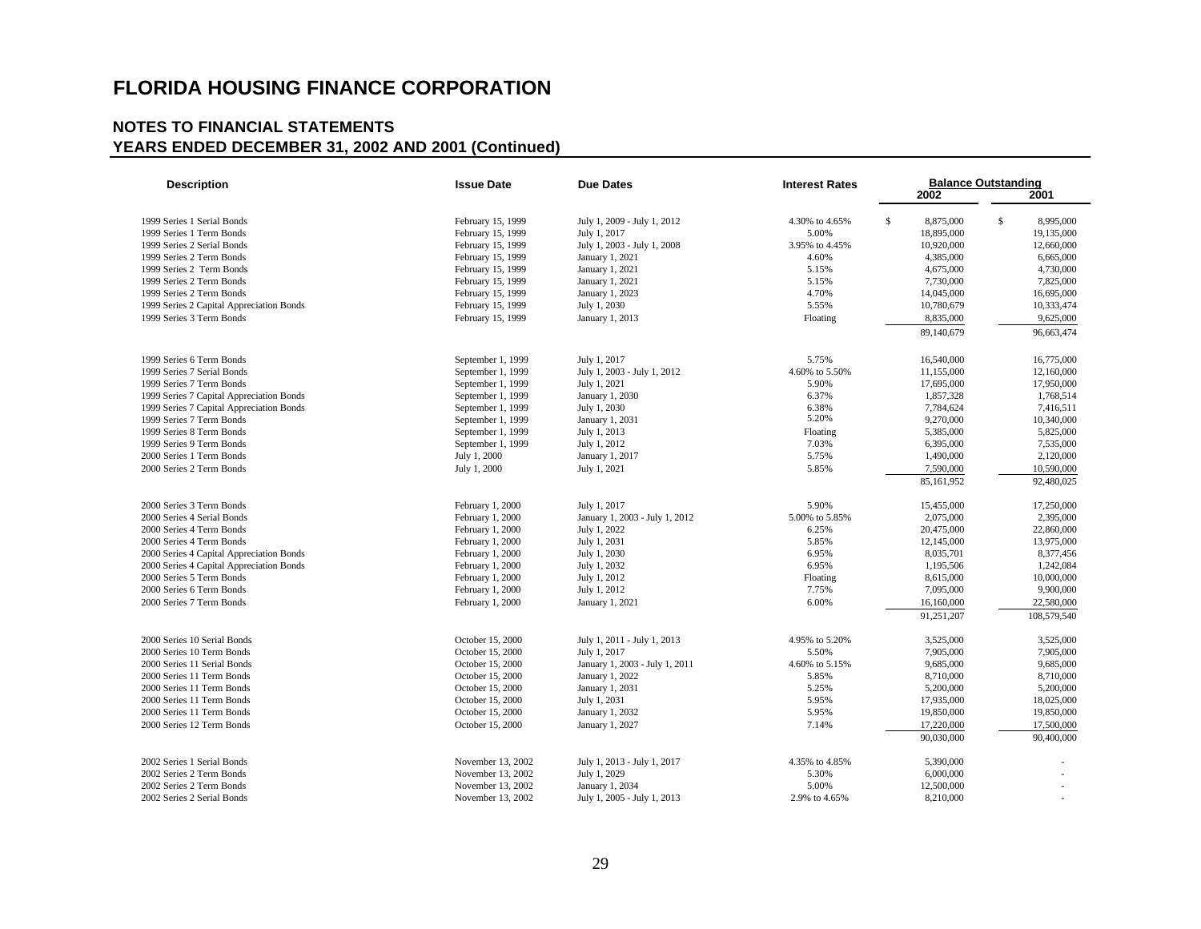# FLORIDA HOUSING FINANCE CORPORATION

## NOTES TO FINANCIAL STATEMENTS
## YEARS ENDED DECEMBER 31, 2002 AND 2001 (Continued)

| Description | Issue Date | Due Dates | Interest Rates | Balance Outstanding 2002 | 2001 |
|---|---|---|---|---|---|
| 1999 Series 1 Serial Bonds | February 15, 1999 | July 1, 2009 - July 1, 2012 | 4.30% to 4.65% | $ 8,875,000 | $ 8,995,000 |
| 1999 Series 1 Term Bonds | February 15, 1999 | July 1, 2017 | 5.00% | 18,895,000 | 19,135,000 |
| 1999 Series 2 Serial Bonds | February 15, 1999 | July 1, 2003 - July 1, 2008 | 3.95% to 4.45% | 10,920,000 | 12,660,000 |
| 1999 Series 2 Term Bonds | February 15, 1999 | January 1, 2021 | 4.60% | 4,385,000 | 6,665,000 |
| 1999 Series 2 Term Bonds | February 15, 1999 | January 1, 2021 | 5.15% | 4,675,000 | 4,730,000 |
| 1999 Series 2 Term Bonds | February 15, 1999 | January 1, 2021 | 5.15% | 7,730,000 | 7,825,000 |
| 1999 Series 2 Term Bonds | February 15, 1999 | January 1, 2023 | 4.70% | 14,045,000 | 16,695,000 |
| 1999 Series 2 Capital Appreciation Bonds | February 15, 1999 | July 1, 2030 | 5.55% | 10,780,679 | 10,333,474 |
| 1999 Series 3 Term Bonds | February 15, 1999 | January 1, 2013 | Floating | 8,835,000 | 9,625,000 |
| | | | | 89,140,679 | 96,663,474 |
| 1999 Series 6 Term Bonds | September 1, 1999 | July 1, 2017 | 5.75% | 16,540,000 | 16,775,000 |
| 1999 Series 7 Serial Bonds | September 1, 1999 | July 1, 2003 - July 1, 2012 | 4.60% to 5.50% | 11,155,000 | 12,160,000 |
| 1999 Series 7 Term Bonds | September 1, 1999 | July 1, 2021 | 5.90% | 17,695,000 | 17,950,000 |
| 1999 Series 7 Capital Appreciation Bonds | September 1, 1999 | January 1, 2030 | 6.37% | 1,857,328 | 1,768,514 |
| 1999 Series 7 Capital Appreciation Bonds | September 1, 1999 | July 1, 2030 | 6.38% | 7,784,624 | 7,416,511 |
| 1999 Series 7 Term Bonds | September 1, 1999 | January 1, 2031 | 5.20% | 9,270,000 | 10,340,000 |
| 1999 Series 8 Term Bonds | September 1, 1999 | July 1, 2013 | Floating | 5,385,000 | 5,825,000 |
| 1999 Series 9 Term Bonds | September 1, 1999 | July 1, 2012 | 7.03% | 6,395,000 | 7,535,000 |
| 2000 Series 1 Term Bonds | July 1, 2000 | January 1, 2017 | 5.75% | 1,490,000 | 2,120,000 |
| 2000 Series 2 Term Bonds | July 1, 2000 | July 1, 2021 | 5.85% | 7,590,000 | 10,590,000 |
| | | | | 85,161,952 | 92,480,025 |
| 2000 Series 3 Term Bonds | February 1, 2000 | July 1, 2017 | 5.90% | 15,455,000 | 17,250,000 |
| 2000 Series 4 Serial Bonds | February 1, 2000 | January 1, 2003 - July 1, 2012 | 5.00% to 5.85% | 2,075,000 | 2,395,000 |
| 2000 Series 4 Term Bonds | February 1, 2000 | July 1, 2022 | 6.25% | 20,475,000 | 22,860,000 |
| 2000 Series 4 Term Bonds | February 1, 2000 | July 1, 2031 | 5.85% | 12,145,000 | 13,975,000 |
| 2000 Series 4 Capital Appreciation Bonds | February 1, 2000 | July 1, 2030 | 6.95% | 8,035,701 | 8,377,456 |
| 2000 Series 4 Capital Appreciation Bonds | February 1, 2000 | July 1, 2032 | 6.95% | 1,195,506 | 1,242,084 |
| 2000 Series 5 Term Bonds | February 1, 2000 | July 1, 2012 | Floating | 8,615,000 | 10,000,000 |
| 2000 Series 6 Term Bonds | February 1, 2000 | July 1, 2012 | 7.75% | 7,095,000 | 9,900,000 |
| 2000 Series 7 Term Bonds | February 1, 2000 | January 1, 2021 | 6.00% | 16,160,000 | 22,580,000 |
| | | | | 91,251,207 | 108,579,540 |
| 2000 Series 10 Serial Bonds | October 15, 2000 | July 1, 2011 - July 1, 2013 | 4.95% to 5.20% | 3,525,000 | 3,525,000 |
| 2000 Series 10 Term Bonds | October 15, 2000 | July 1, 2017 | 5.50% | 7,905,000 | 7,905,000 |
| 2000 Series 11 Serial Bonds | October 15, 2000 | January 1, 2003 - July 1, 2011 | 4.60% to 5.15% | 9,685,000 | 9,685,000 |
| 2000 Series 11 Term Bonds | October 15, 2000 | January 1, 2022 | 5.85% | 8,710,000 | 8,710,000 |
| 2000 Series 11 Term Bonds | October 15, 2000 | January 1, 2031 | 5.25% | 5,200,000 | 5,200,000 |
| 2000 Series 11 Term Bonds | October 15, 2000 | July 1, 2031 | 5.95% | 17,935,000 | 18,025,000 |
| 2000 Series 11 Term Bonds | October 15, 2000 | January 1, 2032 | 5.95% | 19,850,000 | 19,850,000 |
| 2000 Series 12 Term Bonds | October 15, 2000 | January 1, 2027 | 7.14% | 17,220,000 | 17,500,000 |
| | | | | 90,030,000 | 90,400,000 |
| 2002 Series 1 Serial Bonds | November 13, 2002 | July 1, 2013 - July 1, 2017 | 4.35% to 4.85% | 5,390,000 | - |
| 2002 Series 2 Term Bonds | November 13, 2002 | July 1, 2029 | 5.30% | 6,000,000 | - |
| 2002 Series 2 Term Bonds | November 13, 2002 | January 1, 2034 | 5.00% | 12,500,000 | - |
| 2002 Series 2 Serial Bonds | November 13, 2002 | July 1, 2005 - July 1, 2013 | 2.9% to 4.65% | 8,210,000 | - |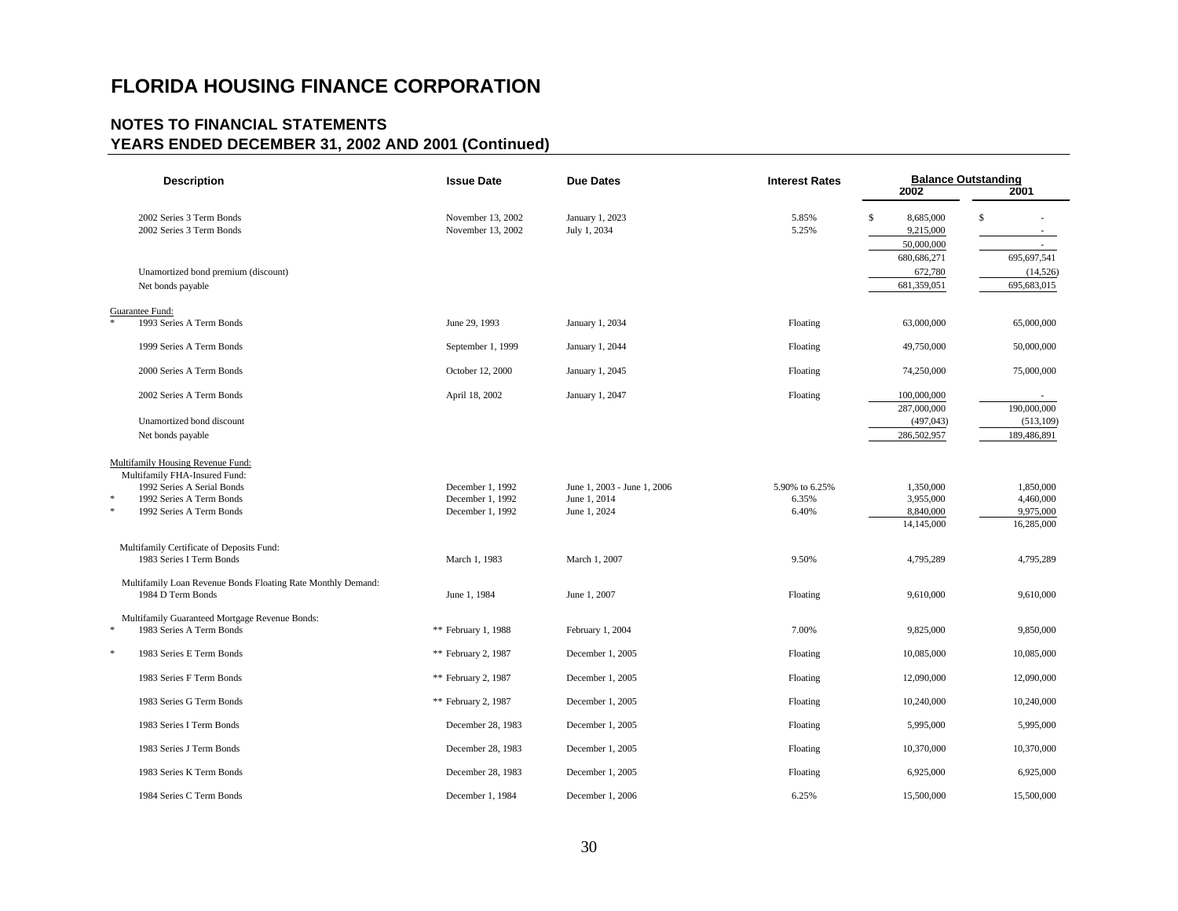# FLORIDA HOUSING FINANCE CORPORATION

## NOTES TO FINANCIAL STATEMENTS
## YEARS ENDED DECEMBER 31, 2002 AND 2001 (Continued)

| Description | Issue Date | Due Dates | Interest Rates | Balance Outstanding 2002 | Balance Outstanding 2001 |
|---|---|---|---|---|---|
| 2002 Series 3 Term Bonds | November 13, 2002 | January 1, 2023 | 5.85% | $ 8,685,000 | $ - |
| 2002 Series 3 Term Bonds | November 13, 2002 | July 1, 2034 | 5.25% | 9,215,000 | - |
| | | | | 50,000,000 | - |
| | | | | 680,686,271 | 695,697,541 |
| Unamortized bond premium (discount) | | | | 672,780 | (14,526) |
| Net bonds payable | | | | 681,359,051 | 695,683,015 |
| Guarantee Fund: | | | | | |
| * 1993 Series A Term Bonds | June 29, 1993 | January 1, 2034 | Floating | 63,000,000 | 65,000,000 |
| 1999 Series A Term Bonds | September 1, 1999 | January 1, 2044 | Floating | 49,750,000 | 50,000,000 |
| 2000 Series A Term Bonds | October 12, 2000 | January 1, 2045 | Floating | 74,250,000 | 75,000,000 |
| 2002 Series A Term Bonds | April 18, 2002 | January 1, 2047 | Floating | 100,000,000 | - |
| | | | | 287,000,000 | 190,000,000 |
| Unamortized bond discount | | | | (497,043) | (513,109) |
| Net bonds payable | | | | 286,502,957 | 189,486,891 |
| Multifamily Housing Revenue Fund: | | | | | |
| Multifamily FHA-Insured Fund: | | | | | |
| 1992 Series A Serial Bonds | December 1, 1992 | June 1, 2003 - June 1, 2006 | 5.90% to 6.25% | 1,350,000 | 1,850,000 |
| * 1992 Series A Term Bonds | December 1, 1992 | June 1, 2014 | 6.35% | 3,955,000 | 4,460,000 |
| * 1992 Series A Term Bonds | December 1, 1992 | June 1, 2024 | 6.40% | 8,840,000 | 9,975,000 |
| | | | | 14,145,000 | 16,285,000 |
| Multifamily Certificate of Deposits Fund: | | | | | |
| 1983 Series I Term Bonds | March 1, 1983 | March 1, 2007 | 9.50% | 4,795,289 | 4,795,289 |
| Multifamily Loan Revenue Bonds Floating Rate Monthly Demand: | | | | | |
| 1984 D Term Bonds | June 1, 1984 | June 1, 2007 | Floating | 9,610,000 | 9,610,000 |
| Multifamily Guaranteed Mortgage Revenue Bonds: | | | | | |
| * 1983 Series A Term Bonds | ** February 1, 1988 | February 1, 2004 | 7.00% | 9,825,000 | 9,850,000 |
| * 1983 Series E Term Bonds | ** February 2, 1987 | December 1, 2005 | Floating | 10,085,000 | 10,085,000 |
| 1983 Series F Term Bonds | ** February 2, 1987 | December 1, 2005 | Floating | 12,090,000 | 12,090,000 |
| 1983 Series G Term Bonds | ** February 2, 1987 | December 1, 2005 | Floating | 10,240,000 | 10,240,000 |
| 1983 Series I Term Bonds | December 28, 1983 | December 1, 2005 | Floating | 5,995,000 | 5,995,000 |
| 1983 Series J Term Bonds | December 28, 1983 | December 1, 2005 | Floating | 10,370,000 | 10,370,000 |
| 1983 Series K Term Bonds | December 28, 1983 | December 1, 2005 | Floating | 6,925,000 | 6,925,000 |
| 1984 Series C Term Bonds | December 1, 1984 | December 1, 2006 | 6.25% | 15,500,000 | 15,500,000 |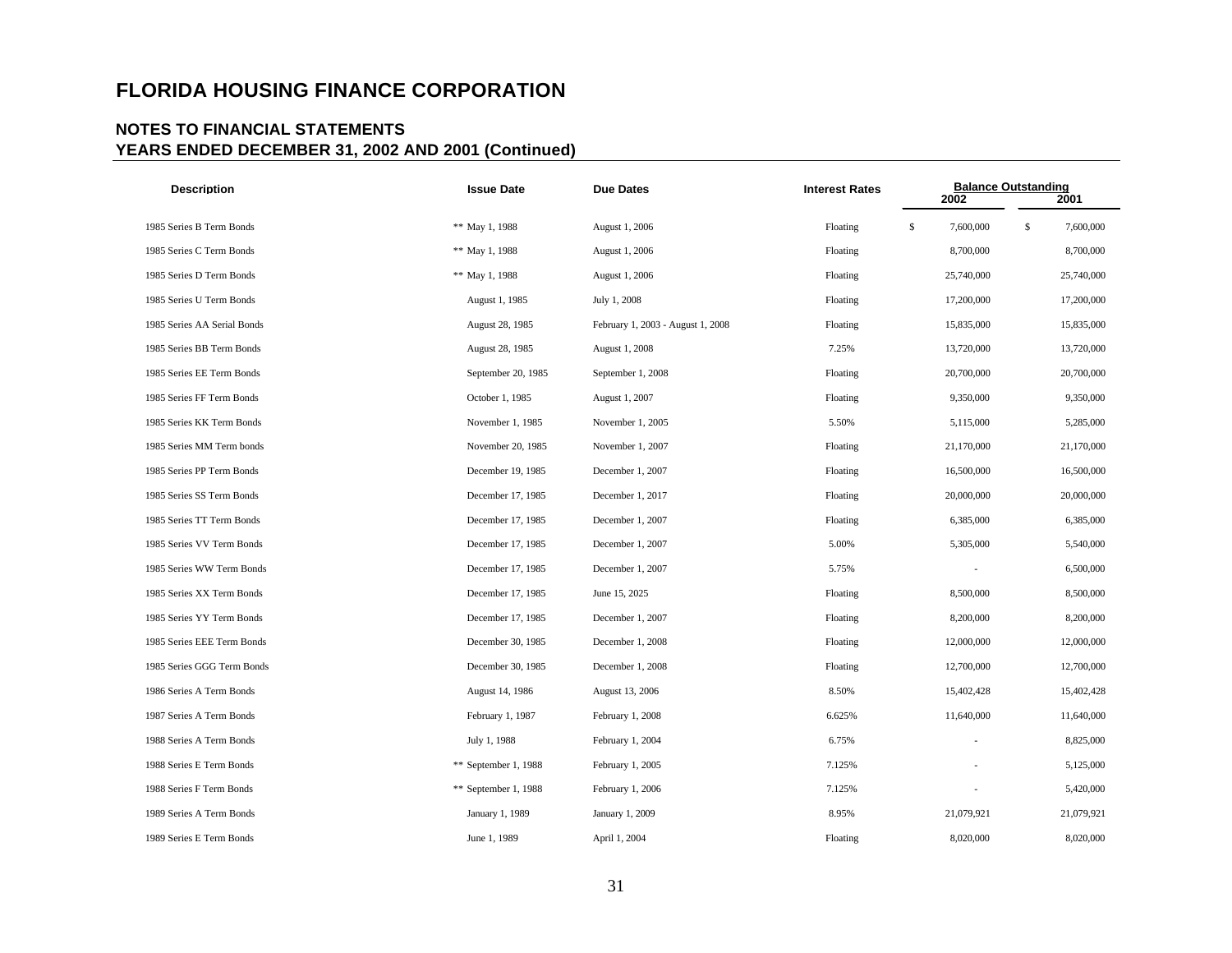# FLORIDA HOUSING FINANCE CORPORATION

## NOTES TO FINANCIAL STATEMENTS
## YEARS ENDED DECEMBER 31, 2002 AND 2001 (Continued)

| Description | Issue Date | Due Dates | Interest Rates | Balance Outstanding 2002 | 2001 |
|---|---|---|---|---|---|
| 1985 Series B Term Bonds | ** May 1, 1988 | August 1, 2006 | Floating | $ 7,600,000 | $ 7,600,000 |
| 1985 Series C Term Bonds | ** May 1, 1988 | August 1, 2006 | Floating | 8,700,000 | 8,700,000 |
| 1985 Series D Term Bonds | ** May 1, 1988 | August 1, 2006 | Floating | 25,740,000 | 25,740,000 |
| 1985 Series U Term Bonds | August 1, 1985 | July 1, 2008 | Floating | 17,200,000 | 17,200,000 |
| 1985 Series AA Serial Bonds | August 28, 1985 | February 1, 2003 - August 1, 2008 | Floating | 15,835,000 | 15,835,000 |
| 1985 Series BB Term Bonds | August 28, 1985 | August 1, 2008 | 7.25% | 13,720,000 | 13,720,000 |
| 1985 Series EE Term Bonds | September 20, 1985 | September 1, 2008 | Floating | 20,700,000 | 20,700,000 |
| 1985 Series FF Term Bonds | October 1, 1985 | August 1, 2007 | Floating | 9,350,000 | 9,350,000 |
| 1985 Series KK Term Bonds | November 1, 1985 | November 1, 2005 | 5.50% | 5,115,000 | 5,285,000 |
| 1985 Series MM Term bonds | November 20, 1985 | November 1, 2007 | Floating | 21,170,000 | 21,170,000 |
| 1985 Series PP Term Bonds | December 19, 1985 | December 1, 2007 | Floating | 16,500,000 | 16,500,000 |
| 1985 Series SS Term Bonds | December 17, 1985 | December 1, 2017 | Floating | 20,000,000 | 20,000,000 |
| 1985 Series TT Term Bonds | December 17, 1985 | December 1, 2007 | Floating | 6,385,000 | 6,385,000 |
| 1985 Series VV Term Bonds | December 17, 1985 | December 1, 2007 | 5.00% | 5,305,000 | 5,540,000 |
| 1985 Series WW Term Bonds | December 17, 1985 | December 1, 2007 | 5.75% | - | 6,500,000 |
| 1985 Series XX Term Bonds | December 17, 1985 | June 15, 2025 | Floating | 8,500,000 | 8,500,000 |
| 1985 Series YY Term Bonds | December 17, 1985 | December 1, 2007 | Floating | 8,200,000 | 8,200,000 |
| 1985 Series EEE Term Bonds | December 30, 1985 | December 1, 2008 | Floating | 12,000,000 | 12,000,000 |
| 1985 Series GGG Term Bonds | December 30, 1985 | December 1, 2008 | Floating | 12,700,000 | 12,700,000 |
| 1986 Series A Term Bonds | August 14, 1986 | August 13, 2006 | 8.50% | 15,402,428 | 15,402,428 |
| 1987 Series A Term Bonds | February 1, 1987 | February 1, 2008 | 6.625% | 11,640,000 | 11,640,000 |
| 1988 Series A Term Bonds | July 1, 1988 | February 1, 2004 | 6.75% | - | 8,825,000 |
| 1988 Series E Term Bonds | ** September 1, 1988 | February 1, 2005 | 7.125% | - | 5,125,000 |
| 1988 Series F Term Bonds | ** September 1, 1988 | February 1, 2006 | 7.125% | - | 5,420,000 |
| 1989 Series A Term Bonds | January 1, 1989 | January 1, 2009 | 8.95% | 21,079,921 | 21,079,921 |
| 1989 Series E Term Bonds | June 1, 1989 | April 1, 2004 | Floating | 8,020,000 | 8,020,000 |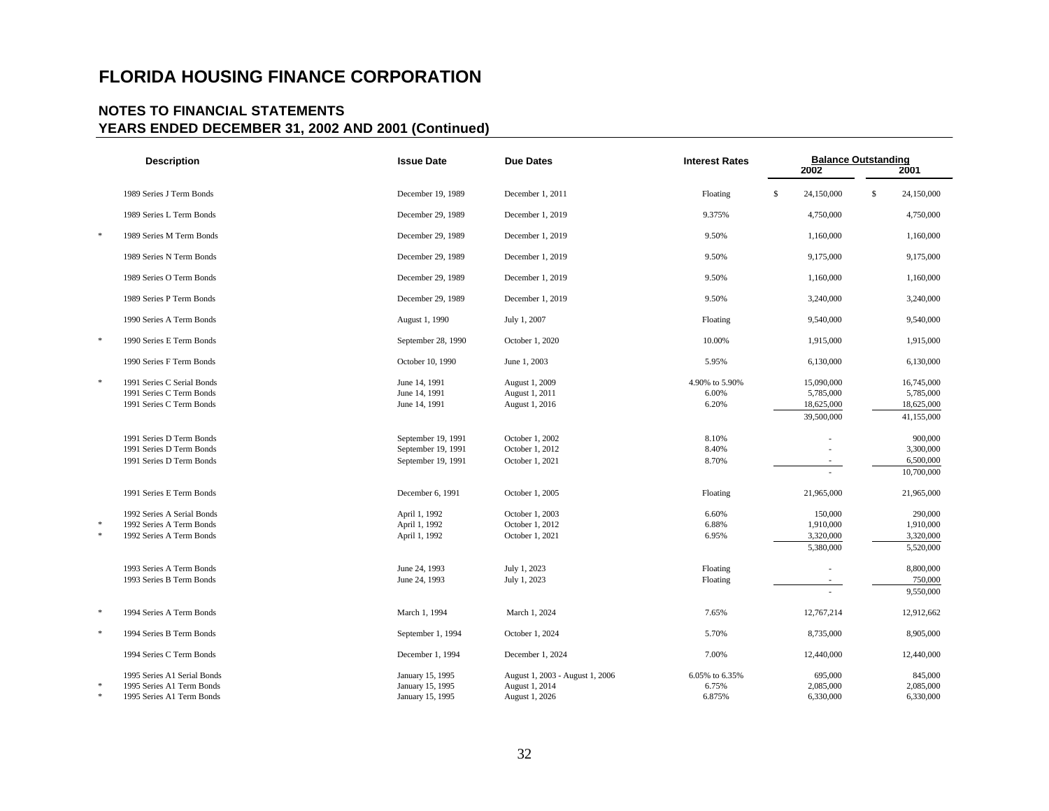# FLORIDA HOUSING FINANCE CORPORATION

## NOTES TO FINANCIAL STATEMENTS
## YEARS ENDED DECEMBER 31, 2002 AND 2001 (Continued)

| | Description | Issue Date | Due Dates | Interest Rates | Balance Outstanding 2002 | 2001 |
|---|---|---|---|---|---|---|
| | 1989 Series J Term Bonds | December 19, 1989 | December 1, 2011 | Floating | $ 24,150,000 | $ 24,150,000 |
| | 1989 Series L Term Bonds | December 29, 1989 | December 1, 2019 | 9.375% | 4,750,000 | 4,750,000 |
| * | 1989 Series M Term Bonds | December 29, 1989 | December 1, 2019 | 9.50% | 1,160,000 | 1,160,000 |
| | 1989 Series N Term Bonds | December 29, 1989 | December 1, 2019 | 9.50% | 9,175,000 | 9,175,000 |
| | 1989 Series O Term Bonds | December 29, 1989 | December 1, 2019 | 9.50% | 1,160,000 | 1,160,000 |
| | 1989 Series P Term Bonds | December 29, 1989 | December 1, 2019 | 9.50% | 3,240,000 | 3,240,000 |
| | 1990 Series A Term Bonds | August 1, 1990 | July 1, 2007 | Floating | 9,540,000 | 9,540,000 |
| * | 1990 Series E Term Bonds | September 28, 1990 | October 1, 2020 | 10.00% | 1,915,000 | 1,915,000 |
| | 1990 Series F Term Bonds | October 10, 1990 | June 1, 2003 | 5.95% | 6,130,000 | 6,130,000 |
| * | 1991 Series C Serial Bonds | June 14, 1991 | August 1, 2009 | 4.90% to 5.90% | 15,090,000 | 16,745,000 |
| | 1991 Series C Term Bonds | June 14, 1991 | August 1, 2011 | 6.00% | 5,785,000 | 5,785,000 |
| | 1991 Series C Term Bonds | June 14, 1991 | August 1, 2016 | 6.20% | 18,625,000 | 18,625,000 |
| | | | | | 39,500,000 | 41,155,000 |
| | 1991 Series D Term Bonds | September 19, 1991 | October 1, 2002 | 8.10% | - | 900,000 |
| | 1991 Series D Term Bonds | September 19, 1991 | October 1, 2012 | 8.40% | - | 3,300,000 |
| | 1991 Series D Term Bonds | September 19, 1991 | October 1, 2021 | 8.70% | - | 6,500,000 |
| | | | | | - | 10,700,000 |
| | 1991 Series E Term Bonds | December 6, 1991 | October 1, 2005 | Floating | 21,965,000 | 21,965,000 |
| | 1992 Series A Serial Bonds | April 1, 1992 | October 1, 2003 | 6.60% | 150,000 | 290,000 |
| * | 1992 Series A Term Bonds | April 1, 1992 | October 1, 2012 | 6.88% | 1,910,000 | 1,910,000 |
| * | 1992 Series A Term Bonds | April 1, 1992 | October 1, 2021 | 6.95% | 3,320,000 | 3,320,000 |
| | | | | | 5,380,000 | 5,520,000 |
| | 1993 Series A Term Bonds | June 24, 1993 | July 1, 2023 | Floating | - | 8,800,000 |
| | 1993 Series B Term Bonds | June 24, 1993 | July 1, 2023 | Floating | - | 750,000 |
| | | | | | - | 9,550,000 |
| * | 1994 Series A Term Bonds | March 1, 1994 | March 1, 2024 | 7.65% | 12,767,214 | 12,912,662 |
| * | 1994 Series B Term Bonds | September 1, 1994 | October 1, 2024 | 5.70% | 8,735,000 | 8,905,000 |
| | 1994 Series C Term Bonds | December 1, 1994 | December 1, 2024 | 7.00% | 12,440,000 | 12,440,000 |
| | 1995 Series A1 Serial Bonds | January 15, 1995 | August 1, 2003 - August 1, 2006 | 6.05% to 6.35% | 695,000 | 845,000 |
| * | 1995 Series A1 Term Bonds | January 15, 1995 | August 1, 2014 | 6.75% | 2,085,000 | 2,085,000 |
| * | 1995 Series A1 Term Bonds | January 15, 1995 | August 1, 2026 | 6.875% | 6,330,000 | 6,330,000 |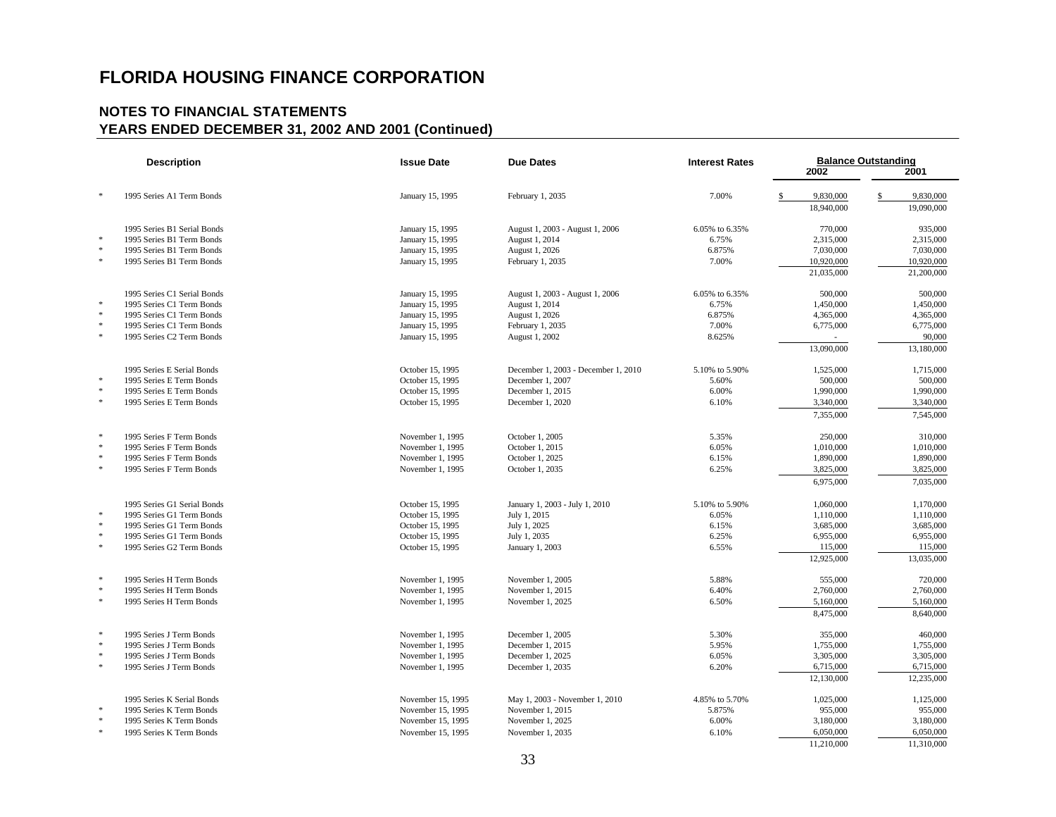# FLORIDA HOUSING FINANCE CORPORATION

## NOTES TO FINANCIAL STATEMENTS
## YEARS ENDED DECEMBER 31, 2002 AND 2001 (Continued)

| | Description | Issue Date | Due Dates | Interest Rates | Balance Outstanding 2002 | Balance Outstanding 2001 |
|---|---|---|---|---|---|---|
| * | 1995 Series A1 Term Bonds | January 15, 1995 | February 1, 2035 | 7.00% | $ 9,830,000 | $ 9,830,000 |
| | | | | | 18,940,000 | 19,090,000 |
| | 1995 Series B1 Serial Bonds | January 15, 1995 | August 1, 2003 - August 1, 2006 | 6.05% to 6.35% | 770,000 | 935,000 |
| * | 1995 Series B1 Term Bonds | January 15, 1995 | August 1, 2014 | 6.75% | 2,315,000 | 2,315,000 |
| * | 1995 Series B1 Term Bonds | January 15, 1995 | August 1, 2026 | 6.875% | 7,030,000 | 7,030,000 |
| * | 1995 Series B1 Term Bonds | January 15, 1995 | February 1, 2035 | 7.00% | 10,920,000 | 10,920,000 |
| | | | | | 21,035,000 | 21,200,000 |
| | 1995 Series C1 Serial Bonds | January 15, 1995 | August 1, 2003 - August 1, 2006 | 6.05% to 6.35% | 500,000 | 500,000 |
| * | 1995 Series C1 Term Bonds | January 15, 1995 | August 1, 2014 | 6.75% | 1,450,000 | 1,450,000 |
| * | 1995 Series C1 Term Bonds | January 15, 1995 | August 1, 2026 | 6.875% | 4,365,000 | 4,365,000 |
| * | 1995 Series C1 Term Bonds | January 15, 1995 | February 1, 2035 | 7.00% | 6,775,000 | 6,775,000 |
| * | 1995 Series C2 Term Bonds | January 15, 1995 | August 1, 2002 | 8.625% | - | 90,000 |
| | | | | | 13,090,000 | 13,180,000 |
| | 1995 Series E Serial Bonds | October 15, 1995 | December 1, 2003 - December 1, 2010 | 5.10% to 5.90% | 1,525,000 | 1,715,000 |
| * | 1995 Series E Term Bonds | October 15, 1995 | December 1, 2007 | 5.60% | 500,000 | 500,000 |
| * | 1995 Series E Term Bonds | October 15, 1995 | December 1, 2015 | 6.00% | 1,990,000 | 1,990,000 |
| * | 1995 Series E Term Bonds | October 15, 1995 | December 1, 2020 | 6.10% | 3,340,000 | 3,340,000 |
| | | | | | 7,355,000 | 7,545,000 |
| * | 1995 Series F Term Bonds | November 1, 1995 | October 1, 2005 | 5.35% | 250,000 | 310,000 |
| * | 1995 Series F Term Bonds | November 1, 1995 | October 1, 2015 | 6.05% | 1,010,000 | 1,010,000 |
| * | 1995 Series F Term Bonds | November 1, 1995 | October 1, 2025 | 6.15% | 1,890,000 | 1,890,000 |
| * | 1995 Series F Term Bonds | November 1, 1995 | October 1, 2035 | 6.25% | 3,825,000 | 3,825,000 |
| | | | | | 6,975,000 | 7,035,000 |
| | 1995 Series G1 Serial Bonds | October 15, 1995 | January 1, 2003 - July 1, 2010 | 5.10% to 5.90% | 1,060,000 | 1,170,000 |
| * | 1995 Series G1 Term Bonds | October 15, 1995 | July 1, 2015 | 6.05% | 1,110,000 | 1,110,000 |
| * | 1995 Series G1 Term Bonds | October 15, 1995 | July 1, 2025 | 6.15% | 3,685,000 | 3,685,000 |
| * | 1995 Series G1 Term Bonds | October 15, 1995 | July 1, 2035 | 6.25% | 6,955,000 | 6,955,000 |
| * | 1995 Series G2 Term Bonds | October 15, 1995 | January 1, 2003 | 6.55% | 115,000 | 115,000 |
| | | | | | 12,925,000 | 13,035,000 |
| * | 1995 Series H Term Bonds | November 1, 1995 | November 1, 2005 | 5.88% | 555,000 | 720,000 |
| * | 1995 Series H Term Bonds | November 1, 1995 | November 1, 2015 | 6.40% | 2,760,000 | 2,760,000 |
| * | 1995 Series H Term Bonds | November 1, 1995 | November 1, 2025 | 6.50% | 5,160,000 | 5,160,000 |
| | | | | | 8,475,000 | 8,640,000 |
| * | 1995 Series J Term Bonds | November 1, 1995 | December 1, 2005 | 5.30% | 355,000 | 460,000 |
| * | 1995 Series J Term Bonds | November 1, 1995 | December 1, 2015 | 5.95% | 1,755,000 | 1,755,000 |
| * | 1995 Series J Term Bonds | November 1, 1995 | December 1, 2025 | 6.05% | 3,305,000 | 3,305,000 |
| * | 1995 Series J Term Bonds | November 1, 1995 | December 1, 2035 | 6.20% | 6,715,000 | 6,715,000 |
| | | | | | 12,130,000 | 12,235,000 |
| | 1995 Series K Serial Bonds | November 15, 1995 | May 1, 2003 - November 1, 2010 | 4.85% to 5.70% | 1,025,000 | 1,125,000 |
| * | 1995 Series K Term Bonds | November 15, 1995 | November 1, 2015 | 5.875% | 955,000 | 955,000 |
| * | 1995 Series K Term Bonds | November 15, 1995 | November 1, 2025 | 6.00% | 3,180,000 | 3,180,000 |
| * | 1995 Series K Term Bonds | November 15, 1995 | November 1, 2035 | 6.10% | 6,050,000 | 6,050,000 |
| | | | | | 11,210,000 | 11,310,000 |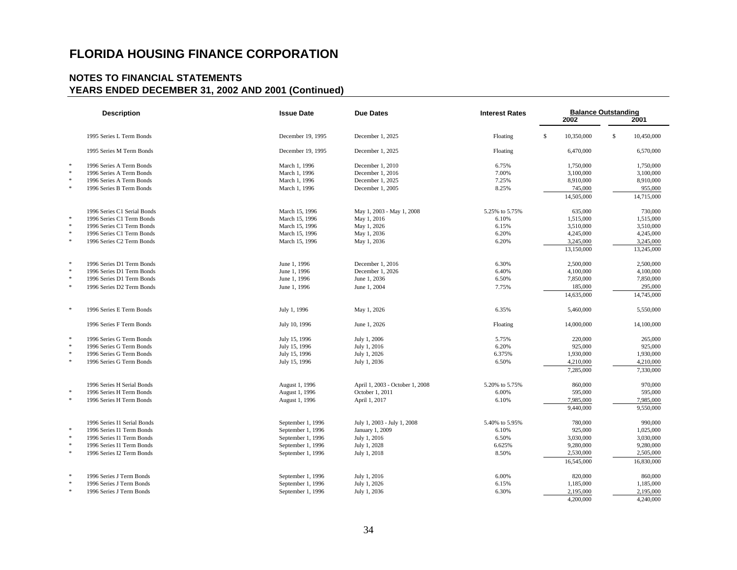# FLORIDA HOUSING FINANCE CORPORATION

## NOTES TO FINANCIAL STATEMENTS
## YEARS ENDED DECEMBER 31, 2002 AND 2001 (Continued)

| | Description | Issue Date | Due Dates | Interest Rates | Balance Outstanding 2002 | Balance Outstanding 2001 |
|---|---|---|---|---|---|---|
| | 1995 Series L Term Bonds | December 19, 1995 | December 1, 2025 | Floating | $ 10,350,000 | $ 10,450,000 |
| | 1995 Series M Term Bonds | December 19, 1995 | December 1, 2025 | Floating | 6,470,000 | 6,570,000 |
| * | 1996 Series A Term Bonds | March 1, 1996 | December 1, 2010 | 6.75% | 1,750,000 | 1,750,000 |
| * | 1996 Series A Term Bonds | March 1, 1996 | December 1, 2016 | 7.00% | 3,100,000 | 3,100,000 |
| * | 1996 Series A Term Bonds | March 1, 1996 | December 1, 2025 | 7.25% | 8,910,000 | 8,910,000 |
| * | 1996 Series B Term Bonds | March 1, 1996 | December 1, 2005 | 8.25% | 745,000 | 955,000 |
| | | | | | 14,505,000 | 14,715,000 |
| | 1996 Series C1 Serial Bonds | March 15, 1996 | May 1, 2003 - May 1, 2008 | 5.25% to 5.75% | 635,000 | 730,000 |
| * | 1996 Series C1 Term Bonds | March 15, 1996 | May 1, 2016 | 6.10% | 1,515,000 | 1,515,000 |
| * | 1996 Series C1 Term Bonds | March 15, 1996 | May 1, 2026 | 6.15% | 3,510,000 | 3,510,000 |
| * | 1996 Series C1 Term Bonds | March 15, 1996 | May 1, 2036 | 6.20% | 4,245,000 | 4,245,000 |
| * | 1996 Series C2 Term Bonds | March 15, 1996 | May 1, 2036 | 6.20% | 3,245,000 | 3,245,000 |
| | | | | | 13,150,000 | 13,245,000 |
| * | 1996 Series D1 Term Bonds | June 1, 1996 | December 1, 2016 | 6.30% | 2,500,000 | 2,500,000 |
| * | 1996 Series D1 Term Bonds | June 1, 1996 | December 1, 2026 | 6.40% | 4,100,000 | 4,100,000 |
| * | 1996 Series D1 Term Bonds | June 1, 1996 | June 1, 2036 | 6.50% | 7,850,000 | 7,850,000 |
| * | 1996 Series D2 Term Bonds | June 1, 1996 | June 1, 2004 | 7.75% | 185,000 | 295,000 |
| | | | | | 14,635,000 | 14,745,000 |
| * | 1996 Series E Term Bonds | July 1, 1996 | May 1, 2026 | 6.35% | 5,460,000 | 5,550,000 |
| | 1996 Series F Term Bonds | July 10, 1996 | June 1, 2026 | Floating | 14,000,000 | 14,100,000 |
| * | 1996 Series G Term Bonds | July 15, 1996 | July 1, 2006 | 5.75% | 220,000 | 265,000 |
| * | 1996 Series G Term Bonds | July 15, 1996 | July 1, 2016 | 6.20% | 925,000 | 925,000 |
| * | 1996 Series G Term Bonds | July 15, 1996 | July 1, 2026 | 6.375% | 1,930,000 | 1,930,000 |
| * | 1996 Series G Term Bonds | July 15, 1996 | July 1, 2036 | 6.50% | 4,210,000 | 4,210,000 |
| | | | | | 7,285,000 | 7,330,000 |
| | 1996 Series H Serial Bonds | August 1, 1996 | April 1, 2003 - October 1, 2008 | 5.20% to 5.75% | 860,000 | 970,000 |
| * | 1996 Series H Term Bonds | August 1, 1996 | October 1, 2011 | 6.00% | 595,000 | 595,000 |
| * | 1996 Series H Term Bonds | August 1, 1996 | April 1, 2017 | 6.10% | 7,985,000 | 7,985,000 |
| | | | | | 9,440,000 | 9,550,000 |
| | 1996 Series I1 Serial Bonds | September 1, 1996 | July 1, 2003 - July 1, 2008 | 5.40% to 5.95% | 780,000 | 990,000 |
| * | 1996 Series I1 Term Bonds | September 1, 1996 | January 1, 2009 | 6.10% | 925,000 | 1,025,000 |
| * | 1996 Series I1 Term Bonds | September 1, 1996 | July 1, 2016 | 6.50% | 3,030,000 | 3,030,000 |
| * | 1996 Series I1 Term Bonds | September 1, 1996 | July 1, 2028 | 6.625% | 9,280,000 | 9,280,000 |
| * | 1996 Series I2 Term Bonds | September 1, 1996 | July 1, 2018 | 8.50% | 2,530,000 | 2,505,000 |
| | | | | | 16,545,000 | 16,830,000 |
| * | 1996 Series J Term Bonds | September 1, 1996 | July 1, 2016 | 6.00% | 820,000 | 860,000 |
| * | 1996 Series J Term Bonds | September 1, 1996 | July 1, 2026 | 6.15% | 1,185,000 | 1,185,000 |
| * | 1996 Series J Term Bonds | September 1, 1996 | July 1, 2036 | 6.30% | 2,195,000 | 2,195,000 |
| | | | | | 4,200,000 | 4,240,000 |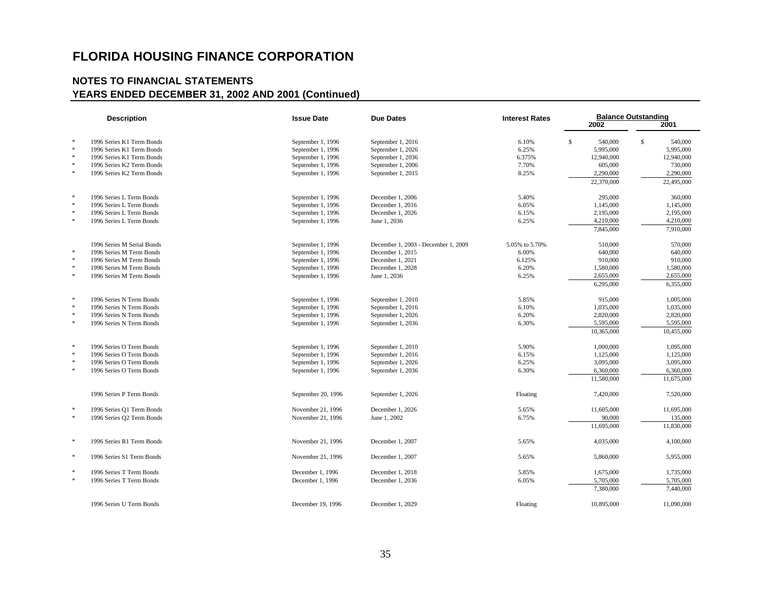# FLORIDA HOUSING FINANCE CORPORATION

## NOTES TO FINANCIAL STATEMENTS
## YEARS ENDED DECEMBER 31, 2002 AND 2001 (Continued)

| | Description | Issue Date | Due Dates | Interest Rates | Balance Outstanding 2002 | 2001 |
|---|---|---|---|---|---|---|
| * | 1996 Series K1 Term Bonds | September 1, 1996 | September 1, 2016 | 6.10% | $ 540,000 | $ 540,000 |
| * | 1996 Series K1 Term Bonds | September 1, 1996 | September 1, 2026 | 6.25% | 5,995,000 | 5,995,000 |
| * | 1996 Series K1 Term Bonds | September 1, 1996 | September 1, 2036 | 6.375% | 12,940,000 | 12,940,000 |
| * | 1996 Series K2 Term Bonds | September 1, 1996 | September 1, 2006 | 7.70% | 605,000 | 730,000 |
| * | 1996 Series K2 Term Bonds | September 1, 1996 | September 1, 2015 | 8.25% | 2,290,000 | 2,290,000 |
| | | | | | 22,370,000 | 22,495,000 |
| * | 1996 Series L Term Bonds | September 1, 1996 | December 1, 2006 | 5.40% | 295,000 | 360,000 |
| * | 1996 Series L Term Bonds | September 1, 1996 | December 1, 2016 | 6.05% | 1,145,000 | 1,145,000 |
| * | 1996 Series L Term Bonds | September 1, 1996 | December 1, 2026 | 6.15% | 2,195,000 | 2,195,000 |
| * | 1996 Series L Term Bonds | September 1, 1996 | June 1, 2036 | 6.25% | 4,210,000 | 4,210,000 |
| | | | | | 7,845,000 | 7,910,000 |
| | 1996 Series M Serial Bonds | September 1, 1996 | December 1, 2003 - December 1, 2009 | 5.05% to 5.70% | 510,000 | 570,000 |
| * | 1996 Series M Term Bonds | September 1, 1996 | December 1, 2015 | 6.00% | 640,000 | 640,000 |
| * | 1996 Series M Term Bonds | September 1, 1996 | December 1, 2021 | 6.125% | 910,000 | 910,000 |
| * | 1996 Series M Term Bonds | September 1, 1996 | December 1, 2028 | 6.20% | 1,580,000 | 1,580,000 |
| * | 1996 Series M Term Bonds | September 1, 1996 | June 1, 2036 | 6.25% | 2,655,000 | 2,655,000 |
| | | | | | 6,295,000 | 6,355,000 |
| * | 1996 Series N Term Bonds | September 1, 1996 | September 1, 2010 | 5.85% | 915,000 | 1,005,000 |
| * | 1996 Series N Term Bonds | September 1, 1996 | September 1, 2016 | 6.10% | 1,035,000 | 1,035,000 |
| * | 1996 Series N Term Bonds | September 1, 1996 | September 1, 2026 | 6.20% | 2,820,000 | 2,820,000 |
| * | 1996 Series N Term Bonds | September 1, 1996 | September 1, 2036 | 6.30% | 5,595,000 | 5,595,000 |
| | | | | | 10,365,000 | 10,455,000 |
| * | 1996 Series O Term Bonds | September 1, 1996 | September 1, 2010 | 5.90% | 1,000,000 | 1,095,000 |
| * | 1996 Series O Term Bonds | September 1, 1996 | September 1, 2016 | 6.15% | 1,125,000 | 1,125,000 |
| * | 1996 Series O Term Bonds | September 1, 1996 | September 1, 2026 | 6.25% | 3,095,000 | 3,095,000 |
| * | 1996 Series O Term Bonds | September 1, 1996 | September 1, 2036 | 6.30% | 6,360,000 | 6,360,000 |
| | | | | | 11,580,000 | 11,675,000 |
| | 1996 Series P Term Bonds | September 20, 1996 | September 1, 2026 | Floating | 7,420,000 | 7,520,000 |
| * | 1996 Series Q1 Term Bonds | November 21, 1996 | December 1, 2026 | 5.65% | 11,605,000 | 11,695,000 |
| * | 1996 Series Q2 Term Bonds | November 21, 1996 | June 1, 2002 | 6.75% | 90,000 | 135,000 |
| | | | | | 11,695,000 | 11,830,000 |
| * | 1996 Series R1 Term Bonds | November 21, 1996 | December 1, 2007 | 5.65% | 4,035,000 | 4,100,000 |
| * | 1996 Series S1 Term Bonds | November 21, 1996 | December 1, 2007 | 5.65% | 5,860,000 | 5,955,000 |
| * | 1996 Series T Term Bonds | December 1, 1996 | December 1, 2018 | 5.85% | 1,675,000 | 1,735,000 |
| * | 1996 Series T Term Bonds | December 1, 1996 | December 1, 2036 | 6.05% | 5,705,000 | 5,705,000 |
| | | | | | 7,380,000 | 7,440,000 |
| | 1996 Series U Term Bonds | December 19, 1996 | December 1, 2029 | Floating | 10,895,000 | 11,090,000 |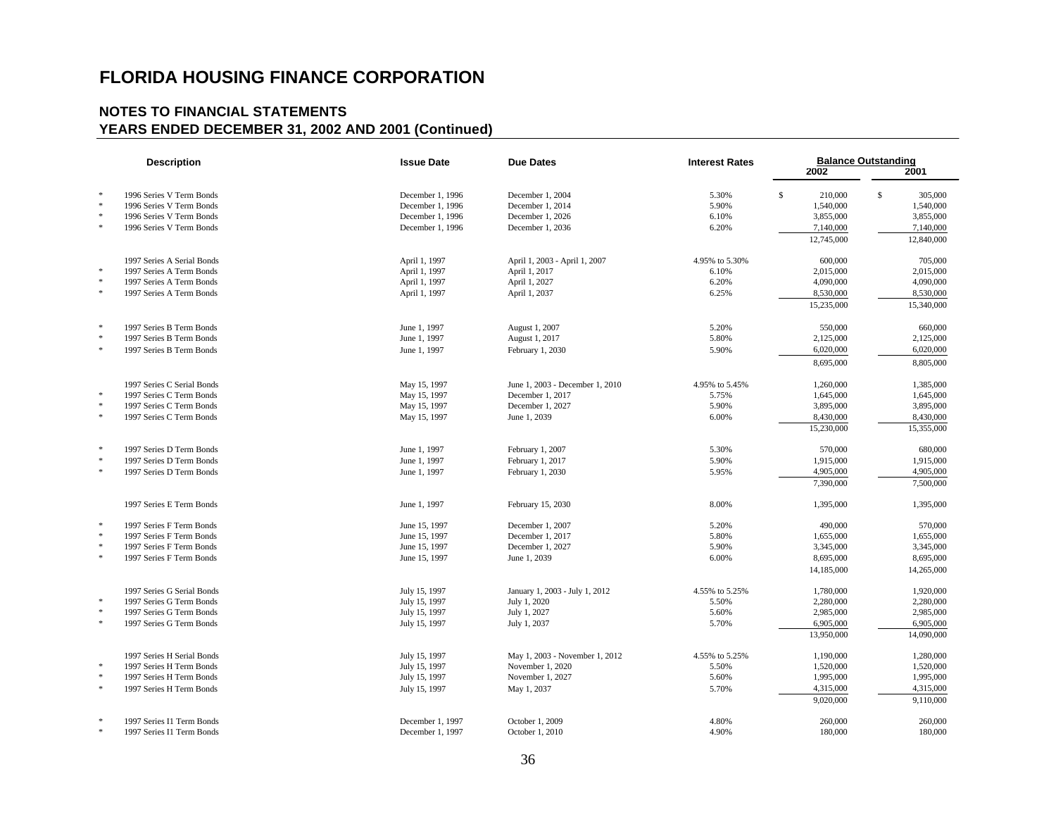# FLORIDA HOUSING FINANCE CORPORATION

## NOTES TO FINANCIAL STATEMENTS
## YEARS ENDED DECEMBER 31, 2002 AND 2001 (Continued)

| | Description | Issue Date | Due Dates | Interest Rates | Balance Outstanding 2002 | 2001 |
|---|---|---|---|---|---|---|
| * | 1996 Series V Term Bonds | December 1, 1996 | December 1, 2004 | 5.30% | $ 210,000 | $ 305,000 |
| * | 1996 Series V Term Bonds | December 1, 1996 | December 1, 2014 | 5.90% | 1,540,000 | 1,540,000 |
| * | 1996 Series V Term Bonds | December 1, 1996 | December 1, 2026 | 6.10% | 3,855,000 | 3,855,000 |
| * | 1996 Series V Term Bonds | December 1, 1996 | December 1, 2036 | 6.20% | 7,140,000 | 7,140,000 |
| | | | | | 12,745,000 | 12,840,000 |
| | 1997 Series A Serial Bonds | April 1, 1997 | April 1, 2003 - April 1, 2007 | 4.95% to 5.30% | 600,000 | 705,000 |
| * | 1997 Series A Term Bonds | April 1, 1997 | April 1, 2017 | 6.10% | 2,015,000 | 2,015,000 |
| * | 1997 Series A Term Bonds | April 1, 1997 | April 1, 2027 | 6.20% | 4,090,000 | 4,090,000 |
| * | 1997 Series A Term Bonds | April 1, 1997 | April 1, 2037 | 6.25% | 8,530,000 | 8,530,000 |
| | | | | | 15,235,000 | 15,340,000 |
| * | 1997 Series B Term Bonds | June 1, 1997 | August 1, 2007 | 5.20% | 550,000 | 660,000 |
| * | 1997 Series B Term Bonds | June 1, 1997 | August 1, 2017 | 5.80% | 2,125,000 | 2,125,000 |
| * | 1997 Series B Term Bonds | June 1, 1997 | February 1, 2030 | 5.90% | 6,020,000 | 6,020,000 |
| | | | | | 8,695,000 | 8,805,000 |
| | 1997 Series C Serial Bonds | May 15, 1997 | June 1, 2003 - December 1, 2010 | 4.95% to 5.45% | 1,260,000 | 1,385,000 |
| * | 1997 Series C Term Bonds | May 15, 1997 | December 1, 2017 | 5.75% | 1,645,000 | 1,645,000 |
| * | 1997 Series C Term Bonds | May 15, 1997 | December 1, 2027 | 5.90% | 3,895,000 | 3,895,000 |
| * | 1997 Series C Term Bonds | May 15, 1997 | June 1, 2039 | 6.00% | 8,430,000 | 8,430,000 |
| | | | | | 15,230,000 | 15,355,000 |
| * | 1997 Series D Term Bonds | June 1, 1997 | February 1, 2007 | 5.30% | 570,000 | 680,000 |
| * | 1997 Series D Term Bonds | June 1, 1997 | February 1, 2017 | 5.90% | 1,915,000 | 1,915,000 |
| * | 1997 Series D Term Bonds | June 1, 1997 | February 1, 2030 | 5.95% | 4,905,000 | 4,905,000 |
| | | | | | 7,390,000 | 7,500,000 |
| | 1997 Series E Term Bonds | June 1, 1997 | February 15, 2030 | 8.00% | 1,395,000 | 1,395,000 |
| * | 1997 Series F Term Bonds | June 15, 1997 | December 1, 2007 | 5.20% | 490,000 | 570,000 |
| * | 1997 Series F Term Bonds | June 15, 1997 | December 1, 2017 | 5.80% | 1,655,000 | 1,655,000 |
| * | 1997 Series F Term Bonds | June 15, 1997 | December 1, 2027 | 5.90% | 3,345,000 | 3,345,000 |
| * | 1997 Series F Term Bonds | June 15, 1997 | June 1, 2039 | 6.00% | 8,695,000 | 8,695,000 |
| | | | | | 14,185,000 | 14,265,000 |
| | 1997 Series G Serial Bonds | July 15, 1997 | January 1, 2003 - July 1, 2012 | 4.55% to 5.25% | 1,780,000 | 1,920,000 |
| * | 1997 Series G Term Bonds | July 15, 1997 | July 1, 2020 | 5.50% | 2,280,000 | 2,280,000 |
| * | 1997 Series G Term Bonds | July 15, 1997 | July 1, 2027 | 5.60% | 2,985,000 | 2,985,000 |
| * | 1997 Series G Term Bonds | July 15, 1997 | July 1, 2037 | 5.70% | 6,905,000 | 6,905,000 |
| | | | | | 13,950,000 | 14,090,000 |
| | 1997 Series H Serial Bonds | July 15, 1997 | May 1, 2003 - November 1, 2012 | 4.55% to 5.25% | 1,190,000 | 1,280,000 |
| * | 1997 Series H Term Bonds | July 15, 1997 | November 1, 2020 | 5.50% | 1,520,000 | 1,520,000 |
| * | 1997 Series H Term Bonds | July 15, 1997 | November 1, 2027 | 5.60% | 1,995,000 | 1,995,000 |
| * | 1997 Series H Term Bonds | July 15, 1997 | May 1, 2037 | 5.70% | 4,315,000 | 4,315,000 |
| | | | | | 9,020,000 | 9,110,000 |
| * | 1997 Series I1 Term Bonds | December 1, 1997 | October 1, 2009 | 4.80% | 260,000 | 260,000 |
| * | 1997 Series I1 Term Bonds | December 1, 1997 | October 1, 2010 | 4.90% | 180,000 | 180,000 |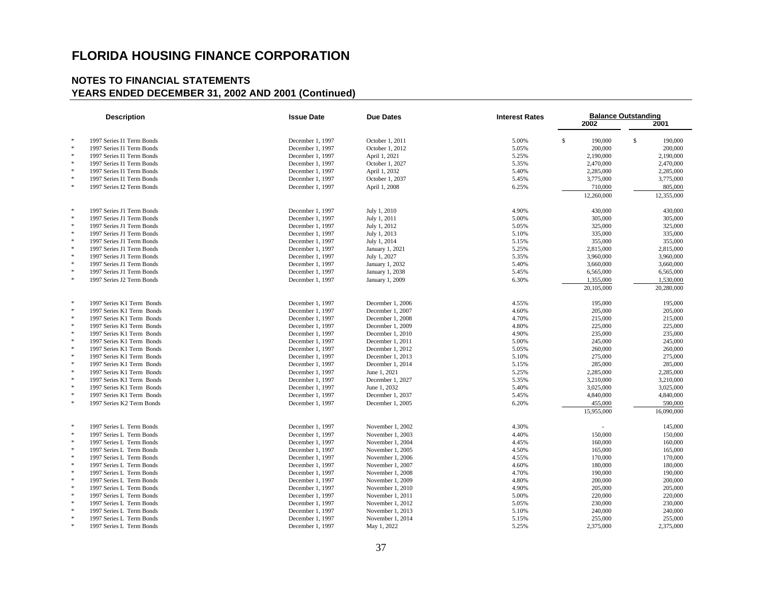# FLORIDA HOUSING FINANCE CORPORATION

## NOTES TO FINANCIAL STATEMENTS
## YEARS ENDED DECEMBER 31, 2002 AND 2001 (Continued)

| | Description | Issue Date | Due Dates | Interest Rates | Balance Outstanding 2002 | 2001 |
|---|---|---|---|---|---|---|
| * | 1997 Series I1 Term Bonds | December 1, 1997 | October 1, 2011 | 5.00% | $ 190,000 | $ 190,000 |
| * | 1997 Series I1 Term Bonds | December 1, 1997 | October 1, 2012 | 5.05% | 200,000 | 200,000 |
| * | 1997 Series I1 Term Bonds | December 1, 1997 | April 1, 2021 | 5.25% | 2,190,000 | 2,190,000 |
| * | 1997 Series I1 Term Bonds | December 1, 1997 | October 1, 2027 | 5.35% | 2,470,000 | 2,470,000 |
| * | 1997 Series I1 Term Bonds | December 1, 1997 | April 1, 2032 | 5.40% | 2,285,000 | 2,285,000 |
| * | 1997 Series I1 Term Bonds | December 1, 1997 | October 1, 2037 | 5.45% | 3,775,000 | 3,775,000 |
| * | 1997 Series I2 Term Bonds | December 1, 1997 | April 1, 2008 | 6.25% | 710,000 | 805,000 |
| | | | | | 12,260,000 | 12,355,000 |
| * | 1997 Series J1 Term Bonds | December 1, 1997 | July 1, 2010 | 4.90% | 430,000 | 430,000 |
| * | 1997 Series J1 Term Bonds | December 1, 1997 | July 1, 2011 | 5.00% | 305,000 | 305,000 |
| * | 1997 Series J1 Term Bonds | December 1, 1997 | July 1, 2012 | 5.05% | 325,000 | 325,000 |
| * | 1997 Series J1 Term Bonds | December 1, 1997 | July 1, 2013 | 5.10% | 335,000 | 335,000 |
| * | 1997 Series J1 Term Bonds | December 1, 1997 | July 1, 2014 | 5.15% | 355,000 | 355,000 |
| * | 1997 Series J1 Term Bonds | December 1, 1997 | January 1, 2021 | 5.25% | 2,815,000 | 2,815,000 |
| * | 1997 Series J1 Term Bonds | December 1, 1997 | July 1, 2027 | 5.35% | 3,960,000 | 3,960,000 |
| * | 1997 Series J1 Term Bonds | December 1, 1997 | January 1, 2032 | 5.40% | 3,660,000 | 3,660,000 |
| * | 1997 Series J1 Term Bonds | December 1, 1997 | January 1, 2038 | 5.45% | 6,565,000 | 6,565,000 |
| * | 1997 Series J2 Term Bonds | December 1, 1997 | January 1, 2009 | 6.30% | 1,355,000 | 1,530,000 |
| | | | | | 20,105,000 | 20,280,000 |
| * | 1997 Series K1 Term Bonds | December 1, 1997 | December 1, 2006 | 4.55% | 195,000 | 195,000 |
| * | 1997 Series K1 Term Bonds | December 1, 1997 | December 1, 2007 | 4.60% | 205,000 | 205,000 |
| * | 1997 Series K1 Term Bonds | December 1, 1997 | December 1, 2008 | 4.70% | 215,000 | 215,000 |
| * | 1997 Series K1 Term Bonds | December 1, 1997 | December 1, 2009 | 4.80% | 225,000 | 225,000 |
| * | 1997 Series K1 Term Bonds | December 1, 1997 | December 1, 2010 | 4.90% | 235,000 | 235,000 |
| * | 1997 Series K1 Term Bonds | December 1, 1997 | December 1, 2011 | 5.00% | 245,000 | 245,000 |
| * | 1997 Series K1 Term Bonds | December 1, 1997 | December 1, 2012 | 5.05% | 260,000 | 260,000 |
| * | 1997 Series K1 Term Bonds | December 1, 1997 | December 1, 2013 | 5.10% | 275,000 | 275,000 |
| * | 1997 Series K1 Term Bonds | December 1, 1997 | December 1, 2014 | 5.15% | 285,000 | 285,000 |
| * | 1997 Series K1 Term Bonds | December 1, 1997 | June 1, 2021 | 5.25% | 2,285,000 | 2,285,000 |
| * | 1997 Series K1 Term Bonds | December 1, 1997 | December 1, 2027 | 5.35% | 3,210,000 | 3,210,000 |
| * | 1997 Series K1 Term Bonds | December 1, 1997 | June 1, 2032 | 5.40% | 3,025,000 | 3,025,000 |
| * | 1997 Series K1 Term Bonds | December 1, 1997 | December 1, 2037 | 5.45% | 4,840,000 | 4,840,000 |
| * | 1997 Series K2 Term Bonds | December 1, 1997 | December 1, 2005 | 6.20% | 455,000 | 590,000 |
| | | | | | 15,955,000 | 16,090,000 |
| * | 1997 Series L Term Bonds | December 1, 1997 | November 1, 2002 | 4.30% | - | 145,000 |
| * | 1997 Series L Term Bonds | December 1, 1997 | November 1, 2003 | 4.40% | 150,000 | 150,000 |
| * | 1997 Series L Term Bonds | December 1, 1997 | November 1, 2004 | 4.45% | 160,000 | 160,000 |
| * | 1997 Series L Term Bonds | December 1, 1997 | November 1, 2005 | 4.50% | 165,000 | 165,000 |
| * | 1997 Series L Term Bonds | December 1, 1997 | November 1, 2006 | 4.55% | 170,000 | 170,000 |
| * | 1997 Series L Term Bonds | December 1, 1997 | November 1, 2007 | 4.60% | 180,000 | 180,000 |
| * | 1997 Series L Term Bonds | December 1, 1997 | November 1, 2008 | 4.70% | 190,000 | 190,000 |
| * | 1997 Series L Term Bonds | December 1, 1997 | November 1, 2009 | 4.80% | 200,000 | 200,000 |
| * | 1997 Series L Term Bonds | December 1, 1997 | November 1, 2010 | 4.90% | 205,000 | 205,000 |
| * | 1997 Series L Term Bonds | December 1, 1997 | November 1, 2011 | 5.00% | 220,000 | 220,000 |
| * | 1997 Series L Term Bonds | December 1, 1997 | November 1, 2012 | 5.05% | 230,000 | 230,000 |
| * | 1997 Series L Term Bonds | December 1, 1997 | November 1, 2013 | 5.10% | 240,000 | 240,000 |
| * | 1997 Series L Term Bonds | December 1, 1997 | November 1, 2014 | 5.15% | 255,000 | 255,000 |
| * | 1997 Series L Term Bonds | December 1, 1997 | May 1, 2022 | 5.25% | 2,375,000 | 2,375,000 |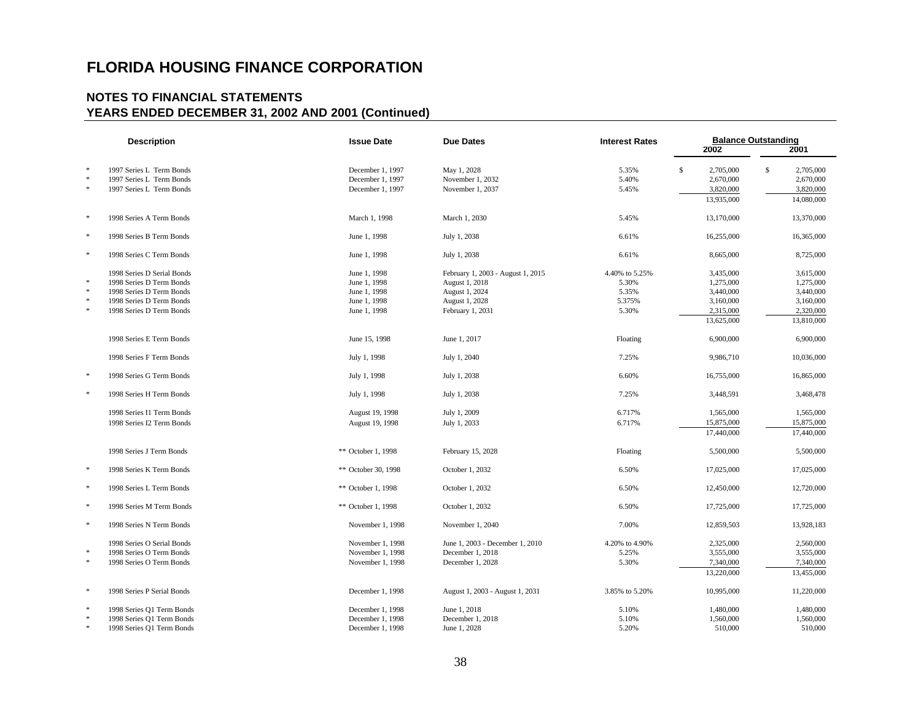# FLORIDA HOUSING FINANCE CORPORATION

## NOTES TO FINANCIAL STATEMENTS
## YEARS ENDED DECEMBER 31, 2002 AND 2001 (Continued)

| | Description | Issue Date | Due Dates | Interest Rates | Balance Outstanding 2002 | 2001 |
|---|---|---|---|---|---|---|
| * | 1997 Series L Term Bonds | December 1, 1997 | May 1, 2028 | 5.35% | $ 2,705,000 | $ 2,705,000 |
| * | 1997 Series L Term Bonds | December 1, 1997 | November 1, 2032 | 5.40% | 2,670,000 | 2,670,000 |
| * | 1997 Series L Term Bonds | December 1, 1997 | November 1, 2037 | 5.45% | 3,820,000 | 3,820,000 |
| | | | | | 13,935,000 | 14,080,000 |
| * | 1998 Series A Term Bonds | March 1, 1998 | March 1, 2030 | 5.45% | 13,170,000 | 13,370,000 |
| * | 1998 Series B Term Bonds | June 1, 1998 | July 1, 2038 | 6.61% | 16,255,000 | 16,365,000 |
| * | 1998 Series C Term Bonds | June 1, 1998 | July 1, 2038 | 6.61% | 8,665,000 | 8,725,000 |
| | 1998 Series D Serial Bonds | June 1, 1998 | February 1, 2003 - August 1, 2015 | 4.40% to 5.25% | 3,435,000 | 3,615,000 |
| * | 1998 Series D Term Bonds | June 1, 1998 | August 1, 2018 | 5.30% | 1,275,000 | 1,275,000 |
| * | 1998 Series D Term Bonds | June 1, 1998 | August 1, 2024 | 5.35% | 3,440,000 | 3,440,000 |
| * | 1998 Series D Term Bonds | June 1, 1998 | August 1, 2028 | 5.375% | 3,160,000 | 3,160,000 |
| * | 1998 Series D Term Bonds | June 1, 1998 | February 1, 2031 | 5.30% | 2,315,000 | 2,320,000 |
| | | | | | 13,625,000 | 13,810,000 |
| | 1998 Series E Term Bonds | June 15, 1998 | June 1, 2017 | Floating | 6,900,000 | 6,900,000 |
| | 1998 Series F Term Bonds | July 1, 1998 | July 1, 2040 | 7.25% | 9,986,710 | 10,036,000 |
| * | 1998 Series G Term Bonds | July 1, 1998 | July 1, 2038 | 6.60% | 16,755,000 | 16,865,000 |
| * | 1998 Series H Term Bonds | July 1, 1998 | July 1, 2038 | 7.25% | 3,448,591 | 3,468,478 |
| | 1998 Series I1 Term Bonds | August 19, 1998 | July 1, 2009 | 6.717% | 1,565,000 | 1,565,000 |
| | 1998 Series I2 Term Bonds | August 19, 1998 | July 1, 2033 | 6.717% | 15,875,000 | 15,875,000 |
| | | | | | 17,440,000 | 17,440,000 |
| | 1998 Series J Term Bonds | ** October 1, 1998 | February 15, 2028 | Floating | 5,500,000 | 5,500,000 |
| * | 1998 Series K Term Bonds | ** October 30, 1998 | October 1, 2032 | 6.50% | 17,025,000 | 17,025,000 |
| * | 1998 Series L Term Bonds | ** October 1, 1998 | October 1, 2032 | 6.50% | 12,450,000 | 12,720,000 |
| * | 1998 Series M Term Bonds | ** October 1, 1998 | October 1, 2032 | 6.50% | 17,725,000 | 17,725,000 |
| * | 1998 Series N Term Bonds | November 1, 1998 | November 1, 2040 | 7.00% | 12,859,503 | 13,928,183 |
| | 1998 Series O Serial Bonds | November 1, 1998 | June 1, 2003 - December 1, 2010 | 4.20% to 4.90% | 2,325,000 | 2,560,000 |
| * | 1998 Series O Term Bonds | November 1, 1998 | December 1, 2018 | 5.25% | 3,555,000 | 3,555,000 |
| * | 1998 Series O Term Bonds | November 1, 1998 | December 1, 2028 | 5.30% | 7,340,000 | 7,340,000 |
| | | | | | 13,220,000 | 13,455,000 |
| * | 1998 Series P Serial Bonds | December 1, 1998 | August 1, 2003 - August 1, 2031 | 3.85% to 5.20% | 10,995,000 | 11,220,000 |
| * | 1998 Series Q1 Term Bonds | December 1, 1998 | June 1, 2018 | 5.10% | 1,480,000 | 1,480,000 |
| * | 1998 Series Q1 Term Bonds | December 1, 1998 | December 1, 2018 | 5.10% | 1,560,000 | 1,560,000 |
| * | 1998 Series Q1 Term Bonds | December 1, 1998 | June 1, 2028 | 5.20% | 510,000 | 510,000 |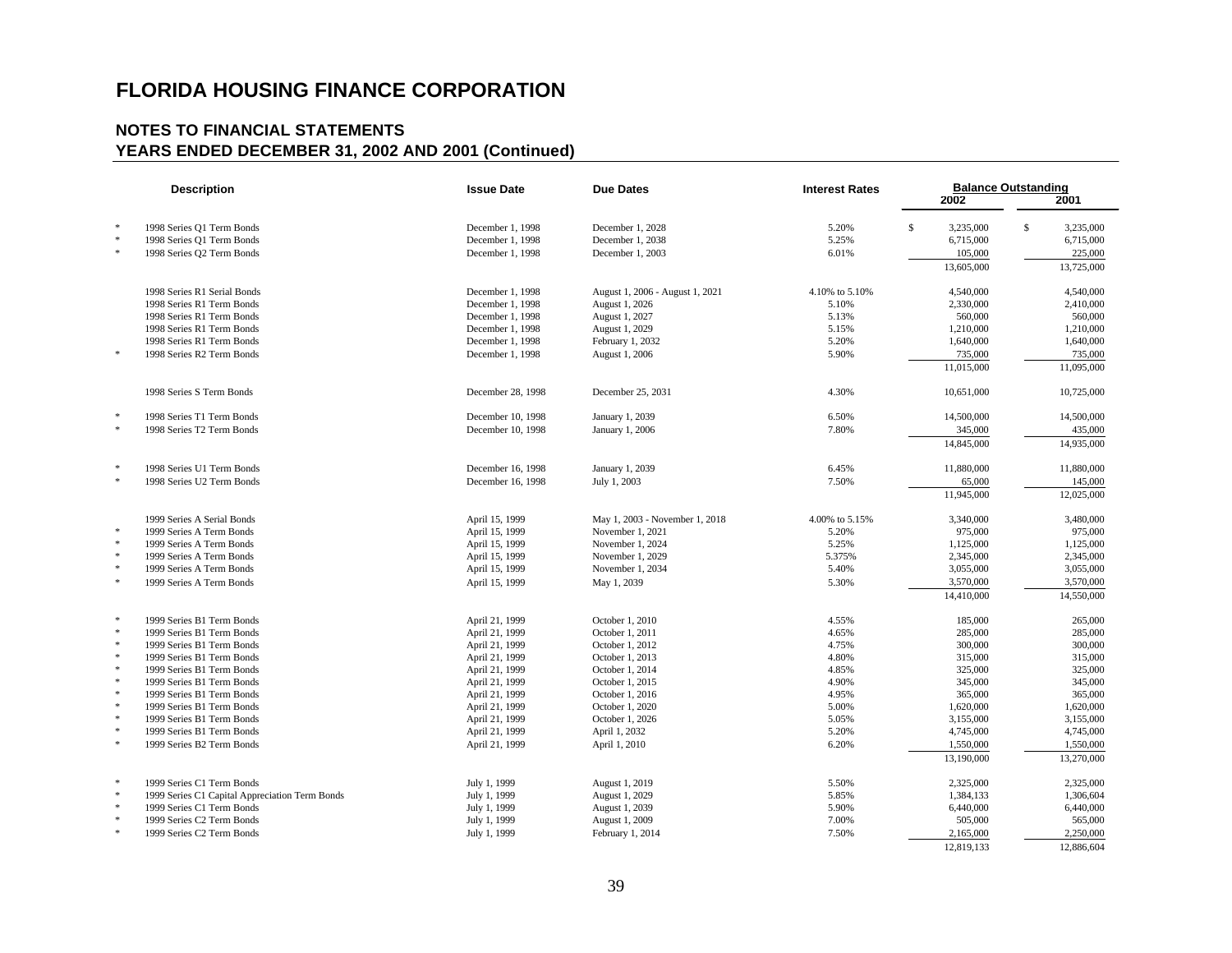# FLORIDA HOUSING FINANCE CORPORATION

## NOTES TO FINANCIAL STATEMENTS
## YEARS ENDED DECEMBER 31, 2002 AND 2001 (Continued)

| | Description | Issue Date | Due Dates | Interest Rates | Balance Outstanding 2002 | 2001 |
|---|---|---|---|---|---|---|
| * | 1998 Series Q1 Term Bonds | December 1, 1998 | December 1, 2028 | 5.20% | $ 3,235,000 | $ 3,235,000 |
| * | 1998 Series Q1 Term Bonds | December 1, 1998 | December 1, 2038 | 5.25% | 6,715,000 | 6,715,000 |
| * | 1998 Series Q2 Term Bonds | December 1, 1998 | December 1, 2003 | 6.01% | 105,000 | 225,000 |
| | | | | | 13,605,000 | 13,725,000 |
| | 1998 Series R1 Serial Bonds | December 1, 1998 | August 1, 2006 - August 1, 2021 | 4.10% to 5.10% | 4,540,000 | 4,540,000 |
| | 1998 Series R1 Term Bonds | December 1, 1998 | August 1, 2026 | 5.10% | 2,330,000 | 2,410,000 |
| | 1998 Series R1 Term Bonds | December 1, 1998 | August 1, 2027 | 5.13% | 560,000 | 560,000 |
| | 1998 Series R1 Term Bonds | December 1, 1998 | August 1, 2029 | 5.15% | 1,210,000 | 1,210,000 |
| | 1998 Series R1 Term Bonds | December 1, 1998 | February 1, 2032 | 5.20% | 1,640,000 | 1,640,000 |
| * | 1998 Series R2 Term Bonds | December 1, 1998 | August 1, 2006 | 5.90% | 735,000 | 735,000 |
| | | | | | 11,015,000 | 11,095,000 |
| | 1998 Series S Term Bonds | December 28, 1998 | December 25, 2031 | 4.30% | 10,651,000 | 10,725,000 |
| * | 1998 Series T1 Term Bonds | December 10, 1998 | January 1, 2039 | 6.50% | 14,500,000 | 14,500,000 |
| * | 1998 Series T2 Term Bonds | December 10, 1998 | January 1, 2006 | 7.80% | 345,000 | 435,000 |
| | | | | | 14,845,000 | 14,935,000 |
| * | 1998 Series U1 Term Bonds | December 16, 1998 | January 1, 2039 | 6.45% | 11,880,000 | 11,880,000 |
| * | 1998 Series U2 Term Bonds | December 16, 1998 | July 1, 2003 | 7.50% | 65,000 | 145,000 |
| | | | | | 11,945,000 | 12,025,000 |
| | 1999 Series A Serial Bonds | April 15, 1999 | May 1, 2003 - November 1, 2018 | 4.00% to 5.15% | 3,340,000 | 3,480,000 |
| * | 1999 Series A Term Bonds | April 15, 1999 | November 1, 2021 | 5.20% | 975,000 | 975,000 |
| * | 1999 Series A Term Bonds | April 15, 1999 | November 1, 2024 | 5.25% | 1,125,000 | 1,125,000 |
| * | 1999 Series A Term Bonds | April 15, 1999 | November 1, 2029 | 5.375% | 2,345,000 | 2,345,000 |
| * | 1999 Series A Term Bonds | April 15, 1999 | November 1, 2034 | 5.40% | 3,055,000 | 3,055,000 |
| * | 1999 Series A Term Bonds | April 15, 1999 | May 1, 2039 | 5.30% | 3,570,000 | 3,570,000 |
| | | | | | 14,410,000 | 14,550,000 |
| * | 1999 Series B1 Term Bonds | April 21, 1999 | October 1, 2010 | 4.55% | 185,000 | 265,000 |
| * | 1999 Series B1 Term Bonds | April 21, 1999 | October 1, 2011 | 4.65% | 285,000 | 285,000 |
| * | 1999 Series B1 Term Bonds | April 21, 1999 | October 1, 2012 | 4.75% | 300,000 | 300,000 |
| * | 1999 Series B1 Term Bonds | April 21, 1999 | October 1, 2013 | 4.80% | 315,000 | 315,000 |
| * | 1999 Series B1 Term Bonds | April 21, 1999 | October 1, 2014 | 4.85% | 325,000 | 325,000 |
| * | 1999 Series B1 Term Bonds | April 21, 1999 | October 1, 2015 | 4.90% | 345,000 | 345,000 |
| * | 1999 Series B1 Term Bonds | April 21, 1999 | October 1, 2016 | 4.95% | 365,000 | 365,000 |
| * | 1999 Series B1 Term Bonds | April 21, 1999 | October 1, 2020 | 5.00% | 1,620,000 | 1,620,000 |
| * | 1999 Series B1 Term Bonds | April 21, 1999 | October 1, 2026 | 5.05% | 3,155,000 | 3,155,000 |
| * | 1999 Series B1 Term Bonds | April 21, 1999 | April 1, 2032 | 5.20% | 4,745,000 | 4,745,000 |
| * | 1999 Series B2 Term Bonds | April 21, 1999 | April 1, 2010 | 6.20% | 1,550,000 | 1,550,000 |
| | | | | | 13,190,000 | 13,270,000 |
| * | 1999 Series C1 Term Bonds | July 1, 1999 | August 1, 2019 | 5.50% | 2,325,000 | 2,325,000 |
| * | 1999 Series C1 Capital Appreciation Term Bonds | July 1, 1999 | August 1, 2029 | 5.85% | 1,384,133 | 1,306,604 |
| * | 1999 Series C1 Term Bonds | July 1, 1999 | August 1, 2039 | 5.90% | 6,440,000 | 6,440,000 |
| * | 1999 Series C2 Term Bonds | July 1, 1999 | August 1, 2009 | 7.00% | 505,000 | 565,000 |
| * | 1999 Series C2 Term Bonds | July 1, 1999 | February 1, 2014 | 7.50% | 2,165,000 | 2,250,000 |
| | | | | | 12,819,133 | 12,886,604 |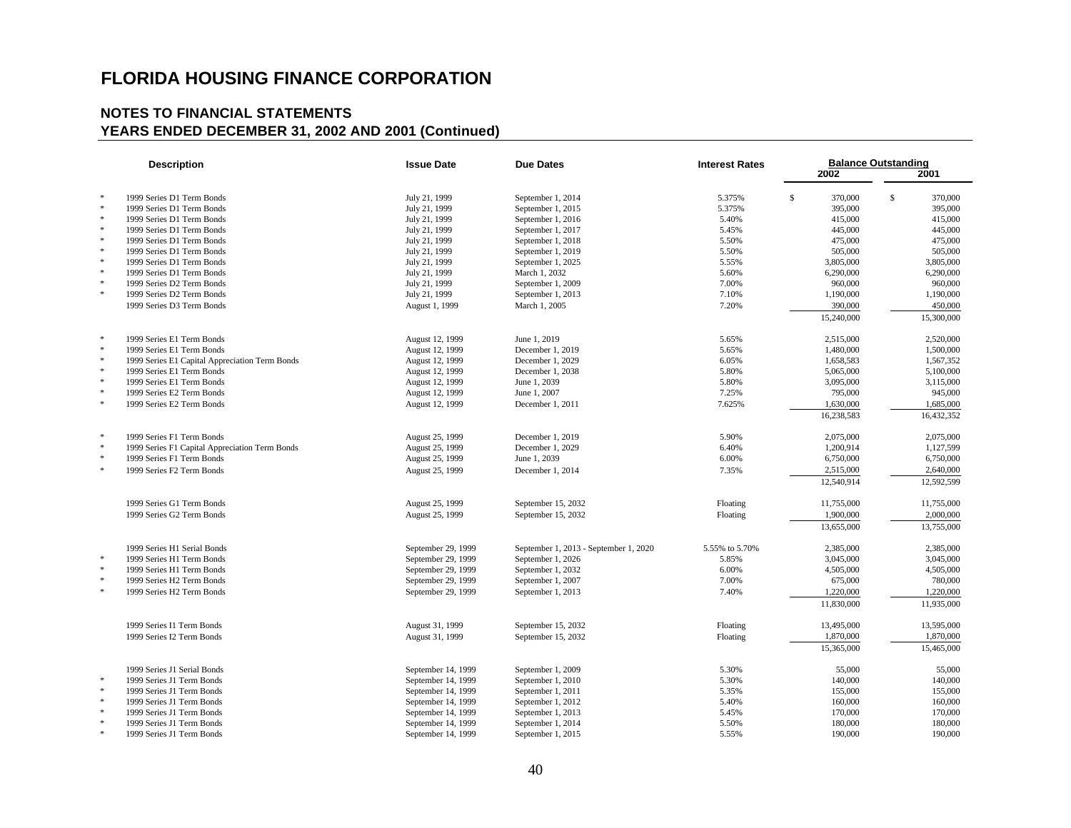# FLORIDA HOUSING FINANCE CORPORATION

## NOTES TO FINANCIAL STATEMENTS
## YEARS ENDED DECEMBER 31, 2002 AND 2001 (Continued)

| | Description | Issue Date | Due Dates | Interest Rates | Balance Outstanding 2002 | 2001 |
|---|---|---|---|---|---|---|
| * | 1999 Series D1 Term Bonds | July 21, 1999 | September 1, 2014 | 5.375% | $ 370,000 | $ 370,000 |
| * | 1999 Series D1 Term Bonds | July 21, 1999 | September 1, 2015 | 5.375% | 395,000 | 395,000 |
| * | 1999 Series D1 Term Bonds | July 21, 1999 | September 1, 2016 | 5.40% | 415,000 | 415,000 |
| * | 1999 Series D1 Term Bonds | July 21, 1999 | September 1, 2017 | 5.45% | 445,000 | 445,000 |
| * | 1999 Series D1 Term Bonds | July 21, 1999 | September 1, 2018 | 5.50% | 475,000 | 475,000 |
| * | 1999 Series D1 Term Bonds | July 21, 1999 | September 1, 2019 | 5.50% | 505,000 | 505,000 |
| * | 1999 Series D1 Term Bonds | July 21, 1999 | September 1, 2025 | 5.55% | 3,805,000 | 3,805,000 |
| * | 1999 Series D1 Term Bonds | July 21, 1999 | March 1, 2032 | 5.60% | 6,290,000 | 6,290,000 |
| * | 1999 Series D2 Term Bonds | July 21, 1999 | September 1, 2009 | 7.00% | 960,000 | 960,000 |
| * | 1999 Series D2 Term Bonds | July 21, 1999 | September 1, 2013 | 7.10% | 1,190,000 | 1,190,000 |
| | 1999 Series D3 Term Bonds | August 1, 1999 | March 1, 2005 | 7.20% | 390,000 | 450,000 |
| | | | | | 15,240,000 | 15,300,000 |
| * | 1999 Series E1 Term Bonds | August 12, 1999 | June 1, 2019 | 5.65% | 2,515,000 | 2,520,000 |
| * | 1999 Series E1 Term Bonds | August 12, 1999 | December 1, 2019 | 5.65% | 1,480,000 | 1,500,000 |
| * | 1999 Series E1 Capital Appreciation Term Bonds | August 12, 1999 | December 1, 2029 | 6.05% | 1,658,583 | 1,567,352 |
| * | 1999 Series E1 Term Bonds | August 12, 1999 | December 1, 2038 | 5.80% | 5,065,000 | 5,100,000 |
| * | 1999 Series E1 Term Bonds | August 12, 1999 | June 1, 2039 | 5.80% | 3,095,000 | 3,115,000 |
| * | 1999 Series E2 Term Bonds | August 12, 1999 | June 1, 2007 | 7.25% | 795,000 | 945,000 |
| * | 1999 Series E2 Term Bonds | August 12, 1999 | December 1, 2011 | 7.625% | 1,630,000 | 1,685,000 |
| | | | | | 16,238,583 | 16,432,352 |
| * | 1999 Series F1 Term Bonds | August 25, 1999 | December 1, 2019 | 5.90% | 2,075,000 | 2,075,000 |
| * | 1999 Series F1 Capital Appreciation Term Bonds | August 25, 1999 | December 1, 2029 | 6.40% | 1,200,914 | 1,127,599 |
| * | 1999 Series F1 Term Bonds | August 25, 1999 | June 1, 2039 | 6.00% | 6,750,000 | 6,750,000 |
| * | 1999 Series F2 Term Bonds | August 25, 1999 | December 1, 2014 | 7.35% | 2,515,000 | 2,640,000 |
| | | | | | 12,540,914 | 12,592,599 |
| | 1999 Series G1 Term Bonds | August 25, 1999 | September 15, 2032 | Floating | 11,755,000 | 11,755,000 |
| | 1999 Series G2 Term Bonds | August 25, 1999 | September 15, 2032 | Floating | 1,900,000 | 2,000,000 |
| | | | | | 13,655,000 | 13,755,000 |
| | 1999 Series H1 Serial Bonds | September 29, 1999 | September 1, 2013 - September 1, 2020 | 5.55% to 5.70% | 2,385,000 | 2,385,000 |
| * | 1999 Series H1 Term Bonds | September 29, 1999 | September 1, 2026 | 5.85% | 3,045,000 | 3,045,000 |
| * | 1999 Series H1 Term Bonds | September 29, 1999 | September 1, 2032 | 6.00% | 4,505,000 | 4,505,000 |
| * | 1999 Series H2 Term Bonds | September 29, 1999 | September 1, 2007 | 7.00% | 675,000 | 780,000 |
| * | 1999 Series H2 Term Bonds | September 29, 1999 | September 1, 2013 | 7.40% | 1,220,000 | 1,220,000 |
| | | | | | 11,830,000 | 11,935,000 |
| | 1999 Series I1 Term Bonds | August 31, 1999 | September 15, 2032 | Floating | 13,495,000 | 13,595,000 |
| | 1999 Series I2 Term Bonds | August 31, 1999 | September 15, 2032 | Floating | 1,870,000 | 1,870,000 |
| | | | | | 15,365,000 | 15,465,000 |
| | 1999 Series J1 Serial Bonds | September 14, 1999 | September 1, 2009 | 5.30% | 55,000 | 55,000 |
| * | 1999 Series J1 Term Bonds | September 14, 1999 | September 1, 2010 | 5.30% | 140,000 | 140,000 |
| * | 1999 Series J1 Term Bonds | September 14, 1999 | September 1, 2011 | 5.35% | 155,000 | 155,000 |
| * | 1999 Series J1 Term Bonds | September 14, 1999 | September 1, 2012 | 5.40% | 160,000 | 160,000 |
| * | 1999 Series J1 Term Bonds | September 14, 1999 | September 1, 2013 | 5.45% | 170,000 | 170,000 |
| * | 1999 Series J1 Term Bonds | September 14, 1999 | September 1, 2014 | 5.50% | 180,000 | 180,000 |
| * | 1999 Series J1 Term Bonds | September 14, 1999 | September 1, 2015 | 5.55% | 190,000 | 190,000 |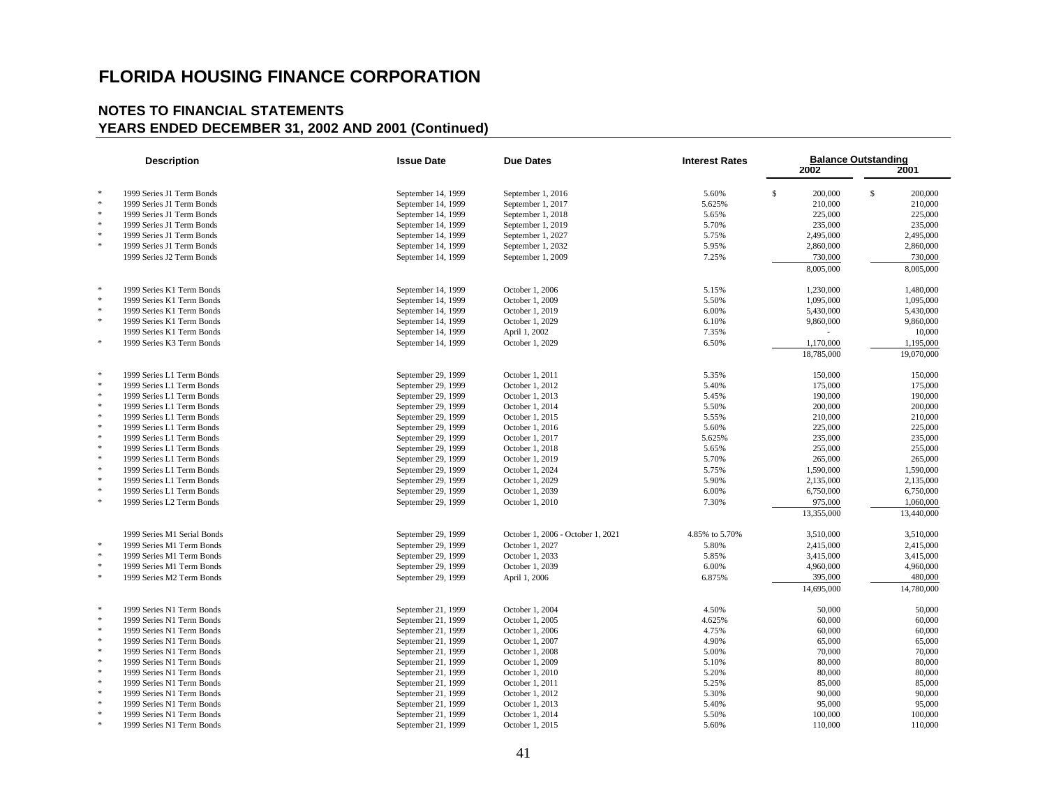# FLORIDA HOUSING FINANCE CORPORATION

## NOTES TO FINANCIAL STATEMENTS
## YEARS ENDED DECEMBER 31, 2002 AND 2001 (Continued)

| | Description | Issue Date | Due Dates | Interest Rates | Balance Outstanding 2002 | 2001 |
|---|---|---|---|---|---|---|
| * | 1999 Series J1 Term Bonds | September 14, 1999 | September 1, 2016 | 5.60% | $ 200,000 | $ 200,000 |
| * | 1999 Series J1 Term Bonds | September 14, 1999 | September 1, 2017 | 5.625% | 210,000 | 210,000 |
| * | 1999 Series J1 Term Bonds | September 14, 1999 | September 1, 2018 | 5.65% | 225,000 | 225,000 |
| * | 1999 Series J1 Term Bonds | September 14, 1999 | September 1, 2019 | 5.70% | 235,000 | 235,000 |
| * | 1999 Series J1 Term Bonds | September 14, 1999 | September 1, 2027 | 5.75% | 2,495,000 | 2,495,000 |
| * | 1999 Series J1 Term Bonds | September 14, 1999 | September 1, 2032 | 5.95% | 2,860,000 | 2,860,000 |
| | 1999 Series J2 Term Bonds | September 14, 1999 | September 1, 2009 | 7.25% | 730,000 | 730,000 |
| | | | | | 8,005,000 | 8,005,000 |
| * | 1999 Series K1 Term Bonds | September 14, 1999 | October 1, 2006 | 5.15% | 1,230,000 | 1,480,000 |
| * | 1999 Series K1 Term Bonds | September 14, 1999 | October 1, 2009 | 5.50% | 1,095,000 | 1,095,000 |
| * | 1999 Series K1 Term Bonds | September 14, 1999 | October 1, 2019 | 6.00% | 5,430,000 | 5,430,000 |
| * | 1999 Series K1 Term Bonds | September 14, 1999 | October 1, 2029 | 6.10% | 9,860,000 | 9,860,000 |
| | 1999 Series K1 Term Bonds | September 14, 1999 | April 1, 2002 | 7.35% | - | 10,000 |
| * | 1999 Series K3 Term Bonds | September 14, 1999 | October 1, 2029 | 6.50% | 1,170,000 | 1,195,000 |
| | | | | | 18,785,000 | 19,070,000 |
| * | 1999 Series L1 Term Bonds | September 29, 1999 | October 1, 2011 | 5.35% | 150,000 | 150,000 |
| * | 1999 Series L1 Term Bonds | September 29, 1999 | October 1, 2012 | 5.40% | 175,000 | 175,000 |
| * | 1999 Series L1 Term Bonds | September 29, 1999 | October 1, 2013 | 5.45% | 190,000 | 190,000 |
| * | 1999 Series L1 Term Bonds | September 29, 1999 | October 1, 2014 | 5.50% | 200,000 | 200,000 |
| * | 1999 Series L1 Term Bonds | September 29, 1999 | October 1, 2015 | 5.55% | 210,000 | 210,000 |
| * | 1999 Series L1 Term Bonds | September 29, 1999 | October 1, 2016 | 5.60% | 225,000 | 225,000 |
| * | 1999 Series L1 Term Bonds | September 29, 1999 | October 1, 2017 | 5.625% | 235,000 | 235,000 |
| * | 1999 Series L1 Term Bonds | September 29, 1999 | October 1, 2018 | 5.65% | 255,000 | 255,000 |
| * | 1999 Series L1 Term Bonds | September 29, 1999 | October 1, 2019 | 5.70% | 265,000 | 265,000 |
| * | 1999 Series L1 Term Bonds | September 29, 1999 | October 1, 2024 | 5.75% | 1,590,000 | 1,590,000 |
| * | 1999 Series L1 Term Bonds | September 29, 1999 | October 1, 2029 | 5.90% | 2,135,000 | 2,135,000 |
| * | 1999 Series L1 Term Bonds | September 29, 1999 | October 1, 2039 | 6.00% | 6,750,000 | 6,750,000 |
| * | 1999 Series L2 Term Bonds | September 29, 1999 | October 1, 2010 | 7.30% | 975,000 | 1,060,000 |
| | | | | | 13,355,000 | 13,440,000 |
| | 1999 Series M1 Serial Bonds | September 29, 1999 | October 1, 2006 - October 1, 2021 | 4.85% to 5.70% | 3,510,000 | 3,510,000 |
| * | 1999 Series M1 Term Bonds | September 29, 1999 | October 1, 2027 | 5.80% | 2,415,000 | 2,415,000 |
| * | 1999 Series M1 Term Bonds | September 29, 1999 | October 1, 2033 | 5.85% | 3,415,000 | 3,415,000 |
| * | 1999 Series M1 Term Bonds | September 29, 1999 | October 1, 2039 | 6.00% | 4,960,000 | 4,960,000 |
| * | 1999 Series M2 Term Bonds | September 29, 1999 | April 1, 2006 | 6.875% | 395,000 | 480,000 |
| | | | | | 14,695,000 | 14,780,000 |
| * | 1999 Series N1 Term Bonds | September 21, 1999 | October 1, 2004 | 4.50% | 50,000 | 50,000 |
| * | 1999 Series N1 Term Bonds | September 21, 1999 | October 1, 2005 | 4.625% | 60,000 | 60,000 |
| * | 1999 Series N1 Term Bonds | September 21, 1999 | October 1, 2006 | 4.75% | 60,000 | 60,000 |
| * | 1999 Series N1 Term Bonds | September 21, 1999 | October 1, 2007 | 4.90% | 65,000 | 65,000 |
| * | 1999 Series N1 Term Bonds | September 21, 1999 | October 1, 2008 | 5.00% | 70,000 | 70,000 |
| * | 1999 Series N1 Term Bonds | September 21, 1999 | October 1, 2009 | 5.10% | 80,000 | 80,000 |
| * | 1999 Series N1 Term Bonds | September 21, 1999 | October 1, 2010 | 5.20% | 80,000 | 80,000 |
| * | 1999 Series N1 Term Bonds | September 21, 1999 | October 1, 2011 | 5.25% | 85,000 | 85,000 |
| * | 1999 Series N1 Term Bonds | September 21, 1999 | October 1, 2012 | 5.30% | 90,000 | 90,000 |
| * | 1999 Series N1 Term Bonds | September 21, 1999 | October 1, 2013 | 5.40% | 95,000 | 95,000 |
| * | 1999 Series N1 Term Bonds | September 21, 1999 | October 1, 2014 | 5.50% | 100,000 | 100,000 |
| * | 1999 Series N1 Term Bonds | September 21, 1999 | October 1, 2015 | 5.60% | 110,000 | 110,000 |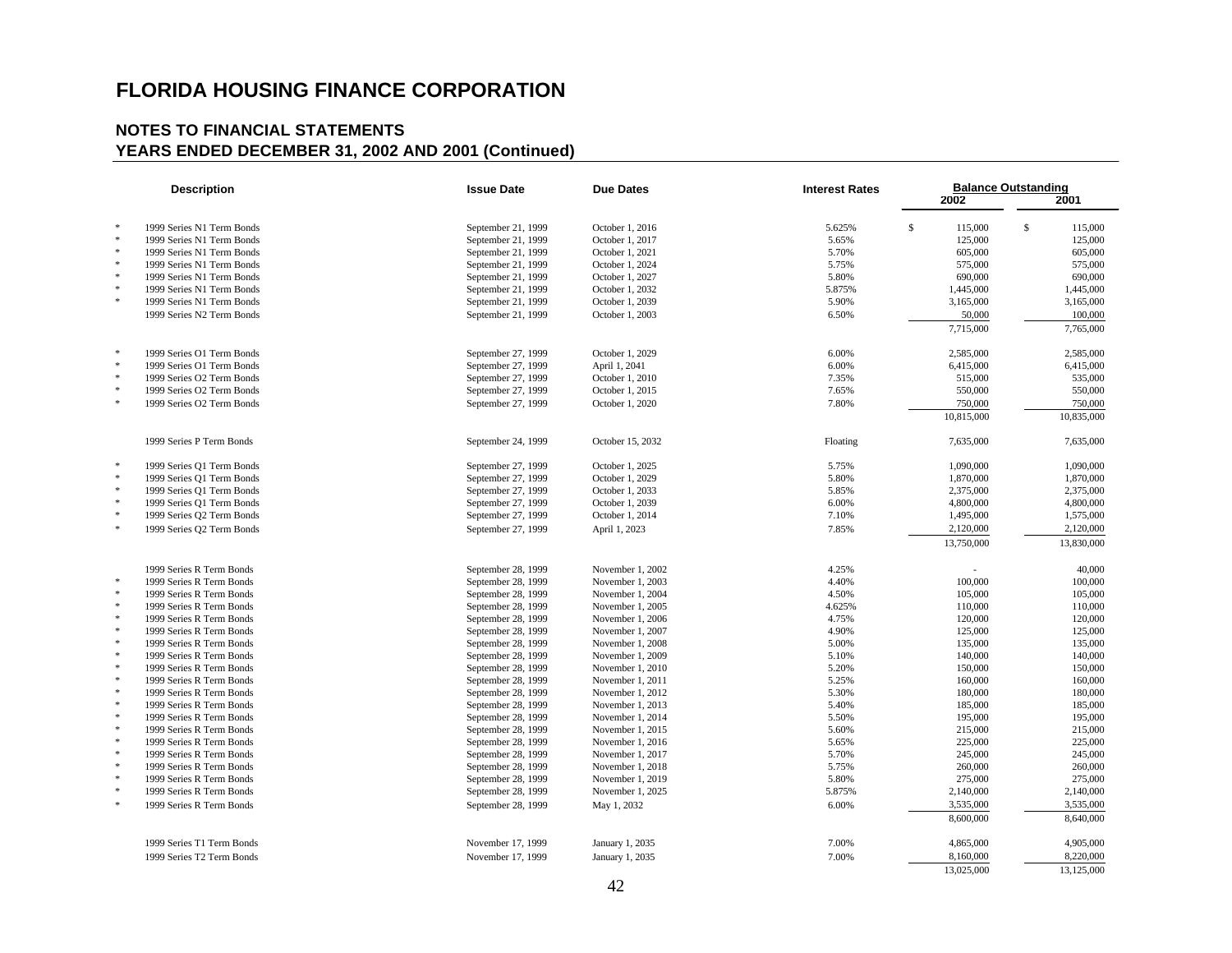# FLORIDA HOUSING FINANCE CORPORATION

## NOTES TO FINANCIAL STATEMENTS
## YEARS ENDED DECEMBER 31, 2002 AND 2001 (Continued)

| | Description | Issue Date | Due Dates | Interest Rates | Balance Outstanding 2002 | 2001 |
|---|---|---|---|---|---|---|
| * | 1999 Series N1 Term Bonds | September 21, 1999 | October 1, 2016 | 5.625% | $ 115,000 | $ 115,000 |
| * | 1999 Series N1 Term Bonds | September 21, 1999 | October 1, 2017 | 5.65% | 125,000 | 125,000 |
| * | 1999 Series N1 Term Bonds | September 21, 1999 | October 1, 2021 | 5.70% | 605,000 | 605,000 |
| * | 1999 Series N1 Term Bonds | September 21, 1999 | October 1, 2024 | 5.75% | 575,000 | 575,000 |
| * | 1999 Series N1 Term Bonds | September 21, 1999 | October 1, 2027 | 5.80% | 690,000 | 690,000 |
| * | 1999 Series N1 Term Bonds | September 21, 1999 | October 1, 2032 | 5.875% | 1,445,000 | 1,445,000 |
| * | 1999 Series N1 Term Bonds | September 21, 1999 | October 1, 2039 | 5.90% | 3,165,000 | 3,165,000 |
| | 1999 Series N2 Term Bonds | September 21, 1999 | October 1, 2003 | 6.50% | 50,000 | 100,000 |
| | | | | | 7,715,000 | 7,765,000 |
| * | 1999 Series O1 Term Bonds | September 27, 1999 | October 1, 2029 | 6.00% | 2,585,000 | 2,585,000 |
| * | 1999 Series O1 Term Bonds | September 27, 1999 | April 1, 2041 | 6.00% | 6,415,000 | 6,415,000 |
| * | 1999 Series O2 Term Bonds | September 27, 1999 | October 1, 2010 | 7.35% | 515,000 | 535,000 |
| * | 1999 Series O2 Term Bonds | September 27, 1999 | October 1, 2015 | 7.65% | 550,000 | 550,000 |
| * | 1999 Series O2 Term Bonds | September 27, 1999 | October 1, 2020 | 7.80% | 750,000 | 750,000 |
| | | | | | 10,815,000 | 10,835,000 |
| | 1999 Series P Term Bonds | September 24, 1999 | October 15, 2032 | Floating | 7,635,000 | 7,635,000 |
| * | 1999 Series Q1 Term Bonds | September 27, 1999 | October 1, 2025 | 5.75% | 1,090,000 | 1,090,000 |
| * | 1999 Series Q1 Term Bonds | September 27, 1999 | October 1, 2029 | 5.80% | 1,870,000 | 1,870,000 |
| * | 1999 Series Q1 Term Bonds | September 27, 1999 | October 1, 2033 | 5.85% | 2,375,000 | 2,375,000 |
| * | 1999 Series Q1 Term Bonds | September 27, 1999 | October 1, 2039 | 6.00% | 4,800,000 | 4,800,000 |
| * | 1999 Series Q2 Term Bonds | September 27, 1999 | October 1, 2014 | 7.10% | 1,495,000 | 1,575,000 |
| * | 1999 Series Q2 Term Bonds | September 27, 1999 | April 1, 2023 | 7.85% | 2,120,000 | 2,120,000 |
| | | | | | 13,750,000 | 13,830,000 |
| | 1999 Series R Term Bonds | September 28, 1999 | November 1, 2002 | 4.25% | - | 40,000 |
| * | 1999 Series R Term Bonds | September 28, 1999 | November 1, 2003 | 4.40% | 100,000 | 100,000 |
| * | 1999 Series R Term Bonds | September 28, 1999 | November 1, 2004 | 4.50% | 105,000 | 105,000 |
| * | 1999 Series R Term Bonds | September 28, 1999 | November 1, 2005 | 4.625% | 110,000 | 110,000 |
| * | 1999 Series R Term Bonds | September 28, 1999 | November 1, 2006 | 4.75% | 120,000 | 120,000 |
| * | 1999 Series R Term Bonds | September 28, 1999 | November 1, 2007 | 4.90% | 125,000 | 125,000 |
| * | 1999 Series R Term Bonds | September 28, 1999 | November 1, 2008 | 5.00% | 135,000 | 135,000 |
| * | 1999 Series R Term Bonds | September 28, 1999 | November 1, 2009 | 5.10% | 140,000 | 140,000 |
| * | 1999 Series R Term Bonds | September 28, 1999 | November 1, 2010 | 5.20% | 150,000 | 150,000 |
| * | 1999 Series R Term Bonds | September 28, 1999 | November 1, 2011 | 5.25% | 160,000 | 160,000 |
| * | 1999 Series R Term Bonds | September 28, 1999 | November 1, 2012 | 5.30% | 180,000 | 180,000 |
| * | 1999 Series R Term Bonds | September 28, 1999 | November 1, 2013 | 5.40% | 185,000 | 185,000 |
| * | 1999 Series R Term Bonds | September 28, 1999 | November 1, 2014 | 5.50% | 195,000 | 195,000 |
| * | 1999 Series R Term Bonds | September 28, 1999 | November 1, 2015 | 5.60% | 215,000 | 215,000 |
| * | 1999 Series R Term Bonds | September 28, 1999 | November 1, 2016 | 5.65% | 225,000 | 225,000 |
| * | 1999 Series R Term Bonds | September 28, 1999 | November 1, 2017 | 5.70% | 245,000 | 245,000 |
| * | 1999 Series R Term Bonds | September 28, 1999 | November 1, 2018 | 5.75% | 260,000 | 260,000 |
| * | 1999 Series R Term Bonds | September 28, 1999 | November 1, 2019 | 5.80% | 275,000 | 275,000 |
| * | 1999 Series R Term Bonds | September 28, 1999 | November 1, 2025 | 5.875% | 2,140,000 | 2,140,000 |
| * | 1999 Series R Term Bonds | September 28, 1999 | May 1, 2032 | 6.00% | 3,535,000 | 3,535,000 |
| | | | | | 8,600,000 | 8,640,000 |
| | 1999 Series T1 Term Bonds | November 17, 1999 | January 1, 2035 | 7.00% | 4,865,000 | 4,905,000 |
| | 1999 Series T2 Term Bonds | November 17, 1999 | January 1, 2035 | 7.00% | 8,160,000 | 8,220,000 |
| | | | | | 13,025,000 | 13,125,000 |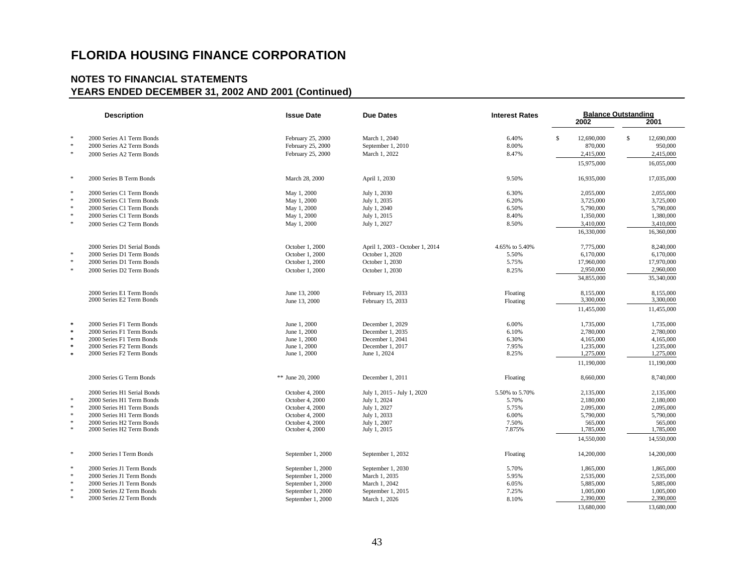# FLORIDA HOUSING FINANCE CORPORATION

## NOTES TO FINANCIAL STATEMENTS
## YEARS ENDED DECEMBER 31, 2002 AND 2001 (Continued)

| | Description | Issue Date | Due Dates | Interest Rates | Balance Outstanding 2002 | 2001 |
|---|---|---|---|---|---|---|
| * | 2000 Series A1 Term Bonds | February 25, 2000 | March 1, 2040 | 6.40% | $ 12,690,000 | $ 12,690,000 |
| * | 2000 Series A2 Term Bonds | February 25, 2000 | September 1, 2010 | 8.00% | 870,000 | 950,000 |
| * | 2000 Series A2 Term Bonds | February 25, 2000 | March 1, 2022 | 8.47% | 2,415,000 | 2,415,000 |
| | | | | | 15,975,000 | 16,055,000 |
| * | 2000 Series B Term Bonds | March 28, 2000 | April 1, 2030 | 9.50% | 16,935,000 | 17,035,000 |
| * | 2000 Series C1 Term Bonds | May 1, 2000 | July 1, 2030 | 6.30% | 2,055,000 | 2,055,000 |
| * | 2000 Series C1 Term Bonds | May 1, 2000 | July 1, 2035 | 6.20% | 3,725,000 | 3,725,000 |
| * | 2000 Series C1 Term Bonds | May 1, 2000 | July 1, 2040 | 6.50% | 5,790,000 | 5,790,000 |
| * | 2000 Series C1 Term Bonds | May 1, 2000 | July 1, 2015 | 8.40% | 1,350,000 | 1,380,000 |
| * | 2000 Series C2 Term Bonds | May 1, 2000 | July 1, 2027 | 8.50% | 3,410,000 | 3,410,000 |
| | | | | | 16,330,000 | 16,360,000 |
| | 2000 Series D1 Serial Bonds | October 1, 2000 | April 1, 2003 - October 1, 2014 | 4.65% to 5.40% | 7,775,000 | 8,240,000 |
| * | 2000 Series D1 Term Bonds | October 1, 2000 | October 1, 2020 | 5.50% | 6,170,000 | 6,170,000 |
| * | 2000 Series D1 Term Bonds | October 1, 2000 | October 1, 2030 | 5.75% | 17,960,000 | 17,970,000 |
| * | 2000 Series D2 Term Bonds | October 1, 2000 | October 1, 2030 | 8.25% | 2,950,000 | 2,960,000 |
| | | | | | 34,855,000 | 35,340,000 |
| | 2000 Series E1 Term Bonds | June 13, 2000 | February 15, 2033 | Floating | 8,155,000 | 8,155,000 |
| | 2000 Series E2 Term Bonds | June 13, 2000 | February 15, 2033 | Floating | 3,300,000 | 3,300,000 |
| | | | | | 11,455,000 | 11,455,000 |
| * | 2000 Series F1 Term Bonds | June 1, 2000 | December 1, 2029 | 6.00% | 1,735,000 | 1,735,000 |
| * | 2000 Series F1 Term Bonds | June 1, 2000 | December 1, 2035 | 6.10% | 2,780,000 | 2,780,000 |
| * | 2000 Series F1 Term Bonds | June 1, 2000 | December 1, 2041 | 6.30% | 4,165,000 | 4,165,000 |
| * | 2000 Series F2 Term Bonds | June 1, 2000 | December 1, 2017 | 7.95% | 1,235,000 | 1,235,000 |
| * | 2000 Series F2 Term Bonds | June 1, 2000 | June 1, 2024 | 8.25% | 1,275,000 | 1,275,000 |
| | | | | | 11,190,000 | 11,190,000 |
| | 2000 Series G Term Bonds | ** June 20, 2000 | December 1, 2011 | Floating | 8,660,000 | 8,740,000 |
| | 2000 Series H1 Serial Bonds | October 4, 2000 | July 1, 2015 - July 1, 2020 | 5.50% to 5.70% | 2,135,000 | 2,135,000 |
| * | 2000 Series H1 Term Bonds | October 4, 2000 | July 1, 2024 | 5.70% | 2,180,000 | 2,180,000 |
| * | 2000 Series H1 Term Bonds | October 4, 2000 | July 1, 2027 | 5.75% | 2,095,000 | 2,095,000 |
| * | 2000 Series H1 Term Bonds | October 4, 2000 | July 1, 2033 | 6.00% | 5,790,000 | 5,790,000 |
| * | 2000 Series H2 Term Bonds | October 4, 2000 | July 1, 2007 | 7.50% | 565,000 | 565,000 |
| * | 2000 Series H2 Term Bonds | October 4, 2000 | July 1, 2015 | 7.875% | 1,785,000 | 1,785,000 |
| | | | | | 14,550,000 | 14,550,000 |
| * | 2000 Series I Term Bonds | September 1, 2000 | September 1, 2032 | Floating | 14,200,000 | 14,200,000 |
| * | 2000 Series J1 Term Bonds | September 1, 2000 | September 1, 2030 | 5.70% | 1,865,000 | 1,865,000 |
| * | 2000 Series J1 Term Bonds | September 1, 2000 | March 1, 2035 | 5.95% | 2,535,000 | 2,535,000 |
| * | 2000 Series J1 Term Bonds | September 1, 2000 | March 1, 2042 | 6.05% | 5,885,000 | 5,885,000 |
| * | 2000 Series J2 Term Bonds | September 1, 2000 | September 1, 2015 | 7.25% | 1,005,000 | 1,005,000 |
| * | 2000 Series J2 Term Bonds | September 1, 2000 | March 1, 2026 | 8.10% | 2,390,000 | 2,390,000 |
| | | | | | 13,680,000 | 13,680,000 |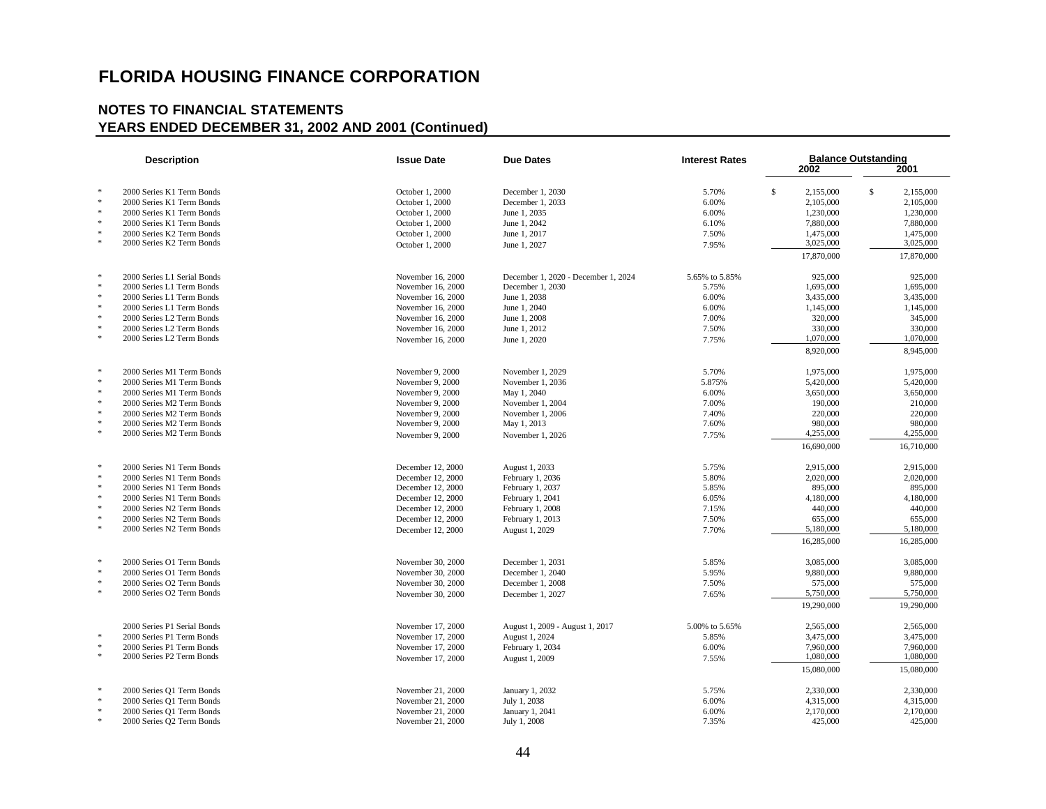# FLORIDA HOUSING FINANCE CORPORATION

## NOTES TO FINANCIAL STATEMENTS
## YEARS ENDED DECEMBER 31, 2002 AND 2001 (Continued)

| | Description | Issue Date | Due Dates | Interest Rates | Balance Outstanding 2002 | 2001 |
|---|---|---|---|---|---|---|
| * | 2000 Series K1 Term Bonds | October 1, 2000 | December 1, 2030 | 5.70% | $ 2,155,000 | $ 2,155,000 |
| * | 2000 Series K1 Term Bonds | October 1, 2000 | December 1, 2033 | 6.00% | 2,105,000 | 2,105,000 |
| * | 2000 Series K1 Term Bonds | October 1, 2000 | June 1, 2035 | 6.00% | 1,230,000 | 1,230,000 |
| * | 2000 Series K1 Term Bonds | October 1, 2000 | June 1, 2042 | 6.10% | 7,880,000 | 7,880,000 |
| * | 2000 Series K2 Term Bonds | October 1, 2000 | June 1, 2017 | 7.50% | 1,475,000 | 1,475,000 |
| * | 2000 Series K2 Term Bonds | October 1, 2000 | June 1, 2027 | 7.95% | 3,025,000 | 3,025,000 |
| | | | | | 17,870,000 | 17,870,000 |
| * | 2000 Series L1 Serial Bonds | November 16, 2000 | December 1, 2020 - December 1, 2024 | 5.65% to 5.85% | 925,000 | 925,000 |
| * | 2000 Series L1 Term Bonds | November 16, 2000 | December 1, 2030 | 5.75% | 1,695,000 | 1,695,000 |
| * | 2000 Series L1 Term Bonds | November 16, 2000 | June 1, 2038 | 6.00% | 3,435,000 | 3,435,000 |
| * | 2000 Series L1 Term Bonds | November 16, 2000 | June 1, 2040 | 6.00% | 1,145,000 | 1,145,000 |
| * | 2000 Series L2 Term Bonds | November 16, 2000 | June 1, 2008 | 7.00% | 320,000 | 345,000 |
| * | 2000 Series L2 Term Bonds | November 16, 2000 | June 1, 2012 | 7.50% | 330,000 | 330,000 |
| * | 2000 Series L2 Term Bonds | November 16, 2000 | June 1, 2020 | 7.75% | 1,070,000 | 1,070,000 |
| | | | | | 8,920,000 | 8,945,000 |
| * | 2000 Series M1 Term Bonds | November 9, 2000 | November 1, 2029 | 5.70% | 1,975,000 | 1,975,000 |
| * | 2000 Series M1 Term Bonds | November 9, 2000 | November 1, 2036 | 5.875% | 5,420,000 | 5,420,000 |
| * | 2000 Series M1 Term Bonds | November 9, 2000 | May 1, 2040 | 6.00% | 3,650,000 | 3,650,000 |
| * | 2000 Series M2 Term Bonds | November 9, 2000 | November 1, 2004 | 7.00% | 190,000 | 210,000 |
| * | 2000 Series M2 Term Bonds | November 9, 2000 | November 1, 2006 | 7.40% | 220,000 | 220,000 |
| * | 2000 Series M2 Term Bonds | November 9, 2000 | May 1, 2013 | 7.60% | 980,000 | 980,000 |
| * | 2000 Series M2 Term Bonds | November 9, 2000 | November 1, 2026 | 7.75% | 4,255,000 | 4,255,000 |
| | | | | | 16,690,000 | 16,710,000 |
| * | 2000 Series N1 Term Bonds | December 12, 2000 | August 1, 2033 | 5.75% | 2,915,000 | 2,915,000 |
| * | 2000 Series N1 Term Bonds | December 12, 2000 | February 1, 2036 | 5.80% | 2,020,000 | 2,020,000 |
| * | 2000 Series N1 Term Bonds | December 12, 2000 | February 1, 2037 | 5.85% | 895,000 | 895,000 |
| * | 2000 Series N1 Term Bonds | December 12, 2000 | February 1, 2041 | 6.05% | 4,180,000 | 4,180,000 |
| * | 2000 Series N2 Term Bonds | December 12, 2000 | February 1, 2008 | 7.15% | 440,000 | 440,000 |
| * | 2000 Series N2 Term Bonds | December 12, 2000 | February 1, 2013 | 7.50% | 655,000 | 655,000 |
| * | 2000 Series N2 Term Bonds | December 12, 2000 | August 1, 2029 | 7.70% | 5,180,000 | 5,180,000 |
| | | | | | 16,285,000 | 16,285,000 |
| * | 2000 Series O1 Term Bonds | November 30, 2000 | December 1, 2031 | 5.85% | 3,085,000 | 3,085,000 |
| * | 2000 Series O1 Term Bonds | November 30, 2000 | December 1, 2040 | 5.95% | 9,880,000 | 9,880,000 |
| * | 2000 Series O2 Term Bonds | November 30, 2000 | December 1, 2008 | 7.50% | 575,000 | 575,000 |
| * | 2000 Series O2 Term Bonds | November 30, 2000 | December 1, 2027 | 7.65% | 5,750,000 | 5,750,000 |
| | | | | | 19,290,000 | 19,290,000 |
| | 2000 Series P1 Serial Bonds | November 17, 2000 | August 1, 2009 - August 1, 2017 | 5.00% to 5.65% | 2,565,000 | 2,565,000 |
| * | 2000 Series P1 Term Bonds | November 17, 2000 | August 1, 2024 | 5.85% | 3,475,000 | 3,475,000 |
| * | 2000 Series P1 Term Bonds | November 17, 2000 | February 1, 2034 | 6.00% | 7,960,000 | 7,960,000 |
| * | 2000 Series P2 Term Bonds | November 17, 2000 | August 1, 2009 | 7.55% | 1,080,000 | 1,080,000 |
| | | | | | 15,080,000 | 15,080,000 |
| * | 2000 Series Q1 Term Bonds | November 21, 2000 | January 1, 2032 | 5.75% | 2,330,000 | 2,330,000 |
| * | 2000 Series Q1 Term Bonds | November 21, 2000 | July 1, 2038 | 6.00% | 4,315,000 | 4,315,000 |
| * | 2000 Series Q1 Term Bonds | November 21, 2000 | January 1, 2041 | 6.00% | 2,170,000 | 2,170,000 |
| * | 2000 Series Q2 Term Bonds | November 21, 2000 | July 1, 2008 | 7.35% | 425,000 | 425,000 |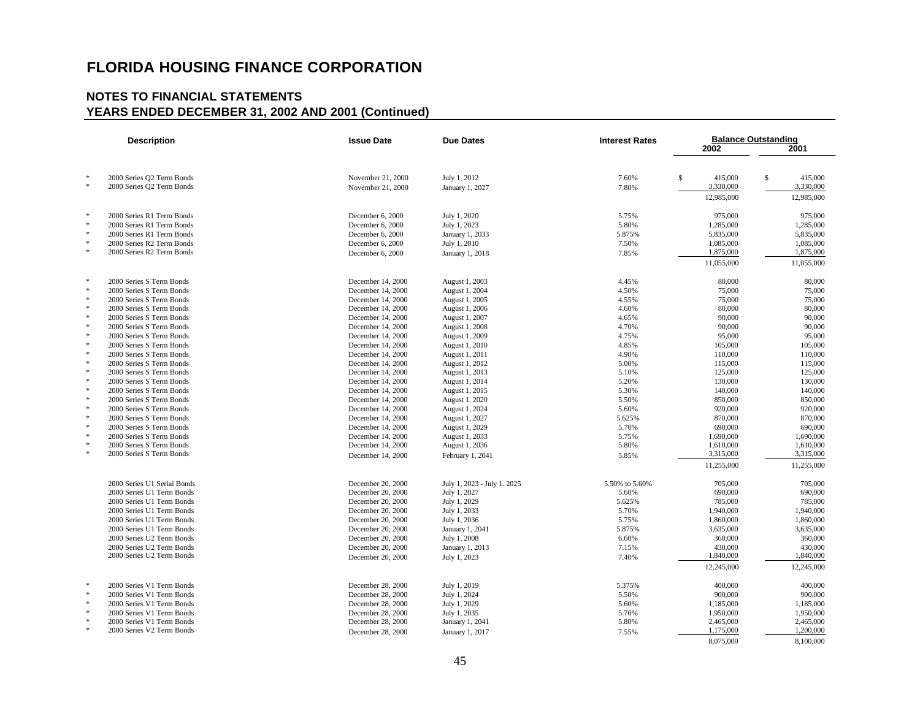# FLORIDA HOUSING FINANCE CORPORATION

## NOTES TO FINANCIAL STATEMENTS
## YEARS ENDED DECEMBER 31, 2002 AND 2001 (Continued)

| | Description | Issue Date | Due Dates | Interest Rates | Balance Outstanding 2002 | 2001 |
|---|---|---|---|---|---|---|
| * | 2000 Series Q2 Term Bonds | November 21, 2000 | July 1, 2012 | 7.60% | $ 415,000 | $ 415,000 |
| * | 2000 Series Q2 Term Bonds | November 21, 2000 | January 1, 2027 | 7.80% | 3,330,000 | 3,330,000 |
| | | | | | 12,985,000 | 12,985,000 |
| * | 2000 Series R1 Term Bonds | December 6, 2000 | July 1, 2020 | 5.75% | 975,000 | 975,000 |
| * | 2000 Series R1 Term Bonds | December 6, 2000 | July 1, 2023 | 5.80% | 1,285,000 | 1,285,000 |
| * | 2000 Series R1 Term Bonds | December 6, 2000 | January 1, 2033 | 5.875% | 5,835,000 | 5,835,000 |
| * | 2000 Series R2 Term Bonds | December 6, 2000 | July 1, 2010 | 7.50% | 1,085,000 | 1,085,000 |
| * | 2000 Series R2 Term Bonds | December 6, 2000 | January 1, 2018 | 7.85% | 1,875,000 | 1,875,000 |
| | | | | | 11,055,000 | 11,055,000 |
| * | 2000 Series S Term Bonds | December 14, 2000 | August 1, 2003 | 4.45% | 80,000 | 80,000 |
| * | 2000 Series S Term Bonds | December 14, 2000 | August 1, 2004 | 4.50% | 75,000 | 75,000 |
| * | 2000 Series S Term Bonds | December 14, 2000 | August 1, 2005 | 4.55% | 75,000 | 75,000 |
| * | 2000 Series S Term Bonds | December 14, 2000 | August 1, 2006 | 4.60% | 80,000 | 80,000 |
| * | 2000 Series S Term Bonds | December 14, 2000 | August 1, 2007 | 4.65% | 90,000 | 90,000 |
| * | 2000 Series S Term Bonds | December 14, 2000 | August 1, 2008 | 4.70% | 90,000 | 90,000 |
| * | 2000 Series S Term Bonds | December 14, 2000 | August 1, 2009 | 4.75% | 95,000 | 95,000 |
| * | 2000 Series S Term Bonds | December 14, 2000 | August 1, 2010 | 4.85% | 105,000 | 105,000 |
| * | 2000 Series S Term Bonds | December 14, 2000 | August 1, 2011 | 4.90% | 110,000 | 110,000 |
| * | 2000 Series S Term Bonds | December 14, 2000 | August 1, 2012 | 5.00% | 115,000 | 115,000 |
| * | 2000 Series S Term Bonds | December 14, 2000 | August 1, 2013 | 5.10% | 125,000 | 125,000 |
| * | 2000 Series S Term Bonds | December 14, 2000 | August 1, 2014 | 5.20% | 130,000 | 130,000 |
| * | 2000 Series S Term Bonds | December 14, 2000 | August 1, 2015 | 5.30% | 140,000 | 140,000 |
| * | 2000 Series S Term Bonds | December 14, 2000 | August 1, 2020 | 5.50% | 850,000 | 850,000 |
| * | 2000 Series S Term Bonds | December 14, 2000 | August 1, 2024 | 5.60% | 920,000 | 920,000 |
| * | 2000 Series S Term Bonds | December 14, 2000 | August 1, 2027 | 5.625% | 870,000 | 870,000 |
| * | 2000 Series S Term Bonds | December 14, 2000 | August 1, 2029 | 5.70% | 690,000 | 690,000 |
| * | 2000 Series S Term Bonds | December 14, 2000 | August 1, 2033 | 5.75% | 1,690,000 | 1,690,000 |
| * | 2000 Series S Term Bonds | December 14, 2000 | August 1, 2036 | 5.80% | 1,610,000 | 1,610,000 |
| * | 2000 Series S Term Bonds | December 14, 2000 | February 1, 2041 | 5.85% | 3,315,000 | 3,315,000 |
| | | | | | 11,255,000 | 11,255,000 |
| | 2000 Series U1 Serial Bonds | December 20, 2000 | July 1, 2023 - July 1. 2025 | 5.50% to 5.60% | 705,000 | 705,000 |
| | 2000 Series U1 Term Bonds | December 20, 2000 | July 1, 2027 | 5.60% | 690,000 | 690,000 |
| | 2000 Series U1 Term Bonds | December 20, 2000 | July 1, 2029 | 5.625% | 785,000 | 785,000 |
| | 2000 Series U1 Term Bonds | December 20, 2000 | July 1, 2033 | 5.70% | 1,940,000 | 1,940,000 |
| | 2000 Series U1 Term Bonds | December 20, 2000 | July 1, 2036 | 5.75% | 1,860,000 | 1,860,000 |
| | 2000 Series U1 Term Bonds | December 20, 2000 | January 1, 2041 | 5.875% | 3,635,000 | 3,635,000 |
| | 2000 Series U2 Term Bonds | December 20, 2000 | July 1, 2008 | 6.60% | 360,000 | 360,000 |
| | 2000 Series U2 Term Bonds | December 20, 2000 | January 1, 2013 | 7.15% | 430,000 | 430,000 |
| | 2000 Series U2 Term Bonds | December 20, 2000 | July 1, 2023 | 7.40% | 1,840,000 | 1,840,000 |
| | | | | | 12,245,000 | 12,245,000 |
| * | 2000 Series V1 Term Bonds | December 28, 2000 | July 1, 2019 | 5.375% | 400,000 | 400,000 |
| * | 2000 Series V1 Term Bonds | December 28, 2000 | July 1, 2024 | 5.50% | 900,000 | 900,000 |
| * | 2000 Series V1 Term Bonds | December 28, 2000 | July 1, 2029 | 5.60% | 1,185,000 | 1,185,000 |
| * | 2000 Series V1 Term Bonds | December 28, 2000 | July 1, 2035 | 5.70% | 1,950,000 | 1,950,000 |
| * | 2000 Series V1 Term Bonds | December 28, 2000 | January 1, 2041 | 5.80% | 2,465,000 | 2,465,000 |
| * | 2000 Series V2 Term Bonds | December 28, 2000 | January 1, 2017 | 7.55% | 1,175,000 | 1,200,000 |
| | | | | | 8,075,000 | 8,100,000 |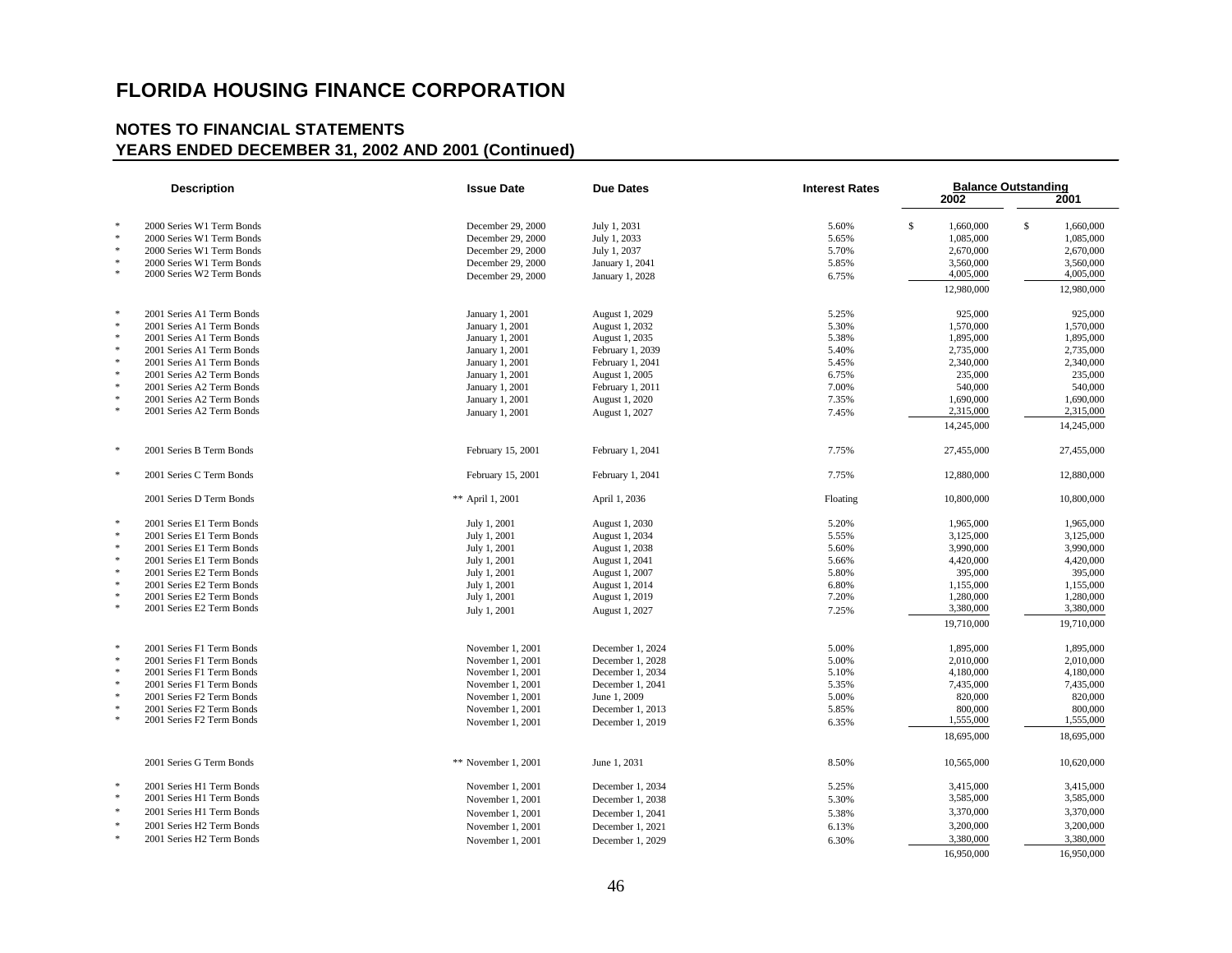# FLORIDA HOUSING FINANCE CORPORATION

## NOTES TO FINANCIAL STATEMENTS
## YEARS ENDED DECEMBER 31, 2002 AND 2001 (Continued)

| | Description | Issue Date | Due Dates | Interest Rates | Balance Outstanding 2002 | 2001 |
|---|---|---|---|---|---|---|
| * | 2000 Series W1 Term Bonds | December 29, 2000 | July 1, 2031 | 5.60% | $ 1,660,000 | $ 1,660,000 |
| * | 2000 Series W1 Term Bonds | December 29, 2000 | July 1, 2033 | 5.65% | 1,085,000 | 1,085,000 |
| * | 2000 Series W1 Term Bonds | December 29, 2000 | July 1, 2037 | 5.70% | 2,670,000 | 2,670,000 |
| * | 2000 Series W1 Term Bonds | December 29, 2000 | January 1, 2041 | 5.85% | 3,560,000 | 3,560,000 |
| * | 2000 Series W2 Term Bonds | December 29, 2000 | January 1, 2028 | 6.75% | 4,005,000 | 4,005,000 |
| | | | | | 12,980,000 | 12,980,000 |
| * | 2001 Series A1 Term Bonds | January 1, 2001 | August 1, 2029 | 5.25% | 925,000 | 925,000 |
| * | 2001 Series A1 Term Bonds | January 1, 2001 | August 1, 2032 | 5.30% | 1,570,000 | 1,570,000 |
| * | 2001 Series A1 Term Bonds | January 1, 2001 | August 1, 2035 | 5.38% | 1,895,000 | 1,895,000 |
| * | 2001 Series A1 Term Bonds | January 1, 2001 | February 1, 2039 | 5.40% | 2,735,000 | 2,735,000 |
| * | 2001 Series A1 Term Bonds | January 1, 2001 | February 1, 2041 | 5.45% | 2,340,000 | 2,340,000 |
| * | 2001 Series A2 Term Bonds | January 1, 2001 | August 1, 2005 | 6.75% | 235,000 | 235,000 |
| * | 2001 Series A2 Term Bonds | January 1, 2001 | February 1, 2011 | 7.00% | 540,000 | 540,000 |
| * | 2001 Series A2 Term Bonds | January 1, 2001 | August 1, 2020 | 7.35% | 1,690,000 | 1,690,000 |
| * | 2001 Series A2 Term Bonds | January 1, 2001 | August 1, 2027 | 7.45% | 2,315,000 | 2,315,000 |
| | | | | | 14,245,000 | 14,245,000 |
| * | 2001 Series B Term Bonds | February 15, 2001 | February 1, 2041 | 7.75% | 27,455,000 | 27,455,000 |
| * | 2001 Series C Term Bonds | February 15, 2001 | February 1, 2041 | 7.75% | 12,880,000 | 12,880,000 |
| | 2001 Series D Term Bonds | ** April 1, 2001 | April 1, 2036 | Floating | 10,800,000 | 10,800,000 |
| * | 2001 Series E1 Term Bonds | July 1, 2001 | August 1, 2030 | 5.20% | 1,965,000 | 1,965,000 |
| * | 2001 Series E1 Term Bonds | July 1, 2001 | August 1, 2034 | 5.55% | 3,125,000 | 3,125,000 |
| * | 2001 Series E1 Term Bonds | July 1, 2001 | August 1, 2038 | 5.60% | 3,990,000 | 3,990,000 |
| * | 2001 Series E1 Term Bonds | July 1, 2001 | August 1, 2041 | 5.66% | 4,420,000 | 4,420,000 |
| * | 2001 Series E2 Term Bonds | July 1, 2001 | August 1, 2007 | 5.80% | 395,000 | 395,000 |
| * | 2001 Series E2 Term Bonds | July 1, 2001 | August 1, 2014 | 6.80% | 1,155,000 | 1,155,000 |
| * | 2001 Series E2 Term Bonds | July 1, 2001 | August 1, 2019 | 7.20% | 1,280,000 | 1,280,000 |
| * | 2001 Series E2 Term Bonds | July 1, 2001 | August 1, 2027 | 7.25% | 3,380,000 | 3,380,000 |
| | | | | | 19,710,000 | 19,710,000 |
| * | 2001 Series F1 Term Bonds | November 1, 2001 | December 1, 2024 | 5.00% | 1,895,000 | 1,895,000 |
| * | 2001 Series F1 Term Bonds | November 1, 2001 | December 1, 2028 | 5.00% | 2,010,000 | 2,010,000 |
| * | 2001 Series F1 Term Bonds | November 1, 2001 | December 1, 2034 | 5.10% | 4,180,000 | 4,180,000 |
| * | 2001 Series F1 Term Bonds | November 1, 2001 | December 1, 2041 | 5.35% | 7,435,000 | 7,435,000 |
| * | 2001 Series F2 Term Bonds | November 1, 2001 | June 1, 2009 | 5.00% | 820,000 | 820,000 |
| * | 2001 Series F2 Term Bonds | November 1, 2001 | December 1, 2013 | 5.85% | 800,000 | 800,000 |
| * | 2001 Series F2 Term Bonds | November 1, 2001 | December 1, 2019 | 6.35% | 1,555,000 | 1,555,000 |
| | | | | | 18,695,000 | 18,695,000 |
| | 2001 Series G Term Bonds | ** November 1, 2001 | June 1, 2031 | 8.50% | 10,565,000 | 10,620,000 |
| * | 2001 Series H1 Term Bonds | November 1, 2001 | December 1, 2034 | 5.25% | 3,415,000 | 3,415,000 |
| * | 2001 Series H1 Term Bonds | November 1, 2001 | December 1, 2038 | 5.30% | 3,585,000 | 3,585,000 |
| * | 2001 Series H1 Term Bonds | November 1, 2001 | December 1, 2041 | 5.38% | 3,370,000 | 3,370,000 |
| * | 2001 Series H2 Term Bonds | November 1, 2001 | December 1, 2021 | 6.13% | 3,200,000 | 3,200,000 |
| * | 2001 Series H2 Term Bonds | November 1, 2001 | December 1, 2029 | 6.30% | 3,380,000 | 3,380,000 |
| | | | | | 16,950,000 | 16,950,000 |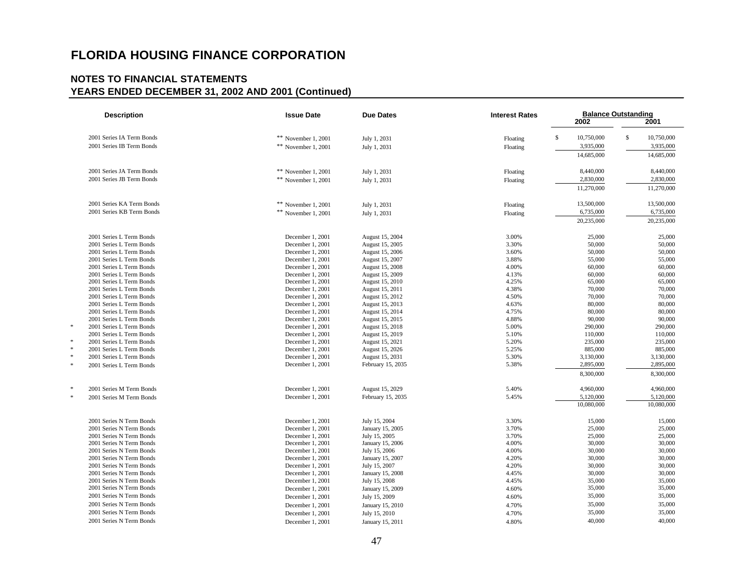# FLORIDA HOUSING FINANCE CORPORATION

## NOTES TO FINANCIAL STATEMENTS
## YEARS ENDED DECEMBER 31, 2002 AND 2001 (Continued)

| | Description | Issue Date | Due Dates | Interest Rates | Balance Outstanding 2002 | Balance Outstanding 2001 |
|---|---|---|---|---|---|---|
| | 2001 Series IA Term Bonds | ** November 1, 2001 | July 1, 2031 | Floating | $ 10,750,000 | $ 10,750,000 |
| | 2001 Series IB Term Bonds | ** November 1, 2001 | July 1, 2031 | Floating | 3,935,000 | 3,935,000 |
| | | | | | 14,685,000 | 14,685,000 |
| | 2001 Series JA Term Bonds | ** November 1, 2001 | July 1, 2031 | Floating | 8,440,000 | 8,440,000 |
| | 2001 Series JB Term Bonds | ** November 1, 2001 | July 1, 2031 | Floating | 2,830,000 | 2,830,000 |
| | | | | | 11,270,000 | 11,270,000 |
| | 2001 Series KA Term Bonds | ** November 1, 2001 | July 1, 2031 | Floating | 13,500,000 | 13,500,000 |
| | 2001 Series KB Term Bonds | ** November 1, 2001 | July 1, 2031 | Floating | 6,735,000 | 6,735,000 |
| | | | | | 20,235,000 | 20,235,000 |
| | 2001 Series L Term Bonds | December 1, 2001 | August 15, 2004 | 3.00% | 25,000 | 25,000 |
| | 2001 Series L Term Bonds | December 1, 2001 | August 15, 2005 | 3.30% | 50,000 | 50,000 |
| | 2001 Series L Term Bonds | December 1, 2001 | August 15, 2006 | 3.60% | 50,000 | 50,000 |
| | 2001 Series L Term Bonds | December 1, 2001 | August 15, 2007 | 3.88% | 55,000 | 55,000 |
| | 2001 Series L Term Bonds | December 1, 2001 | August 15, 2008 | 4.00% | 60,000 | 60,000 |
| | 2001 Series L Term Bonds | December 1, 2001 | August 15, 2009 | 4.13% | 60,000 | 60,000 |
| | 2001 Series L Term Bonds | December 1, 2001 | August 15, 2010 | 4.25% | 65,000 | 65,000 |
| | 2001 Series L Term Bonds | December 1, 2001 | August 15, 2011 | 4.38% | 70,000 | 70,000 |
| | 2001 Series L Term Bonds | December 1, 2001 | August 15, 2012 | 4.50% | 70,000 | 70,000 |
| | 2001 Series L Term Bonds | December 1, 2001 | August 15, 2013 | 4.63% | 80,000 | 80,000 |
| | 2001 Series L Term Bonds | December 1, 2001 | August 15, 2014 | 4.75% | 80,000 | 80,000 |
| | 2001 Series L Term Bonds | December 1, 2001 | August 15, 2015 | 4.88% | 90,000 | 90,000 |
| * | 2001 Series L Term Bonds | December 1, 2001 | August 15, 2018 | 5.00% | 290,000 | 290,000 |
| | 2001 Series L Term Bonds | December 1, 2001 | August 15, 2019 | 5.10% | 110,000 | 110,000 |
| * | 2001 Series L Term Bonds | December 1, 2001 | August 15, 2021 | 5.20% | 235,000 | 235,000 |
| * | 2001 Series L Term Bonds | December 1, 2001 | August 15, 2026 | 5.25% | 885,000 | 885,000 |
| * | 2001 Series L Term Bonds | December 1, 2001 | August 15, 2031 | 5.30% | 3,130,000 | 3,130,000 |
| * | 2001 Series L Term Bonds | December 1, 2001 | February 15, 2035 | 5.38% | 2,895,000 | 2,895,000 |
| | | | | | 8,300,000 | 8,300,000 |
| * | 2001 Series M Term Bonds | December 1, 2001 | August 15, 2029 | 5.40% | 4,960,000 | 4,960,000 |
| * | 2001 Series M Term Bonds | December 1, 2001 | February 15, 2035 | 5.45% | 5,120,000 | 5,120,000 |
| | | | | | 10,080,000 | 10,080,000 |
| | 2001 Series N Term Bonds | December 1, 2001 | July 15, 2004 | 3.30% | 15,000 | 15,000 |
| | 2001 Series N Term Bonds | December 1, 2001 | January 15, 2005 | 3.70% | 25,000 | 25,000 |
| | 2001 Series N Term Bonds | December 1, 2001 | July 15, 2005 | 3.70% | 25,000 | 25,000 |
| | 2001 Series N Term Bonds | December 1, 2001 | January 15, 2006 | 4.00% | 30,000 | 30,000 |
| | 2001 Series N Term Bonds | December 1, 2001 | July 15, 2006 | 4.00% | 30,000 | 30,000 |
| | 2001 Series N Term Bonds | December 1, 2001 | January 15, 2007 | 4.20% | 30,000 | 30,000 |
| | 2001 Series N Term Bonds | December 1, 2001 | July 15, 2007 | 4.20% | 30,000 | 30,000 |
| | 2001 Series N Term Bonds | December 1, 2001 | January 15, 2008 | 4.45% | 30,000 | 30,000 |
| | 2001 Series N Term Bonds | December 1, 2001 | July 15, 2008 | 4.45% | 35,000 | 35,000 |
| | 2001 Series N Term Bonds | December 1, 2001 | January 15, 2009 | 4.60% | 35,000 | 35,000 |
| | 2001 Series N Term Bonds | December 1, 2001 | July 15, 2009 | 4.60% | 35,000 | 35,000 |
| | 2001 Series N Term Bonds | December 1, 2001 | January 15, 2010 | 4.70% | 35,000 | 35,000 |
| | 2001 Series N Term Bonds | December 1, 2001 | July 15, 2010 | 4.70% | 35,000 | 35,000 |
| | 2001 Series N Term Bonds | December 1, 2001 | January 15, 2011 | 4.80% | 40,000 | 40,000 |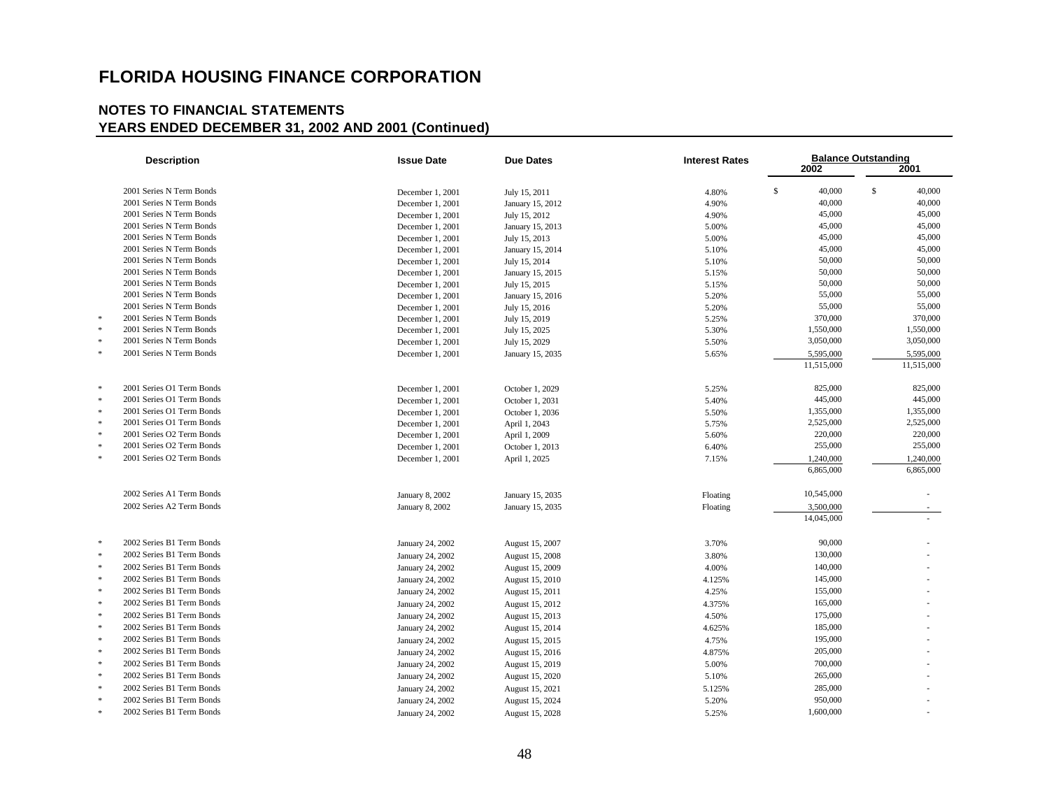# FLORIDA HOUSING FINANCE CORPORATION

## NOTES TO FINANCIAL STATEMENTS
## YEARS ENDED DECEMBER 31, 2002 AND 2001 (Continued)

| | Description | Issue Date | Due Dates | Interest Rates | Balance Outstanding 2002 | 2001 |
|---|---|---|---|---|---|---|
| | 2001 Series N Term Bonds | December 1, 2001 | July 15, 2011 | 4.80% | $ 40,000 | $ 40,000 |
| | 2001 Series N Term Bonds | December 1, 2001 | January 15, 2012 | 4.90% | 40,000 | 40,000 |
| | 2001 Series N Term Bonds | December 1, 2001 | July 15, 2012 | 4.90% | 45,000 | 45,000 |
| | 2001 Series N Term Bonds | December 1, 2001 | January 15, 2013 | 5.00% | 45,000 | 45,000 |
| | 2001 Series N Term Bonds | December 1, 2001 | July 15, 2013 | 5.00% | 45,000 | 45,000 |
| | 2001 Series N Term Bonds | December 1, 2001 | January 15, 2014 | 5.10% | 45,000 | 45,000 |
| | 2001 Series N Term Bonds | December 1, 2001 | July 15, 2014 | 5.10% | 50,000 | 50,000 |
| | 2001 Series N Term Bonds | December 1, 2001 | January 15, 2015 | 5.15% | 50,000 | 50,000 |
| | 2001 Series N Term Bonds | December 1, 2001 | July 15, 2015 | 5.15% | 50,000 | 50,000 |
| | 2001 Series N Term Bonds | December 1, 2001 | January 15, 2016 | 5.20% | 55,000 | 55,000 |
| | 2001 Series N Term Bonds | December 1, 2001 | July 15, 2016 | 5.20% | 55,000 | 55,000 |
| * | 2001 Series N Term Bonds | December 1, 2001 | July 15, 2019 | 5.25% | 370,000 | 370,000 |
| * | 2001 Series N Term Bonds | December 1, 2001 | July 15, 2025 | 5.30% | 1,550,000 | 1,550,000 |
| * | 2001 Series N Term Bonds | December 1, 2001 | July 15, 2029 | 5.50% | 3,050,000 | 3,050,000 |
| * | 2001 Series N Term Bonds | December 1, 2001 | January 15, 2035 | 5.65% | 5,595,000 | 5,595,000 |
| | | | | | 11,515,000 | 11,515,000 |
| * | 2001 Series O1 Term Bonds | December 1, 2001 | October 1, 2029 | 5.25% | 825,000 | 825,000 |
| * | 2001 Series O1 Term Bonds | December 1, 2001 | October 1, 2031 | 5.40% | 445,000 | 445,000 |
| * | 2001 Series O1 Term Bonds | December 1, 2001 | October 1, 2036 | 5.50% | 1,355,000 | 1,355,000 |
| * | 2001 Series O1 Term Bonds | December 1, 2001 | April 1, 2043 | 5.75% | 2,525,000 | 2,525,000 |
| * | 2001 Series O2 Term Bonds | December 1, 2001 | April 1, 2009 | 5.60% | 220,000 | 220,000 |
| * | 2001 Series O2 Term Bonds | December 1, 2001 | October 1, 2013 | 6.40% | 255,000 | 255,000 |
| * | 2001 Series O2 Term Bonds | December 1, 2001 | April 1, 2025 | 7.15% | 1,240,000 | 1,240,000 |
| | | | | | 6,865,000 | 6,865,000 |
| | 2002 Series A1 Term Bonds | January 8, 2002 | January 15, 2035 | Floating | 10,545,000 | - |
| | 2002 Series A2 Term Bonds | January 8, 2002 | January 15, 2035 | Floating | 3,500,000 | - |
| | | | | | 14,045,000 | - |
| * | 2002 Series B1 Term Bonds | January 24, 2002 | August 15, 2007 | 3.70% | 90,000 | - |
| * | 2002 Series B1 Term Bonds | January 24, 2002 | August 15, 2008 | 3.80% | 130,000 | - |
| * | 2002 Series B1 Term Bonds | January 24, 2002 | August 15, 2009 | 4.00% | 140,000 | - |
| * | 2002 Series B1 Term Bonds | January 24, 2002 | August 15, 2010 | 4.125% | 145,000 | - |
| * | 2002 Series B1 Term Bonds | January 24, 2002 | August 15, 2011 | 4.25% | 155,000 | - |
| * | 2002 Series B1 Term Bonds | January 24, 2002 | August 15, 2012 | 4.375% | 165,000 | - |
| * | 2002 Series B1 Term Bonds | January 24, 2002 | August 15, 2013 | 4.50% | 175,000 | - |
| * | 2002 Series B1 Term Bonds | January 24, 2002 | August 15, 2014 | 4.625% | 185,000 | - |
| * | 2002 Series B1 Term Bonds | January 24, 2002 | August 15, 2015 | 4.75% | 195,000 | - |
| * | 2002 Series B1 Term Bonds | January 24, 2002 | August 15, 2016 | 4.875% | 205,000 | - |
| * | 2002 Series B1 Term Bonds | January 24, 2002 | August 15, 2019 | 5.00% | 700,000 | - |
| * | 2002 Series B1 Term Bonds | January 24, 2002 | August 15, 2020 | 5.10% | 265,000 | - |
| * | 2002 Series B1 Term Bonds | January 24, 2002 | August 15, 2021 | 5.125% | 285,000 | - |
| * | 2002 Series B1 Term Bonds | January 24, 2002 | August 15, 2024 | 5.20% | 950,000 | - |
| * | 2002 Series B1 Term Bonds | January 24, 2002 | August 15, 2028 | 5.25% | 1,600,000 | - |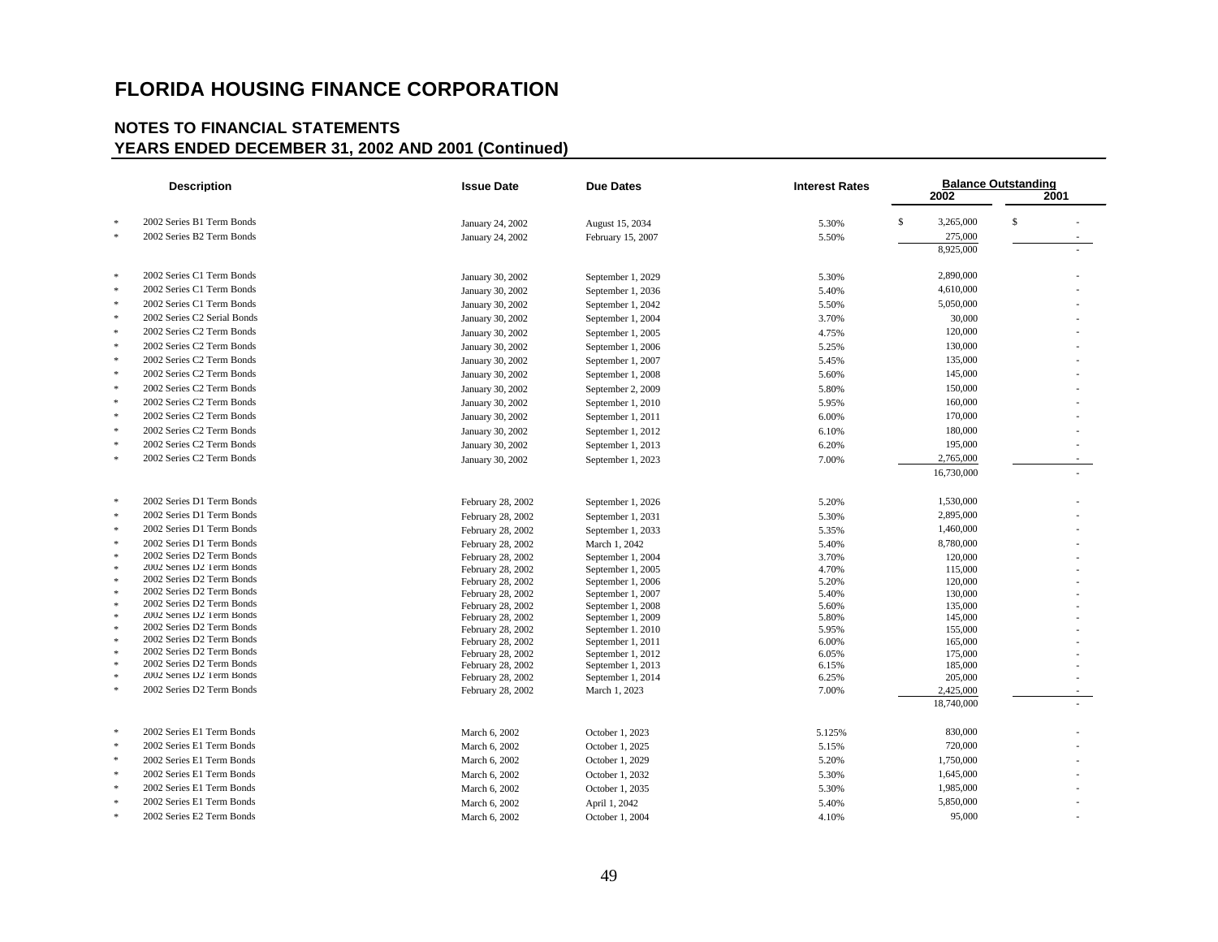# FLORIDA HOUSING FINANCE CORPORATION

## NOTES TO FINANCIAL STATEMENTS
## YEARS ENDED DECEMBER 31, 2002 AND 2001 (Continued)

| | Description | Issue Date | Due Dates | Interest Rates | Balance Outstanding 2002 | 2001 |
|---|---|---|---|---|---|---|
| * | 2002 Series B1 Term Bonds | January 24, 2002 | August 15, 2034 | 5.30% | $ 3,265,000 | $ - |
| * | 2002 Series B2 Term Bonds | January 24, 2002 | February 15, 2007 | 5.50% | 275,000 | - |
| | | | | | 8,925,000 | - |
| * | 2002 Series C1 Term Bonds | January 30, 2002 | September 1, 2029 | 5.30% | 2,890,000 | - |
| * | 2002 Series C1 Term Bonds | January 30, 2002 | September 1, 2036 | 5.40% | 4,610,000 | - |
| * | 2002 Series C1 Term Bonds | January 30, 2002 | September 1, 2042 | 5.50% | 5,050,000 | - |
| * | 2002 Series C2 Serial Bonds | January 30, 2002 | September 1, 2004 | 3.70% | 30,000 | - |
| * | 2002 Series C2 Term Bonds | January 30, 2002 | September 1, 2005 | 4.75% | 120,000 | - |
| * | 2002 Series C2 Term Bonds | January 30, 2002 | September 1, 2006 | 5.25% | 130,000 | - |
| * | 2002 Series C2 Term Bonds | January 30, 2002 | September 1, 2007 | 5.45% | 135,000 | - |
| * | 2002 Series C2 Term Bonds | January 30, 2002 | September 1, 2008 | 5.60% | 145,000 | - |
| * | 2002 Series C2 Term Bonds | January 30, 2002 | September 2, 2009 | 5.80% | 150,000 | - |
| * | 2002 Series C2 Term Bonds | January 30, 2002 | September 1, 2010 | 5.95% | 160,000 | - |
| * | 2002 Series C2 Term Bonds | January 30, 2002 | September 1, 2011 | 6.00% | 170,000 | - |
| * | 2002 Series C2 Term Bonds | January 30, 2002 | September 1, 2012 | 6.10% | 180,000 | - |
| * | 2002 Series C2 Term Bonds | January 30, 2002 | September 1, 2013 | 6.20% | 195,000 | - |
| * | 2002 Series C2 Term Bonds | January 30, 2002 | September 1, 2023 | 7.00% | 2,765,000 | - |
| | | | | | 16,730,000 | - |
| * | 2002 Series D1 Term Bonds | February 28, 2002 | September 1, 2026 | 5.20% | 1,530,000 | - |
| * | 2002 Series D1 Term Bonds | February 28, 2002 | September 1, 2031 | 5.30% | 2,895,000 | - |
| * | 2002 Series D1 Term Bonds | February 28, 2002 | September 1, 2033 | 5.35% | 1,460,000 | - |
| * | 2002 Series D1 Term Bonds | February 28, 2002 | March 1, 2042 | 5.40% | 8,780,000 | - |
| * | 2002 Series D2 Term Bonds | February 28, 2002 | September 1, 2004 | 3.70% | 120,000 | - |
| * | 2002 Series D2 Term Bonds | February 28, 2002 | September 1, 2005 | 4.70% | 115,000 | - |
| * | 2002 Series D2 Term Bonds | February 28, 2002 | September 1, 2006 | 5.20% | 120,000 | - |
| * | 2002 Series D2 Term Bonds | February 28, 2002 | September 1, 2007 | 5.40% | 130,000 | - |
| * | 2002 Series D2 Term Bonds | February 28, 2002 | September 1, 2008 | 5.60% | 135,000 | - |
| * | 2002 Series D2 Term Bonds | February 28, 2002 | September 1, 2009 | 5.80% | 145,000 | - |
| * | 2002 Series D2 Term Bonds | February 28, 2002 | September 1. 2010 | 5.95% | 155,000 | - |
| * | 2002 Series D2 Term Bonds | February 28, 2002 | September 1, 2011 | 6.00% | 165,000 | - |
| * | 2002 Series D2 Term Bonds | February 28, 2002 | September 1, 2012 | 6.05% | 175,000 | - |
| * | 2002 Series D2 Term Bonds | February 28, 2002 | September 1, 2013 | 6.15% | 185,000 | - |
| * | 2002 Series D2 Term Bonds | February 28, 2002 | September 1, 2014 | 6.25% | 205,000 | - |
| * | 2002 Series D2 Term Bonds | February 28, 2002 | March 1, 2023 | 7.00% | 2,425,000 | - |
| | | | | | 18,740,000 | - |
| * | 2002 Series E1 Term Bonds | March 6, 2002 | October 1, 2023 | 5.125% | 830,000 | - |
| * | 2002 Series E1 Term Bonds | March 6, 2002 | October 1, 2025 | 5.15% | 720,000 | - |
| * | 2002 Series E1 Term Bonds | March 6, 2002 | October 1, 2029 | 5.20% | 1,750,000 | - |
| * | 2002 Series E1 Term Bonds | March 6, 2002 | October 1, 2032 | 5.30% | 1,645,000 | - |
| * | 2002 Series E1 Term Bonds | March 6, 2002 | October 1, 2035 | 5.30% | 1,985,000 | - |
| * | 2002 Series E1 Term Bonds | March 6, 2002 | April 1, 2042 | 5.40% | 5,850,000 | - |
| * | 2002 Series E2 Term Bonds | March 6, 2002 | October 1, 2004 | 4.10% | 95,000 | - |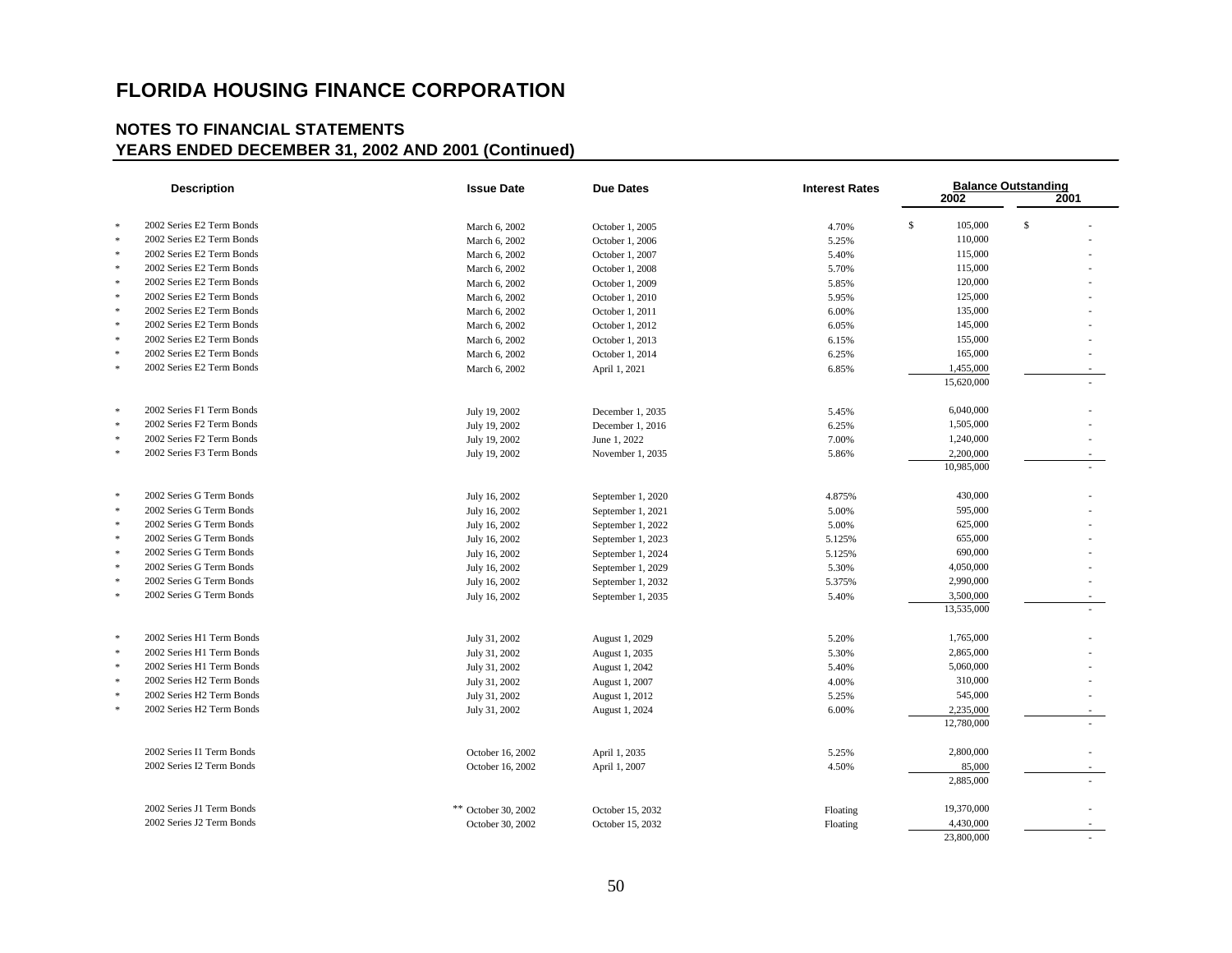# FLORIDA HOUSING FINANCE CORPORATION

## NOTES TO FINANCIAL STATEMENTS
## YEARS ENDED DECEMBER 31, 2002 AND 2001 (Continued)

| | Description | Issue Date | Due Dates | Interest Rates | Balance Outstanding 2002 | 2001 |
|---|---|---|---|---|---|---|
| * | 2002 Series E2 Term Bonds | March 6, 2002 | October 1, 2005 | 4.70% | $ 105,000 | $ - |
| * | 2002 Series E2 Term Bonds | March 6, 2002 | October 1, 2006 | 5.25% | 110,000 | - |
| * | 2002 Series E2 Term Bonds | March 6, 2002 | October 1, 2007 | 5.40% | 115,000 | - |
| * | 2002 Series E2 Term Bonds | March 6, 2002 | October 1, 2008 | 5.70% | 115,000 | - |
| * | 2002 Series E2 Term Bonds | March 6, 2002 | October 1, 2009 | 5.85% | 120,000 | - |
| * | 2002 Series E2 Term Bonds | March 6, 2002 | October 1, 2010 | 5.95% | 125,000 | - |
| * | 2002 Series E2 Term Bonds | March 6, 2002 | October 1, 2011 | 6.00% | 135,000 | - |
| * | 2002 Series E2 Term Bonds | March 6, 2002 | October 1, 2012 | 6.05% | 145,000 | - |
| * | 2002 Series E2 Term Bonds | March 6, 2002 | October 1, 2013 | 6.15% | 155,000 | - |
| * | 2002 Series E2 Term Bonds | March 6, 2002 | October 1, 2014 | 6.25% | 165,000 | - |
| * | 2002 Series E2 Term Bonds | March 6, 2002 | April 1, 2021 | 6.85% | 1,455,000 | - |
| | | | | | 15,620,000 | - |
| * | 2002 Series F1 Term Bonds | July 19, 2002 | December 1, 2035 | 5.45% | 6,040,000 | - |
| * | 2002 Series F2 Term Bonds | July 19, 2002 | December 1, 2016 | 6.25% | 1,505,000 | - |
| * | 2002 Series F2 Term Bonds | July 19, 2002 | June 1, 2022 | 7.00% | 1,240,000 | - |
| * | 2002 Series F3 Term Bonds | July 19, 2002 | November 1, 2035 | 5.86% | 2,200,000 | - |
| | | | | | 10,985,000 | - |
| * | 2002 Series G Term Bonds | July 16, 2002 | September 1, 2020 | 4.875% | 430,000 | - |
| * | 2002 Series G Term Bonds | July 16, 2002 | September 1, 2021 | 5.00% | 595,000 | - |
| * | 2002 Series G Term Bonds | July 16, 2002 | September 1, 2022 | 5.00% | 625,000 | - |
| * | 2002 Series G Term Bonds | July 16, 2002 | September 1, 2023 | 5.125% | 655,000 | - |
| * | 2002 Series G Term Bonds | July 16, 2002 | September 1, 2024 | 5.125% | 690,000 | - |
| * | 2002 Series G Term Bonds | July 16, 2002 | September 1, 2029 | 5.30% | 4,050,000 | - |
| * | 2002 Series G Term Bonds | July 16, 2002 | September 1, 2032 | 5.375% | 2,990,000 | - |
| * | 2002 Series G Term Bonds | July 16, 2002 | September 1, 2035 | 5.40% | 3,500,000 | - |
| | | | | | 13,535,000 | - |
| * | 2002 Series H1 Term Bonds | July 31, 2002 | August 1, 2029 | 5.20% | 1,765,000 | - |
| * | 2002 Series H1 Term Bonds | July 31, 2002 | August 1, 2035 | 5.30% | 2,865,000 | - |
| * | 2002 Series H1 Term Bonds | July 31, 2002 | August 1, 2042 | 5.40% | 5,060,000 | - |
| * | 2002 Series H2 Term Bonds | July 31, 2002 | August 1, 2007 | 4.00% | 310,000 | - |
| * | 2002 Series H2 Term Bonds | July 31, 2002 | August 1, 2012 | 5.25% | 545,000 | - |
| * | 2002 Series H2 Term Bonds | July 31, 2002 | August 1, 2024 | 6.00% | 2,235,000 | - |
| | | | | | 12,780,000 | - |
| | 2002 Series I1 Term Bonds | October 16, 2002 | April 1, 2035 | 5.25% | 2,800,000 | - |
| | 2002 Series I2 Term Bonds | October 16, 2002 | April 1, 2007 | 4.50% | 85,000 | - |
| | | | | | 2,885,000 | - |
| | 2002 Series J1 Term Bonds | ** October 30, 2002 | October 15, 2032 | Floating | 19,370,000 | - |
| | 2002 Series J2 Term Bonds | October 30, 2002 | October 15, 2032 | Floating | 4,430,000 | - |
| | | | | | 23,800,000 | - |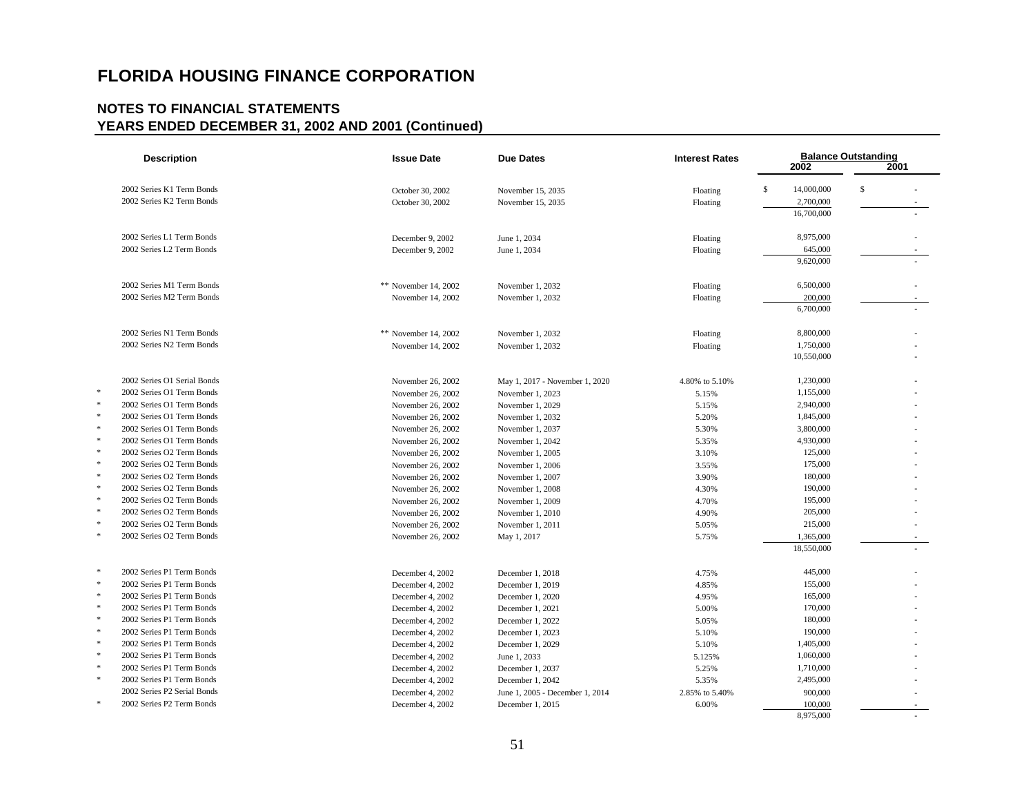# FLORIDA HOUSING FINANCE CORPORATION

## NOTES TO FINANCIAL STATEMENTS
## YEARS ENDED DECEMBER 31, 2002 AND 2001 (Continued)

| | Description | Issue Date | Due Dates | Interest Rates | Balance Outstanding 2002 | Balance Outstanding 2001 |
|---|---|---|---|---|---|---|
| | 2002 Series K1 Term Bonds | October 30, 2002 | November 15, 2035 | Floating | $ 14,000,000 | $ - |
| | 2002 Series K2 Term Bonds | October 30, 2002 | November 15, 2035 | Floating | 2,700,000 | - |
| | | | | | 16,700,000 | - |
| | 2002 Series L1 Term Bonds | December 9, 2002 | June 1, 2034 | Floating | 8,975,000 | - |
| | 2002 Series L2 Term Bonds | December 9, 2002 | June 1, 2034 | Floating | 645,000 | - |
| | | | | | 9,620,000 | - |
| | 2002 Series M1 Term Bonds | ** November 14, 2002 | November 1, 2032 | Floating | 6,500,000 | - |
| | 2002 Series M2 Term Bonds | November 14, 2002 | November 1, 2032 | Floating | 200,000 | - |
| | | | | | 6,700,000 | - |
| | 2002 Series N1 Term Bonds | ** November 14, 2002 | November 1, 2032 | Floating | 8,800,000 | - |
| | 2002 Series N2 Term Bonds | November 14, 2002 | November 1, 2032 | Floating | 1,750,000 | - |
| | | | | | 10,550,000 | - |
| | 2002 Series O1 Serial Bonds | November 26, 2002 | May 1, 2017 - November 1, 2020 | 4.80% to 5.10% | 1,230,000 | - |
| * | 2002 Series O1 Term Bonds | November 26, 2002 | November 1, 2023 | 5.15% | 1,155,000 | - |
| * | 2002 Series O1 Term Bonds | November 26, 2002 | November 1, 2029 | 5.15% | 2,940,000 | - |
| * | 2002 Series O1 Term Bonds | November 26, 2002 | November 1, 2032 | 5.20% | 1,845,000 | - |
| * | 2002 Series O1 Term Bonds | November 26, 2002 | November 1, 2037 | 5.30% | 3,800,000 | - |
| * | 2002 Series O1 Term Bonds | November 26, 2002 | November 1, 2042 | 5.35% | 4,930,000 | - |
| * | 2002 Series O2 Term Bonds | November 26, 2002 | November 1, 2005 | 3.10% | 125,000 | - |
| * | 2002 Series O2 Term Bonds | November 26, 2002 | November 1, 2006 | 3.55% | 175,000 | - |
| * | 2002 Series O2 Term Bonds | November 26, 2002 | November 1, 2007 | 3.90% | 180,000 | - |
| * | 2002 Series O2 Term Bonds | November 26, 2002 | November 1, 2008 | 4.30% | 190,000 | - |
| * | 2002 Series O2 Term Bonds | November 26, 2002 | November 1, 2009 | 4.70% | 195,000 | - |
| * | 2002 Series O2 Term Bonds | November 26, 2002 | November 1, 2010 | 4.90% | 205,000 | - |
| * | 2002 Series O2 Term Bonds | November 26, 2002 | November 1, 2011 | 5.05% | 215,000 | - |
| * | 2002 Series O2 Term Bonds | November 26, 2002 | May 1, 2017 | 5.75% | 1,365,000 | - |
| | | | | | 18,550,000 | - |
| * | 2002 Series P1 Term Bonds | December 4, 2002 | December 1, 2018 | 4.75% | 445,000 | - |
| * | 2002 Series P1 Term Bonds | December 4, 2002 | December 1, 2019 | 4.85% | 155,000 | - |
| * | 2002 Series P1 Term Bonds | December 4, 2002 | December 1, 2020 | 4.95% | 165,000 | - |
| * | 2002 Series P1 Term Bonds | December 4, 2002 | December 1, 2021 | 5.00% | 170,000 | - |
| * | 2002 Series P1 Term Bonds | December 4, 2002 | December 1, 2022 | 5.05% | 180,000 | - |
| * | 2002 Series P1 Term Bonds | December 4, 2002 | December 1, 2023 | 5.10% | 190,000 | - |
| * | 2002 Series P1 Term Bonds | December 4, 2002 | December 1, 2029 | 5.10% | 1,405,000 | - |
| * | 2002 Series P1 Term Bonds | December 4, 2002 | June 1, 2033 | 5.125% | 1,060,000 | - |
| * | 2002 Series P1 Term Bonds | December 4, 2002 | December 1, 2037 | 5.25% | 1,710,000 | - |
| * | 2002 Series P1 Term Bonds | December 4, 2002 | December 1, 2042 | 5.35% | 2,495,000 | - |
| | 2002 Series P2 Serial Bonds | December 4, 2002 | June 1, 2005 - December 1, 2014 | 2.85% to 5.40% | 900,000 | - |
| * | 2002 Series P2 Term Bonds | December 4, 2002 | December 1, 2015 | 6.00% | 100,000 | - |
| | | | | | 8,975,000 | - |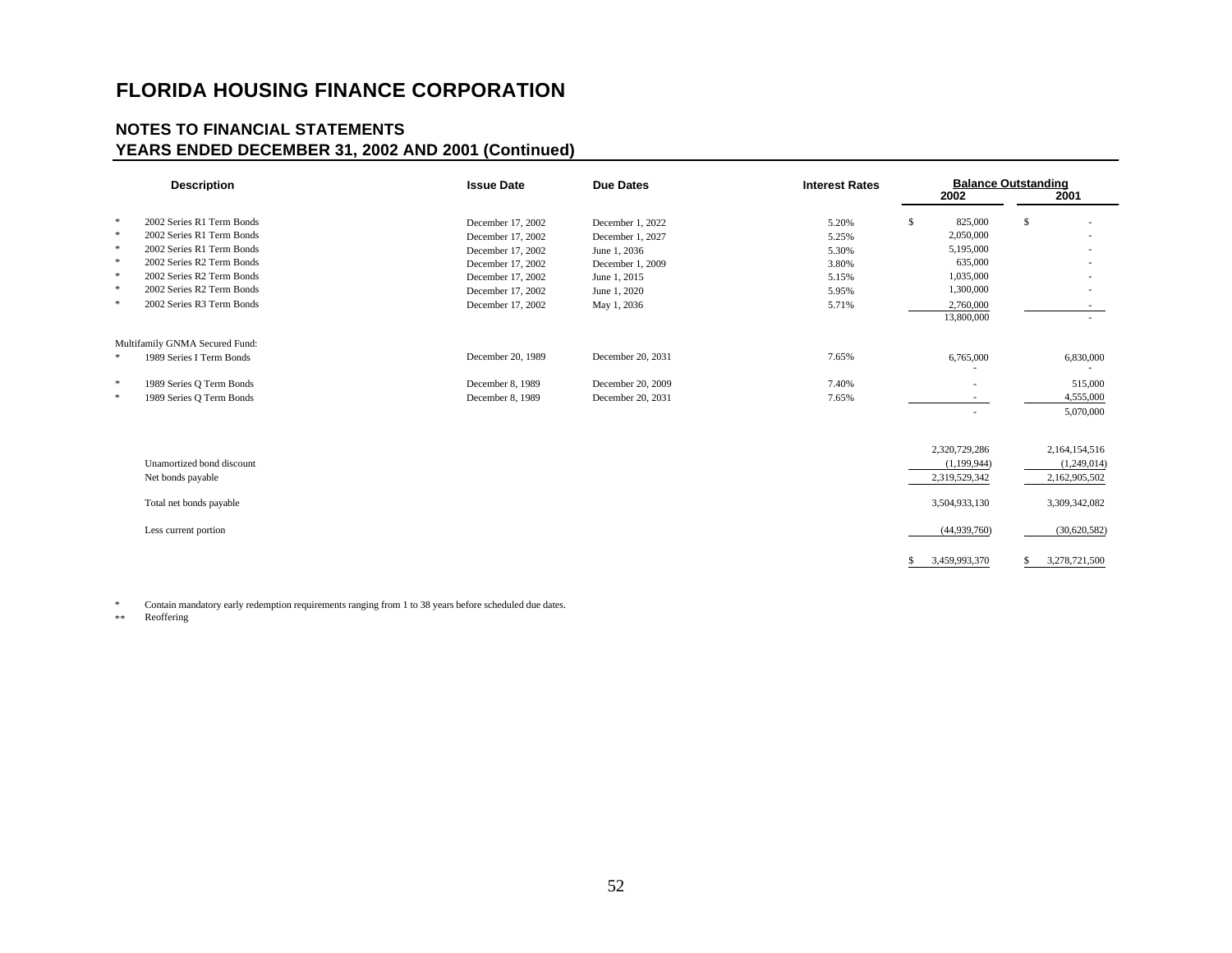# FLORIDA HOUSING FINANCE CORPORATION

## NOTES TO FINANCIAL STATEMENTS
## YEARS ENDED DECEMBER 31, 2002 AND 2001 (Continued)

| | Description | Issue Date | Due Dates | Interest Rates | Balance Outstanding 2002 | 2001 |
|---|---|---|---|---|---|---|
| * | 2002 Series R1 Term Bonds | December 17, 2002 | December 1, 2022 | 5.20% | $ 825,000 | $ - |
| * | 2002 Series R1 Term Bonds | December 17, 2002 | December 1, 2027 | 5.25% | 2,050,000 | - |
| * | 2002 Series R1 Term Bonds | December 17, 2002 | June 1, 2036 | 5.30% | 5,195,000 | - |
| * | 2002 Series R2 Term Bonds | December 17, 2002 | December 1, 2009 | 3.80% | 635,000 | - |
| * | 2002 Series R2 Term Bonds | December 17, 2002 | June 1, 2015 | 5.15% | 1,035,000 | - |
| * | 2002 Series R2 Term Bonds | December 17, 2002 | June 1, 2020 | 5.95% | 1,300,000 | - |
| * | 2002 Series R3 Term Bonds | December 17, 2002 | May 1, 2036 | 5.71% | 2,760,000 | - |
| | | | | | 13,800,000 | - |
| | Multifamily GNMA Secured Fund: | | | | | |
| * | 1989 Series I Term Bonds | December 20, 1989 | December 20, 2031 | 7.65% | 6,765,000 | 6,830,000 |
| | | | | | - | - |
| * | 1989 Series Q Term Bonds | December 8, 1989 | December 20, 2009 | 7.40% | - | 515,000 |
| * | 1989 Series Q Term Bonds | December 8, 1989 | December 20, 2031 | 7.65% | - | 4,555,000 |
| | | | | | - | 5,070,000 |
| | | | | | 2,320,729,286 | 2,164,154,516 |
| | Unamortized bond discount | | | | (1,199,944) | (1,249,014) |
| | Net bonds payable | | | | 2,319,529,342 | 2,162,905,502 |
| | Total net bonds payable | | | | 3,504,933,130 | 3,309,342,082 |
| | Less current portion | | | | (44,939,760) | (30,620,582) |
| | | | | | $ 3,459,993,370 | $ 3,278,721,500 |

\* Contain mandatory early redemption requirements ranging from 1 to 38 years before scheduled due dates.

\** Reoffering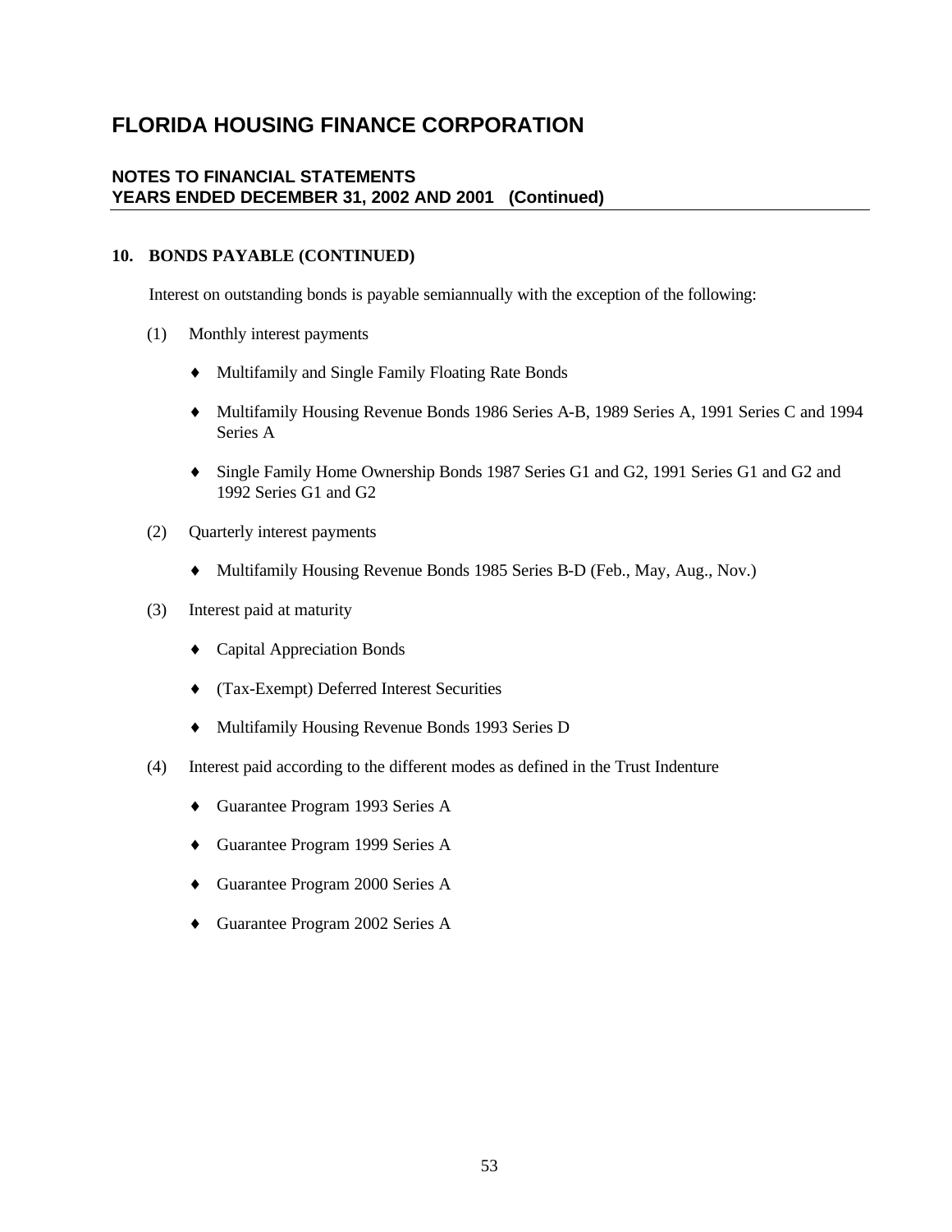# FLORIDA HOUSING FINANCE CORPORATION

## NOTES TO FINANCIAL STATEMENTS
## YEARS ENDED DECEMBER 31, 2002 AND 2001 (Continued)

### 10. BONDS PAYABLE (CONTINUED)

Interest on outstanding bonds is payable semiannually with the exception of the following:

(1) Monthly interest payments

- Multifamily and Single Family Floating Rate Bonds
- Multifamily Housing Revenue Bonds 1986 Series A-B, 1989 Series A, 1991 Series C and 1994 Series A
- Single Family Home Ownership Bonds 1987 Series G1 and G2, 1991 Series G1 and G2 and 1992 Series G1 and G2

(2) Quarterly interest payments

- Multifamily Housing Revenue Bonds 1985 Series B-D (Feb., May, Aug., Nov.)

(3) Interest paid at maturity

- Capital Appreciation Bonds
- (Tax-Exempt) Deferred Interest Securities
- Multifamily Housing Revenue Bonds 1993 Series D

(4) Interest paid according to the different modes as defined in the Trust Indenture

- Guarantee Program 1993 Series A
- Guarantee Program 1999 Series A
- Guarantee Program 2000 Series A
- Guarantee Program 2002 Series A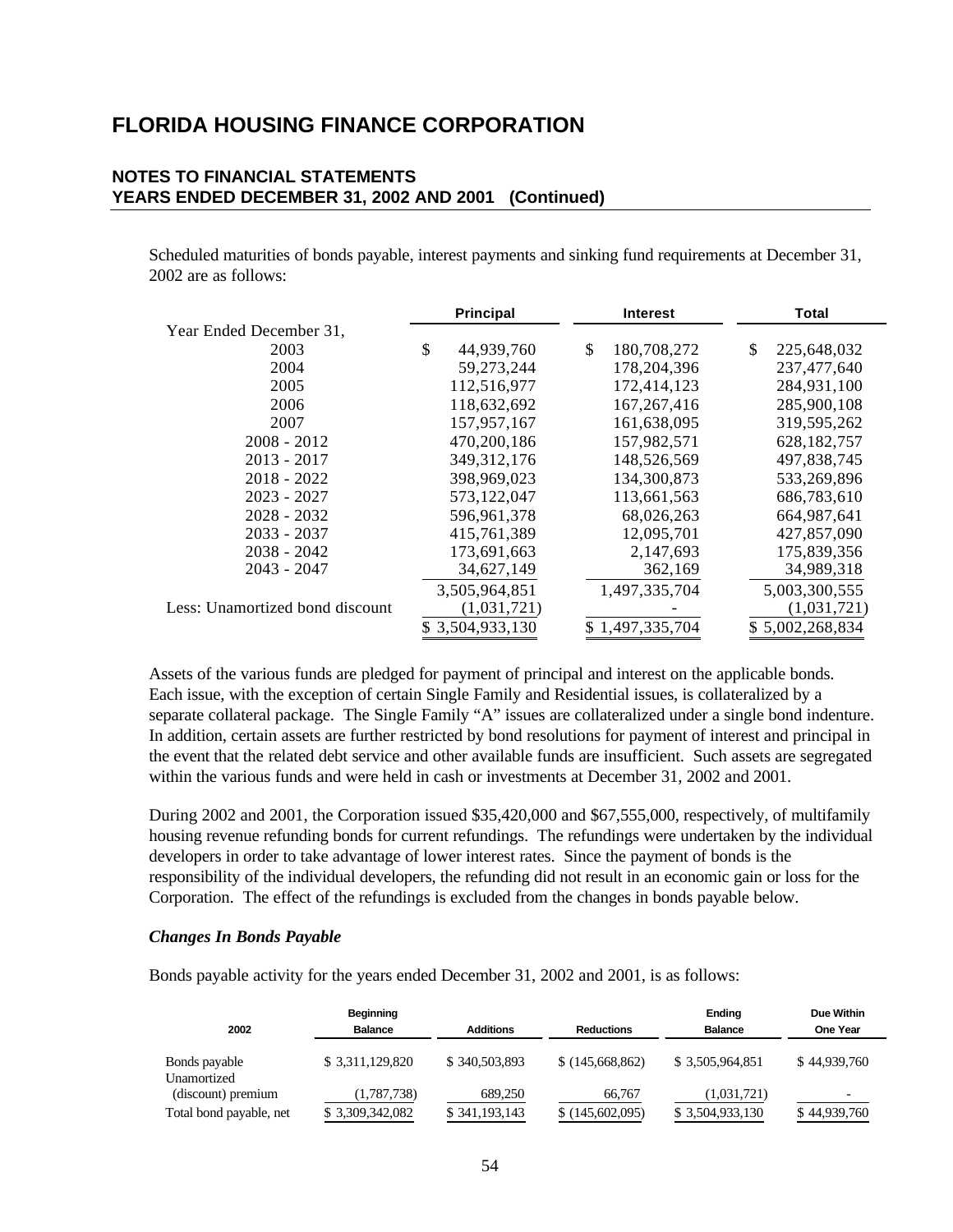# FLORIDA HOUSING FINANCE CORPORATION

## NOTES TO FINANCIAL STATEMENTS
## YEARS ENDED DECEMBER 31, 2002 AND 2001 (Continued)

Scheduled maturities of bonds payable, interest payments and sinking fund requirements at December 31, 2002 are as follows:

| | Principal | Interest | Total |
|---|---|---|---|
| Year Ended December 31, | | | |
| 2003 | $ 44,939,760 | $ 180,708,272 | $ 225,648,032 |
| 2004 | 59,273,244 | 178,204,396 | 237,477,640 |
| 2005 | 112,516,977 | 172,414,123 | 284,931,100 |
| 2006 | 118,632,692 | 167,267,416 | 285,900,108 |
| 2007 | 157,957,167 | 161,638,095 | 319,595,262 |
| 2008 - 2012 | 470,200,186 | 157,982,571 | 628,182,757 |
| 2013 - 2017 | 349,312,176 | 148,526,569 | 497,838,745 |
| 2018 - 2022 | 398,969,023 | 134,300,873 | 533,269,896 |
| 2023 - 2027 | 573,122,047 | 113,661,563 | 686,783,610 |
| 2028 - 2032 | 596,961,378 | 68,026,263 | 664,987,641 |
| 2033 - 2037 | 415,761,389 | 12,095,701 | 427,857,090 |
| 2038 - 2042 | 173,691,663 | 2,147,693 | 175,839,356 |
| 2043 - 2047 | 34,627,149 | 362,169 | 34,989,318 |
| | 3,505,964,851 | 1,497,335,704 | 5,003,300,555 |
| Less: Unamortized bond discount | (1,031,721) | - | (1,031,721) |
| | $ 3,504,933,130 | $ 1,497,335,704 | $ 5,002,268,834 |

Assets of the various funds are pledged for payment of principal and interest on the applicable bonds. Each issue, with the exception of certain Single Family and Residential issues, is collateralized by a separate collateral package. The Single Family "A" issues are collateralized under a single bond indenture. In addition, certain assets are further restricted by bond resolutions for payment of interest and principal in the event that the related debt service and other available funds are insufficient. Such assets are segregated within the various funds and were held in cash or investments at December 31, 2002 and 2001.

During 2002 and 2001, the Corporation issued $35,420,000 and $67,555,000, respectively, of multifamily housing revenue refunding bonds for current refundings. The refundings were undertaken by the individual developers in order to take advantage of lower interest rates. Since the payment of bonds is the responsibility of the individual developers, the refunding did not result in an economic gain or loss for the Corporation. The effect of the refundings is excluded from the changes in bonds payable below.

### *Changes In Bonds Payable*

Bonds payable activity for the years ended December 31, 2002 and 2001, is as follows:

| 2002 | Beginning Balance | Additions | Reductions | Ending Balance | Due Within One Year |
|---|---|---|---|---|---|
| Bonds payable | $ 3,311,129,820 | $ 340,503,893 | $ (145,668,862) | $ 3,505,964,851 | $ 44,939,760 |
| Unamortized (discount) premium | (1,787,738) | 689,250 | 66,767 | (1,031,721) | - |
| Total bond payable, net | $ 3,309,342,082 | $ 341,193,143 | $ (145,602,095) | $ 3,504,933,130 | $ 44,939,760 |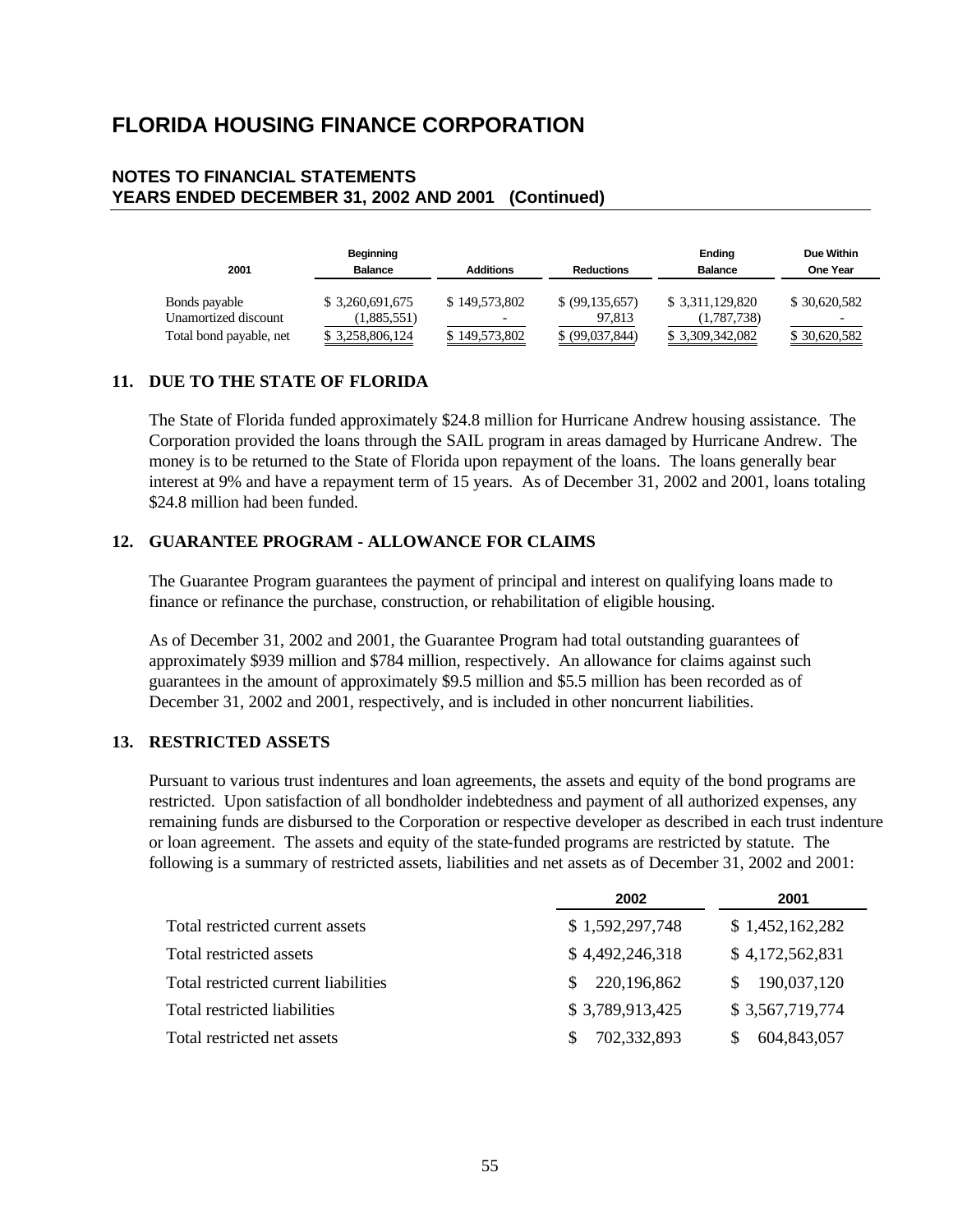# FLORIDA HOUSING FINANCE CORPORATION

## NOTES TO FINANCIAL STATEMENTS
## YEARS ENDED DECEMBER 31, 2002 AND 2001 (Continued)

| 2001 | Beginning Balance | Additions | Reductions | Ending Balance | Due Within One Year |
|---|---|---|---|---|---|
| Bonds payable | $ 3,260,691,675 | $ 149,573,802 | $ (99,135,657) | $ 3,311,129,820 | $ 30,620,582 |
| Unamortized discount | (1,885,551) | - | 97,813 | (1,787,738) | - |
| Total bond payable, net | $ 3,258,806,124 | $ 149,573,802 | $ (99,037,844) | $ 3,309,342,082 | $ 30,620,582 |

### 11. DUE TO THE STATE OF FLORIDA

The State of Florida funded approximately $24.8 million for Hurricane Andrew housing assistance. The Corporation provided the loans through the SAIL program in areas damaged by Hurricane Andrew. The money is to be returned to the State of Florida upon repayment of the loans. The loans generally bear interest at 9% and have a repayment term of 15 years. As of December 31, 2002 and 2001, loans totaling $24.8 million had been funded.

### 12. GUARANTEE PROGRAM - ALLOWANCE FOR CLAIMS

The Guarantee Program guarantees the payment of principal and interest on qualifying loans made to finance or refinance the purchase, construction, or rehabilitation of eligible housing.

As of December 31, 2002 and 2001, the Guarantee Program had total outstanding guarantees of approximately $939 million and $784 million, respectively. An allowance for claims against such guarantees in the amount of approximately $9.5 million and $5.5 million has been recorded as of December 31, 2002 and 2001, respectively, and is included in other noncurrent liabilities.

### 13. RESTRICTED ASSETS

Pursuant to various trust indentures and loan agreements, the assets and equity of the bond programs are restricted. Upon satisfaction of all bondholder indebtedness and payment of all authorized expenses, any remaining funds are disbursed to the Corporation or respective developer as described in each trust indenture or loan agreement. The assets and equity of the state-funded programs are restricted by statute. The following is a summary of restricted assets, liabilities and net assets as of December 31, 2002 and 2001:

| | 2002 | 2001 |
|---|---|---|
| Total restricted current assets | $ 1,592,297,748 | $ 1,452,162,282 |
| Total restricted assets | $ 4,492,246,318 | $ 4,172,562,831 |
| Total restricted current liabilities | $ 220,196,862 | $ 190,037,120 |
| Total restricted liabilities | $ 3,789,913,425 | $ 3,567,719,774 |
| Total restricted net assets | $ 702,332,893 | $ 604,843,057 |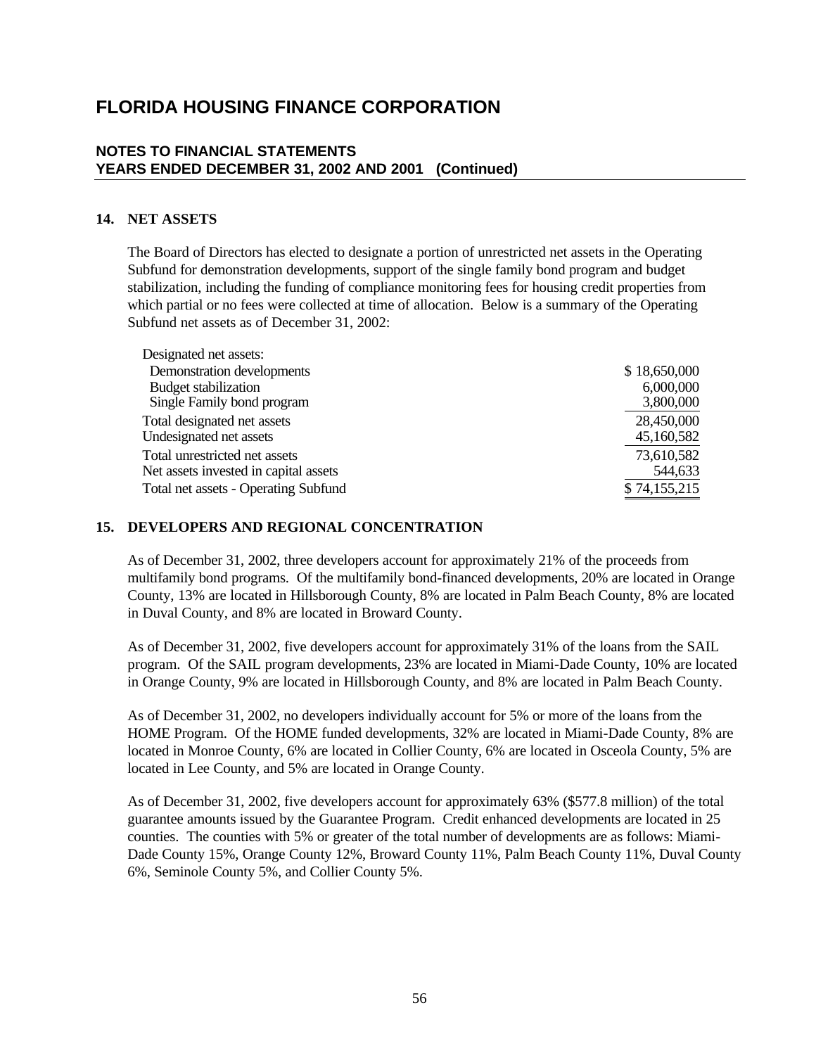# FLORIDA HOUSING FINANCE CORPORATION

## NOTES TO FINANCIAL STATEMENTS
## YEARS ENDED DECEMBER 31, 2002 AND 2001 (Continued)

### 14. NET ASSETS

The Board of Directors has elected to designate a portion of unrestricted net assets in the Operating Subfund for demonstration developments, support of the single family bond program and budget stabilization, including the funding of compliance monitoring fees for housing credit properties from which partial or no fees were collected at time of allocation. Below is a summary of the Operating Subfund net assets as of December 31, 2002:

| | |
|---|---|
| Designated net assets: | |
| Demonstration developments | $ 18,650,000 |
| Budget stabilization | 6,000,000 |
| Single Family bond program | 3,800,000 |
| Total designated net assets | 28,450,000 |
| Undesignated net assets | 45,160,582 |
| Total unrestricted net assets | 73,610,582 |
| Net assets invested in capital assets | 544,633 |
| Total net assets - Operating Subfund | $ 74,155,215 |

### 15. DEVELOPERS AND REGIONAL CONCENTRATION

As of December 31, 2002, three developers account for approximately 21% of the proceeds from multifamily bond programs. Of the multifamily bond-financed developments, 20% are located in Orange County, 13% are located in Hillsborough County, 8% are located in Palm Beach County, 8% are located in Duval County, and 8% are located in Broward County.

As of December 31, 2002, five developers account for approximately 31% of the loans from the SAIL program. Of the SAIL program developments, 23% are located in Miami-Dade County, 10% are located in Orange County, 9% are located in Hillsborough County, and 8% are located in Palm Beach County.

As of December 31, 2002, no developers individually account for 5% or more of the loans from the HOME Program. Of the HOME funded developments, 32% are located in Miami-Dade County, 8% are located in Monroe County, 6% are located in Collier County, 6% are located in Osceola County, 5% are located in Lee County, and 5% are located in Orange County.

As of December 31, 2002, five developers account for approximately 63% ($577.8 million) of the total guarantee amounts issued by the Guarantee Program. Credit enhanced developments are located in 25 counties. The counties with 5% or greater of the total number of developments are as follows: Miami-Dade County 15%, Orange County 12%, Broward County 11%, Palm Beach County 11%, Duval County 6%, Seminole County 5%, and Collier County 5%.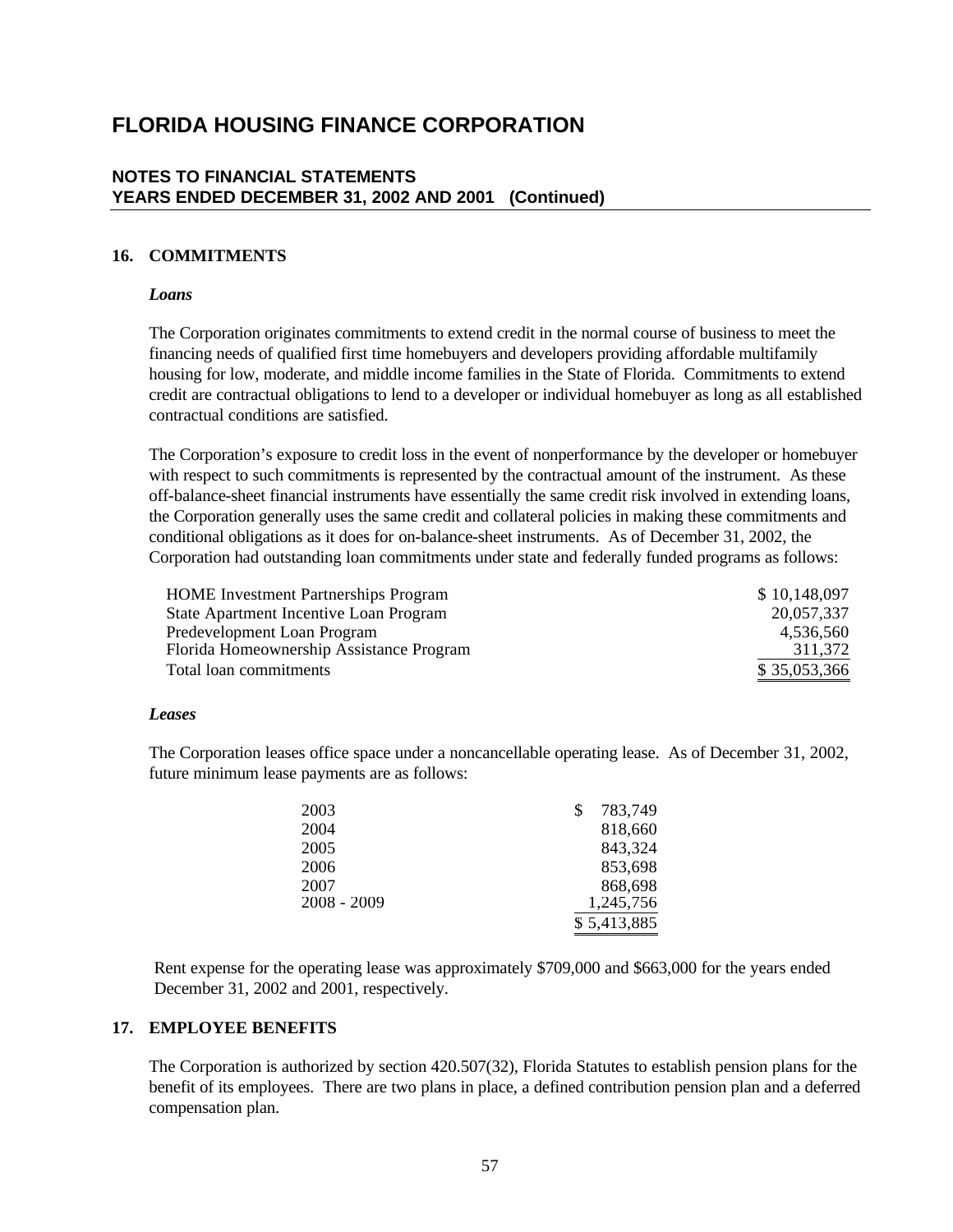# FLORIDA HOUSING FINANCE CORPORATION

## NOTES TO FINANCIAL STATEMENTS
## YEARS ENDED DECEMBER 31, 2002 AND 2001 (Continued)

### 16. COMMITMENTS

***Loans***

The Corporation originates commitments to extend credit in the normal course of business to meet the financing needs of qualified first time homebuyers and developers providing affordable multifamily housing for low, moderate, and middle income families in the State of Florida. Commitments to extend credit are contractual obligations to lend to a developer or individual homebuyer as long as all established contractual conditions are satisfied.

The Corporation's exposure to credit loss in the event of nonperformance by the developer or homebuyer with respect to such commitments is represented by the contractual amount of the instrument. As these off-balance-sheet financial instruments have essentially the same credit risk involved in extending loans, the Corporation generally uses the same credit and collateral policies in making these commitments and conditional obligations as it does for on-balance-sheet instruments. As of December 31, 2002, the Corporation had outstanding loan commitments under state and federally funded programs as follows:

| | |
|---|---|
| HOME Investment Partnerships Program | $ 10,148,097 |
| State Apartment Incentive Loan Program | 20,057,337 |
| Predevelopment Loan Program | 4,536,560 |
| Florida Homeownership Assistance Program | 311,372 |
| Total loan commitments | $ 35,053,366 |

***Leases***

The Corporation leases office space under a noncancellable operating lease. As of December 31, 2002, future minimum lease payments are as follows:

| | |
|---|---|
| 2003 | $ 783,749 |
| 2004 | 818,660 |
| 2005 | 843,324 |
| 2006 | 853,698 |
| 2007 | 868,698 |
| 2008 - 2009 | 1,245,756 |
| | $ 5,413,885 |

Rent expense for the operating lease was approximately $709,000 and $663,000 for the years ended December 31, 2002 and 2001, respectively.

### 17. EMPLOYEE BENEFITS

The Corporation is authorized by section 420.507(32), Florida Statutes to establish pension plans for the benefit of its employees. There are two plans in place, a defined contribution pension plan and a deferred compensation plan.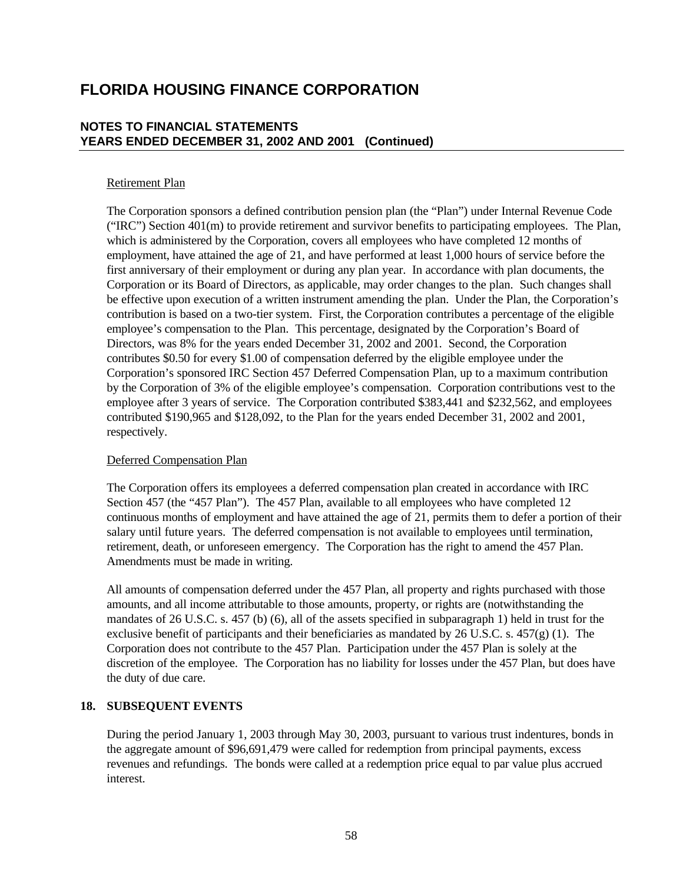# FLORIDA HOUSING FINANCE CORPORATION

## NOTES TO FINANCIAL STATEMENTS YEARS ENDED DECEMBER 31, 2002 AND 2001 (Continued)

Retirement Plan

The Corporation sponsors a defined contribution pension plan (the "Plan") under Internal Revenue Code ("IRC") Section 401(m) to provide retirement and survivor benefits to participating employees. The Plan, which is administered by the Corporation, covers all employees who have completed 12 months of employment, have attained the age of 21, and have performed at least 1,000 hours of service before the first anniversary of their employment or during any plan year. In accordance with plan documents, the Corporation or its Board of Directors, as applicable, may order changes to the plan. Such changes shall be effective upon execution of a written instrument amending the plan. Under the Plan, the Corporation's contribution is based on a two-tier system. First, the Corporation contributes a percentage of the eligible employee's compensation to the Plan. This percentage, designated by the Corporation's Board of Directors, was 8% for the years ended December 31, 2002 and 2001. Second, the Corporation contributes \$0.50 for every \$1.00 of compensation deferred by the eligible employee under the Corporation's sponsored IRC Section 457 Deferred Compensation Plan, up to a maximum contribution by the Corporation of 3% of the eligible employee's compensation. Corporation contributions vest to the employee after 3 years of service. The Corporation contributed \$383,441 and \$232,562, and employees contributed \$190,965 and \$128,092, to the Plan for the years ended December 31, 2002 and 2001, respectively.

Deferred Compensation Plan

The Corporation offers its employees a deferred compensation plan created in accordance with IRC Section 457 (the "457 Plan"). The 457 Plan, available to all employees who have completed 12 continuous months of employment and have attained the age of 21, permits them to defer a portion of their salary until future years. The deferred compensation is not available to employees until termination, retirement, death, or unforeseen emergency. The Corporation has the right to amend the 457 Plan. Amendments must be made in writing.

All amounts of compensation deferred under the 457 Plan, all property and rights purchased with those amounts, and all income attributable to those amounts, property, or rights are (notwithstanding the mandates of 26 U.S.C. s. 457 (b) (6), all of the assets specified in subparagraph 1) held in trust for the exclusive benefit of participants and their beneficiaries as mandated by 26 U.S.C. s. 457(g) (1). The Corporation does not contribute to the 457 Plan. Participation under the 457 Plan is solely at the discretion of the employee. The Corporation has no liability for losses under the 457 Plan, but does have the duty of due care.

## 18. SUBSEQUENT EVENTS

During the period January 1, 2003 through May 30, 2003, pursuant to various trust indentures, bonds in the aggregate amount of \$96,691,479 were called for redemption from principal payments, excess revenues and refundings. The bonds were called at a redemption price equal to par value plus accrued interest.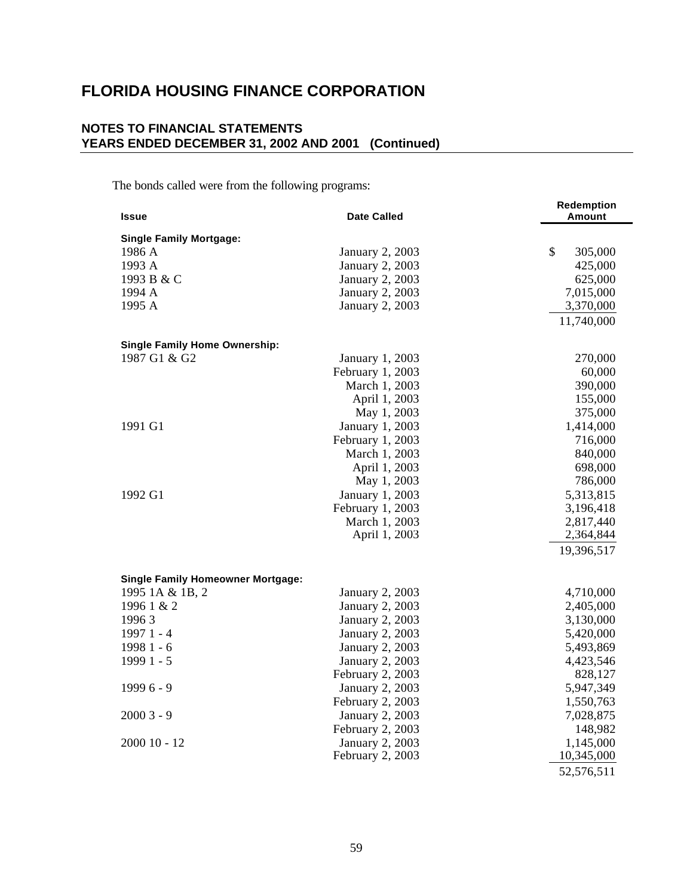# FLORIDA HOUSING FINANCE CORPORATION

## NOTES TO FINANCIAL STATEMENTS
## YEARS ENDED DECEMBER 31, 2002 AND 2001 (Continued)

The bonds called were from the following programs:

| Issue | Date Called | Redemption Amount |
|---|---|---|
| **Single Family Mortgage:** | | |
| 1986 A | January 2, 2003 | $ 305,000 |
| 1993 A | January 2, 2003 | 425,000 |
| 1993 B & C | January 2, 2003 | 625,000 |
| 1994 A | January 2, 2003 | 7,015,000 |
| 1995 A | January 2, 2003 | 3,370,000 |
| | | 11,740,000 |
| **Single Family Home Ownership:** | | |
| 1987 G1 & G2 | January 1, 2003 | 270,000 |
| | February 1, 2003 | 60,000 |
| | March 1, 2003 | 390,000 |
| | April 1, 2003 | 155,000 |
| | May 1, 2003 | 375,000 |
| 1991 G1 | January 1, 2003 | 1,414,000 |
| | February 1, 2003 | 716,000 |
| | March 1, 2003 | 840,000 |
| | April 1, 2003 | 698,000 |
| | May 1, 2003 | 786,000 |
| 1992 G1 | January 1, 2003 | 5,313,815 |
| | February 1, 2003 | 3,196,418 |
| | March 1, 2003 | 2,817,440 |
| | April 1, 2003 | 2,364,844 |
| | | 19,396,517 |
| **Single Family Homeowner Mortgage:** | | |
| 1995 1A & 1B, 2 | January 2, 2003 | 4,710,000 |
| 1996 1 & 2 | January 2, 2003 | 2,405,000 |
| 1996 3 | January 2, 2003 | 3,130,000 |
| 1997 1 - 4 | January 2, 2003 | 5,420,000 |
| 1998 1 - 6 | January 2, 2003 | 5,493,869 |
| 1999 1 - 5 | January 2, 2003 | 4,423,546 |
| | February 2, 2003 | 828,127 |
| 1999 6 - 9 | January 2, 2003 | 5,947,349 |
| | February 2, 2003 | 1,550,763 |
| 2000 3 - 9 | January 2, 2003 | 7,028,875 |
| | February 2, 2003 | 148,982 |
| 2000 10 - 12 | January 2, 2003 | 1,145,000 |
| | February 2, 2003 | 10,345,000 |
| | | 52,576,511 |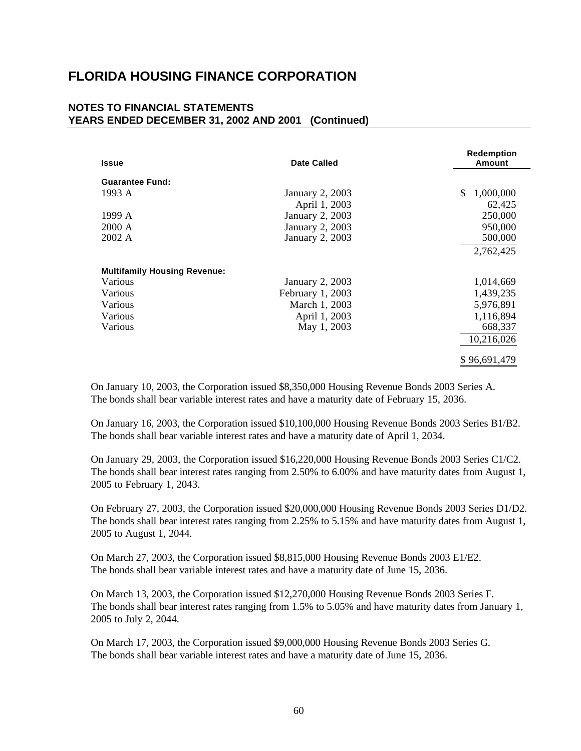# FLORIDA HOUSING FINANCE CORPORATION

## NOTES TO FINANCIAL STATEMENTS
## YEARS ENDED DECEMBER 31, 2002 AND 2001 (Continued)

| Issue | Date Called | Redemption Amount |
|---|---|---|
| **Guarantee Fund:** | | |
| 1993 A | January 2, 2003 | $ 1,000,000 |
| | April 1, 2003 | 62,425 |
| 1999 A | January 2, 2003 | 250,000 |
| 2000 A | January 2, 2003 | 950,000 |
| 2002 A | January 2, 2003 | 500,000 |
| | | 2,762,425 |
| **Multifamily Housing Revenue:** | | |
| Various | January 2, 2003 | 1,014,669 |
| Various | February 1, 2003 | 1,439,235 |
| Various | March 1, 2003 | 5,976,891 |
| Various | April 1, 2003 | 1,116,894 |
| Various | May 1, 2003 | 668,337 |
| | | 10,216,026 |
| | | $ 96,691,479 |

On January 10, 2003, the Corporation issued $8,350,000 Housing Revenue Bonds 2003 Series A. The bonds shall bear variable interest rates and have a maturity date of February 15, 2036.

On January 16, 2003, the Corporation issued $10,100,000 Housing Revenue Bonds 2003 Series B1/B2. The bonds shall bear variable interest rates and have a maturity date of April 1, 2034.

On January 29, 2003, the Corporation issued $16,220,000 Housing Revenue Bonds 2003 Series C1/C2. The bonds shall bear interest rates ranging from 2.50% to 6.00% and have maturity dates from August 1, 2005 to February 1, 2043.

On February 27, 2003, the Corporation issued $20,000,000 Housing Revenue Bonds 2003 Series D1/D2. The bonds shall bear interest rates ranging from 2.25% to 5.15% and have maturity dates from August 1, 2005 to August 1, 2044.

On March 27, 2003, the Corporation issued $8,815,000 Housing Revenue Bonds 2003 E1/E2. The bonds shall bear variable interest rates and have a maturity date of June 15, 2036.

On March 13, 2003, the Corporation issued $12,270,000 Housing Revenue Bonds 2003 Series F. The bonds shall bear interest rates ranging from 1.5% to 5.05% and have maturity dates from January 1, 2005 to July 2, 2044.

On March 17, 2003, the Corporation issued $9,000,000 Housing Revenue Bonds 2003 Series G. The bonds shall bear variable interest rates and have a maturity date of June 15, 2036.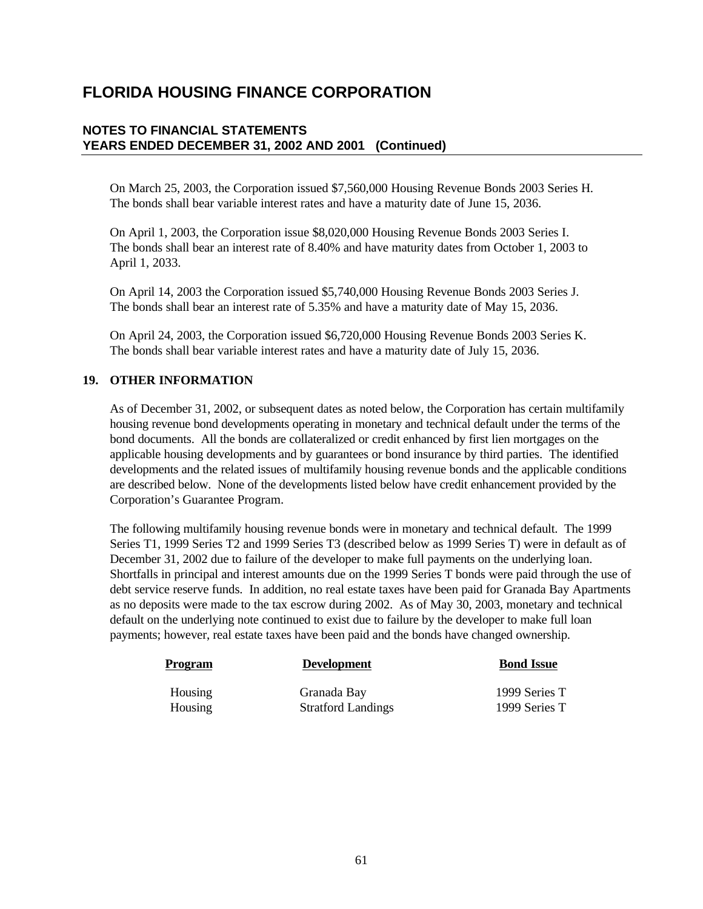On March 25, 2003, the Corporation issued $7,560,000 Housing Revenue Bonds 2003 Series H. The bonds shall bear variable interest rates and have a maturity date of June 15, 2036.

On April 1, 2003, the Corporation issue $8,020,000 Housing Revenue Bonds 2003 Series I. The bonds shall bear an interest rate of 8.40% and have maturity dates from October 1, 2003 to April 1, 2033.

On April 14, 2003 the Corporation issued $5,740,000 Housing Revenue Bonds 2003 Series J. The bonds shall bear an interest rate of 5.35% and have a maturity date of May 15, 2036.

On April 24, 2003, the Corporation issued $6,720,000 Housing Revenue Bonds 2003 Series K. The bonds shall bear variable interest rates and have a maturity date of July 15, 2036.

## 19. OTHER INFORMATION

As of December 31, 2002, or subsequent dates as noted below, the Corporation has certain multifamily housing revenue bond developments operating in monetary and technical default under the terms of the bond documents. All the bonds are collateralized or credit enhanced by first lien mortgages on the applicable housing developments and by guarantees or bond insurance by third parties. The identified developments and the related issues of multifamily housing revenue bonds and the applicable conditions are described below. None of the developments listed below have credit enhancement provided by the Corporation's Guarantee Program.

The following multifamily housing revenue bonds were in monetary and technical default. The 1999 Series T1, 1999 Series T2 and 1999 Series T3 (described below as 1999 Series T) were in default as of December 31, 2002 due to failure of the developer to make full payments on the underlying loan. Shortfalls in principal and interest amounts due on the 1999 Series T bonds were paid through the use of debt service reserve funds. In addition, no real estate taxes have been paid for Granada Bay Apartments as no deposits were made to the tax escrow during 2002. As of May 30, 2003, monetary and technical default on the underlying note continued to exist due to failure by the developer to make full loan payments; however, real estate taxes have been paid and the bonds have changed ownership.

| Program | Development | Bond Issue |
|---|---|---|
| Housing | Granada Bay | 1999 Series T |
| Housing | Stratford Landings | 1999 Series T |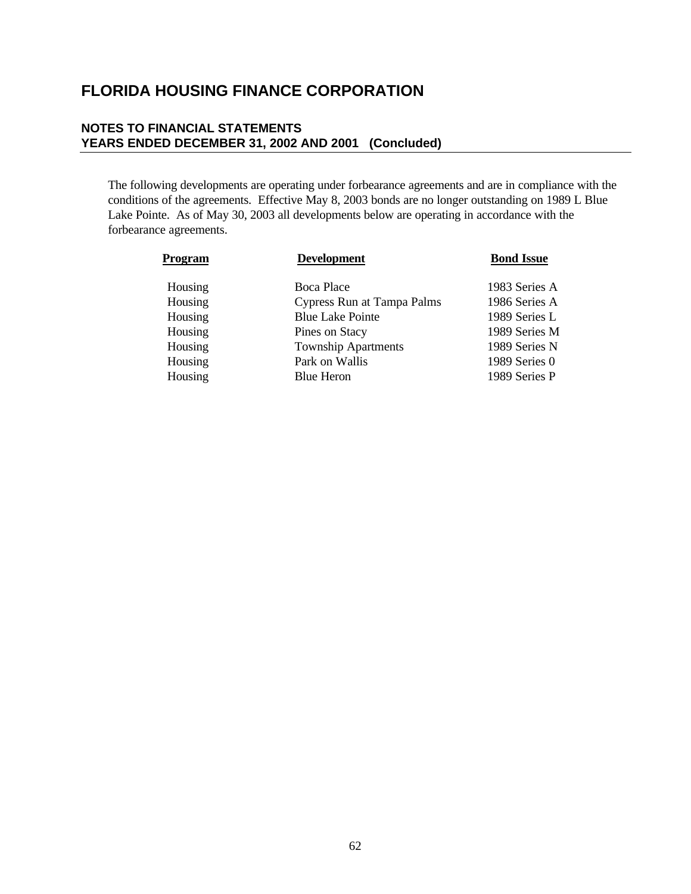# FLORIDA HOUSING FINANCE CORPORATION

## NOTES TO FINANCIAL STATEMENTS
## YEARS ENDED DECEMBER 31, 2002 AND 2001 (Concluded)

The following developments are operating under forbearance agreements and are in compliance with the conditions of the agreements. Effective May 8, 2003 bonds are no longer outstanding on 1989 L Blue Lake Pointe. As of May 30, 2003 all developments below are operating in accordance with the forbearance agreements.

| Program | Development | Bond Issue |
|---|---|---|
| Housing | Boca Place | 1983 Series A |
| Housing | Cypress Run at Tampa Palms | 1986 Series A |
| Housing | Blue Lake Pointe | 1989 Series L |
| Housing | Pines on Stacy | 1989 Series M |
| Housing | Township Apartments | 1989 Series N |
| Housing | Park on Wallis | 1989 Series 0 |
| Housing | Blue Heron | 1989 Series P |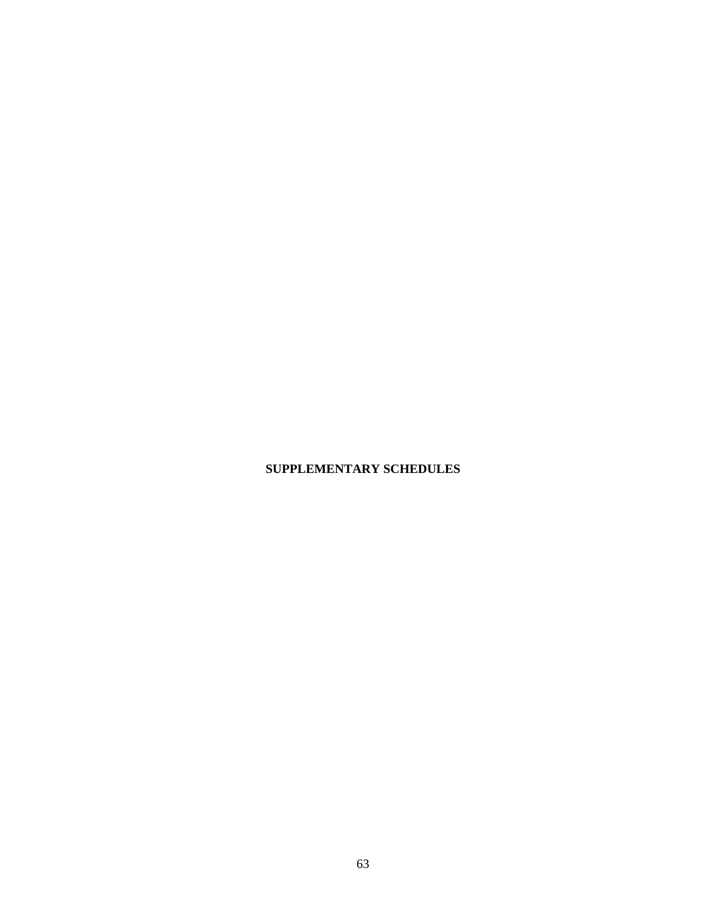# SUPPLEMENTARY SCHEDULES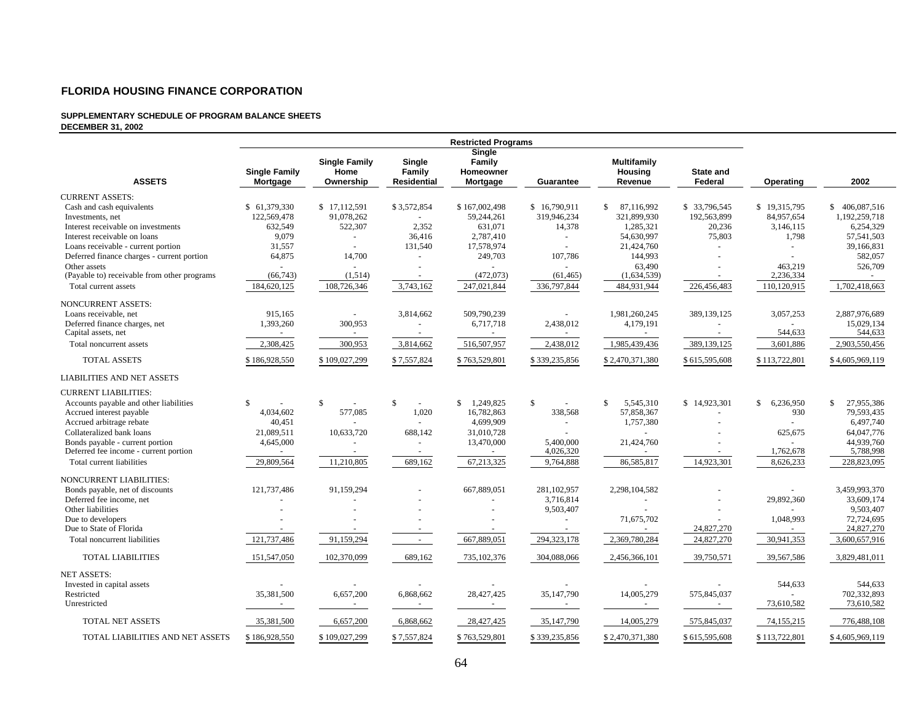# FLORIDA HOUSING FINANCE CORPORATION

**SUPPLEMENTARY SCHEDULE OF PROGRAM BALANCE SHEETS**
**DECEMBER 31, 2002**

| | Restricted Programs | | | | | | | | |
|---|---|---|---|---|---|---|---|---|---|
| **ASSETS** | **Single Family Mortgage** | **Single Family Home Ownership** | **Single Family Residential** | **Single Family Homeowner Mortgage** | **Guarantee** | **Multifamily Housing Revenue** | **State and Federal** | **Operating** | **2002** |
| CURRENT ASSETS: | | | | | | | | | |
| Cash and cash equivalents | $ 61,379,330 | $ 17,112,591 | $ 3,572,854 | $ 167,002,498 | $ 16,790,911 | $ 87,116,992 | $ 33,796,545 | $ 19,315,795 | $ 406,087,516 |
| Investments, net | 122,569,478 | 91,078,262 | - | 59,244,261 | 319,946,234 | 321,899,930 | 192,563,899 | 84,957,654 | 1,192,259,718 |
| Interest receivable on investments | 632,549 | 522,307 | 2,352 | 631,071 | 14,378 | 1,285,321 | 20,236 | 3,146,115 | 6,254,329 |
| Interest receivable on loans | 9,079 | - | 36,416 | 2,787,410 | - | 54,630,997 | 75,803 | 1,798 | 57,541,503 |
| Loans receivable - current portion | 31,557 | - | 131,540 | 17,578,974 | - | 21,424,760 | - | - | 39,166,831 |
| Deferred finance charges - current portion | 64,875 | 14,700 | - | 249,703 | 107,786 | 144,993 | - | - | 582,057 |
| Other assets | - | - | - | - | - | 63,490 | - | 463,219 | 526,709 |
| (Payable to) receivable from other programs | (66,743) | (1,514) | - | (472,073) | (61,465) | (1,634,539) | - | 2,236,334 | - |
| Total current assets | 184,620,125 | 108,726,346 | 3,743,162 | 247,021,844 | 336,797,844 | 484,931,944 | 226,456,483 | 110,120,915 | 1,702,418,663 |
| NONCURRENT ASSETS: | | | | | | | | | |
| Loans receivable, net | 915,165 | - | 3,814,662 | 509,790,239 | - | 1,981,260,245 | 389,139,125 | 3,057,253 | 2,887,976,689 |
| Deferred finance charges, net | 1,393,260 | 300,953 | - | 6,717,718 | 2,438,012 | 4,179,191 | - | - | 15,029,134 |
| Capital assets, net | - | - | - | - | - | - | - | 544,633 | 544,633 |
| Total noncurrent assets | 2,308,425 | 300,953 | 3,814,662 | 516,507,957 | 2,438,012 | 1,985,439,436 | 389,139,125 | 3,601,886 | 2,903,550,456 |
| TOTAL ASSETS | $ 186,928,550 | $ 109,027,299 | $ 7,557,824 | $ 763,529,801 | $ 339,235,856 | $ 2,470,371,380 | $ 615,595,608 | $ 113,722,801 | $ 4,605,969,119 |
| LIABILITIES AND NET ASSETS | | | | | | | | | |
| CURRENT LIABILITIES: | | | | | | | | | |
| Accounts payable and other liabilities | $ - | $ - | $ - | $ 1,249,825 | $ - | $ 5,545,310 | $ 14,923,301 | $ 6,236,950 | $ 27,955,386 |
| Accrued interest payable | 4,034,602 | 577,085 | 1,020 | 16,782,863 | 338,568 | 57,858,367 | - | 930 | 79,593,435 |
| Accrued arbitrage rebate | 40,451 | - | - | 4,699,909 | - | 1,757,380 | - | - | 6,497,740 |
| Collateralized bank loans | 21,089,511 | 10,633,720 | 688,142 | 31,010,728 | - | - | - | 625,675 | 64,047,776 |
| Bonds payable - current portion | 4,645,000 | - | - | 13,470,000 | 5,400,000 | 21,424,760 | - | - | 44,939,760 |
| Deferred fee income - current portion | - | - | - | - | 4,026,320 | - | - | 1,762,678 | 5,788,998 |
| Total current liabilities | 29,809,564 | 11,210,805 | 689,162 | 67,213,325 | 9,764,888 | 86,585,817 | 14,923,301 | 8,626,233 | 228,823,095 |
| NONCURRENT LIABILITIES: | | | | | | | | | |
| Bonds payable, net of discounts | 121,737,486 | 91,159,294 | - | 667,889,051 | 281,102,957 | 2,298,104,582 | - | - | 3,459,993,370 |
| Deferred fee income, net | - | - | - | - | 3,716,814 | - | - | 29,892,360 | 33,609,174 |
| Other liabilities | - | - | - | - | 9,503,407 | - | - | - | 9,503,407 |
| Due to developers | - | - | - | - | - | 71,675,702 | - | 1,048,993 | 72,724,695 |
| Due to State of Florida | - | - | - | - | - | - | 24,827,270 | - | 24,827,270 |
| Total noncurrent liabilities | 121,737,486 | 91,159,294 | - | 667,889,051 | 294,323,178 | 2,369,780,284 | 24,827,270 | 30,941,353 | 3,600,657,916 |
| TOTAL LIABILITIES | 151,547,050 | 102,370,099 | 689,162 | 735,102,376 | 304,088,066 | 2,456,366,101 | 39,750,571 | 39,567,586 | 3,829,481,011 |
| NET ASSETS: | | | | | | | | | |
| Invested in capital assets | - | - | - | - | - | - | - | 544,633 | 544,633 |
| Restricted | 35,381,500 | 6,657,200 | 6,868,662 | 28,427,425 | 35,147,790 | 14,005,279 | 575,845,037 | - | 702,332,893 |
| Unrestricted | - | - | - | - | - | - | - | 73,610,582 | 73,610,582 |
| TOTAL NET ASSETS | 35,381,500 | 6,657,200 | 6,868,662 | 28,427,425 | 35,147,790 | 14,005,279 | 575,845,037 | 74,155,215 | 776,488,108 |
| TOTAL LIABILITIES AND NET ASSETS | $ 186,928,550 | $ 109,027,299 | $ 7,557,824 | $ 763,529,801 | $ 339,235,856 | $ 2,470,371,380 | $ 615,595,608 | $ 113,722,801 | $ 4,605,969,119 |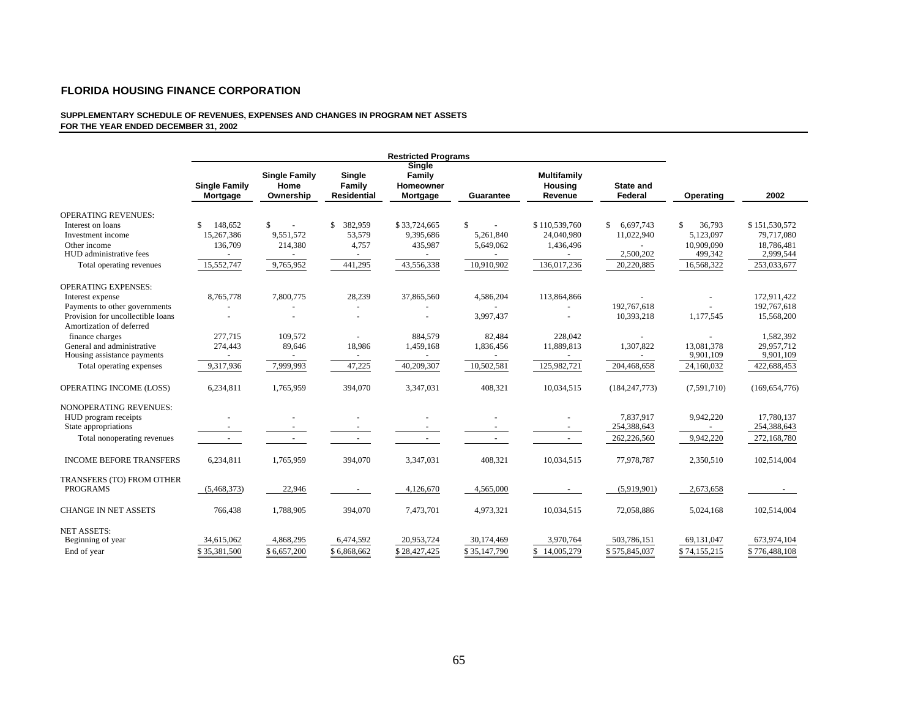# FLORIDA HOUSING FINANCE CORPORATION

**SUPPLEMENTARY SCHEDULE OF REVENUES, EXPENSES AND CHANGES IN PROGRAM NET ASSETS**
**FOR THE YEAR ENDED DECEMBER 31, 2002**

| | Restricted Programs | | | | | | | | |
|---|---|---|---|---|---|---|---|---|---|
| | Single Family Mortgage | Single Family Home Ownership | Single Family Residential | Single Family Homeowner Mortgage | Guarantee | Multifamily Housing Revenue | State and Federal | Operating | 2002 |
| OPERATING REVENUES: | | | | | | | | | |
| Interest on loans | $ 148,652 | $ - | $ 382,959 | $ 33,724,665 | $ - | $ 110,539,760 | $ 6,697,743 | $ 36,793 | $ 151,530,572 |
| Investment income | 15,267,386 | 9,551,572 | 53,579 | 9,395,686 | 5,261,840 | 24,040,980 | 11,022,940 | 5,123,097 | 79,717,080 |
| Other income | 136,709 | 214,380 | 4,757 | 435,987 | 5,649,062 | 1,436,496 | - | 10,909,090 | 18,786,481 |
| HUD administrative fees | - | - | - | - | - | - | 2,500,202 | 499,342 | 2,999,544 |
| Total operating revenues | 15,552,747 | 9,765,952 | 441,295 | 43,556,338 | 10,910,902 | 136,017,236 | 20,220,885 | 16,568,322 | 253,033,677 |
| OPERATING EXPENSES: | | | | | | | | | |
| Interest expense | 8,765,778 | 7,800,775 | 28,239 | 37,865,560 | 4,586,204 | 113,864,866 | - | - | 172,911,422 |
| Payments to other governments | - | - | - | - | - | - | 192,767,618 | - | 192,767,618 |
| Provision for uncollectible loans | - | - | - | - | 3,997,437 | - | 10,393,218 | 1,177,545 | 15,568,200 |
| Amortization of deferred finance charges | 277,715 | 109,572 | - | 884,579 | 82,484 | 228,042 | - | - | 1,582,392 |
| General and administrative | 274,443 | 89,646 | 18,986 | 1,459,168 | 1,836,456 | 11,889,813 | 1,307,822 | 13,081,378 | 29,957,712 |
| Housing assistance payments | - | - | - | - | - | - | - | 9,901,109 | 9,901,109 |
| Total operating expenses | 9,317,936 | 7,999,993 | 47,225 | 40,209,307 | 10,502,581 | 125,982,721 | 204,468,658 | 24,160,032 | 422,688,453 |
| OPERATING INCOME (LOSS) | 6,234,811 | 1,765,959 | 394,070 | 3,347,031 | 408,321 | 10,034,515 | (184,247,773) | (7,591,710) | (169,654,776) |
| NONOPERATING REVENUES: | | | | | | | | | |
| HUD program receipts | - | - | - | - | - | - | 7,837,917 | 9,942,220 | 17,780,137 |
| State appropriations | - | - | - | - | - | - | 254,388,643 | - | 254,388,643 |
| Total nonoperating revenues | - | - | - | - | - | - | 262,226,560 | 9,942,220 | 272,168,780 |
| INCOME BEFORE TRANSFERS | 6,234,811 | 1,765,959 | 394,070 | 3,347,031 | 408,321 | 10,034,515 | 77,978,787 | 2,350,510 | 102,514,004 |
| TRANSFERS (TO) FROM OTHER PROGRAMS | (5,468,373) | 22,946 | - | 4,126,670 | 4,565,000 | - | (5,919,901) | 2,673,658 | - |
| CHANGE IN NET ASSETS | 766,438 | 1,788,905 | 394,070 | 7,473,701 | 4,973,321 | 10,034,515 | 72,058,886 | 5,024,168 | 102,514,004 |
| NET ASSETS: | | | | | | | | | |
| Beginning of year | 34,615,062 | 4,868,295 | 6,474,592 | 20,953,724 | 30,174,469 | 3,970,764 | 503,786,151 | 69,131,047 | 673,974,104 |
| End of year | $ 35,381,500 | $ 6,657,200 | $ 6,868,662 | $ 28,427,425 | $ 35,147,790 | $ 14,005,279 | $ 575,845,037 | $ 74,155,215 | $ 776,488,108 |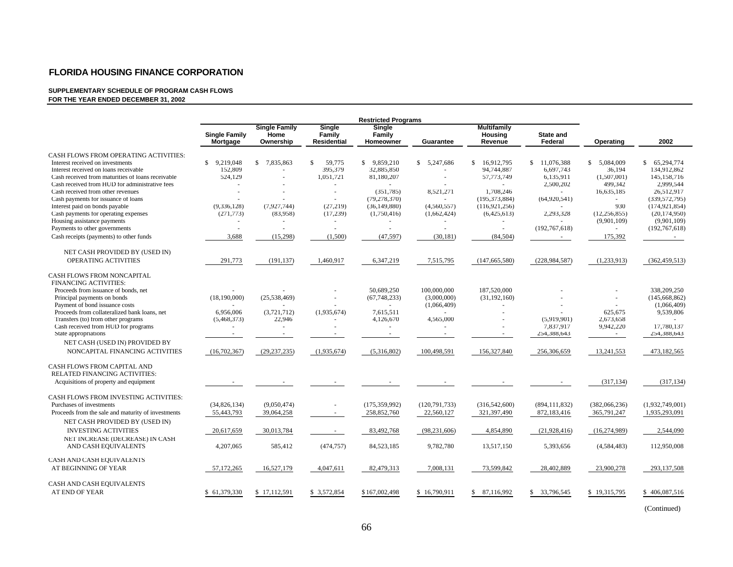# FLORIDA HOUSING FINANCE CORPORATION

**SUPPLEMENTARY SCHEDULE OF PROGRAM CASH FLOWS**
**FOR THE YEAR ENDED DECEMBER 31, 2002**

| | Restricted Programs | | | | | | | | |
|---|---|---|---|---|---|---|---|---|---|
| | Single Family Mortgage | Single Family Home Ownership | Single Family Residential | Single Family Homeowner | Guarantee | Multifamily Housing Revenue | State and Federal | Operating | 2002 |
| CASH FLOWS FROM OPERATING ACTIVITIES: | | | | | | | | | |
| Interest received on investments | $ 9,219,048 | $ 7,835,863 | $ 59,775 | $ 9,859,210 | $ 5,247,686 | $ 16,912,795 | $ 11,076,388 | $ 5,084,009 | $ 65,294,774 |
| Interest received on loans receivable | 152,809 | - | 395,379 | 32,885,850 | - | 94,744,887 | 6,697,743 | 36,194 | 134,912,862 |
| Cash received from maturities of loans receivable | 524,129 | - | 1,051,721 | 81,180,207 | - | 57,773,749 | 6,135,911 | (1,507,001) | 145,158,716 |
| Cash received from HUD for administrative fees | - | - | - | - | - | - | 2,500,202 | 499,342 | 2,999,544 |
| Cash received from other revenues | - | - | - | (351,785) | 8,521,271 | 1,708,246 | - | 16,635,185 | 26,512,917 |
| Cash payments for issuance of loans | - | - | - | (79,278,370) | - | (195,373,884) | (64,920,541) | - | (339,572,795) |
| Interest paid on bonds payable | (9,336,128) | (7,927,744) | (27,219) | (36,149,880) | (4,560,557) | (116,921,256) | - | 930 | (174,921,854) |
| Cash payments for operating expenses | (271,773) | (83,958) | (17,239) | (1,750,416) | (1,662,424) | (6,425,613) | 2,293,328 | (12,256,855) | (20,174,950) |
| Housing assistance payments | - | - | - | - | - | - | - | (9,901,109) | (9,901,109) |
| Payments to other governments | - | - | - | - | - | - | (192,767,618) | - | (192,767,618) |
| Cash receipts (payments) to other funds | 3,688 | (15,298) | (1,500) | (47,597) | (30,181) | (84,504) | - | 175,392 | - |
| NET CASH PROVIDED BY (USED IN) OPERATING ACTIVITIES | 291,773 | (191,137) | 1,460,917 | 6,347,219 | 7,515,795 | (147,665,580) | (228,984,587) | (1,233,913) | (362,459,513) |
| CASH FLOWS FROM NONCAPITAL FINANCING ACTIVITIES: | | | | | | | | | |
| Proceeds from issuance of bonds, net | - | - | - | 50,689,250 | 100,000,000 | 187,520,000 | - | - | 338,209,250 |
| Principal payments on bonds | (18,190,000) | (25,538,469) | - | (67,748,233) | (3,000,000) | (31,192,160) | - | - | (145,668,862) |
| Payment of bond issuance costs | - | - | - | - | (1,066,409) | - | - | - | (1,066,409) |
| Proceeds from collateralized bank loans, net | 6,956,006 | (3,721,712) | (1,935,674) | 7,615,511 | - | - | - | 625,675 | 9,539,806 |
| Transfers (to) from other programs | (5,468,373) | 22,946 | - | 4,126,670 | 4,565,000 | - | (5,919,901) | 2,673,658 | - |
| Cash received from HUD for programs | - | - | - | - | - | - | 7,837,917 | 9,942,220 | 17,780,137 |
| State appropriations | - | - | - | - | - | - | 254,388,643 | - | 254,388,643 |
| NET CASH (USED IN) PROVIDED BY NONCAPITAL FINANCING ACTIVITIES | (16,702,367) | (29,237,235) | (1,935,674) | (5,316,802) | 100,498,591 | 156,327,840 | 256,306,659 | 13,241,553 | 473,182,565 |
| CASH FLOWS FROM CAPITAL AND RELATED FINANCING ACTIVITIES: | | | | | | | | | |
| Acquisitions of property and equipment | - | - | - | - | - | - | - | (317,134) | (317,134) |
| CASH FLOWS FROM INVESTING ACTIVITIES: | | | | | | | | | |
| Purchases of investments | (34,826,134) | (9,050,474) | - | (175,359,992) | (120,791,733) | (316,542,600) | (894,111,832) | (382,066,236) | (1,932,749,001) |
| Proceeds from the sale and maturity of investments | 55,443,793 | 39,064,258 | - | 258,852,760 | 22,560,127 | 321,397,490 | 872,183,416 | 365,791,247 | 1,935,293,091 |
| NET CASH PROVIDED BY (USED IN) INVESTING ACTIVITIES | 20,617,659 | 30,013,784 | - | 83,492,768 | (98,231,606) | 4,854,890 | (21,928,416) | (16,274,989) | 2,544,090 |
| NET INCREASE (DECREASE) IN CASH AND CASH EQUIVALENTS | 4,207,065 | 585,412 | (474,757) | 84,523,185 | 9,782,780 | 13,517,150 | 5,393,656 | (4,584,483) | 112,950,008 |
| CASH AND CASH EQUIVALENTS AT BEGINNING OF YEAR | 57,172,265 | 16,527,179 | 4,047,611 | 82,479,313 | 7,008,131 | 73,599,842 | 28,402,889 | 23,900,278 | 293,137,508 |
| CASH AND CASH EQUIVALENTS AT END OF YEAR | $ 61,379,330 | $ 17,112,591 | $ 3,572,854 | $ 167,002,498 | $ 16,790,911 | $ 87,116,992 | $ 33,796,545 | $ 19,315,795 | $ 406,087,516 |

(Continued)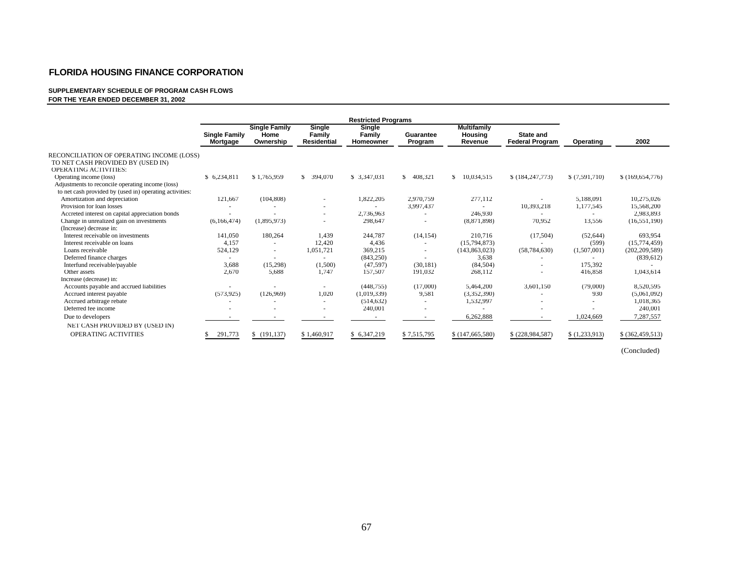# FLORIDA HOUSING FINANCE CORPORATION

**SUPPLEMENTARY SCHEDULE OF PROGRAM CASH FLOWS**
**FOR THE YEAR ENDED DECEMBER 31, 2002**

| | Restricted Programs | | | | | | | | |
|---|---|---|---|---|---|---|---|---|---|
| | **Single Family Mortgage** | **Single Family Home Ownership** | **Single Family Residential** | **Single Family Homeowner** | **Guarantee Program** | **Multifamily Housing Revenue** | **State and Federal Program** | **Operating** | **2002** |
| RECONCILIATION OF OPERATING INCOME (LOSS) TO NET CASH PROVIDED BY (USED IN) OPERATING ACTIVITIES: | | | | | | | | | |
| Operating income (loss) | $ 6,234,811 | $ 1,765,959 | $ 394,070 | $ 3,347,031 | $ 408,321 | $ 10,034,515 | $ (184,247,773) | $ (7,591,710) | $ (169,654,776) |
| Adjustments to reconcile operating income (loss) to net cash provided by (used in) operating activities: | | | | | | | | | |
| Amortization and depreciation | 121,667 | (104,808) | - | 1,822,205 | 2,970,759 | 277,112 | - | 5,188,091 | 10,275,026 |
| Provision for loan losses | - | - | - | - | 3,997,437 | - | 10,393,218 | 1,177,545 | 15,568,200 |
| Accreted interest on capital appreciation bonds | - | - | - | 2,736,963 | - | 246,930 | - | - | 2,983,893 |
| Change in unrealized gain on investments | (6,166,474) | (1,895,973) | - | 298,647 | - | (8,871,898) | 70,952 | 13,556 | (16,551,190) |
| (Increase) decrease in: | | | | | | | | | |
| Interest receivable on investments | 141,050 | 180,264 | 1,439 | 244,787 | (14,154) | 210,716 | (17,504) | (52,644) | 693,954 |
| Interest receivable on loans | 4,157 | - | 12,420 | 4,436 | - | (15,794,873) | - | (599) | (15,774,459) |
| Loans receivable | 524,129 | - | 1,051,721 | 369,215 | - | (143,863,023) | (58,784,630) | (1,507,001) | (202,209,589) |
| Deferred finance charges | - | - | - | (843,250) | - | 3,638 | - | - | (839,612) |
| Interfund receivable/payable | 3,688 | (15,298) | (1,500) | (47,597) | (30,181) | (84,504) | - | 175,392 | - |
| Other assets | 2,670 | 5,688 | 1,747 | 157,507 | 191,032 | 268,112 | - | 416,858 | 1,043,614 |
| Increase (decrease) in: | | | | | | | | | |
| Accounts payable and accrued liabilities | - | - | - | (448,755) | (17,000) | 5,464,200 | 3,601,150 | (79,000) | 8,520,595 |
| Accrued interest payable | (573,925) | (126,969) | 1,020 | (1,019,339) | 9,581 | (3,352,390) | - | 930 | (5,061,092) |
| Accrued arbitrage rebate | - | - | - | (514,632) | - | 1,532,997 | - | - | 1,018,365 |
| Deferred fee income | - | - | - | 240,001 | - | - | - | - | 240,001 |
| Due to developers | - | - | - | - | - | 6,262,888 | - | 1,024,669 | 7,287,557 |
| NET CASH PROVIDED BY (USED IN) OPERATING ACTIVITIES | $ 291,773 | $ (191,137) | $ 1,460,917 | $ 6,347,219 | $ 7,515,795 | $ (147,665,580) | $ (228,984,587) | $ (1,233,913) | $ (362,459,513) |

(Concluded)